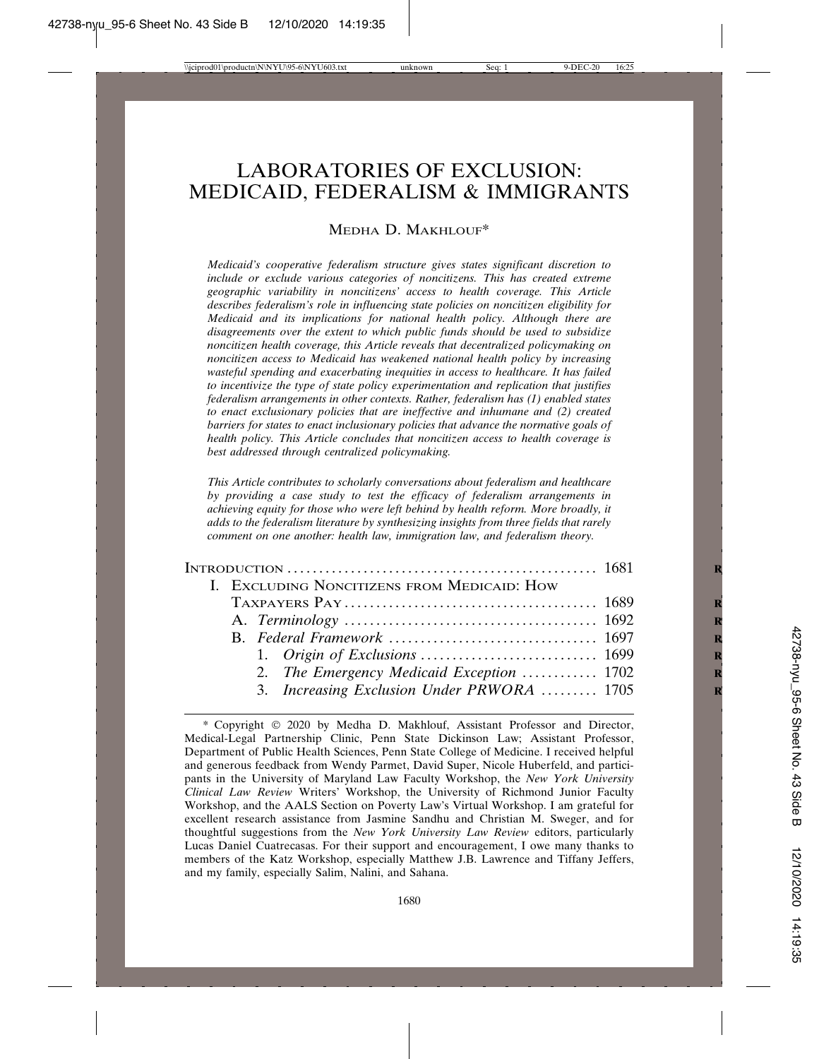# LABORATORIES OF EXCLUSION: MEDICAID, FEDERALISM & IMMIGRANTS

MEDHA D. MAKHLOUF*

*Medicaid's cooperative federalism structure gives states significant discretion to include or exclude various categories of noncitizens. This has created extreme geographic variability in noncitizens' access to health coverage. This Article describes federalism's role in influencing state policies on noncitizen eligibility for Medicaid and its implications for national health policy. Although there are disagreements over the extent to which public funds should be used to subsidize noncitizen health coverage, this Article reveals that decentralized policymaking on noncitizen access to Medicaid has weakened national health policy by increasing wasteful spending and exacerbating inequities in access to healthcare. It has failed to incentivize the type of state policy experimentation and replication that justifies federalism arrangements in other contexts. Rather, federalism has (1) enabled states to enact exclusionary policies that are ineffective and inhumane and (2) created barriers for states to enact inclusionary policies that advance the normative goals of health policy. This Article concludes that noncitizen access to health coverage is best addressed through centralized policymaking.*

*This Article contributes to scholarly conversations about federalism and healthcare by providing a case study to test the efficacy of federalism arrangements in achieving equity for those who were left behind by health reform. More broadly, it adds to the federalism literature by synthesizing insights from three fields that rarely comment on one another: health law, immigration law, and federalism theory.*

| | |
|---|---|
| INTRODUCTION | 1681 |
| I. EXCLUDING NONCITIZENS FROM MEDICAID: HOW TAXPAYERS PAY | 1689 |
| A. *Terminology* | 1692 |
| B. *Federal Framework* | 1697 |
| 1. *Origin of Exclusions* | 1699 |
| 2. *The Emergency Medicaid Exception* | 1702 |
| 3. *Increasing Exclusion Under PRWORA* | 1705 |

\* Copyright © 2020 by Medha D. Makhlouf, Assistant Professor and Director, Medical-Legal Partnership Clinic, Penn State Dickinson Law; Assistant Professor, Department of Public Health Sciences, Penn State College of Medicine. I received helpful and generous feedback from Wendy Parmet, David Super, Nicole Huberfeld, and participants in the University of Maryland Law Faculty Workshop, the *New York University Clinical Law Review* Writers' Workshop, the University of Richmond Junior Faculty Workshop, and the AALS Section on Poverty Law's Virtual Workshop. I am grateful for excellent research assistance from Jasmine Sandhu and Christian M. Sweger, and for thoughtful suggestions from the *New York University Law Review* editors, particularly Lucas Daniel Cuatrecasas. For their support and encouragement, I owe many thanks to members of the Katz Workshop, especially Matthew J.B. Lawrence and Tiffany Jeffers, and my family, especially Salim, Nalini, and Sahana.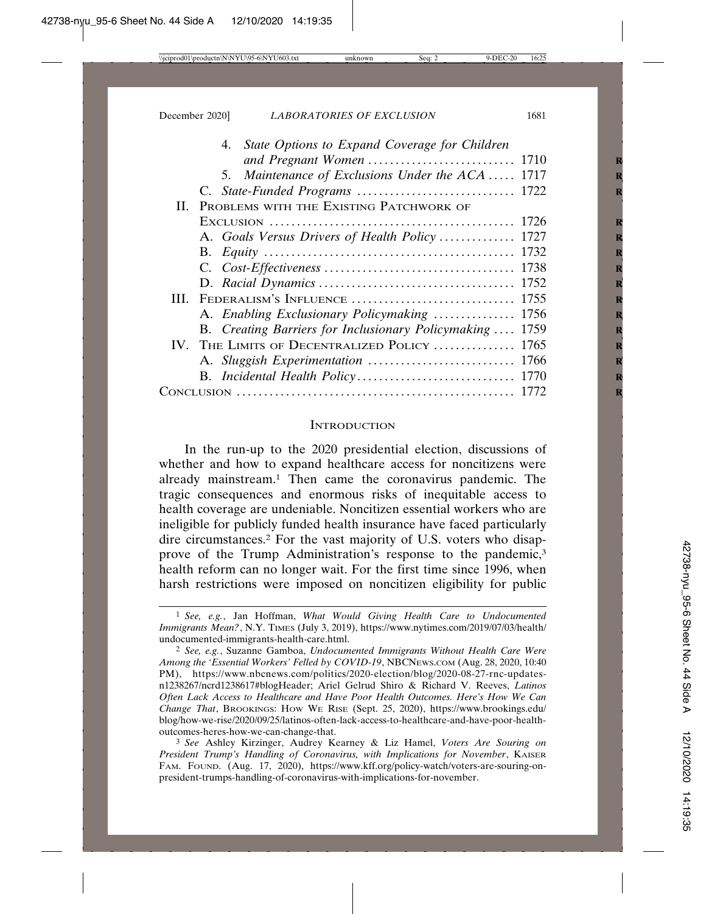4. *State Options to Expand Coverage for Children and Pregnant Women* .......................... 1710
5. *Maintenance of Exclusions Under the ACA* ..... 1717

C. *State-Funded Programs* ............................ 1722

II. Problems with the Existing Patchwork of Exclusion ............................................ 1726

A. *Goals Versus Drivers of Health Policy* ............. 1727

B. *Equity* ............................................. 1732

C. *Cost-Effectiveness* .................................. 1738

D. *Racial Dynamics* ................................... 1752

III. Federalism's Influence ............................. 1755

A. *Enabling Exclusionary Policymaking* ............... 1756

B. *Creating Barriers for Inclusionary Policymaking* .... 1759

IV. The Limits of Decentralized Policy .............. 1765

A. *Sluggish Experimentation* ........................... 1766

B. *Incidental Health Policy*............................. 1770

Conclusion .................................................. 1772

## Introduction

In the run-up to the 2020 presidential election, discussions of whether and how to expand healthcare access for noncitizens were already mainstream.[1] Then came the coronavirus pandemic. The tragic consequences and enormous risks of inequitable access to health coverage are undeniable. Noncitizen essential workers who are ineligible for publicly funded health insurance have faced particularly dire circumstances.[2] For the vast majority of U.S. voters who disapprove of the Trump Administration's response to the pandemic,[3] health reform can no longer wait. For the first time since 1996, when harsh restrictions were imposed on noncitizen eligibility for public

---

[1] *See, e.g.*, Jan Hoffman, *What Would Giving Health Care to Undocumented Immigrants Mean?*, N.Y. Times (July 3, 2019), https://www.nytimes.com/2019/07/03/health/undocumented-immigrants-health-care.html.

[2] *See, e.g.*, Suzanne Gamboa, *Undocumented Immigrants Without Health Care Were Among the 'Essential Workers' Felled by COVID-19*, NBCNews.com (Aug. 28, 2020, 10:40 PM), https://www.nbcnews.com/politics/2020-election/blog/2020-08-27-rnc-updates-n1238267/ncrd1238617#blogHeader; Ariel Gelrud Shiro & Richard V. Reeves, *Latinos Often Lack Access to Healthcare and Have Poor Health Outcomes. Here's How We Can Change That*, Brookings: How We Rise (Sept. 25, 2020), https://www.brookings.edu/blog/how-we-rise/2020/09/25/latinos-often-lack-access-to-healthcare-and-have-poor-health-outcomes-heres-how-we-can-change-that.

[3] *See* Ashley Kirzinger, Audrey Kearney & Liz Hamel, *Voters Are Souring on President Trump's Handling of Coronavirus, with Implications for November*, Kaiser Fam. Found. (Aug. 17, 2020), https://www.kff.org/policy-watch/voters-are-souring-on-president-trumps-handling-of-coronavirus-with-implications-for-november.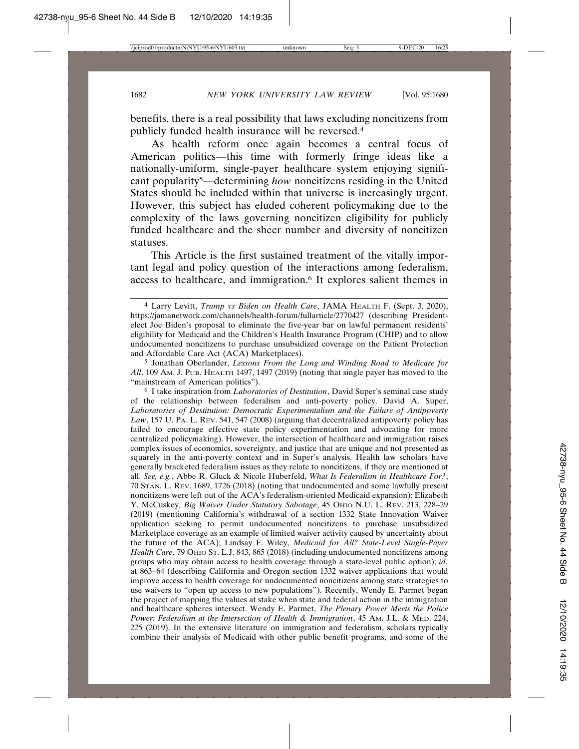benefits, there is a real possibility that laws excluding noncitizens from publicly funded health insurance will be reversed.[4]

As health reform once again becomes a central focus of American politics—this time with formerly fringe ideas like a nationally-uniform, single-payer healthcare system enjoying significant popularity[5]—determining *how* noncitizens residing in the United States should be included within that universe is increasingly urgent. However, this subject has eluded coherent policymaking due to the complexity of the laws governing noncitizen eligibility for publicly funded healthcare and the sheer number and diversity of noncitizen statuses.

This Article is the first sustained treatment of the vitally important legal and policy question of the interactions among federalism, access to healthcare, and immigration.[6] It explores salient themes in

---

[4] Larry Levitt, *Trump vs Biden on Health Care*, JAMA HEALTH F. (Sept. 3, 2020), https://jamanetwork.com/channels/health-forum/fullarticle/2770427 (describing President-elect Joe Biden's proposal to eliminate the five-year bar on lawful permanent residents' eligibility for Medicaid and the Children's Health Insurance Program (CHIP) and to allow undocumented noncitizens to purchase unsubsidized coverage on the Patient Protection and Affordable Care Act (ACA) Marketplaces).

[5] Jonathan Oberlander, *Lessons From the Long and Winding Road to Medicare for All*, 109 AM. J. PUB. HEALTH 1497, 1497 (2019) (noting that single payer has moved to the "mainstream of American politics").

[6] I take inspiration from *Laboratories of Destitution*, David Super's seminal case study of the relationship between federalism and anti-poverty policy. David A. Super, *Laboratories of Destitution: Democratic Experimentalism and the Failure of Antipoverty Law*, 157 U. PA. L. REV. 541, 547 (2008) (arguing that decentralized antipoverty policy has failed to encourage effective state policy experimentation and advocating for more centralized policymaking). However, the intersection of healthcare and immigration raises complex issues of economics, sovereignty, and justice that are unique and not presented as squarely in the anti-poverty context and in Super's analysis. Health law scholars have generally bracketed federalism issues as they relate to noncitizens, if they are mentioned at all. *See, e.g.*, Abbe R. Gluck & Nicole Huberfeld, *What Is Federalism in Healthcare For?*, 70 STAN. L. REV. 1689, 1726 (2018) (noting that undocumented and some lawfully present noncitizens were left out of the ACA's federalism-oriented Medicaid expansion); Elizabeth Y. McCuskey, *Big Waiver Under Statutory Sabotage*, 45 OHIO N.U. L. REV. 213, 228–29 (2019) (mentioning California's withdrawal of a section 1332 State Innovation Waiver application seeking to permit undocumented noncitizens to purchase unsubsidized Marketplace coverage as an example of limited waiver activity caused by uncertainty about the future of the ACA); Lindsay F. Wiley, *Medicaid for All? State-Level Single-Payer Health Care*, 79 OHIO ST. L.J. 843, 865 (2018) (including undocumented noncitizens among groups who may obtain access to health coverage through a state-level public option); *id.* at 863–64 (describing California and Oregon section 1332 waiver applications that would improve access to health coverage for undocumented noncitizens among state strategies to use waivers to "open up access to new populations"). Recently, Wendy E. Parmet began the project of mapping the values at stake when state and federal action in the immigration and healthcare spheres intersect. Wendy E. Parmet, *The Plenary Power Meets the Police Power: Federalism at the Intersection of Health & Immigration*, 45 AM. J.L. & MED. 224, 225 (2019). In the extensive literature on immigration and federalism, scholars typically combine their analysis of Medicaid with other public benefit programs, and some of the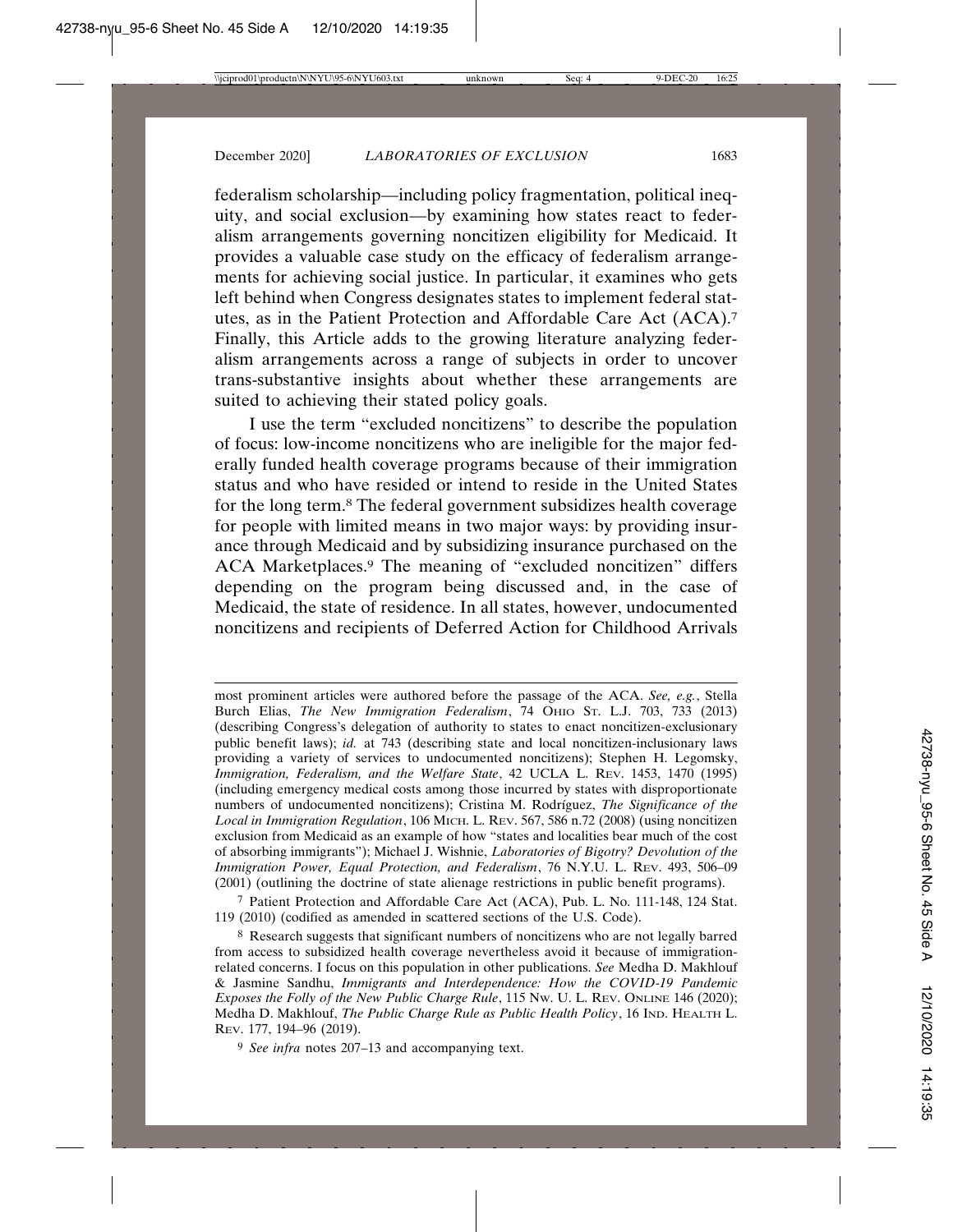federalism scholarship—including policy fragmentation, political inequity, and social exclusion—by examining how states react to federalism arrangements governing noncitizen eligibility for Medicaid. It provides a valuable case study on the efficacy of federalism arrangements for achieving social justice. In particular, it examines who gets left behind when Congress designates states to implement federal statutes, as in the Patient Protection and Affordable Care Act (ACA).[7] Finally, this Article adds to the growing literature analyzing federalism arrangements across a range of subjects in order to uncover trans-substantive insights about whether these arrangements are suited to achieving their stated policy goals.

I use the term "excluded noncitizens" to describe the population of focus: low-income noncitizens who are ineligible for the major federally funded health coverage programs because of their immigration status and who have resided or intend to reside in the United States for the long term.[8] The federal government subsidizes health coverage for people with limited means in two major ways: by providing insurance through Medicaid and by subsidizing insurance purchased on the ACA Marketplaces.[9] The meaning of "excluded noncitizen" differs depending on the program being discussed and, in the case of Medicaid, the state of residence. In all states, however, undocumented noncitizens and recipients of Deferred Action for Childhood Arrivals

---

most prominent articles were authored before the passage of the ACA. *See, e.g.*, Stella Burch Elias, *The New Immigration Federalism*, 74 OHIO ST. L.J. 703, 733 (2013) (describing Congress's delegation of authority to states to enact noncitizen-exclusionary public benefit laws); *id.* at 743 (describing state and local noncitizen-inclusionary laws providing a variety of services to undocumented noncitizens); Stephen H. Legomsky, *Immigration, Federalism, and the Welfare State*, 42 UCLA L. REV. 1453, 1470 (1995) (including emergency medical costs among those incurred by states with disproportionate numbers of undocumented noncitizens); Cristina M. Rodríguez, *The Significance of the Local in Immigration Regulation*, 106 MICH. L. REV. 567, 586 n.72 (2008) (using noncitizen exclusion from Medicaid as an example of how "states and localities bear much of the cost of absorbing immigrants"); Michael J. Wishnie, *Laboratories of Bigotry? Devolution of the Immigration Power, Equal Protection, and Federalism*, 76 N.Y.U. L. REV. 493, 506–09 (2001) (outlining the doctrine of state alienage restrictions in public benefit programs).

[7] Patient Protection and Affordable Care Act (ACA), Pub. L. No. 111-148, 124 Stat. 119 (2010) (codified as amended in scattered sections of the U.S. Code).

[8] Research suggests that significant numbers of noncitizens who are not legally barred from access to subsidized health coverage nevertheless avoid it because of immigration-related concerns. I focus on this population in other publications. *See* Medha D. Makhlouf & Jasmine Sandhu, *Immigrants and Interdependence: How the COVID-19 Pandemic Exposes the Folly of the New Public Charge Rule*, 115 NW. U. L. REV. ONLINE 146 (2020); Medha D. Makhlouf, *The Public Charge Rule as Public Health Policy*, 16 IND. HEALTH L. REV. 177, 194–96 (2019).

[9] *See infra* notes 207–13 and accompanying text.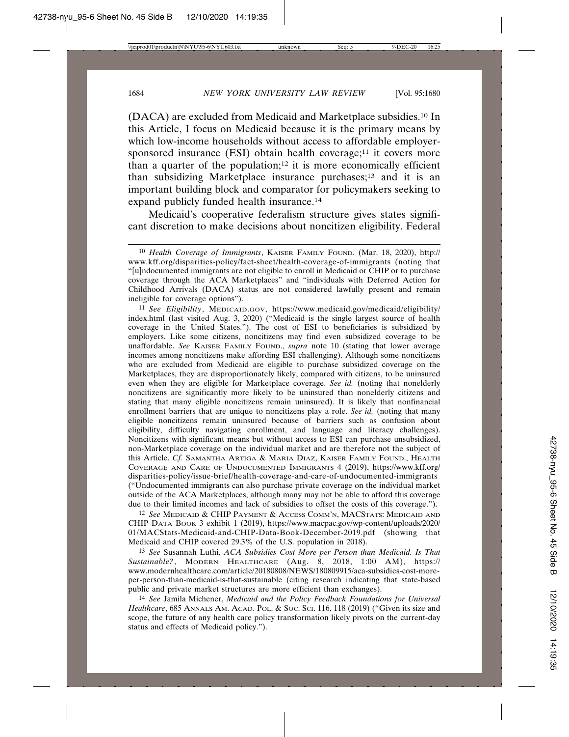(DACA) are excluded from Medicaid and Marketplace subsidies.[10] In this Article, I focus on Medicaid because it is the primary means by which low-income households without access to affordable employer-sponsored insurance (ESI) obtain health coverage;[11] it covers more than a quarter of the population;[12] it is more economically efficient than subsidizing Marketplace insurance purchases;[13] and it is an important building block and comparator for policymakers seeking to expand publicly funded health insurance.[14]

Medicaid's cooperative federalism structure gives states significant discretion to make decisions about noncitizen eligibility. Federal

---

[10] *Health Coverage of Immigrants*, KAISER FAMILY FOUND. (Mar. 18, 2020), http://www.kff.org/disparities-policy/fact-sheet/health-coverage-of-immigrants (noting that "[u]ndocumented immigrants are not eligible to enroll in Medicaid or CHIP or to purchase coverage through the ACA Marketplaces" and "individuals with Deferred Action for Childhood Arrivals (DACA) status are not considered lawfully present and remain ineligible for coverage options").

[11] *See Eligibility*, MEDICAID.GOV, https://www.medicaid.gov/medicaid/eligibility/index.html (last visited Aug. 3, 2020) ("Medicaid is the single largest source of health coverage in the United States."). The cost of ESI to beneficiaries is subsidized by employers. Like some citizens, noncitizens may find even subsidized coverage to be unaffordable. *See* KAISER FAMILY FOUND., *supra* note 10 (stating that lower average incomes among noncitizens make affording ESI challenging). Although some noncitizens who are excluded from Medicaid are eligible to purchase subsidized coverage on the Marketplaces, they are disproportionately likely, compared with citizens, to be uninsured even when they are eligible for Marketplace coverage. *See id.* (noting that nonelderly noncitizens are significantly more likely to be uninsured than nonelderly citizens and stating that many eligible noncitizens remain uninsured). It is likely that nonfinancial enrollment barriers that are unique to noncitizens play a role. *See id.* (noting that many eligible noncitizens remain uninsured because of barriers such as confusion about eligibility, difficulty navigating enrollment, and language and literacy challenges). Noncitizens with significant means but without access to ESI can purchase unsubsidized, non-Marketplace coverage on the individual market and are therefore not the subject of this Article. *Cf.* SAMANTHA ARTIGA & MARIA DIAZ, KAISER FAMILY FOUND., HEALTH COVERAGE AND CARE OF UNDOCUMENTED IMMIGRANTS 4 (2019), https://www.kff.org/disparities-policy/issue-brief/health-coverage-and-care-of-undocumented-immigrants ("Undocumented immigrants can also purchase private coverage on the individual market outside of the ACA Marketplaces, although many may not be able to afford this coverage due to their limited incomes and lack of subsidies to offset the costs of this coverage.").

[12] *See* MEDICAID & CHIP PAYMENT & ACCESS COMM'N, MACSTATS: MEDICAID AND CHIP DATA BOOK 3 exhibit 1 (2019), https://www.macpac.gov/wp-content/uploads/2020/01/MACStats-Medicaid-and-CHIP-Data-Book-December-2019.pdf (showing that Medicaid and CHIP covered 29.3% of the U.S. population in 2018).

[13] *See* Susannah Luthi, *ACA Subsidies Cost More per Person than Medicaid. Is That Sustainable?*, MODERN HEALTHCARE (Aug. 8, 2018, 1:00 AM), https://www.modernhealthcare.com/article/20180808/NEWS/180809915/aca-subsidies-cost-more-per-person-than-medicaid-is-that-sustainable (citing research indicating that state-based public and private market structures are more efficient than exchanges).

[14] *See* Jamila Michener, *Medicaid and the Policy Feedback Foundations for Universal Healthcare*, 685 ANNALS AM. ACAD. POL. & SOC. SCI. 116, 118 (2019) ("Given its size and scope, the future of any health care policy transformation likely pivots on the current-day status and effects of Medicaid policy.").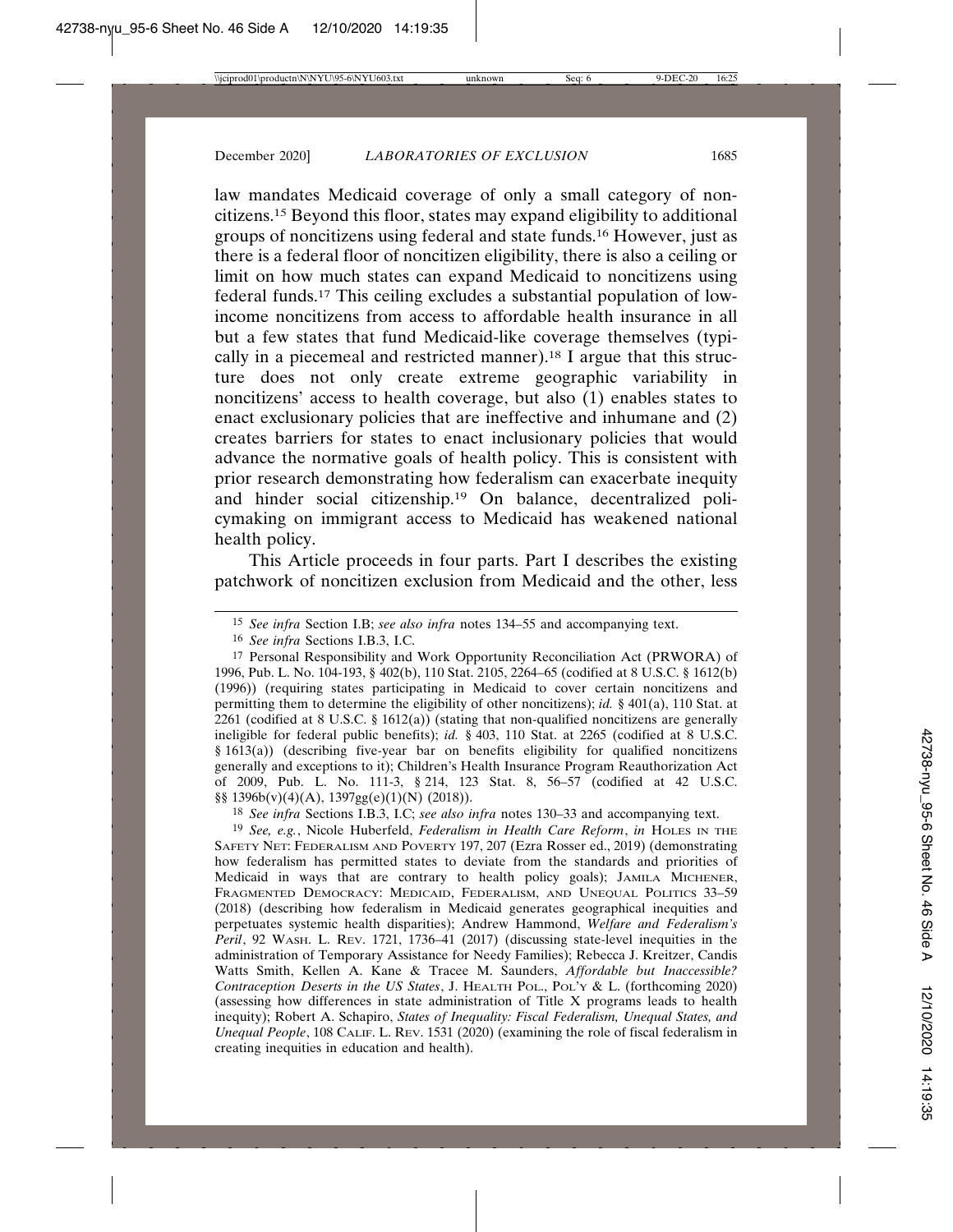law mandates Medicaid coverage of only a small category of noncitizens.[15] Beyond this floor, states may expand eligibility to additional groups of noncitizens using federal and state funds.[16] However, just as there is a federal floor of noncitizen eligibility, there is also a ceiling or limit on how much states can expand Medicaid to noncitizens using federal funds.[17] This ceiling excludes a substantial population of low-income noncitizens from access to affordable health insurance in all but a few states that fund Medicaid-like coverage themselves (typically in a piecemeal and restricted manner).[18] I argue that this structure does not only create extreme geographic variability in noncitizens' access to health coverage, but also (1) enables states to enact exclusionary policies that are ineffective and inhumane and (2) creates barriers for states to enact inclusionary policies that would advance the normative goals of health policy. This is consistent with prior research demonstrating how federalism can exacerbate inequity and hinder social citizenship.[19] On balance, decentralized policymaking on immigrant access to Medicaid has weakened national health policy.

This Article proceeds in four parts. Part I describes the existing patchwork of noncitizen exclusion from Medicaid and the other, less

---

[15] *See infra* Section I.B; *see also infra* notes 134–55 and accompanying text.

[16] *See infra* Sections I.B.3, I.C.

[17] Personal Responsibility and Work Opportunity Reconciliation Act (PRWORA) of 1996, Pub. L. No. 104-193, § 402(b), 110 Stat. 2105, 2264–65 (codified at 8 U.S.C. § 1612(b) (1996)) (requiring states participating in Medicaid to cover certain noncitizens and permitting them to determine the eligibility of other noncitizens); *id.* § 401(a), 110 Stat. at 2261 (codified at 8 U.S.C. § 1612(a)) (stating that non-qualified noncitizens are generally ineligible for federal public benefits); *id.* § 403, 110 Stat. at 2265 (codified at 8 U.S.C. § 1613(a)) (describing five-year bar on benefits eligibility for qualified noncitizens generally and exceptions to it); Children's Health Insurance Program Reauthorization Act of 2009, Pub. L. No. 111-3, § 214, 123 Stat. 8, 56–57 (codified at 42 U.S.C. §§ 1396b(v)(4)(A), 1397gg(e)(1)(N) (2018)).

[18] *See infra* Sections I.B.3, I.C; *see also infra* notes 130–33 and accompanying text.

[19] *See, e.g.*, Nicole Huberfeld, *Federalism in Health Care Reform*, *in* HOLES IN THE SAFETY NET: FEDERALISM AND POVERTY 197, 207 (Ezra Rosser ed., 2019) (demonstrating how federalism has permitted states to deviate from the standards and priorities of Medicaid in ways that are contrary to health policy goals); JAMILA MICHENER, FRAGMENTED DEMOCRACY: MEDICAID, FEDERALISM, AND UNEQUAL POLITICS 33–59 (2018) (describing how federalism in Medicaid generates geographical inequities and perpetuates systemic health disparities); Andrew Hammond, *Welfare and Federalism's Peril*, 92 WASH. L. REV. 1721, 1736–41 (2017) (discussing state-level inequities in the administration of Temporary Assistance for Needy Families); Rebecca J. Kreitzer, Candis Watts Smith, Kellen A. Kane & Tracee M. Saunders, *Affordable but Inaccessible? Contraception Deserts in the US States*, J. HEALTH POL., POL'Y & L. (forthcoming 2020) (assessing how differences in state administration of Title X programs leads to health inequity); Robert A. Schapiro, *States of Inequality: Fiscal Federalism, Unequal States, and Unequal People*, 108 CALIF. L. REV. 1531 (2020) (examining the role of fiscal federalism in creating inequities in education and health).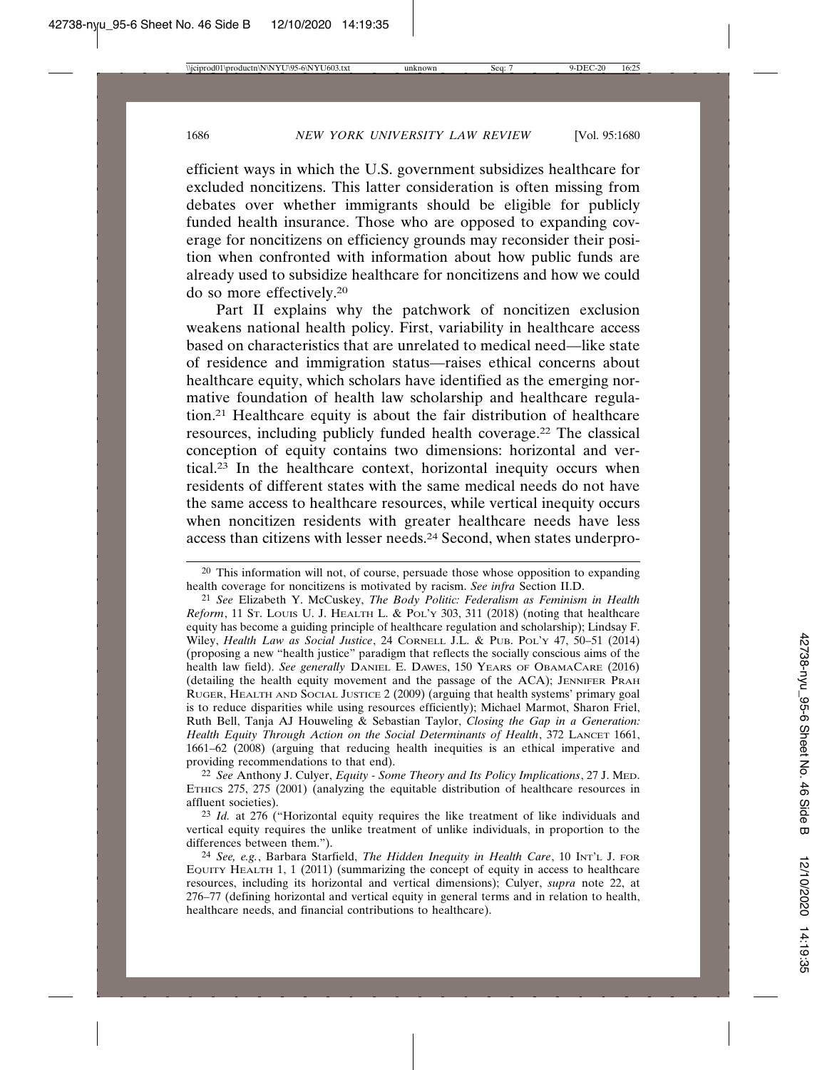efficient ways in which the U.S. government subsidizes healthcare for excluded noncitizens. This latter consideration is often missing from debates over whether immigrants should be eligible for publicly funded health insurance. Those who are opposed to expanding coverage for noncitizens on efficiency grounds may reconsider their position when confronted with information about how public funds are already used to subsidize healthcare for noncitizens and how we could do so more effectively.[20]

Part II explains why the patchwork of noncitizen exclusion weakens national health policy. First, variability in healthcare access based on characteristics that are unrelated to medical need—like state of residence and immigration status—raises ethical concerns about healthcare equity, which scholars have identified as the emerging normative foundation of health law scholarship and healthcare regulation.[21] Healthcare equity is about the fair distribution of healthcare resources, including publicly funded health coverage.[22] The classical conception of equity contains two dimensions: horizontal and vertical.[23] In the healthcare context, horizontal inequity occurs when residents of different states with the same medical needs do not have the same access to healthcare resources, while vertical inequity occurs when noncitizen residents with greater healthcare needs have less access than citizens with lesser needs.[24] Second, when states underpro-

---

[20] This information will not, of course, persuade those whose opposition to expanding health coverage for noncitizens is motivated by racism. *See infra* Section II.D.

[21] *See* Elizabeth Y. McCuskey, *The Body Politic: Federalism as Feminism in Health Reform*, 11 St. Louis U. J. Health L. & Pol'y 303, 311 (2018) (noting that healthcare equity has become a guiding principle of healthcare regulation and scholarship); Lindsay F. Wiley, *Health Law as Social Justice*, 24 Cornell J.L. & Pub. Pol'y 47, 50–51 (2014) (proposing a new "health justice" paradigm that reflects the socially conscious aims of the health law field). *See generally* Daniel E. Dawes, 150 Years of ObamaCare (2016) (detailing the health equity movement and the passage of the ACA); Jennifer Prah Ruger, Health and Social Justice 2 (2009) (arguing that health systems' primary goal is to reduce disparities while using resources efficiently); Michael Marmot, Sharon Friel, Ruth Bell, Tanja AJ Houweling & Sebastian Taylor, *Closing the Gap in a Generation: Health Equity Through Action on the Social Determinants of Health*, 372 Lancet 1661, 1661–62 (2008) (arguing that reducing health inequities is an ethical imperative and providing recommendations to that end).

[22] *See* Anthony J. Culyer, *Equity - Some Theory and Its Policy Implications*, 27 J. Med. Ethics 275, 275 (2001) (analyzing the equitable distribution of healthcare resources in affluent societies).

[23] *Id.* at 276 ("Horizontal equity requires the like treatment of like individuals and vertical equity requires the unlike treatment of unlike individuals, in proportion to the differences between them.").

[24] *See, e.g.*, Barbara Starfield, *The Hidden Inequity in Health Care*, 10 Int'l J. for Equity Health 1, 1 (2011) (summarizing the concept of equity in access to healthcare resources, including its horizontal and vertical dimensions); Culyer, *supra* note 22, at 276–77 (defining horizontal and vertical equity in general terms and in relation to health, healthcare needs, and financial contributions to healthcare).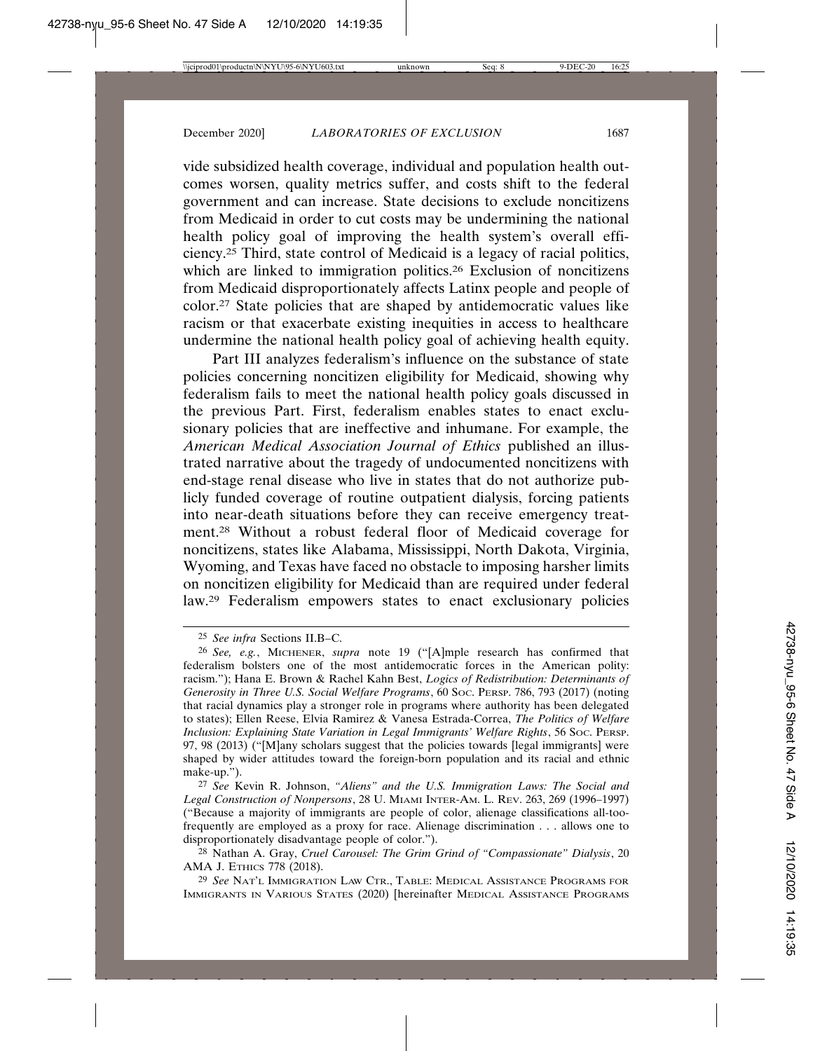vide subsidized health coverage, individual and population health outcomes worsen, quality metrics suffer, and costs shift to the federal government and can increase. State decisions to exclude noncitizens from Medicaid in order to cut costs may be undermining the national health policy goal of improving the health system's overall efficiency.[25] Third, state control of Medicaid is a legacy of racial politics, which are linked to immigration politics.[26] Exclusion of noncitizens from Medicaid disproportionately affects Latinx people and people of color.[27] State policies that are shaped by antidemocratic values like racism or that exacerbate existing inequities in access to healthcare undermine the national health policy goal of achieving health equity.

Part III analyzes federalism's influence on the substance of state policies concerning noncitizen eligibility for Medicaid, showing why federalism fails to meet the national health policy goals discussed in the previous Part. First, federalism enables states to enact exclusionary policies that are ineffective and inhumane. For example, the *American Medical Association Journal of Ethics* published an illustrated narrative about the tragedy of undocumented noncitizens with end-stage renal disease who live in states that do not authorize publicly funded coverage of routine outpatient dialysis, forcing patients into near-death situations before they can receive emergency treatment.[28] Without a robust federal floor of Medicaid coverage for noncitizens, states like Alabama, Mississippi, North Dakota, Virginia, Wyoming, and Texas have faced no obstacle to imposing harsher limits on noncitizen eligibility for Medicaid than are required under federal law.[29] Federalism empowers states to enact exclusionary policies

---

[25] *See infra* Sections II.B–C.

[26] *See, e.g.*, MICHENER, *supra* note 19 ("[A]mple research has confirmed that federalism bolsters one of the most antidemocratic forces in the American polity: racism."); Hana E. Brown & Rachel Kahn Best, *Logics of Redistribution: Determinants of Generosity in Three U.S. Social Welfare Programs*, 60 SOC. PERSP. 786, 793 (2017) (noting that racial dynamics play a stronger role in programs where authority has been delegated to states); Ellen Reese, Elvia Ramirez & Vanesa Estrada-Correa, *The Politics of Welfare Inclusion: Explaining State Variation in Legal Immigrants' Welfare Rights*, 56 SOC. PERSP. 97, 98 (2013) ("[M]any scholars suggest that the policies towards [legal immigrants] were shaped by wider attitudes toward the foreign-born population and its racial and ethnic make-up.").

[27] *See* Kevin R. Johnson, *"Aliens" and the U.S. Immigration Laws: The Social and Legal Construction of Nonpersons*, 28 U. MIAMI INTER-AM. L. REV. 263, 269 (1996–1997) ("Because a majority of immigrants are people of color, alienage classifications all-too-frequently are employed as a proxy for race. Alienage discrimination . . . allows one to disproportionately disadvantage people of color.").

[28] Nathan A. Gray, *Cruel Carousel: The Grim Grind of "Compassionate" Dialysis*, 20 AMA J. ETHICS 778 (2018).

[29] *See* NAT'L IMMIGRATION LAW CTR., TABLE: MEDICAL ASSISTANCE PROGRAMS FOR IMMIGRANTS IN VARIOUS STATES (2020) [hereinafter MEDICAL ASSISTANCE PROGRAMS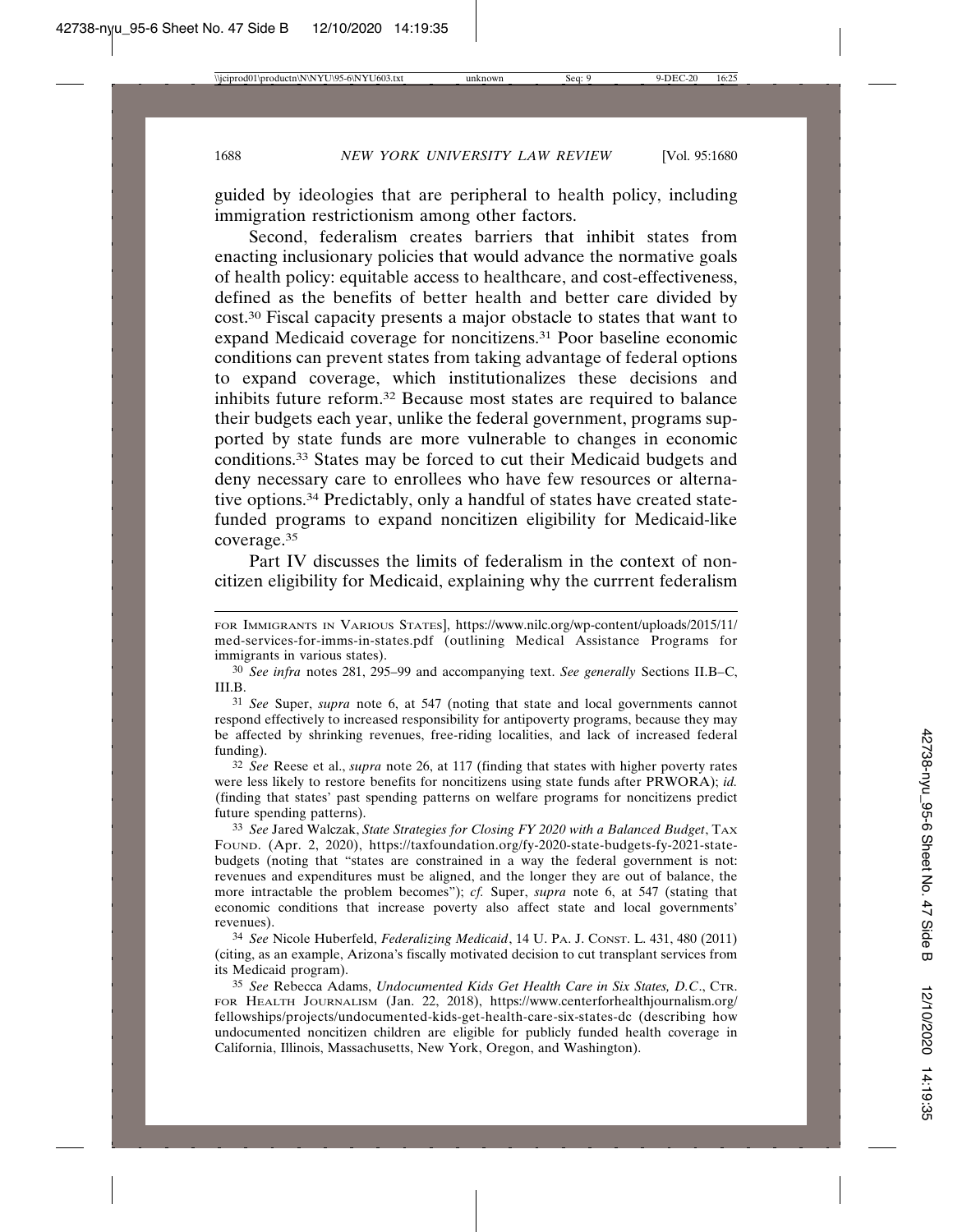guided by ideologies that are peripheral to health policy, including immigration restrictionism among other factors.

Second, federalism creates barriers that inhibit states from enacting inclusionary policies that would advance the normative goals of health policy: equitable access to healthcare, and cost-effectiveness, defined as the benefits of better health and better care divided by cost.[30] Fiscal capacity presents a major obstacle to states that want to expand Medicaid coverage for noncitizens.[31] Poor baseline economic conditions can prevent states from taking advantage of federal options to expand coverage, which institutionalizes these decisions and inhibits future reform.[32] Because most states are required to balance their budgets each year, unlike the federal government, programs supported by state funds are more vulnerable to changes in economic conditions.[33] States may be forced to cut their Medicaid budgets and deny necessary care to enrollees who have few resources or alternative options.[34] Predictably, only a handful of states have created state-funded programs to expand noncitizen eligibility for Medicaid-like coverage.[35]

Part IV discusses the limits of federalism in the context of noncitizen eligibility for Medicaid, explaining why the currrent federalism

---

FOR IMMIGRANTS IN VARIOUS STATES], https://www.nilc.org/wp-content/uploads/2015/11/med-services-for-imms-in-states.pdf (outlining Medical Assistance Programs for immigrants in various states).

[30] *See infra* notes 281, 295–99 and accompanying text. *See generally* Sections II.B–C, III.B.

[31] *See* Super, *supra* note 6, at 547 (noting that state and local governments cannot respond effectively to increased responsibility for antipoverty programs, because they may be affected by shrinking revenues, free-riding localities, and lack of increased federal funding).

[32] *See* Reese et al., *supra* note 26, at 117 (finding that states with higher poverty rates were less likely to restore benefits for noncitizens using state funds after PRWORA); *id.* (finding that states' past spending patterns on welfare programs for noncitizens predict future spending patterns).

[33] *See* Jared Walczak, *State Strategies for Closing FY 2020 with a Balanced Budget*, TAX FOUND. (Apr. 2, 2020), https://taxfoundation.org/fy-2020-state-budgets-fy-2021-state-budgets (noting that "states are constrained in a way the federal government is not: revenues and expenditures must be aligned, and the longer they are out of balance, the more intractable the problem becomes"); *cf.* Super, *supra* note 6, at 547 (stating that economic conditions that increase poverty also affect state and local governments' revenues).

[34] *See* Nicole Huberfeld, *Federalizing Medicaid*, 14 U. PA. J. CONST. L. 431, 480 (2011) (citing, as an example, Arizona's fiscally motivated decision to cut transplant services from its Medicaid program).

[35] *See* Rebecca Adams, *Undocumented Kids Get Health Care in Six States, D.C.*, CTR. FOR HEALTH JOURNALISM (Jan. 22, 2018), https://www.centerforhealthjournalism.org/fellowships/projects/undocumented-kids-get-health-care-six-states-dc (describing how undocumented noncitizen children are eligible for publicly funded health coverage in California, Illinois, Massachusetts, New York, Oregon, and Washington).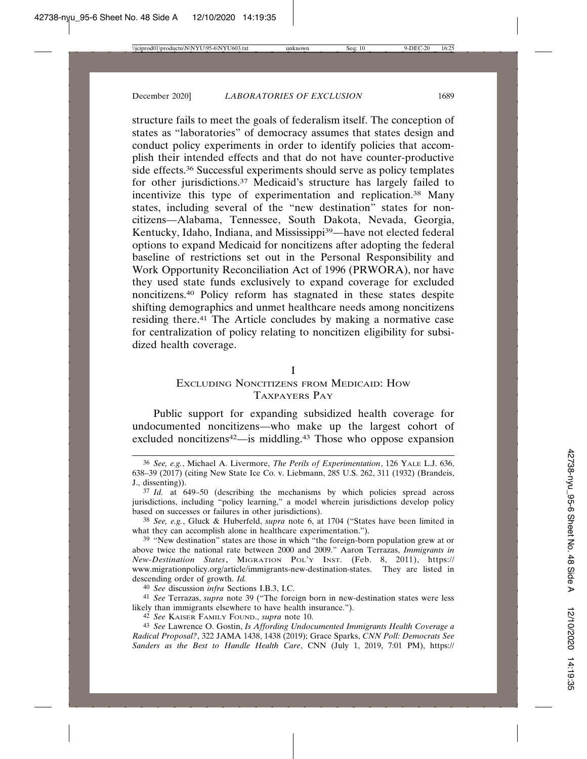structure fails to meet the goals of federalism itself. The conception of states as "laboratories" of democracy assumes that states design and conduct policy experiments in order to identify policies that accomplish their intended effects and that do not have counter-productive side effects.[36] Successful experiments should serve as policy templates for other jurisdictions.[37] Medicaid's structure has largely failed to incentivize this type of experimentation and replication.[38] Many states, including several of the "new destination" states for noncitizens—Alabama, Tennessee, South Dakota, Nevada, Georgia, Kentucky, Idaho, Indiana, and Mississippi[39]—have not elected federal options to expand Medicaid for noncitizens after adopting the federal baseline of restrictions set out in the Personal Responsibility and Work Opportunity Reconciliation Act of 1996 (PRWORA), nor have they used state funds exclusively to expand coverage for excluded noncitizens.[40] Policy reform has stagnated in these states despite shifting demographics and unmet healthcare needs among noncitizens residing there.[41] The Article concludes by making a normative case for centralization of policy relating to noncitizen eligibility for subsidized health coverage.

## I
## EXCLUDING NONCITIZENS FROM MEDICAID: HOW TAXPAYERS PAY

Public support for expanding subsidized health coverage for undocumented noncitizens—who make up the largest cohort of excluded noncitizens[42]—is middling.[43] Those who oppose expansion

---

36 *See, e.g.*, Michael A. Livermore, *The Perils of Experimentation*, 126 YALE L.J. 636, 638–39 (2017) (citing New State Ice Co. v. Liebmann, 285 U.S. 262, 311 (1932) (Brandeis, J., dissenting)).

37 *Id.* at 649–50 (describing the mechanisms by which policies spread across jurisdictions, including "policy learning," a model wherein jurisdictions develop policy based on successes or failures in other jurisdictions).

38 *See, e.g.*, Gluck & Huberfeld, *supra* note 6, at 1704 ("States have been limited in what they can accomplish alone in healthcare experimentation.").

39 "New destination" states are those in which "the foreign-born population grew at or above twice the national rate between 2000 and 2009." Aaron Terrazas, *Immigrants in New-Destination States*, MIGRATION POL'Y INST. (Feb. 8, 2011), https://www.migrationpolicy.org/article/immigrants-new-destination-states. They are listed in descending order of growth. *Id.*

40 *See* discussion *infra* Sections I.B.3, I.C.

41 *See* Terrazas, *supra* note 39 ("The foreign born in new-destination states were less likely than immigrants elsewhere to have health insurance.").

42 *See* KAISER FAMILY FOUND., *supra* note 10.

43 *See* Lawrence O. Gostin, *Is Affording Undocumented Immigrants Health Coverage a Radical Proposal?*, 322 JAMA 1438, 1438 (2019); Grace Sparks, *CNN Poll: Democrats See Sanders as the Best to Handle Health Care*, CNN (July 1, 2019, 7:01 PM), https://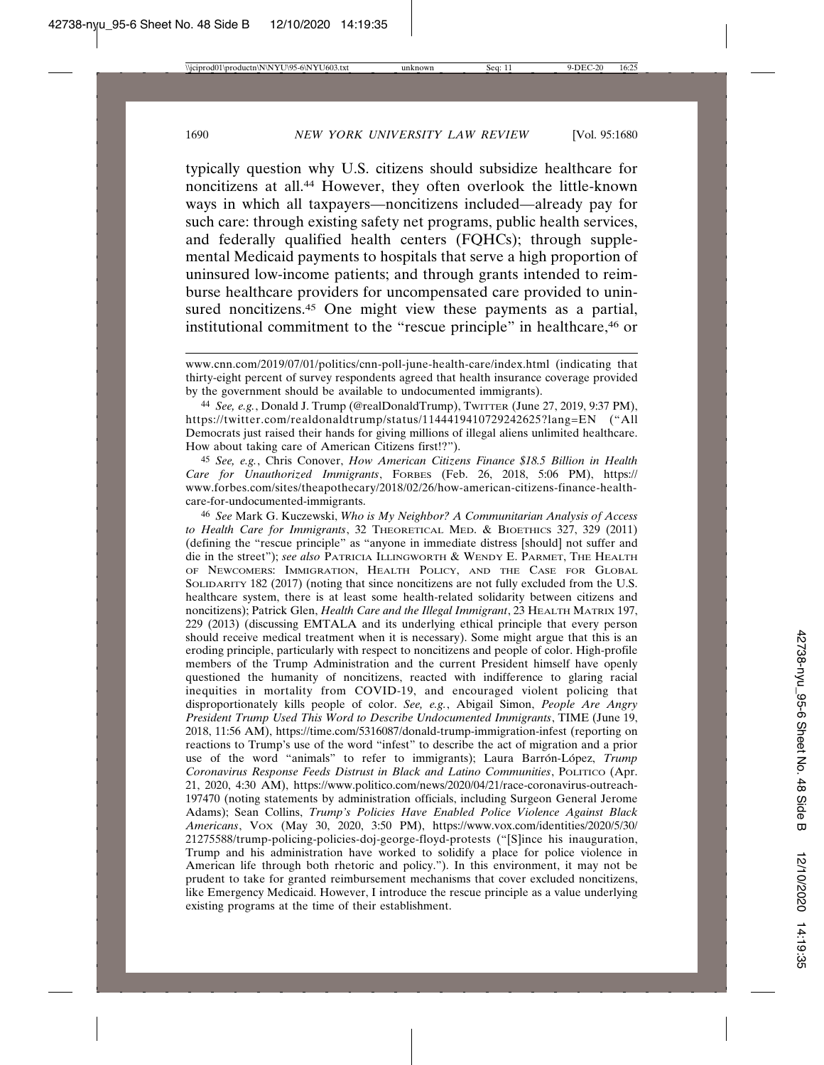typically question why U.S. citizens should subsidize healthcare for noncitizens at all.[44] However, they often overlook the little-known ways in which all taxpayers—noncitizens included—already pay for such care: through existing safety net programs, public health services, and federally qualified health centers (FQHCs); through supplemental Medicaid payments to hospitals that serve a high proportion of uninsured low-income patients; and through grants intended to reimburse healthcare providers for uncompensated care provided to uninsured noncitizens.[45] One might view these payments as a partial, institutional commitment to the "rescue principle" in healthcare,[46] or

---

www.cnn.com/2019/07/01/politics/cnn-poll-june-health-care/index.html (indicating that thirty-eight percent of survey respondents agreed that health insurance coverage provided by the government should be available to undocumented immigrants).

[44] *See, e.g.*, Donald J. Trump (@realDonaldTrump), TWITTER (June 27, 2019, 9:37 PM), https://twitter.com/realdonaldtrump/status/1144419410729242625?lang=EN ("All Democrats just raised their hands for giving millions of illegal aliens unlimited healthcare. How about taking care of American Citizens first!?").

[45] *See, e.g.*, Chris Conover, *How American Citizens Finance $18.5 Billion in Health Care for Unauthorized Immigrants*, FORBES (Feb. 26, 2018, 5:06 PM), https://www.forbes.com/sites/theapothecary/2018/02/26/how-american-citizens-finance-health-care-for-undocumented-immigrants.

[46] *See* Mark G. Kuczewski, *Who is My Neighbor? A Communitarian Analysis of Access to Health Care for Immigrants*, 32 THEORETICAL MED. & BIOETHICS 327, 329 (2011) (defining the "rescue principle" as "anyone in immediate distress [should] not suffer and die in the street"); *see also* PATRICIA ILLINGWORTH & WENDY E. PARMET, THE HEALTH OF NEWCOMERS: IMMIGRATION, HEALTH POLICY, AND THE CASE FOR GLOBAL SOLIDARITY 182 (2017) (noting that since noncitizens are not fully excluded from the U.S. healthcare system, there is at least some health-related solidarity between citizens and noncitizens); Patrick Glen, *Health Care and the Illegal Immigrant*, 23 HEALTH MATRIX 197, 229 (2013) (discussing EMTALA and its underlying ethical principle that every person should receive medical treatment when it is necessary). Some might argue that this is an eroding principle, particularly with respect to noncitizens and people of color. High-profile members of the Trump Administration and the current President himself have openly questioned the humanity of noncitizens, reacted with indifference to glaring racial inequities in mortality from COVID-19, and encouraged violent policing that disproportionately kills people of color. *See, e.g.*, Abigail Simon, *People Are Angry President Trump Used This Word to Describe Undocumented Immigrants*, TIME (June 19, 2018, 11:56 AM), https://time.com/5316087/donald-trump-immigration-infest (reporting on reactions to Trump's use of the word "infest" to describe the act of migration and a prior use of the word "animals" to refer to immigrants); Laura Barrón-López, *Trump Coronavirus Response Feeds Distrust in Black and Latino Communities*, POLITICO (Apr. 21, 2020, 4:30 AM), https://www.politico.com/news/2020/04/21/race-coronavirus-outreach-197470 (noting statements by administration officials, including Surgeon General Jerome Adams); Sean Collins, *Trump's Policies Have Enabled Police Violence Against Black Americans*, VOX (May 30, 2020, 3:50 PM), https://www.vox.com/identities/2020/5/30/21275588/trump-policing-policies-doj-george-floyd-protests ("[S]ince his inauguration, Trump and his administration have worked to solidify a place for police violence in American life through both rhetoric and policy."). In this environment, it may not be prudent to take for granted reimbursement mechanisms that cover excluded noncitizens, like Emergency Medicaid. However, I introduce the rescue principle as a value underlying existing programs at the time of their establishment.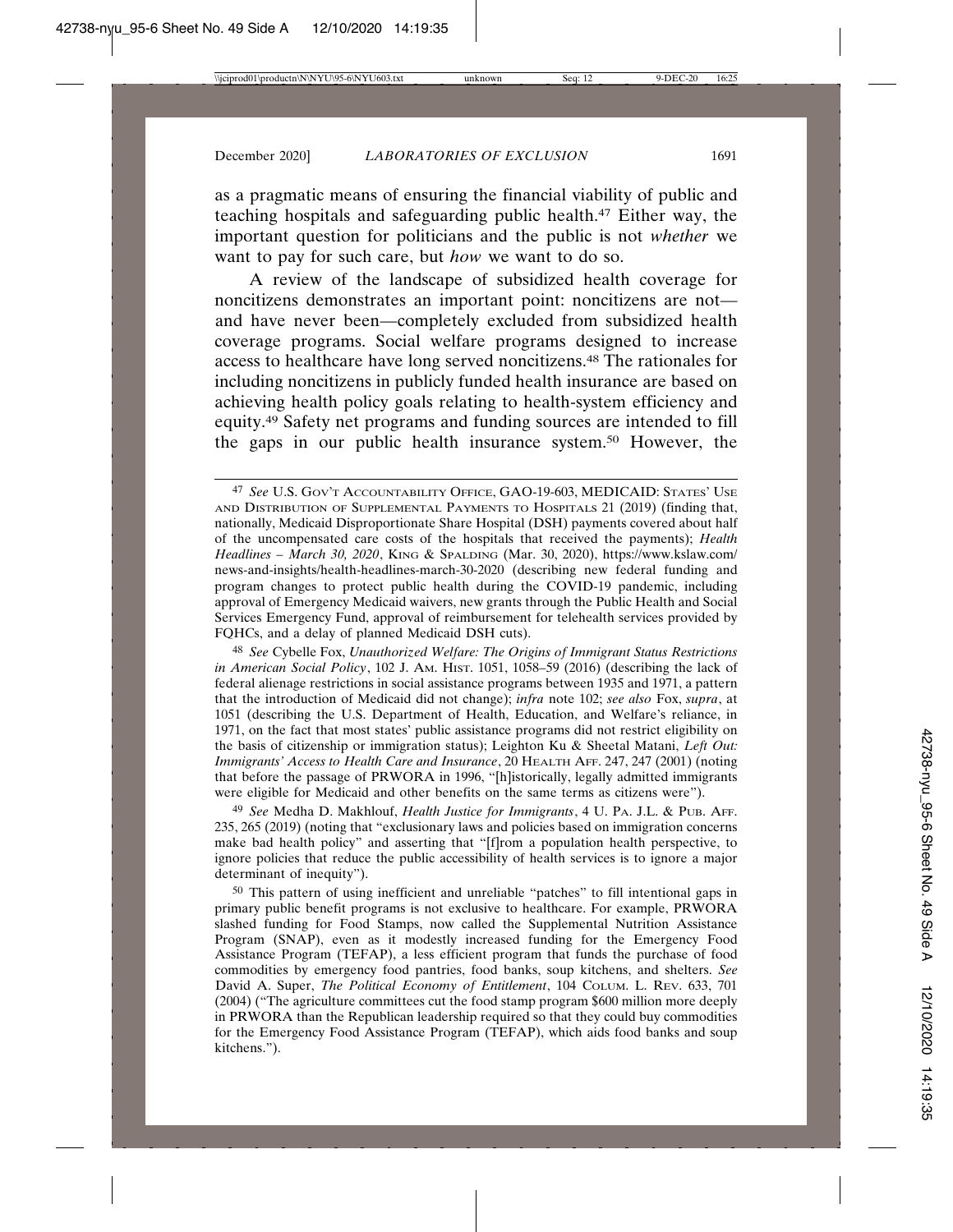as a pragmatic means of ensuring the financial viability of public and teaching hospitals and safeguarding public health.[47] Either way, the important question for politicians and the public is not *whether* we want to pay for such care, but *how* we want to do so.

A review of the landscape of subsidized health coverage for noncitizens demonstrates an important point: noncitizens are not—and have never been—completely excluded from subsidized health coverage programs. Social welfare programs designed to increase access to healthcare have long served noncitizens.[48] The rationales for including noncitizens in publicly funded health insurance are based on achieving health policy goals relating to health-system efficiency and equity.[49] Safety net programs and funding sources are intended to fill the gaps in our public health insurance system.[50] However, the

---

[47] *See* U.S. GOV'T ACCOUNTABILITY OFFICE, GAO-19-603, MEDICAID: STATES' USE AND DISTRIBUTION OF SUPPLEMENTAL PAYMENTS TO HOSPITALS 21 (2019) (finding that, nationally, Medicaid Disproportionate Share Hospital (DSH) payments covered about half of the uncompensated care costs of the hospitals that received the payments); *Health Headlines – March 30, 2020*, KING & SPALDING (Mar. 30, 2020), https://www.kslaw.com/news-and-insights/health-headlines-march-30-2020 (describing new federal funding and program changes to protect public health during the COVID-19 pandemic, including approval of Emergency Medicaid waivers, new grants through the Public Health and Social Services Emergency Fund, approval of reimbursement for telehealth services provided by FQHCs, and a delay of planned Medicaid DSH cuts).

[48] *See* Cybelle Fox, *Unauthorized Welfare: The Origins of Immigrant Status Restrictions in American Social Policy*, 102 J. AM. HIST. 1051, 1058–59 (2016) (describing the lack of federal alienage restrictions in social assistance programs between 1935 and 1971, a pattern that the introduction of Medicaid did not change); *infra* note 102; *see also* Fox, *supra*, at 1051 (describing the U.S. Department of Health, Education, and Welfare's reliance, in 1971, on the fact that most states' public assistance programs did not restrict eligibility on the basis of citizenship or immigration status); Leighton Ku & Sheetal Matani, *Left Out: Immigrants' Access to Health Care and Insurance*, 20 HEALTH AFF. 247, 247 (2001) (noting that before the passage of PRWORA in 1996, "[h]istorically, legally admitted immigrants were eligible for Medicaid and other benefits on the same terms as citizens were").

[49] *See* Medha D. Makhlouf, *Health Justice for Immigrants*, 4 U. PA. J.L. & PUB. AFF. 235, 265 (2019) (noting that "exclusionary laws and policies based on immigration concerns make bad health policy" and asserting that "[f]rom a population health perspective, to ignore policies that reduce the public accessibility of health services is to ignore a major determinant of inequity").

[50] This pattern of using inefficient and unreliable "patches" to fill intentional gaps in primary public benefit programs is not exclusive to healthcare. For example, PRWORA slashed funding for Food Stamps, now called the Supplemental Nutrition Assistance Program (SNAP), even as it modestly increased funding for the Emergency Food Assistance Program (TEFAP), a less efficient program that funds the purchase of food commodities by emergency food pantries, food banks, soup kitchens, and shelters. *See* David A. Super, *The Political Economy of Entitlement*, 104 COLUM. L. REV. 633, 701 (2004) ("The agriculture committees cut the food stamp program $600 million more deeply in PRWORA than the Republican leadership required so that they could buy commodities for the Emergency Food Assistance Program (TEFAP), which aids food banks and soup kitchens.").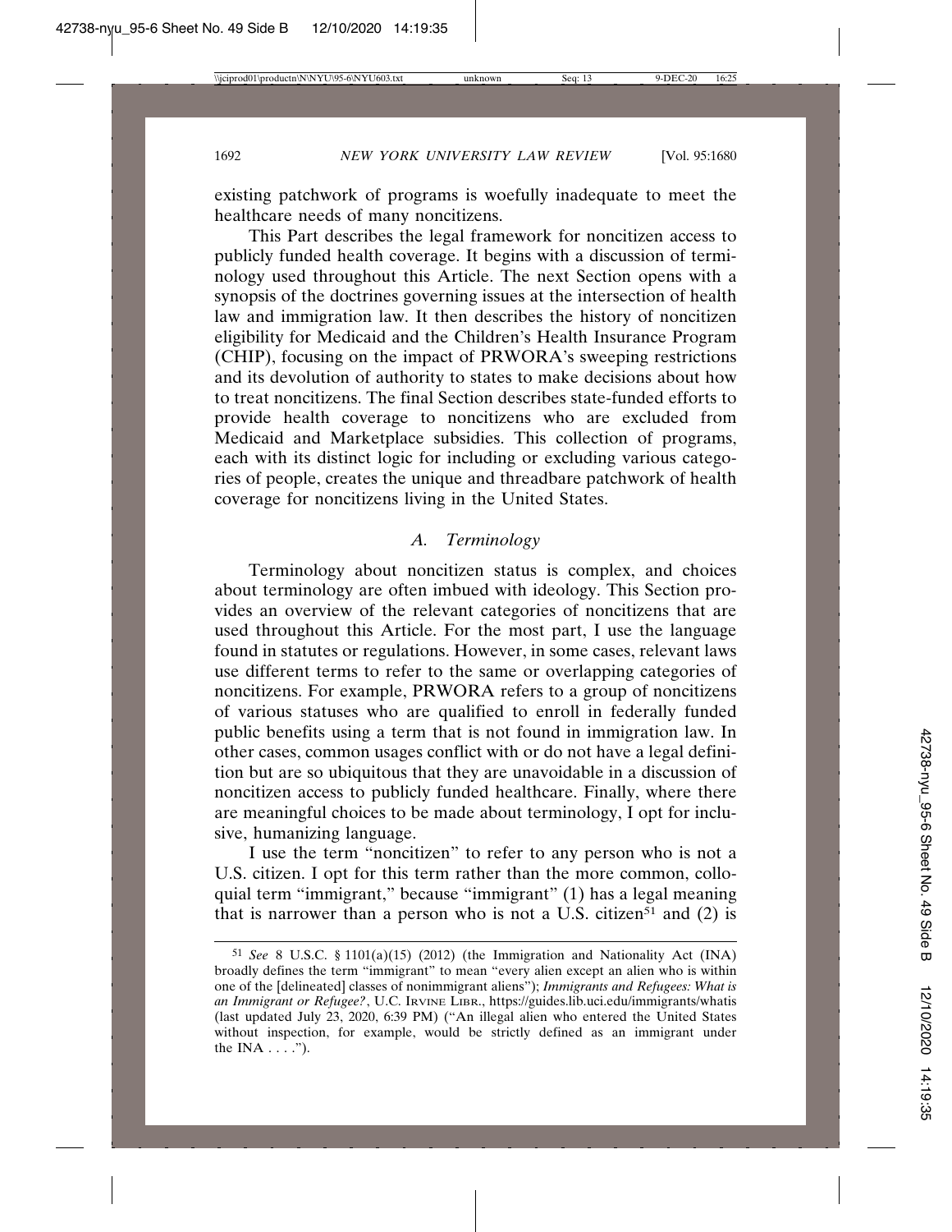existing patchwork of programs is woefully inadequate to meet the healthcare needs of many noncitizens.

This Part describes the legal framework for noncitizen access to publicly funded health coverage. It begins with a discussion of terminology used throughout this Article. The next Section opens with a synopsis of the doctrines governing issues at the intersection of health law and immigration law. It then describes the history of noncitizen eligibility for Medicaid and the Children's Health Insurance Program (CHIP), focusing on the impact of PRWORA's sweeping restrictions and its devolution of authority to states to make decisions about how to treat noncitizens. The final Section describes state-funded efforts to provide health coverage to noncitizens who are excluded from Medicaid and Marketplace subsidies. This collection of programs, each with its distinct logic for including or excluding various categories of people, creates the unique and threadbare patchwork of health coverage for noncitizens living in the United States.

## *A. Terminology*

Terminology about noncitizen status is complex, and choices about terminology are often imbued with ideology. This Section provides an overview of the relevant categories of noncitizens that are used throughout this Article. For the most part, I use the language found in statutes or regulations. However, in some cases, relevant laws use different terms to refer to the same or overlapping categories of noncitizens. For example, PRWORA refers to a group of noncitizens of various statuses who are qualified to enroll in federally funded public benefits using a term that is not found in immigration law. In other cases, common usages conflict with or do not have a legal definition but are so ubiquitous that they are unavoidable in a discussion of noncitizen access to publicly funded healthcare. Finally, where there are meaningful choices to be made about terminology, I opt for inclusive, humanizing language.

I use the term "noncitizen" to refer to any person who is not a U.S. citizen. I opt for this term rather than the more common, colloquial term "immigrant," because "immigrant" (1) has a legal meaning that is narrower than a person who is not a U.S. citizen[51] and (2) is

---

[51] *See* 8 U.S.C. § 1101(a)(15) (2012) (the Immigration and Nationality Act (INA) broadly defines the term "immigrant" to mean "every alien except an alien who is within one of the [delineated] classes of nonimmigrant aliens"); *Immigrants and Refugees: What is an Immigrant or Refugee?*, U.C. IRVINE LIBR., https://guides.lib.uci.edu/immigrants/whatis (last updated July 23, 2020, 6:39 PM) ("An illegal alien who entered the United States without inspection, for example, would be strictly defined as an immigrant under the INA . . . .").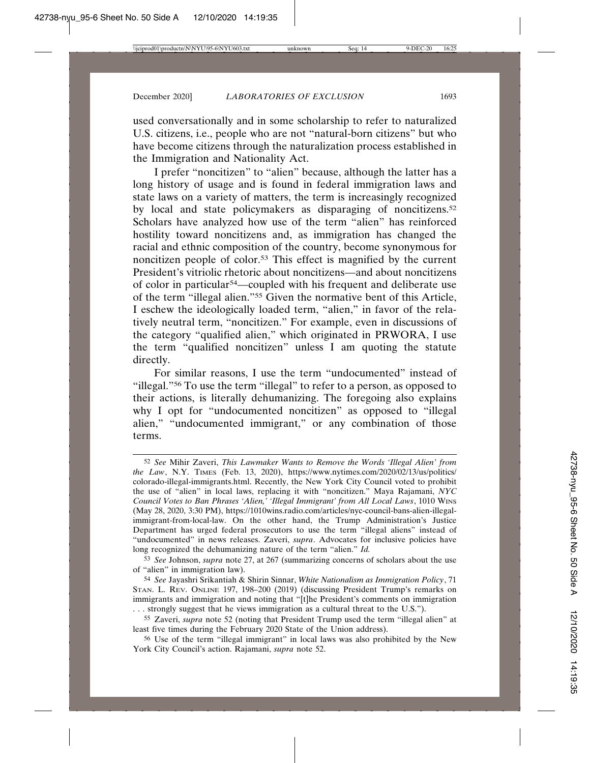used conversationally and in some scholarship to refer to naturalized U.S. citizens, i.e., people who are not "natural-born citizens" but who have become citizens through the naturalization process established in the Immigration and Nationality Act.

I prefer "noncitizen" to "alien" because, although the latter has a long history of usage and is found in federal immigration laws and state laws on a variety of matters, the term is increasingly recognized by local and state policymakers as disparaging of noncitizens.[52] Scholars have analyzed how use of the term "alien" has reinforced hostility toward noncitizens and, as immigration has changed the racial and ethnic composition of the country, become synonymous for noncitizen people of color.[53] This effect is magnified by the current President's vitriolic rhetoric about noncitizens—and about noncitizens of color in particular[54]—coupled with his frequent and deliberate use of the term "illegal alien."[55] Given the normative bent of this Article, I eschew the ideologically loaded term, "alien," in favor of the relatively neutral term, "noncitizen." For example, even in discussions of the category "qualified alien," which originated in PRWORA, I use the term "qualified noncitizen" unless I am quoting the statute directly.

For similar reasons, I use the term "undocumented" instead of "illegal."[56] To use the term "illegal" to refer to a person, as opposed to their actions, is literally dehumanizing. The foregoing also explains why I opt for "undocumented noncitizen" as opposed to "illegal alien," "undocumented immigrant," or any combination of those terms.

---

[52] *See* Mihir Zaveri, *This Lawmaker Wants to Remove the Words 'Illegal Alien' from the Law*, N.Y. TIMES (Feb. 13, 2020), https://www.nytimes.com/2020/02/13/us/politics/colorado-illegal-immigrants.html. Recently, the New York City Council voted to prohibit the use of "alien" in local laws, replacing it with "noncitizen." Maya Rajamani, *NYC Council Votes to Ban Phrases 'Alien,' 'Illegal Immigrant' from All Local Laws*, 1010 WINS (May 28, 2020, 3:30 PM), https://1010wins.radio.com/articles/nyc-council-bans-alien-illegal-immigrant-from-local-law. On the other hand, the Trump Administration's Justice Department has urged federal prosecutors to use the term "illegal aliens" instead of "undocumented" in news releases. Zaveri, *supra*. Advocates for inclusive policies have long recognized the dehumanizing nature of the term "alien." *Id.*

[53] *See* Johnson, *supra* note 27, at 267 (summarizing concerns of scholars about the use of "alien" in immigration law).

[54] *See* Jayashri Srikantiah & Shirin Sinnar, *White Nationalism as Immigration Policy*, 71 STAN. L. REV. ONLINE 197, 198–200 (2019) (discussing President Trump's remarks on immigrants and immigration and noting that "[t]he President's comments on immigration . . . strongly suggest that he views immigration as a cultural threat to the U.S.").

[55] Zaveri, *supra* note 52 (noting that President Trump used the term "illegal alien" at least five times during the February 2020 State of the Union address).

[56] Use of the term "illegal immigrant" in local laws was also prohibited by the New York City Council's action. Rajamani, *supra* note 52.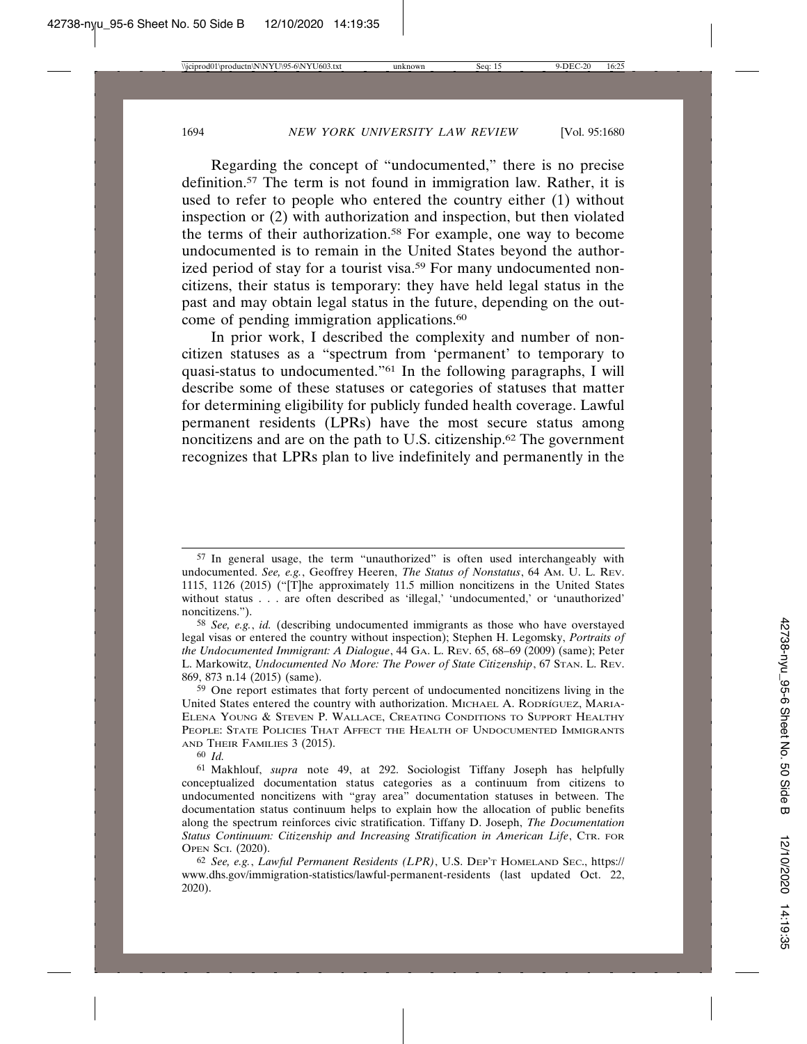Regarding the concept of "undocumented," there is no precise definition.[57] The term is not found in immigration law. Rather, it is used to refer to people who entered the country either (1) without inspection or (2) with authorization and inspection, but then violated the terms of their authorization.[58] For example, one way to become undocumented is to remain in the United States beyond the authorized period of stay for a tourist visa.[59] For many undocumented noncitizens, their status is temporary: they have held legal status in the past and may obtain legal status in the future, depending on the outcome of pending immigration applications.[60]

In prior work, I described the complexity and number of noncitizen statuses as a "spectrum from 'permanent' to temporary to quasi-status to undocumented."[61] In the following paragraphs, I will describe some of these statuses or categories of statuses that matter for determining eligibility for publicly funded health coverage. Lawful permanent residents (LPRs) have the most secure status among noncitizens and are on the path to U.S. citizenship.[62] The government recognizes that LPRs plan to live indefinitely and permanently in the

---

[57] In general usage, the term "unauthorized" is often used interchangeably with undocumented. *See, e.g.*, Geoffrey Heeren, *The Status of Nonstatus*, 64 AM. U. L. REV. 1115, 1126 (2015) ("[T]he approximately 11.5 million noncitizens in the United States without status . . . are often described as 'illegal,' 'undocumented,' or 'unauthorized' noncitizens.").

[58] *See, e.g.*, *id.* (describing undocumented immigrants as those who have overstayed legal visas or entered the country without inspection); Stephen H. Legomsky, *Portraits of the Undocumented Immigrant: A Dialogue*, 44 GA. L. REV. 65, 68–69 (2009) (same); Peter L. Markowitz, *Undocumented No More: The Power of State Citizenship*, 67 STAN. L. REV. 869, 873 n.14 (2015) (same).

[59] One report estimates that forty percent of undocumented noncitizens living in the United States entered the country with authorization. MICHAEL A. RODRÍGUEZ, MARIA-ELENA YOUNG & STEVEN P. WALLACE, CREATING CONDITIONS TO SUPPORT HEALTHY PEOPLE: STATE POLICIES THAT AFFECT THE HEALTH OF UNDOCUMENTED IMMIGRANTS AND THEIR FAMILIES 3 (2015).

[60] *Id.*

[61] Makhlouf, *supra* note 49, at 292. Sociologist Tiffany Joseph has helpfully conceptualized documentation status categories as a continuum from citizens to undocumented noncitizens with "gray area" documentation statuses in between. The documentation status continuum helps to explain how the allocation of public benefits along the spectrum reinforces civic stratification. Tiffany D. Joseph, *The Documentation Status Continuum: Citizenship and Increasing Stratification in American Life*, CTR. FOR OPEN SCI. (2020).

[62] *See, e.g.*, *Lawful Permanent Residents (LPR)*, U.S. DEP'T HOMELAND SEC., https://www.dhs.gov/immigration-statistics/lawful-permanent-residents (last updated Oct. 22, 2020).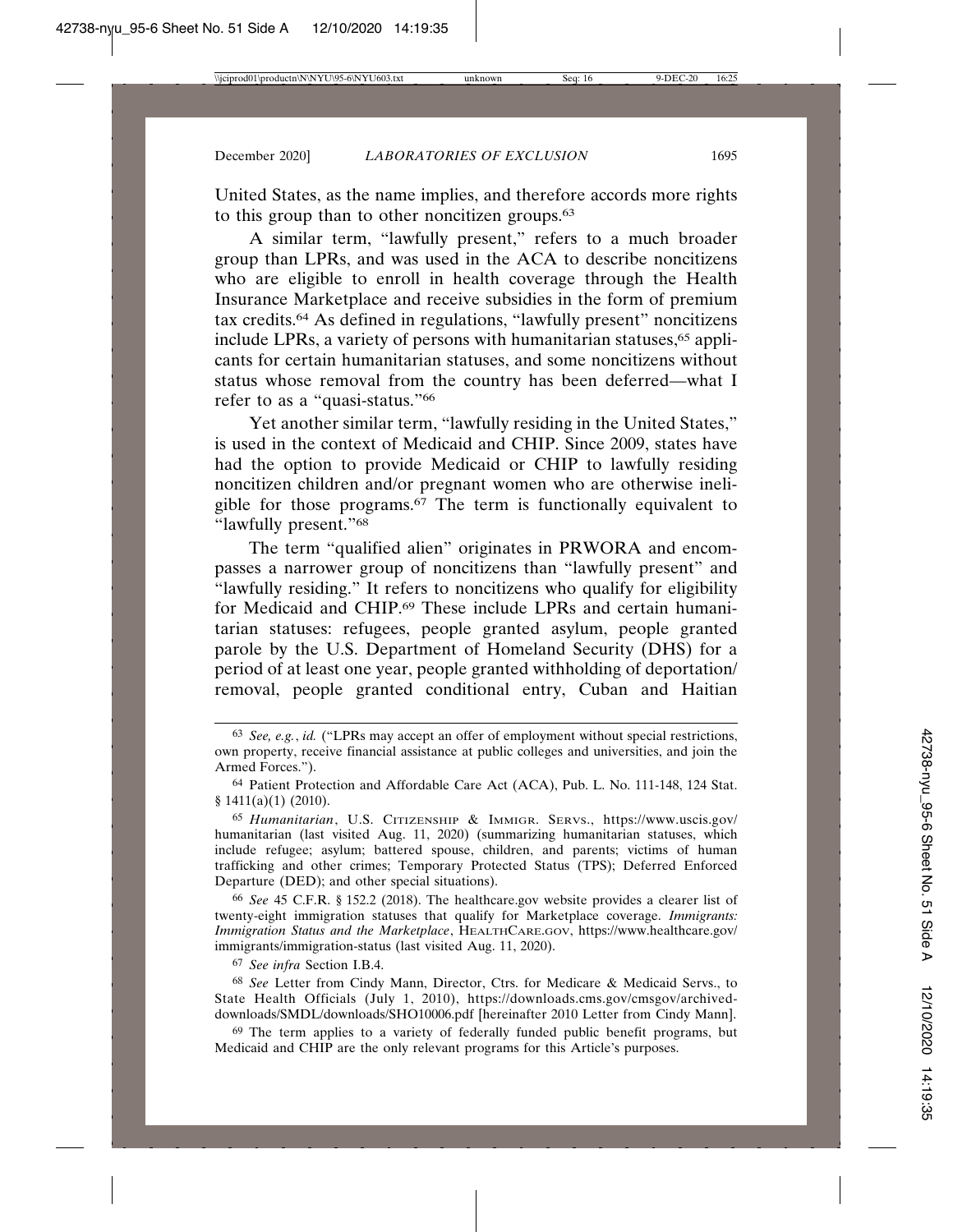United States, as the name implies, and therefore accords more rights to this group than to other noncitizen groups.[63]

A similar term, "lawfully present," refers to a much broader group than LPRs, and was used in the ACA to describe noncitizens who are eligible to enroll in health coverage through the Health Insurance Marketplace and receive subsidies in the form of premium tax credits.[64] As defined in regulations, "lawfully present" noncitizens include LPRs, a variety of persons with humanitarian statuses,[65] applicants for certain humanitarian statuses, and some noncitizens without status whose removal from the country has been deferred—what I refer to as a "quasi-status."[66]

Yet another similar term, "lawfully residing in the United States," is used in the context of Medicaid and CHIP. Since 2009, states have had the option to provide Medicaid or CHIP to lawfully residing noncitizen children and/or pregnant women who are otherwise ineligible for those programs.[67] The term is functionally equivalent to "lawfully present."[68]

The term "qualified alien" originates in PRWORA and encompasses a narrower group of noncitizens than "lawfully present" and "lawfully residing." It refers to noncitizens who qualify for eligibility for Medicaid and CHIP.[69] These include LPRs and certain humanitarian statuses: refugees, people granted asylum, people granted parole by the U.S. Department of Homeland Security (DHS) for a period of at least one year, people granted withholding of deportation/removal, people granted conditional entry, Cuban and Haitian

---

[63] *See, e.g.*, *id.* ("LPRs may accept an offer of employment without special restrictions, own property, receive financial assistance at public colleges and universities, and join the Armed Forces.").

[64] Patient Protection and Affordable Care Act (ACA), Pub. L. No. 111-148, 124 Stat. § 1411(a)(1) (2010).

[65] *Humanitarian*, U.S. CITIZENSHIP & IMMIGR. SERVS., https://www.uscis.gov/humanitarian (last visited Aug. 11, 2020) (summarizing humanitarian statuses, which include refugee; asylum; battered spouse, children, and parents; victims of human trafficking and other crimes; Temporary Protected Status (TPS); Deferred Enforced Departure (DED); and other special situations).

[66] *See* 45 C.F.R. § 152.2 (2018). The healthcare.gov website provides a clearer list of twenty-eight immigration statuses that qualify for Marketplace coverage. *Immigrants: Immigration Status and the Marketplace*, HEALTHCARE.GOV, https://www.healthcare.gov/immigrants/immigration-status (last visited Aug. 11, 2020).

[67] *See infra* Section I.B.4.

[68] *See* Letter from Cindy Mann, Director, Ctrs. for Medicare & Medicaid Servs., to State Health Officials (July 1, 2010), https://downloads.cms.gov/cmsgov/archived-downloads/SMDL/downloads/SHO10006.pdf [hereinafter 2010 Letter from Cindy Mann].

[69] The term applies to a variety of federally funded public benefit programs, but Medicaid and CHIP are the only relevant programs for this Article's purposes.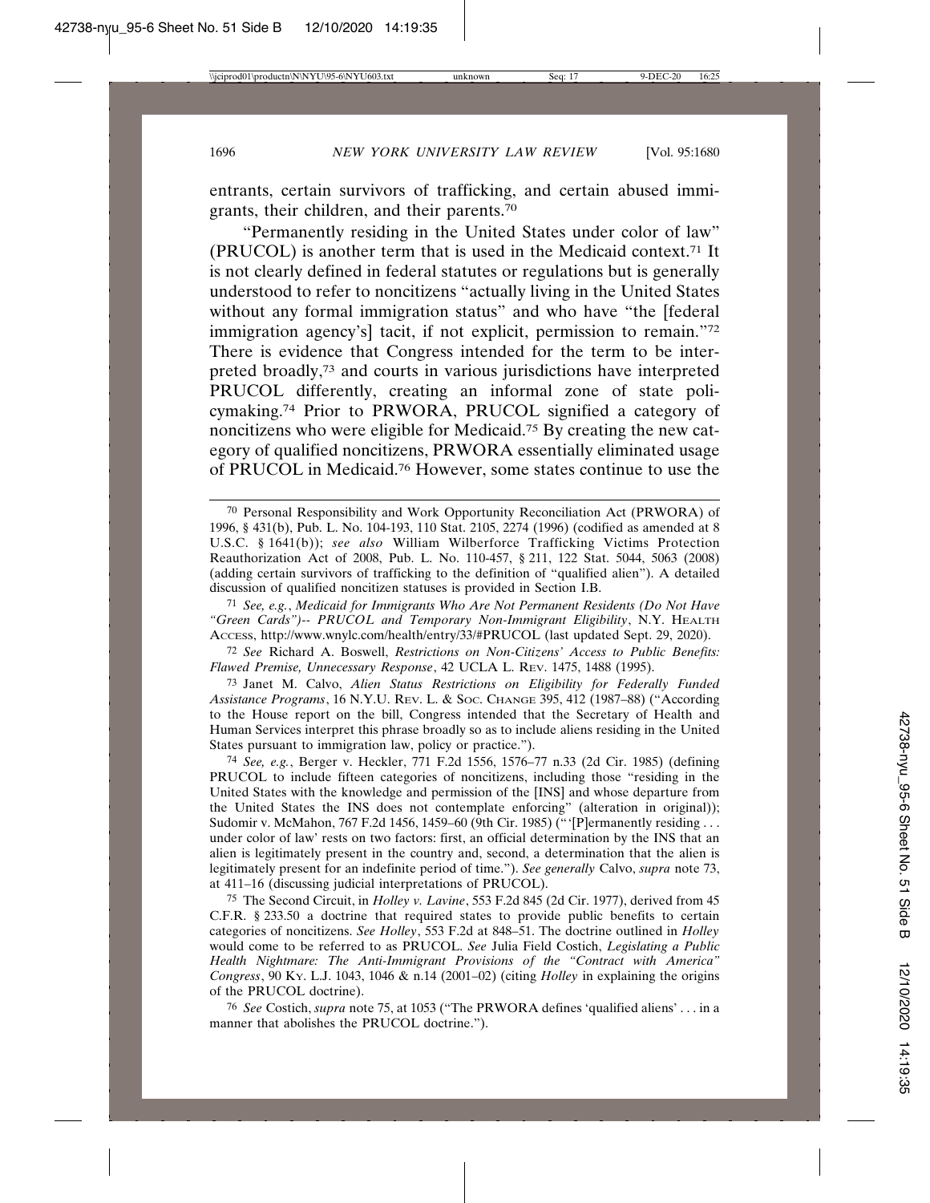entrants, certain survivors of trafficking, and certain abused immigrants, their children, and their parents.[70]

"Permanently residing in the United States under color of law" (PRUCOL) is another term that is used in the Medicaid context.[71] It is not clearly defined in federal statutes or regulations but is generally understood to refer to noncitizens "actually living in the United States without any formal immigration status" and who have "the [federal immigration agency's] tacit, if not explicit, permission to remain."[72] There is evidence that Congress intended for the term to be interpreted broadly,[73] and courts in various jurisdictions have interpreted PRUCOL differently, creating an informal zone of state policymaking.[74] Prior to PRWORA, PRUCOL signified a category of noncitizens who were eligible for Medicaid.[75] By creating the new category of qualified noncitizens, PRWORA essentially eliminated usage of PRUCOL in Medicaid.[76] However, some states continue to use the

---

[70] Personal Responsibility and Work Opportunity Reconciliation Act (PRWORA) of 1996, § 431(b), Pub. L. No. 104-193, 110 Stat. 2105, 2274 (1996) (codified as amended at 8 U.S.C. § 1641(b)); *see also* William Wilberforce Trafficking Victims Protection Reauthorization Act of 2008, Pub. L. No. 110-457, § 211, 122 Stat. 5044, 5063 (2008) (adding certain survivors of trafficking to the definition of "qualified alien"). A detailed discussion of qualified noncitizen statuses is provided in Section I.B.

[71] *See, e.g.*, *Medicaid for Immigrants Who Are Not Permanent Residents (Do Not Have "Green Cards")-- PRUCOL and Temporary Non-Immigrant Eligibility*, N.Y. Health Access, http://www.wnylc.com/health/entry/33/#PRUCOL (last updated Sept. 29, 2020).

[72] *See* Richard A. Boswell, *Restrictions on Non-Citizens' Access to Public Benefits: Flawed Premise, Unnecessary Response*, 42 UCLA L. Rev. 1475, 1488 (1995).

[73] Janet M. Calvo, *Alien Status Restrictions on Eligibility for Federally Funded Assistance Programs*, 16 N.Y.U. Rev. L. & Soc. Change 395, 412 (1987–88) ("According to the House report on the bill, Congress intended that the Secretary of Health and Human Services interpret this phrase broadly so as to include aliens residing in the United States pursuant to immigration law, policy or practice.").

[74] *See, e.g.*, Berger v. Heckler, 771 F.2d 1556, 1576–77 n.33 (2d Cir. 1985) (defining PRUCOL to include fifteen categories of noncitizens, including those "residing in the United States with the knowledge and permission of the [INS] and whose departure from the United States the INS does not contemplate enforcing" (alteration in original)); Sudomir v. McMahon, 767 F.2d 1456, 1459–60 (9th Cir. 1985) ("'[P]ermanently residing . . . under color of law' rests on two factors: first, an official determination by the INS that an alien is legitimately present in the country and, second, a determination that the alien is legitimately present for an indefinite period of time."). *See generally* Calvo, *supra* note 73, at 411–16 (discussing judicial interpretations of PRUCOL).

[75] The Second Circuit, in *Holley v. Lavine*, 553 F.2d 845 (2d Cir. 1977), derived from 45 C.F.R. § 233.50 a doctrine that required states to provide public benefits to certain categories of noncitizens. *See Holley*, 553 F.2d at 848–51. The doctrine outlined in *Holley* would come to be referred to as PRUCOL. *See* Julia Field Costich, *Legislating a Public Health Nightmare: The Anti-Immigrant Provisions of the "Contract with America" Congress*, 90 Ky. L.J. 1043, 1046 & n.14 (2001–02) (citing *Holley* in explaining the origins of the PRUCOL doctrine).

[76] *See* Costich, *supra* note 75, at 1053 ("The PRWORA defines 'qualified aliens' . . . in a manner that abolishes the PRUCOL doctrine.").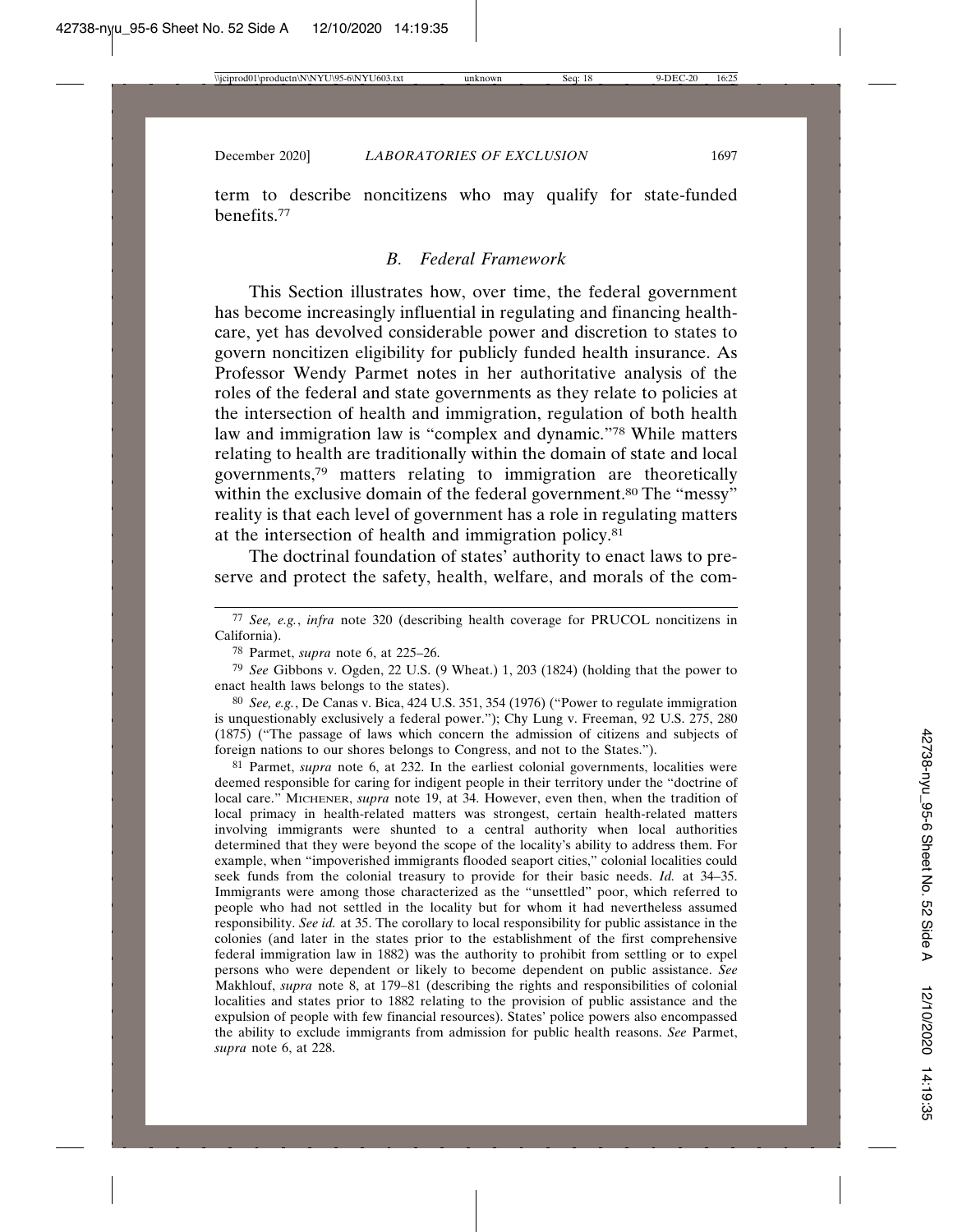term to describe noncitizens who may qualify for state-funded benefits.[77]

### *B. Federal Framework*

This Section illustrates how, over time, the federal government has become increasingly influential in regulating and financing healthcare, yet has devolved considerable power and discretion to states to govern noncitizen eligibility for publicly funded health insurance. As Professor Wendy Parmet notes in her authoritative analysis of the roles of the federal and state governments as they relate to policies at the intersection of health and immigration, regulation of both health law and immigration law is "complex and dynamic."[78] While matters relating to health are traditionally within the domain of state and local governments,[79] matters relating to immigration are theoretically within the exclusive domain of the federal government.[80] The "messy" reality is that each level of government has a role in regulating matters at the intersection of health and immigration policy.[81]

The doctrinal foundation of states' authority to enact laws to preserve and protect the safety, health, welfare, and morals of the com-

---

[77] *See, e.g.*, *infra* note 320 (describing health coverage for PRUCOL noncitizens in California).

[78] Parmet, *supra* note 6, at 225–26.

[79] *See* Gibbons v. Ogden, 22 U.S. (9 Wheat.) 1, 203 (1824) (holding that the power to enact health laws belongs to the states).

[80] *See, e.g.*, De Canas v. Bica, 424 U.S. 351, 354 (1976) ("Power to regulate immigration is unquestionably exclusively a federal power."); Chy Lung v. Freeman, 92 U.S. 275, 280 (1875) ("The passage of laws which concern the admission of citizens and subjects of foreign nations to our shores belongs to Congress, and not to the States.").

[81] Parmet, *supra* note 6, at 232. In the earliest colonial governments, localities were deemed responsible for caring for indigent people in their territory under the "doctrine of local care." MICHENER, *supra* note 19, at 34. However, even then, when the tradition of local primacy in health-related matters was strongest, certain health-related matters involving immigrants were shunted to a central authority when local authorities determined that they were beyond the scope of the locality's ability to address them. For example, when "impoverished immigrants flooded seaport cities," colonial localities could seek funds from the colonial treasury to provide for their basic needs. *Id.* at 34–35. Immigrants were among those characterized as the "unsettled" poor, which referred to people who had not settled in the locality but for whom it had nevertheless assumed responsibility. *See id.* at 35. The corollary to local responsibility for public assistance in the colonies (and later in the states prior to the establishment of the first comprehensive federal immigration law in 1882) was the authority to prohibit from settling or to expel persons who were dependent or likely to become dependent on public assistance. *See* Makhlouf, *supra* note 8, at 179–81 (describing the rights and responsibilities of colonial localities and states prior to 1882 relating to the provision of public assistance and the expulsion of people with few financial resources). States' police powers also encompassed the ability to exclude immigrants from admission for public health reasons. *See* Parmet, *supra* note 6, at 228.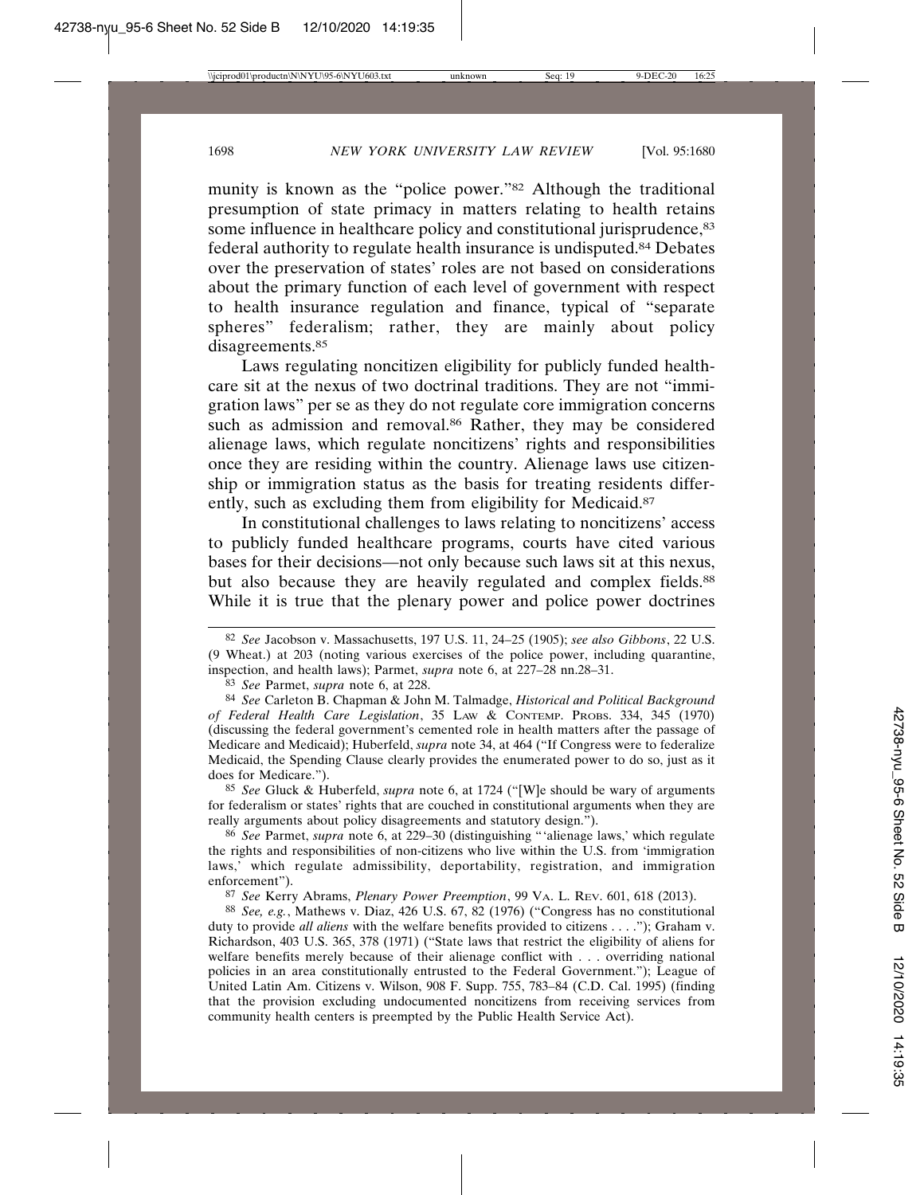munity is known as the "police power."[82] Although the traditional presumption of state primacy in matters relating to health retains some influence in healthcare policy and constitutional jurisprudence,[83] federal authority to regulate health insurance is undisputed.[84] Debates over the preservation of states' roles are not based on considerations about the primary function of each level of government with respect to health insurance regulation and finance, typical of "separate spheres" federalism; rather, they are mainly about policy disagreements.[85]

Laws regulating noncitizen eligibility for publicly funded healthcare sit at the nexus of two doctrinal traditions. They are not "immigration laws" per se as they do not regulate core immigration concerns such as admission and removal.[86] Rather, they may be considered alienage laws, which regulate noncitizens' rights and responsibilities once they are residing within the country. Alienage laws use citizenship or immigration status as the basis for treating residents differently, such as excluding them from eligibility for Medicaid.[87]

In constitutional challenges to laws relating to noncitizens' access to publicly funded healthcare programs, courts have cited various bases for their decisions—not only because such laws sit at this nexus, but also because they are heavily regulated and complex fields.[88] While it is true that the plenary power and police power doctrines

---

[82] *See* Jacobson v. Massachusetts, 197 U.S. 11, 24–25 (1905); *see also Gibbons*, 22 U.S. (9 Wheat.) at 203 (noting various exercises of the police power, including quarantine, inspection, and health laws); Parmet, *supra* note 6, at 227–28 nn.28–31.

[83] *See* Parmet, *supra* note 6, at 228.

[84] *See* Carleton B. Chapman & John M. Talmadge, *Historical and Political Background of Federal Health Care Legislation*, 35 LAW & CONTEMP. PROBS. 334, 345 (1970) (discussing the federal government's cemented role in health matters after the passage of Medicare and Medicaid); Huberfeld, *supra* note 34, at 464 ("If Congress were to federalize Medicaid, the Spending Clause clearly provides the enumerated power to do so, just as it does for Medicare.").

[85] *See* Gluck & Huberfeld, *supra* note 6, at 1724 ("[W]e should be wary of arguments for federalism or states' rights that are couched in constitutional arguments when they are really arguments about policy disagreements and statutory design.").

[86] *See* Parmet, *supra* note 6, at 229–30 (distinguishing "'alienage laws,' which regulate the rights and responsibilities of non-citizens who live within the U.S. from 'immigration laws,' which regulate admissibility, deportability, registration, and immigration enforcement").

[87] *See* Kerry Abrams, *Plenary Power Preemption*, 99 VA. L. REV. 601, 618 (2013).

[88] *See, e.g.*, Mathews v. Diaz, 426 U.S. 67, 82 (1976) ("Congress has no constitutional duty to provide *all aliens* with the welfare benefits provided to citizens . . . ."); Graham v. Richardson, 403 U.S. 365, 378 (1971) ("State laws that restrict the eligibility of aliens for welfare benefits merely because of their alienage conflict with . . . overriding national policies in an area constitutionally entrusted to the Federal Government."); League of United Latin Am. Citizens v. Wilson, 908 F. Supp. 755, 783–84 (C.D. Cal. 1995) (finding that the provision excluding undocumented noncitizens from receiving services from community health centers is preempted by the Public Health Service Act).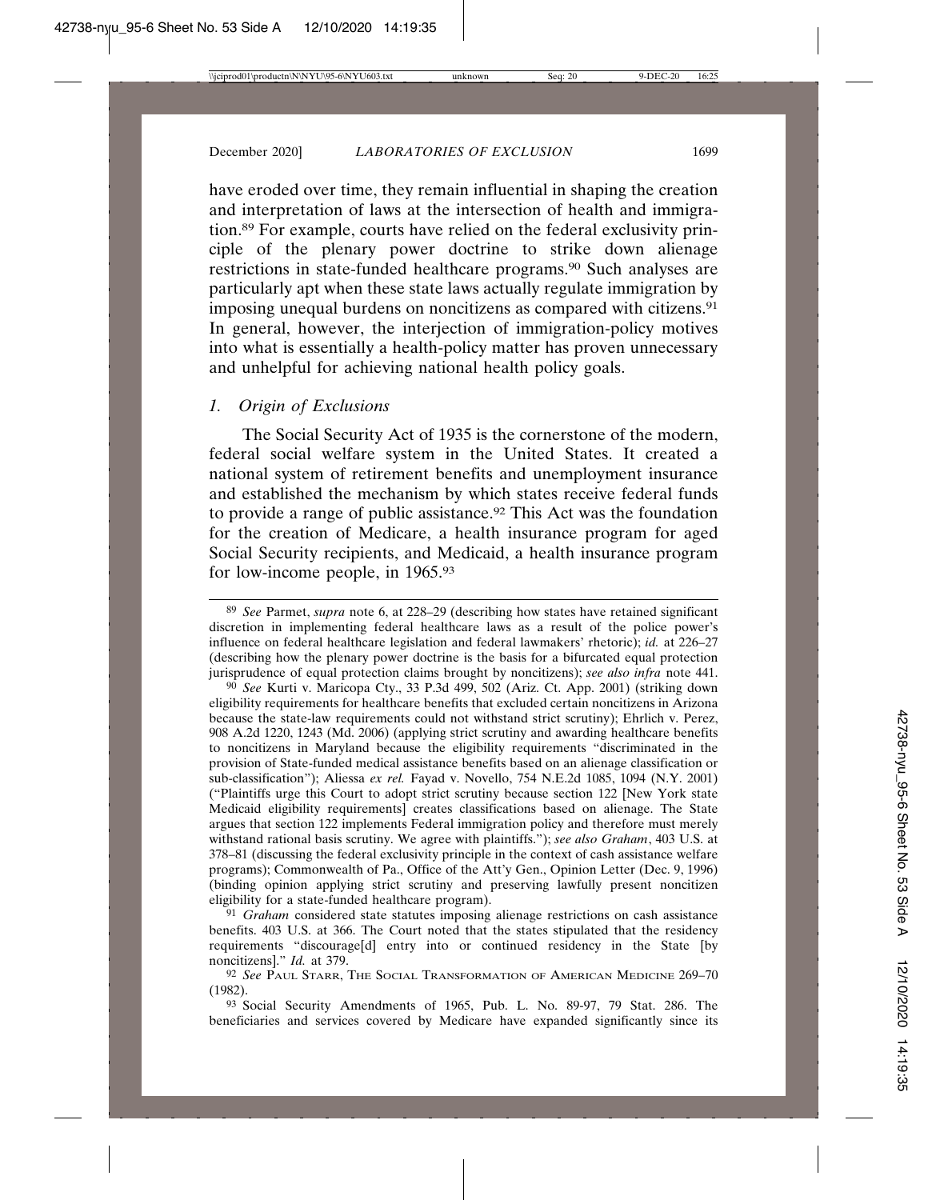have eroded over time, they remain influential in shaping the creation and interpretation of laws at the intersection of health and immigration.[89] For example, courts have relied on the federal exclusivity principle of the plenary power doctrine to strike down alienage restrictions in state-funded healthcare programs.[90] Such analyses are particularly apt when these state laws actually regulate immigration by imposing unequal burdens on noncitizens as compared with citizens.[91] In general, however, the interjection of immigration-policy motives into what is essentially a health-policy matter has proven unnecessary and unhelpful for achieving national health policy goals.

### *1. Origin of Exclusions*

The Social Security Act of 1935 is the cornerstone of the modern, federal social welfare system in the United States. It created a national system of retirement benefits and unemployment insurance and established the mechanism by which states receive federal funds to provide a range of public assistance.[92] This Act was the foundation for the creation of Medicare, a health insurance program for aged Social Security recipients, and Medicaid, a health insurance program for low-income people, in 1965.[93]

---

[89] *See* Parmet, *supra* note 6, at 228–29 (describing how states have retained significant discretion in implementing federal healthcare laws as a result of the police power's influence on federal healthcare legislation and federal lawmakers' rhetoric); *id.* at 226–27 (describing how the plenary power doctrine is the basis for a bifurcated equal protection jurisprudence of equal protection claims brought by noncitizens); *see also infra* note 441.

[90] *See* Kurti v. Maricopa Cty., 33 P.3d 499, 502 (Ariz. Ct. App. 2001) (striking down eligibility requirements for healthcare benefits that excluded certain noncitizens in Arizona because the state-law requirements could not withstand strict scrutiny); Ehrlich v. Perez, 908 A.2d 1220, 1243 (Md. 2006) (applying strict scrutiny and awarding healthcare benefits to noncitizens in Maryland because the eligibility requirements "discriminated in the provision of State-funded medical assistance benefits based on an alienage classification or sub-classification"); Aliessa *ex rel.* Fayad v. Novello, 754 N.E.2d 1085, 1094 (N.Y. 2001) ("Plaintiffs urge this Court to adopt strict scrutiny because section 122 [New York state Medicaid eligibility requirements] creates classifications based on alienage. The State argues that section 122 implements Federal immigration policy and therefore must merely withstand rational basis scrutiny. We agree with plaintiffs."); *see also Graham*, 403 U.S. at 378–81 (discussing the federal exclusivity principle in the context of cash assistance welfare programs); Commonwealth of Pa., Office of the Att'y Gen., Opinion Letter (Dec. 9, 1996) (binding opinion applying strict scrutiny and preserving lawfully present noncitizen eligibility for a state-funded healthcare program).

[91] *Graham* considered state statutes imposing alienage restrictions on cash assistance benefits. 403 U.S. at 366. The Court noted that the states stipulated that the residency requirements "discourage[d] entry into or continued residency in the State [by noncitizens]." *Id.* at 379.

[92] *See* PAUL STARR, THE SOCIAL TRANSFORMATION OF AMERICAN MEDICINE 269–70 (1982).

[93] Social Security Amendments of 1965, Pub. L. No. 89-97, 79 Stat. 286. The beneficiaries and services covered by Medicare have expanded significantly since its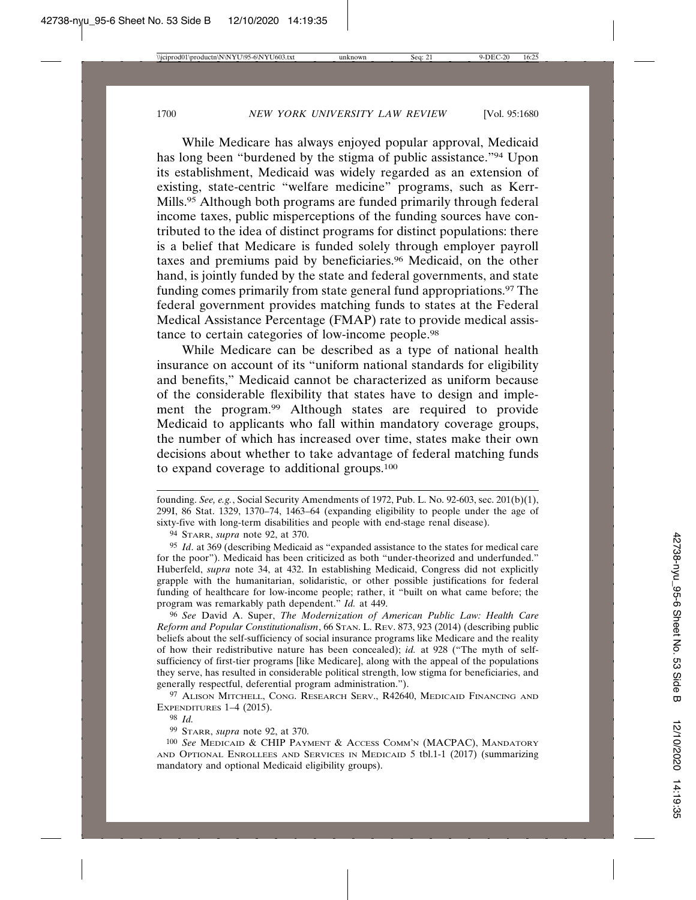While Medicare has always enjoyed popular approval, Medicaid has long been "burdened by the stigma of public assistance."[94] Upon its establishment, Medicaid was widely regarded as an extension of existing, state-centric "welfare medicine" programs, such as Kerr-Mills.[95] Although both programs are funded primarily through federal income taxes, public misperceptions of the funding sources have contributed to the idea of distinct programs for distinct populations: there is a belief that Medicare is funded solely through employer payroll taxes and premiums paid by beneficiaries.[96] Medicaid, on the other hand, is jointly funded by the state and federal governments, and state funding comes primarily from state general fund appropriations.[97] The federal government provides matching funds to states at the Federal Medical Assistance Percentage (FMAP) rate to provide medical assistance to certain categories of low-income people.[98]

While Medicare can be described as a type of national health insurance on account of its "uniform national standards for eligibility and benefits," Medicaid cannot be characterized as uniform because of the considerable flexibility that states have to design and implement the program.[99] Although states are required to provide Medicaid to applicants who fall within mandatory coverage groups, the number of which has increased over time, states make their own decisions about whether to take advantage of federal matching funds to expand coverage to additional groups.[100]

---

founding. *See, e.g.*, Social Security Amendments of 1972, Pub. L. No. 92-603, sec. 201(b)(1), 299I, 86 Stat. 1329, 1370–74, 1463–64 (expanding eligibility to people under the age of sixty-five with long-term disabilities and people with end-stage renal disease).

[94] STARR, *supra* note 92, at 370.

[95] *Id*. at 369 (describing Medicaid as "expanded assistance to the states for medical care for the poor"). Medicaid has been criticized as both "under-theorized and underfunded." Huberfeld, *supra* note 34, at 432. In establishing Medicaid, Congress did not explicitly grapple with the humanitarian, solidaristic, or other possible justifications for federal funding of healthcare for low-income people; rather, it "built on what came before; the program was remarkably path dependent." *Id.* at 449.

[96] *See* David A. Super, *The Modernization of American Public Law: Health Care Reform and Popular Constitutionalism*, 66 STAN. L. REV. 873, 923 (2014) (describing public beliefs about the self-sufficiency of social insurance programs like Medicare and the reality of how their redistributive nature has been concealed); *id.* at 928 ("The myth of self-sufficiency of first-tier programs [like Medicare], along with the appeal of the populations they serve, has resulted in considerable political strength, low stigma for beneficiaries, and generally respectful, deferential program administration.").

[97] ALISON MITCHELL, CONG. RESEARCH SERV., R42640, MEDICAID FINANCING AND EXPENDITURES 1–4 (2015).

[98] *Id.*

[99] STARR, *supra* note 92, at 370.

[100] *See* MEDICAID & CHIP PAYMENT & ACCESS COMM'N (MACPAC), MANDATORY AND OPTIONAL ENROLLEES AND SERVICES IN MEDICAID 5 tbl.1-1 (2017) (summarizing mandatory and optional Medicaid eligibility groups).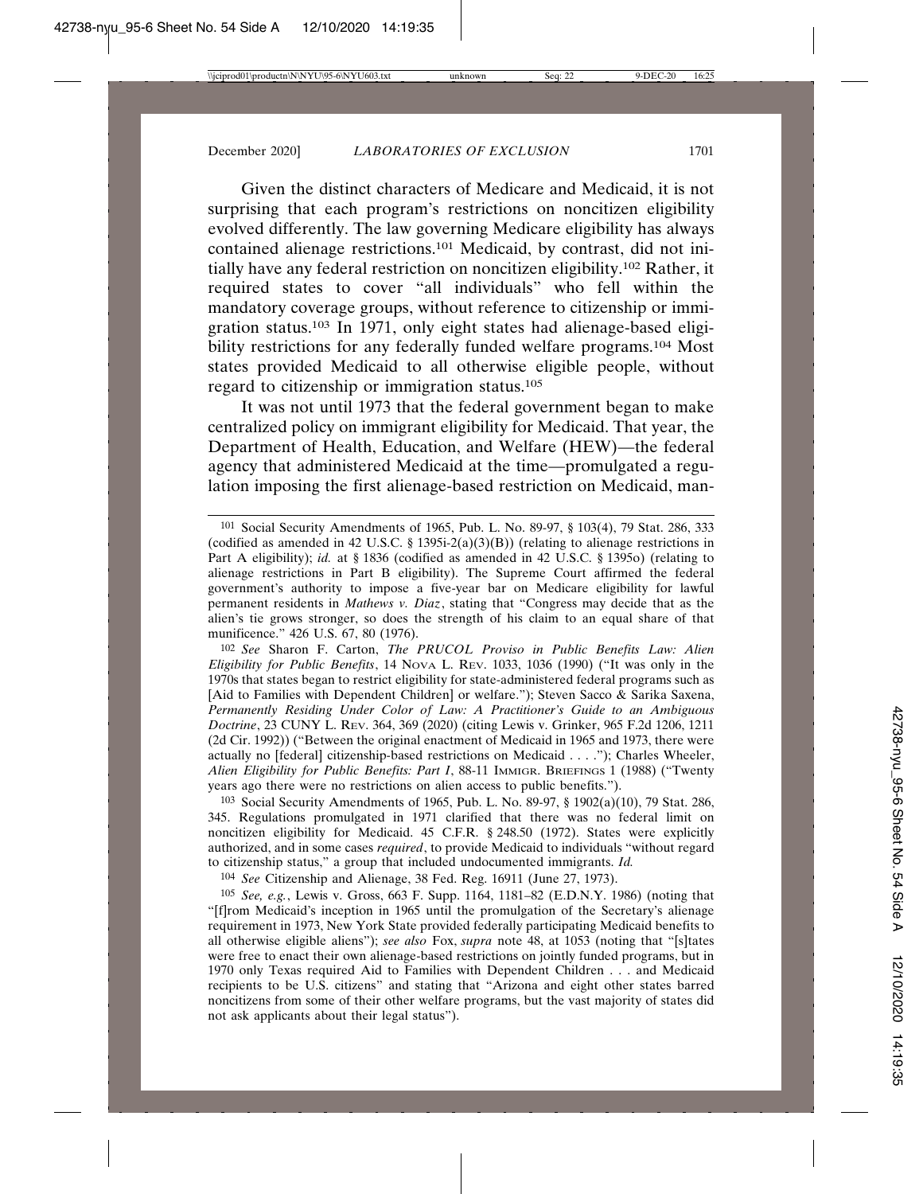Given the distinct characters of Medicare and Medicaid, it is not surprising that each program's restrictions on noncitizen eligibility evolved differently. The law governing Medicare eligibility has always contained alienage restrictions.[101] Medicaid, by contrast, did not initially have any federal restriction on noncitizen eligibility.[102] Rather, it required states to cover "all individuals" who fell within the mandatory coverage groups, without reference to citizenship or immigration status.[103] In 1971, only eight states had alienage-based eligibility restrictions for any federally funded welfare programs.[104] Most states provided Medicaid to all otherwise eligible people, without regard to citizenship or immigration status.[105]

It was not until 1973 that the federal government began to make centralized policy on immigrant eligibility for Medicaid. That year, the Department of Health, Education, and Welfare (HEW)—the federal agency that administered Medicaid at the time—promulgated a regulation imposing the first alienage-based restriction on Medicaid, man-

---

[101] Social Security Amendments of 1965, Pub. L. No. 89-97, § 103(4), 79 Stat. 286, 333 (codified as amended in 42 U.S.C. § 1395i-2(a)(3)(B)) (relating to alienage restrictions in Part A eligibility); *id.* at § 1836 (codified as amended in 42 U.S.C. § 1395o) (relating to alienage restrictions in Part B eligibility). The Supreme Court affirmed the federal government's authority to impose a five-year bar on Medicare eligibility for lawful permanent residents in *Mathews v. Diaz*, stating that "Congress may decide that as the alien's tie grows stronger, so does the strength of his claim to an equal share of that munificence." 426 U.S. 67, 80 (1976).

[102] *See* Sharon F. Carton, *The PRUCOL Proviso in Public Benefits Law: Alien Eligibility for Public Benefits*, 14 NOVA L. REV. 1033, 1036 (1990) ("It was only in the 1970s that states began to restrict eligibility for state-administered federal programs such as [Aid to Families with Dependent Children] or welfare."); Steven Sacco & Sarika Saxena, *Permanently Residing Under Color of Law: A Practitioner's Guide to an Ambiguous Doctrine*, 23 CUNY L. REV. 364, 369 (2020) (citing Lewis v. Grinker, 965 F.2d 1206, 1211 (2d Cir. 1992)) ("Between the original enactment of Medicaid in 1965 and 1973, there were actually no [federal] citizenship-based restrictions on Medicaid . . . ."); Charles Wheeler, *Alien Eligibility for Public Benefits: Part I*, 88-11 IMMIGR. BRIEFINGS 1 (1988) ("Twenty years ago there were no restrictions on alien access to public benefits.").

[103] Social Security Amendments of 1965, Pub. L. No. 89-97, § 1902(a)(10), 79 Stat. 286, 345. Regulations promulgated in 1971 clarified that there was no federal limit on noncitizen eligibility for Medicaid. 45 C.F.R. § 248.50 (1972). States were explicitly authorized, and in some cases *required*, to provide Medicaid to individuals "without regard to citizenship status," a group that included undocumented immigrants. *Id.*

[104] *See* Citizenship and Alienage, 38 Fed. Reg. 16911 (June 27, 1973).

[105] *See, e.g.*, Lewis v. Gross, 663 F. Supp. 1164, 1181–82 (E.D.N.Y. 1986) (noting that "[f]rom Medicaid's inception in 1965 until the promulgation of the Secretary's alienage requirement in 1973, New York State provided federally participating Medicaid benefits to all otherwise eligible aliens"); *see also* Fox, *supra* note 48, at 1053 (noting that "[s]tates were free to enact their own alienage-based restrictions on jointly funded programs, but in 1970 only Texas required Aid to Families with Dependent Children . . . and Medicaid recipients to be U.S. citizens" and stating that "Arizona and eight other states barred noncitizens from some of their other welfare programs, but the vast majority of states did not ask applicants about their legal status").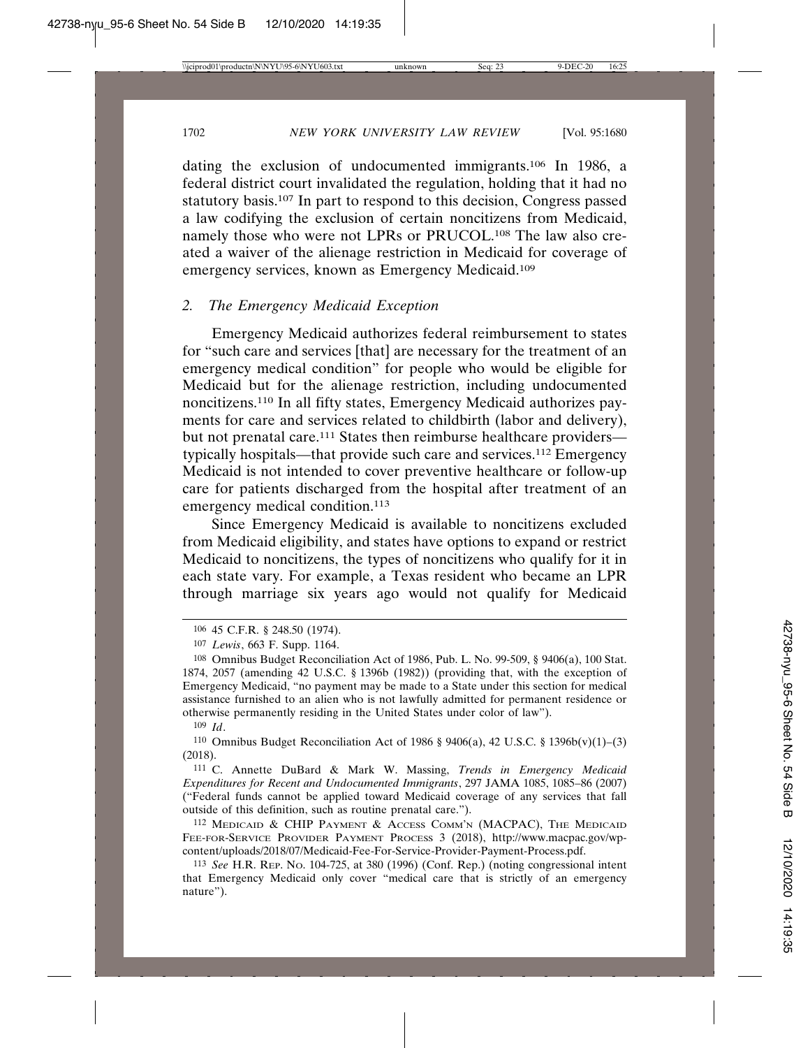dating the exclusion of undocumented immigrants.[106] In 1986, a federal district court invalidated the regulation, holding that it had no statutory basis.[107] In part to respond to this decision, Congress passed a law codifying the exclusion of certain noncitizens from Medicaid, namely those who were not LPRs or PRUCOL.[108] The law also created a waiver of the alienage restriction in Medicaid for coverage of emergency services, known as Emergency Medicaid.[109]

### 2. *The Emergency Medicaid Exception*

Emergency Medicaid authorizes federal reimbursement to states for "such care and services [that] are necessary for the treatment of an emergency medical condition" for people who would be eligible for Medicaid but for the alienage restriction, including undocumented noncitizens.[110] In all fifty states, Emergency Medicaid authorizes payments for care and services related to childbirth (labor and delivery), but not prenatal care.[111] States then reimburse healthcare providers—typically hospitals—that provide such care and services.[112] Emergency Medicaid is not intended to cover preventive healthcare or follow-up care for patients discharged from the hospital after treatment of an emergency medical condition.[113]

Since Emergency Medicaid is available to noncitizens excluded from Medicaid eligibility, and states have options to expand or restrict Medicaid to noncitizens, the types of noncitizens who qualify for it in each state vary. For example, a Texas resident who became an LPR through marriage six years ago would not qualify for Medicaid

---

106 45 C.F.R. § 248.50 (1974).

107 *Lewis*, 663 F. Supp. 1164.

108 Omnibus Budget Reconciliation Act of 1986, Pub. L. No. 99-509, § 9406(a), 100 Stat. 1874, 2057 (amending 42 U.S.C. § 1396b (1982)) (providing that, with the exception of Emergency Medicaid, "no payment may be made to a State under this section for medical assistance furnished to an alien who is not lawfully admitted for permanent residence or otherwise permanently residing in the United States under color of law").

109 *Id*.

110 Omnibus Budget Reconciliation Act of 1986 § 9406(a), 42 U.S.C. § 1396b(v)(1)–(3) (2018).

111 C. Annette DuBard & Mark W. Massing, *Trends in Emergency Medicaid Expenditures for Recent and Undocumented Immigrants*, 297 JAMA 1085, 1085–86 (2007) ("Federal funds cannot be applied toward Medicaid coverage of any services that fall outside of this definition, such as routine prenatal care.").

112 MEDICAID & CHIP PAYMENT & ACCESS COMM'N (MACPAC), THE MEDICAID FEE-FOR-SERVICE PROVIDER PAYMENT PROCESS 3 (2018), http://www.macpac.gov/wp-content/uploads/2018/07/Medicaid-Fee-For-Service-Provider-Payment-Process.pdf.

113 *See* H.R. REP. NO. 104-725, at 380 (1996) (Conf. Rep.) (noting congressional intent that Emergency Medicaid only cover "medical care that is strictly of an emergency nature").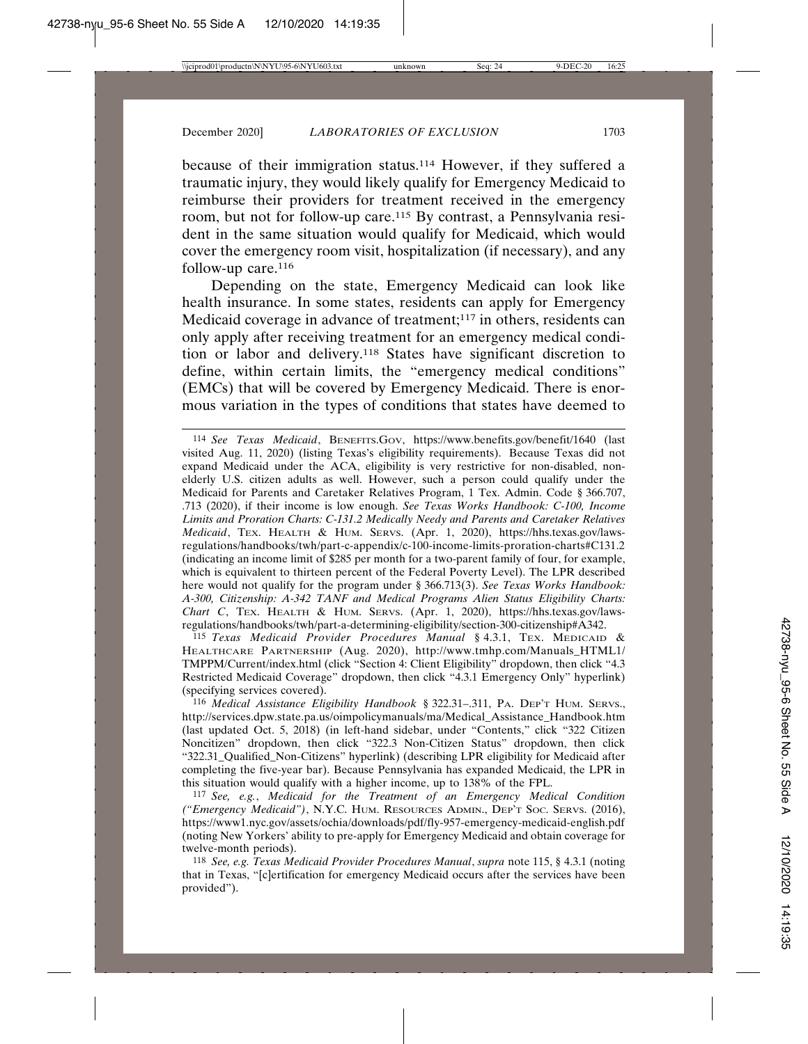because of their immigration status.[114] However, if they suffered a traumatic injury, they would likely qualify for Emergency Medicaid to reimburse their providers for treatment received in the emergency room, but not for follow-up care.[115] By contrast, a Pennsylvania resident in the same situation would qualify for Medicaid, which would cover the emergency room visit, hospitalization (if necessary), and any follow-up care.[116]

Depending on the state, Emergency Medicaid can look like health insurance. In some states, residents can apply for Emergency Medicaid coverage in advance of treatment;[117] in others, residents can only apply after receiving treatment for an emergency medical condition or labor and delivery.[118] States have significant discretion to define, within certain limits, the "emergency medical conditions" (EMCs) that will be covered by Emergency Medicaid. There is enormous variation in the types of conditions that states have deemed to

---

[114] *See Texas Medicaid*, BENEFITS.GOV, https://www.benefits.gov/benefit/1640 (last visited Aug. 11, 2020) (listing Texas's eligibility requirements). Because Texas did not expand Medicaid under the ACA, eligibility is very restrictive for non-disabled, non-elderly U.S. citizen adults as well. However, such a person could qualify under the Medicaid for Parents and Caretaker Relatives Program, 1 Tex. Admin. Code § 366.707, .713 (2020), if their income is low enough. *See Texas Works Handbook: C-100, Income Limits and Proration Charts: C-131.2 Medically Needy and Parents and Caretaker Relatives Medicaid*, TEX. HEALTH & HUM. SERVS. (Apr. 1, 2020), https://hhs.texas.gov/laws-regulations/handbooks/twh/part-c-appendix/c-100-income-limits-proration-charts#C131.2 (indicating an income limit of $285 per month for a two-parent family of four, for example, which is equivalent to thirteen percent of the Federal Poverty Level). The LPR described here would not qualify for the program under § 366.713(3). *See Texas Works Handbook: A-300, Citizenship: A-342 TANF and Medical Programs Alien Status Eligibility Charts: Chart C*, TEX. HEALTH & HUM. SERVS. (Apr. 1, 2020), https://hhs.texas.gov/laws-regulations/handbooks/twh/part-a-determining-eligibility/section-300-citizenship#A342.

[115] *Texas Medicaid Provider Procedures Manual* § 4.3.1, TEX. MEDICAID & HEALTHCARE PARTNERSHIP (Aug. 2020), http://www.tmhp.com/Manuals_HTML1/TMPPM/Current/index.html (click "Section 4: Client Eligibility" dropdown, then click "4.3 Restricted Medicaid Coverage" dropdown, then click "4.3.1 Emergency Only" hyperlink) (specifying services covered).

[116] *Medical Assistance Eligibility Handbook* § 322.31–.311, PA. DEP'T HUM. SERVS., http://services.dpw.state.pa.us/oimpolicymanuals/ma/Medical_Assistance_Handbook.htm (last updated Oct. 5, 2018) (in left-hand sidebar, under "Contents," click "322 Citizen Noncitizen" dropdown, then click "322.3 Non-Citizen Status" dropdown, then click "322.31_Qualified_Non-Citizens" hyperlink) (describing LPR eligibility for Medicaid after completing the five-year bar). Because Pennsylvania has expanded Medicaid, the LPR in this situation would qualify with a higher income, up to 138% of the FPL.

[117] *See, e.g.*, *Medicaid for the Treatment of an Emergency Medical Condition ("Emergency Medicaid")*, N.Y.C. HUM. RESOURCES ADMIN., DEP'T SOC. SERVS. (2016), https://www1.nyc.gov/assets/ochia/downloads/pdf/fly-957-emergency-medicaid-english.pdf (noting New Yorkers' ability to pre-apply for Emergency Medicaid and obtain coverage for twelve-month periods).

[118] *See, e.g. Texas Medicaid Provider Procedures Manual*, *supra* note 115, § 4.3.1 (noting that in Texas, "[c]ertification for emergency Medicaid occurs after the services have been provided").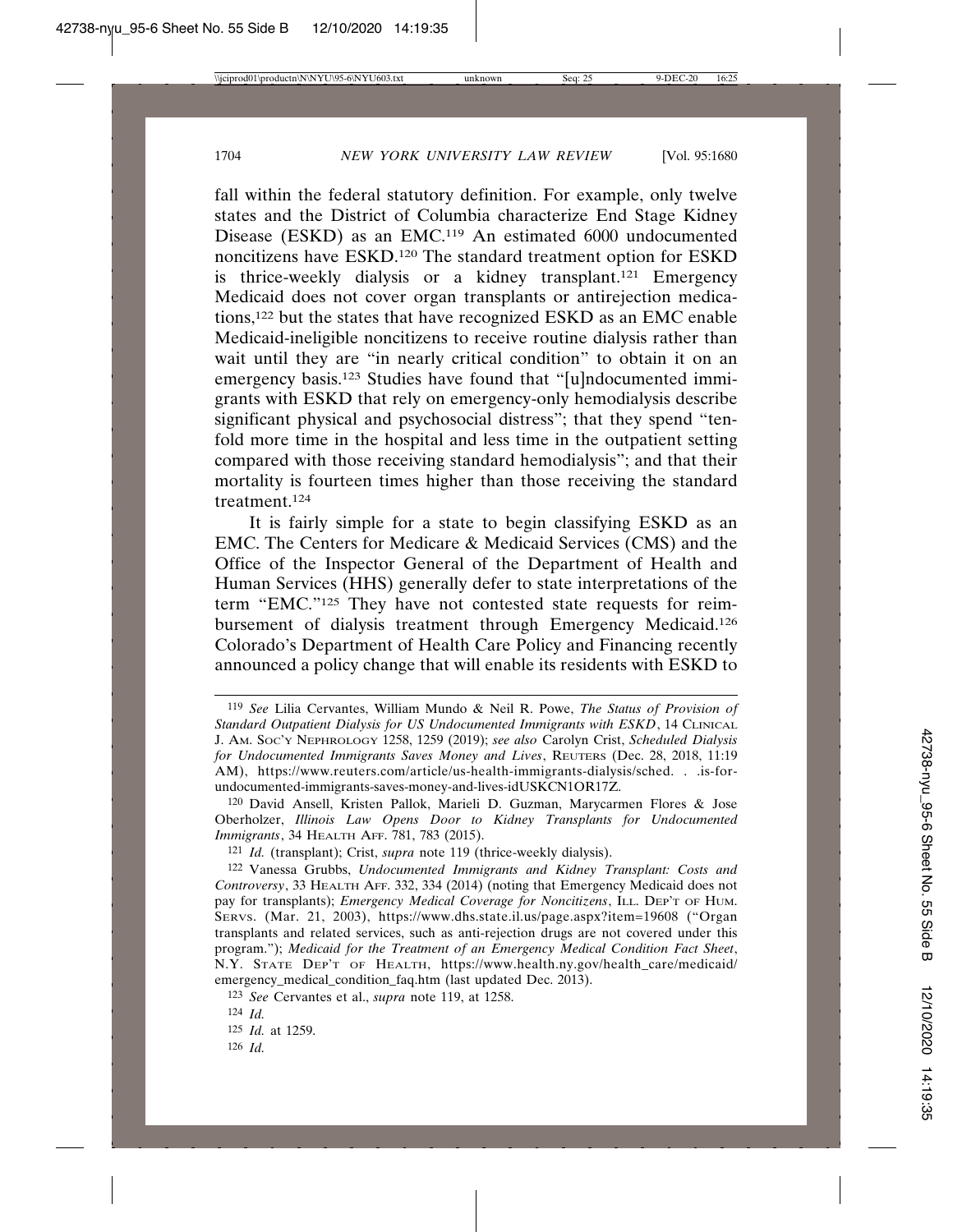fall within the federal statutory definition. For example, only twelve states and the District of Columbia characterize End Stage Kidney Disease (ESKD) as an EMC.[119] An estimated 6000 undocumented noncitizens have ESKD.[120] The standard treatment option for ESKD is thrice-weekly dialysis or a kidney transplant.[121] Emergency Medicaid does not cover organ transplants or antirejection medications,[122] but the states that have recognized ESKD as an EMC enable Medicaid-ineligible noncitizens to receive routine dialysis rather than wait until they are "in nearly critical condition" to obtain it on an emergency basis.[123] Studies have found that "[u]ndocumented immigrants with ESKD that rely on emergency-only hemodialysis describe significant physical and psychosocial distress"; that they spend "tenfold more time in the hospital and less time in the outpatient setting compared with those receiving standard hemodialysis"; and that their mortality is fourteen times higher than those receiving the standard treatment.[124]

It is fairly simple for a state to begin classifying ESKD as an EMC. The Centers for Medicare & Medicaid Services (CMS) and the Office of the Inspector General of the Department of Health and Human Services (HHS) generally defer to state interpretations of the term "EMC."[125] They have not contested state requests for reimbursement of dialysis treatment through Emergency Medicaid.[126] Colorado's Department of Health Care Policy and Financing recently announced a policy change that will enable its residents with ESKD to

---

119 *See* Lilia Cervantes, William Mundo & Neil R. Powe, *The Status of Provision of Standard Outpatient Dialysis for US Undocumented Immigrants with ESKD*, 14 Clinical J. Am. Soc'y Nephrology 1258, 1259 (2019); *see also* Carolyn Crist, *Scheduled Dialysis for Undocumented Immigrants Saves Money and Lives*, Reuters (Dec. 28, 2018, 11:19 AM), https://www.reuters.com/article/us-health-immigrants-dialysis/sched. . .is-for-undocumented-immigrants-saves-money-and-lives-idUSKCN1OR17Z.

120 David Ansell, Kristen Pallok, Marieli D. Guzman, Marycarmen Flores & Jose Oberholzer, *Illinois Law Opens Door to Kidney Transplants for Undocumented Immigrants*, 34 Health Aff. 781, 783 (2015).

121 *Id.* (transplant); Crist, *supra* note 119 (thrice-weekly dialysis).

122 Vanessa Grubbs, *Undocumented Immigrants and Kidney Transplant: Costs and Controversy*, 33 Health Aff. 332, 334 (2014) (noting that Emergency Medicaid does not pay for transplants); *Emergency Medical Coverage for Noncitizens*, Ill. Dep't of Hum. Servs. (Mar. 21, 2003), https://www.dhs.state.il.us/page.aspx?item=19608 ("Organ transplants and related services, such as anti-rejection drugs are not covered under this program."); *Medicaid for the Treatment of an Emergency Medical Condition Fact Sheet*, N.Y. State Dep't of Health, https://www.health.ny.gov/health_care/medicaid/emergency_medical_condition_faq.htm (last updated Dec. 2013).

123 *See* Cervantes et al., *supra* note 119, at 1258.

124 *Id.*

125 *Id.* at 1259.

126 *Id.*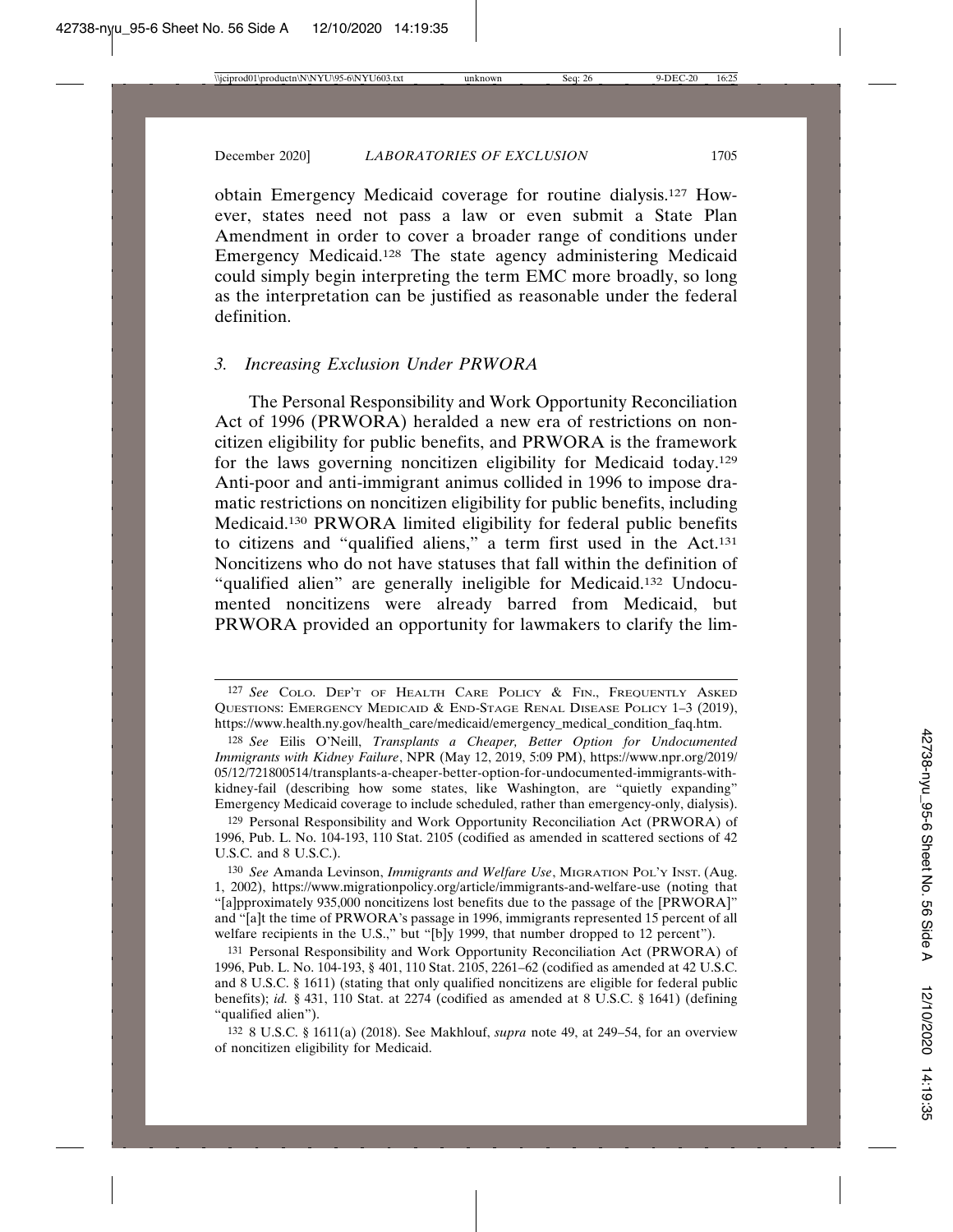obtain Emergency Medicaid coverage for routine dialysis.[127] However, states need not pass a law or even submit a State Plan Amendment in order to cover a broader range of conditions under Emergency Medicaid.[128] The state agency administering Medicaid could simply begin interpreting the term EMC more broadly, so long as the interpretation can be justified as reasonable under the federal definition.

### *3. Increasing Exclusion Under PRWORA*

The Personal Responsibility and Work Opportunity Reconciliation Act of 1996 (PRWORA) heralded a new era of restrictions on noncitizen eligibility for public benefits, and PRWORA is the framework for the laws governing noncitizen eligibility for Medicaid today.[129] Anti-poor and anti-immigrant animus collided in 1996 to impose dramatic restrictions on noncitizen eligibility for public benefits, including Medicaid.[130] PRWORA limited eligibility for federal public benefits to citizens and "qualified aliens," a term first used in the Act.[131] Noncitizens who do not have statuses that fall within the definition of "qualified alien" are generally ineligible for Medicaid.[132] Undocumented noncitizens were already barred from Medicaid, but PRWORA provided an opportunity for lawmakers to clarify the lim-

---

[127] *See* COLO. DEP'T OF HEALTH CARE POLICY & FIN., FREQUENTLY ASKED QUESTIONS: EMERGENCY MEDICAID & END-STAGE RENAL DISEASE POLICY 1–3 (2019), https://www.health.ny.gov/health_care/medicaid/emergency_medical_condition_faq.htm.

[128] *See* Eilis O'Neill, *Transplants a Cheaper, Better Option for Undocumented Immigrants with Kidney Failure*, NPR (May 12, 2019, 5:09 PM), https://www.npr.org/2019/05/12/721800514/transplants-a-cheaper-better-option-for-undocumented-immigrants-with-kidney-fail (describing how some states, like Washington, are "quietly expanding" Emergency Medicaid coverage to include scheduled, rather than emergency-only, dialysis).

[129] Personal Responsibility and Work Opportunity Reconciliation Act (PRWORA) of 1996, Pub. L. No. 104-193, 110 Stat. 2105 (codified as amended in scattered sections of 42 U.S.C. and 8 U.S.C.).

[130] *See* Amanda Levinson, *Immigrants and Welfare Use*, MIGRATION POL'Y INST. (Aug. 1, 2002), https://www.migrationpolicy.org/article/immigrants-and-welfare-use (noting that "[a]pproximately 935,000 noncitizens lost benefits due to the passage of the [PRWORA]" and "[a]t the time of PRWORA's passage in 1996, immigrants represented 15 percent of all welfare recipients in the U.S.," but "[b]y 1999, that number dropped to 12 percent").

[131] Personal Responsibility and Work Opportunity Reconciliation Act (PRWORA) of 1996, Pub. L. No. 104-193, § 401, 110 Stat. 2105, 2261–62 (codified as amended at 42 U.S.C. and 8 U.S.C. § 1611) (stating that only qualified noncitizens are eligible for federal public benefits); *id.* § 431, 110 Stat. at 2274 (codified as amended at 8 U.S.C. § 1641) (defining "qualified alien").

[132] 8 U.S.C. § 1611(a) (2018). See Makhlouf, *supra* note 49, at 249–54, for an overview of noncitizen eligibility for Medicaid.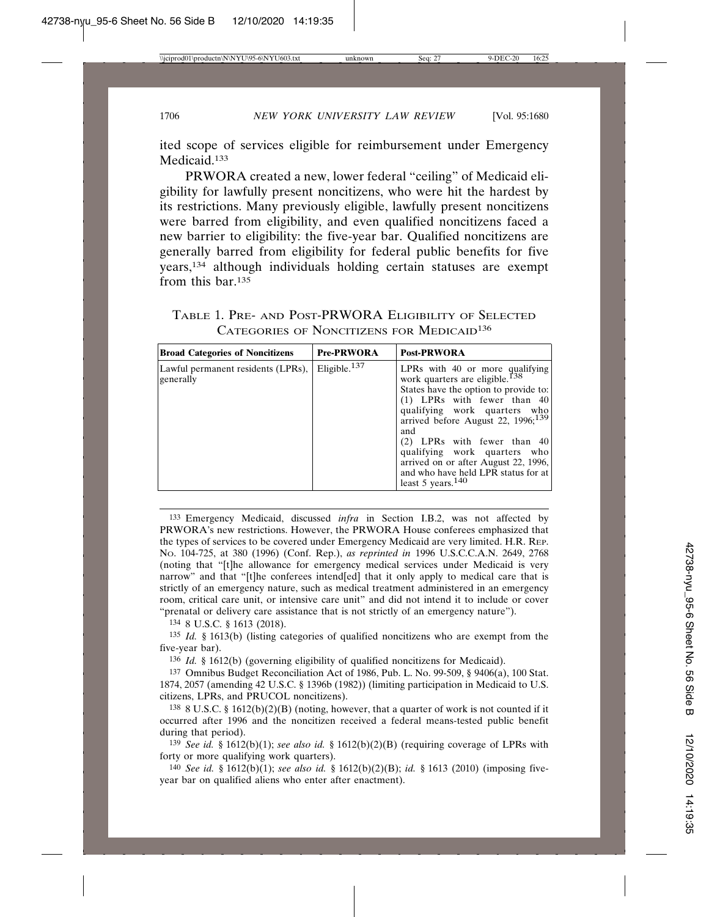ited scope of services eligible for reimbursement under Emergency Medicaid.[133]

PRWORA created a new, lower federal "ceiling" of Medicaid eligibility for lawfully present noncitizens, who were hit the hardest by its restrictions. Many previously eligible, lawfully present noncitizens were barred from eligibility, and even qualified noncitizens faced a new barrier to eligibility: the five-year bar. Qualified noncitizens are generally barred from eligibility for federal public benefits for five years,[134] although individuals holding certain statuses are exempt from this bar.[135]

TABLE 1. PRE- AND POST-PRWORA ELIGIBILITY OF SELECTED CATEGORIES OF NONCITIZENS FOR MEDICAID[136]

| Broad Categories of Noncitizens | Pre-PRWORA | Post-PRWORA |
|---|---|---|
| Lawful permanent residents (LPRs), generally | Eligible.[137] | LPRs with 40 or more qualifying work quarters are eligible.[138] States have the option to provide to: (1) LPRs with fewer than 40 qualifying work quarters who arrived before August 22, 1996;[139] and (2) LPRs with fewer than 40 qualifying work quarters who arrived on or after August 22, 1996, and who have held LPR status for at least 5 years.[140] |

133 Emergency Medicaid, discussed *infra* in Section I.B.2, was not affected by PRWORA's new restrictions. However, the PRWORA House conferees emphasized that the types of services to be covered under Emergency Medicaid are very limited. H.R. REP. NO. 104-725, at 380 (1996) (Conf. Rep.), *as reprinted in* 1996 U.S.C.C.A.N. 2649, 2768 (noting that "[t]he allowance for emergency medical services under Medicaid is very narrow" and that "[t]he conferees intend[ed] that it only apply to medical care that is strictly of an emergency nature, such as medical treatment administered in an emergency room, critical care unit, or intensive care unit" and did not intend it to include or cover "prenatal or delivery care assistance that is not strictly of an emergency nature").

134 8 U.S.C. § 1613 (2018).

135 *Id.* § 1613(b) (listing categories of qualified noncitizens who are exempt from the five-year bar).

136 *Id.* § 1612(b) (governing eligibility of qualified noncitizens for Medicaid).

137 Omnibus Budget Reconciliation Act of 1986, Pub. L. No. 99-509, § 9406(a), 100 Stat. 1874, 2057 (amending 42 U.S.C. § 1396b (1982)) (limiting participation in Medicaid to U.S. citizens, LPRs, and PRUCOL noncitizens).

138 8 U.S.C. § 1612(b)(2)(B) (noting, however, that a quarter of work is not counted if it occurred after 1996 and the noncitizen received a federal means-tested public benefit during that period).

139 *See id.* § 1612(b)(1); *see also id.* § 1612(b)(2)(B) (requiring coverage of LPRs with forty or more qualifying work quarters).

140 *See id.* § 1612(b)(1); *see also id.* § 1612(b)(2)(B); *id.* § 1613 (2010) (imposing five-year bar on qualified aliens who enter after enactment).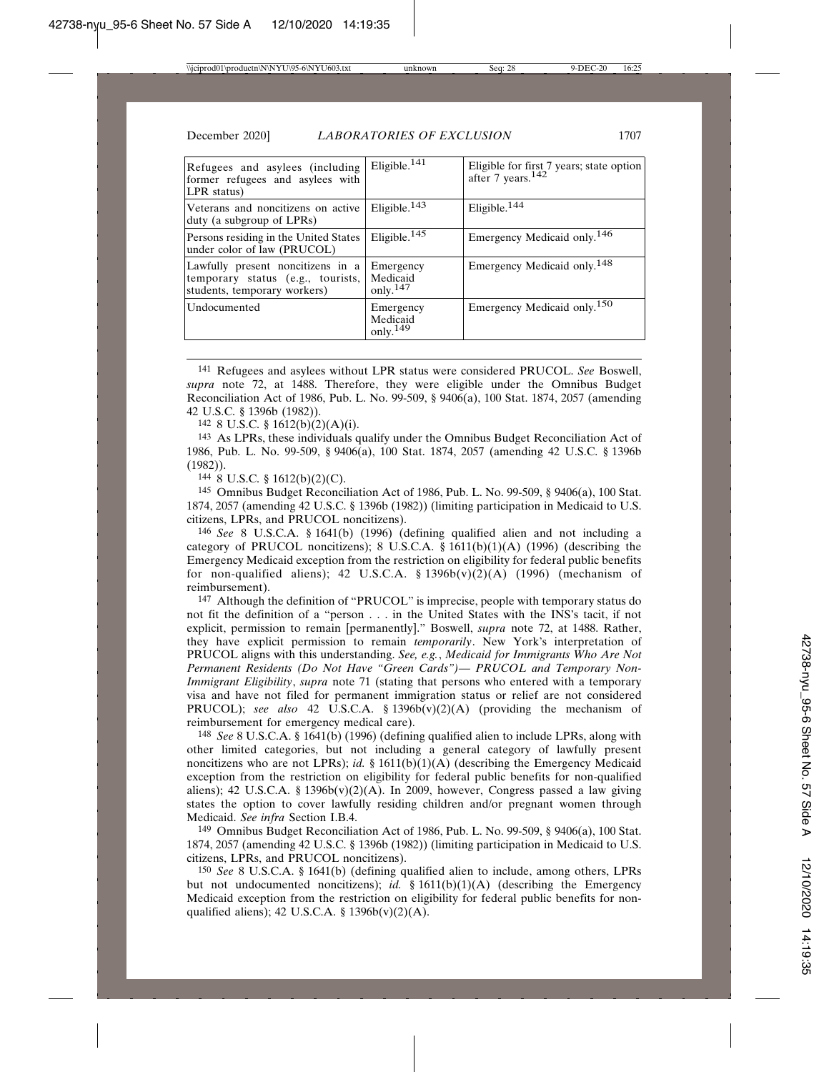| Refugees and asylees (including former refugees and asylees with LPR status) | Eligible.[141] | Eligible for first 7 years; state option after 7 years.[142] |
|---|---|---|
| Veterans and noncitizens on active duty (a subgroup of LPRs) | Eligible.[143] | Eligible.[144] |
| Persons residing in the United States under color of law (PRUCOL) | Eligible.[145] | Emergency Medicaid only.[146] |
| Lawfully present noncitizens in a temporary status (e.g., tourists, students, temporary workers) | Emergency Medicaid only.[147] | Emergency Medicaid only.[148] |
| Undocumented | Emergency Medicaid only.[149] | Emergency Medicaid only.[150] |

141 Refugees and asylees without LPR status were considered PRUCOL. *See* Boswell, *supra* note 72, at 1488. Therefore, they were eligible under the Omnibus Budget Reconciliation Act of 1986, Pub. L. No. 99-509, § 9406(a), 100 Stat. 1874, 2057 (amending 42 U.S.C. § 1396b (1982)).

142 8 U.S.C. § 1612(b)(2)(A)(i).

143 As LPRs, these individuals qualify under the Omnibus Budget Reconciliation Act of 1986, Pub. L. No. 99-509, § 9406(a), 100 Stat. 1874, 2057 (amending 42 U.S.C. § 1396b (1982)).

144 8 U.S.C. § 1612(b)(2)(C).

145 Omnibus Budget Reconciliation Act of 1986, Pub. L. No. 99-509, § 9406(a), 100 Stat. 1874, 2057 (amending 42 U.S.C. § 1396b (1982)) (limiting participation in Medicaid to U.S. citizens, LPRs, and PRUCOL noncitizens).

146 *See* 8 U.S.C.A. § 1641(b) (1996) (defining qualified alien and not including a category of PRUCOL noncitizens); 8 U.S.C.A. § 1611(b)(1)(A) (1996) (describing the Emergency Medicaid exception from the restriction on eligibility for federal public benefits for non-qualified aliens); 42 U.S.C.A. § 1396b(v)(2)(A) (1996) (mechanism of reimbursement).

147 Although the definition of "PRUCOL" is imprecise, people with temporary status do not fit the definition of a "person . . . in the United States with the INS's tacit, if not explicit, permission to remain [permanently]." Boswell, *supra* note 72, at 1488. Rather, they have explicit permission to remain *temporarily*. New York's interpretation of PRUCOL aligns with this understanding. *See, e.g.*, *Medicaid for Immigrants Who Are Not Permanent Residents (Do Not Have "Green Cards")— PRUCOL and Temporary Non-Immigrant Eligibility*, *supra* note 71 (stating that persons who entered with a temporary visa and have not filed for permanent immigration status or relief are not considered PRUCOL); *see also* 42 U.S.C.A. § 1396b(v)(2)(A) (providing the mechanism of reimbursement for emergency medical care).

148 *See* 8 U.S.C.A. § 1641(b) (1996) (defining qualified alien to include LPRs, along with other limited categories, but not including a general category of lawfully present noncitizens who are not LPRs); *id.* § 1611(b)(1)(A) (describing the Emergency Medicaid exception from the restriction on eligibility for federal public benefits for non-qualified aliens); 42 U.S.C.A. § 1396b(v)(2)(A). In 2009, however, Congress passed a law giving states the option to cover lawfully residing children and/or pregnant women through Medicaid. *See infra* Section I.B.4.

149 Omnibus Budget Reconciliation Act of 1986, Pub. L. No. 99-509, § 9406(a), 100 Stat. 1874, 2057 (amending 42 U.S.C. § 1396b (1982)) (limiting participation in Medicaid to U.S. citizens, LPRs, and PRUCOL noncitizens).

150 *See* 8 U.S.C.A. § 1641(b) (defining qualified alien to include, among others, LPRs but not undocumented noncitizens); *id.* § 1611(b)(1)(A) (describing the Emergency Medicaid exception from the restriction on eligibility for federal public benefits for non-qualified aliens); 42 U.S.C.A. § 1396b(v)(2)(A).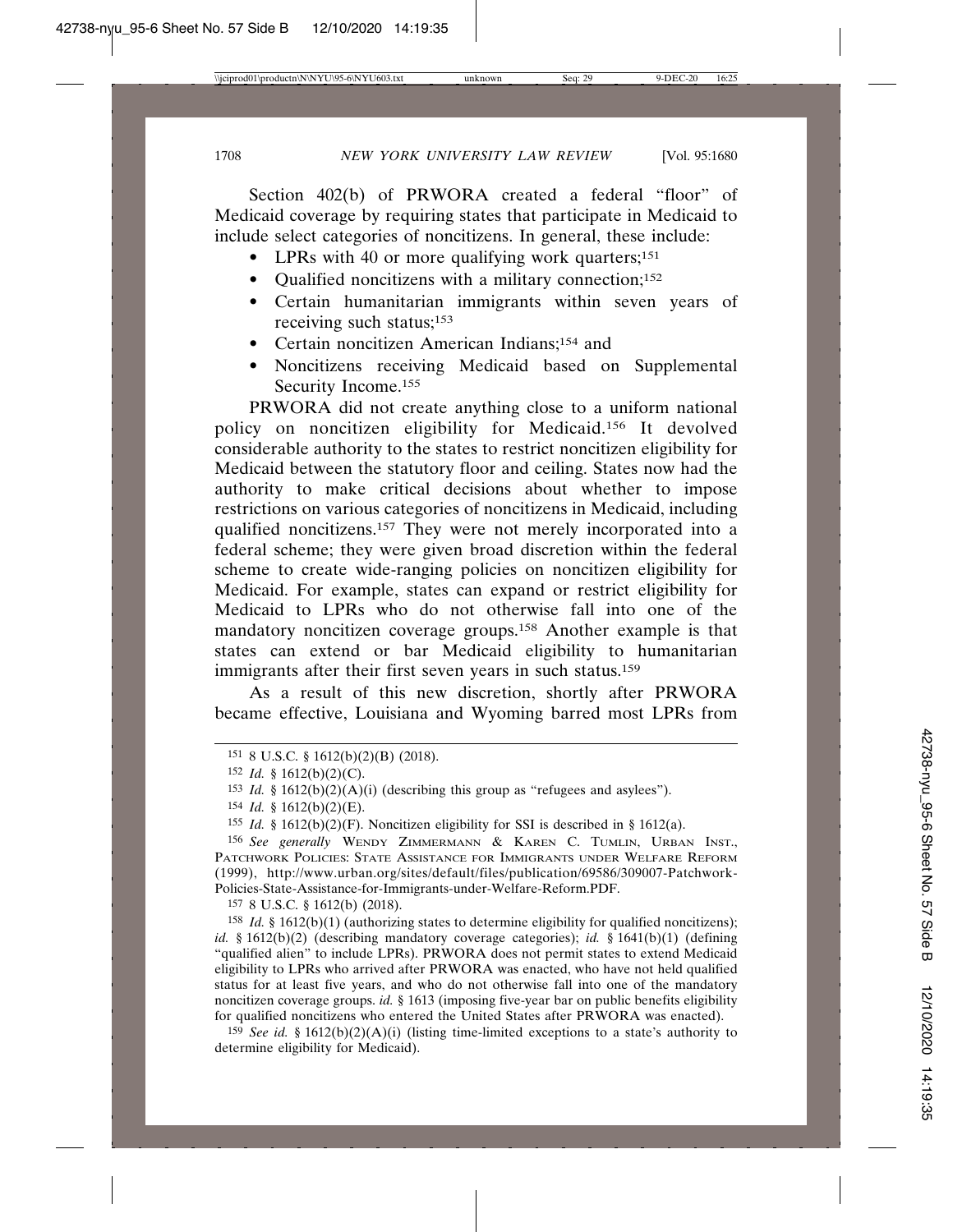Section 402(b) of PRWORA created a federal "floor" of Medicaid coverage by requiring states that participate in Medicaid to include select categories of noncitizens. In general, these include:

- LPRs with 40 or more qualifying work quarters;[151]
- Qualified noncitizens with a military connection;[152]
- Certain humanitarian immigrants within seven years of receiving such status;[153]
- Certain noncitizen American Indians;[154] and
- Noncitizens receiving Medicaid based on Supplemental Security Income.[155]

PRWORA did not create anything close to a uniform national policy on noncitizen eligibility for Medicaid.[156] It devolved considerable authority to the states to restrict noncitizen eligibility for Medicaid between the statutory floor and ceiling. States now had the authority to make critical decisions about whether to impose restrictions on various categories of noncitizens in Medicaid, including qualified noncitizens.[157] They were not merely incorporated into a federal scheme; they were given broad discretion within the federal scheme to create wide-ranging policies on noncitizen eligibility for Medicaid. For example, states can expand or restrict eligibility for Medicaid to LPRs who do not otherwise fall into one of the mandatory noncitizen coverage groups.[158] Another example is that states can extend or bar Medicaid eligibility to humanitarian immigrants after their first seven years in such status.[159]

As a result of this new discretion, shortly after PRWORA became effective, Louisiana and Wyoming barred most LPRs from

---

[151] 8 U.S.C. § 1612(b)(2)(B) (2018).

[152] *Id.* § 1612(b)(2)(C).

[153] *Id.* § 1612(b)(2)(A)(i) (describing this group as "refugees and asylees").

[154] *Id.* § 1612(b)(2)(E).

[155] *Id.* § 1612(b)(2)(F). Noncitizen eligibility for SSI is described in § 1612(a).

[156] *See generally* WENDY ZIMMERMANN & KAREN C. TUMLIN, URBAN INST., PATCHWORK POLICIES: STATE ASSISTANCE FOR IMMIGRANTS UNDER WELFARE REFORM (1999), http://www.urban.org/sites/default/files/publication/69586/309007-Patchwork-Policies-State-Assistance-for-Immigrants-under-Welfare-Reform.PDF.

[157] 8 U.S.C. § 1612(b) (2018).

[158] *Id.* § 1612(b)(1) (authorizing states to determine eligibility for qualified noncitizens); *id.* § 1612(b)(2) (describing mandatory coverage categories); *id.* § 1641(b)(1) (defining "qualified alien" to include LPRs). PRWORA does not permit states to extend Medicaid eligibility to LPRs who arrived after PRWORA was enacted, who have not held qualified status for at least five years, and who do not otherwise fall into one of the mandatory noncitizen coverage groups. *id.* § 1613 (imposing five-year bar on public benefits eligibility for qualified noncitizens who entered the United States after PRWORA was enacted).

[159] *See id.* § 1612(b)(2)(A)(i) (listing time-limited exceptions to a state's authority to determine eligibility for Medicaid).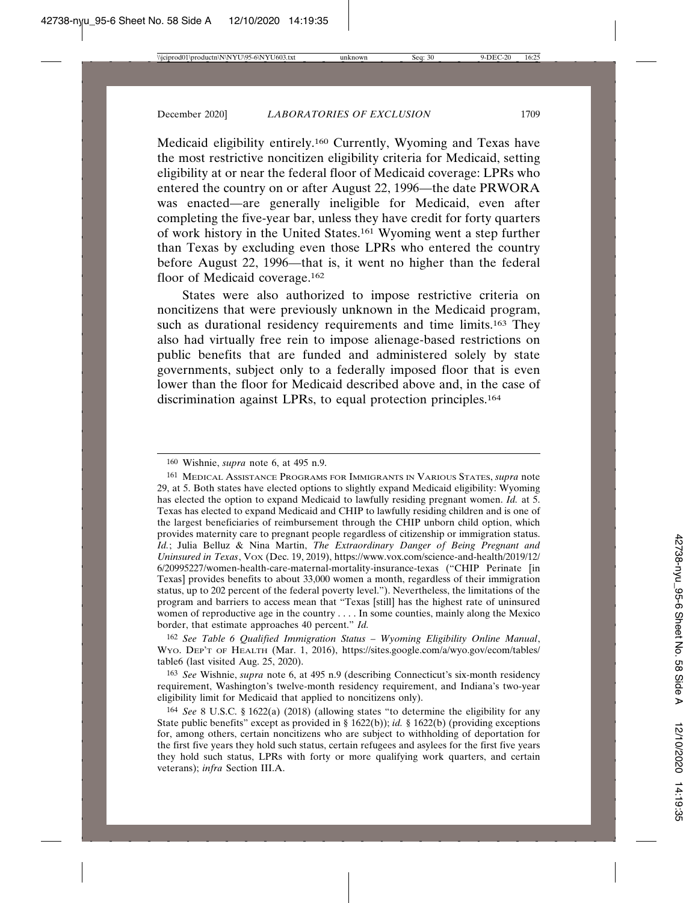Medicaid eligibility entirely.[160] Currently, Wyoming and Texas have the most restrictive noncitizen eligibility criteria for Medicaid, setting eligibility at or near the federal floor of Medicaid coverage: LPRs who entered the country on or after August 22, 1996—the date PRWORA was enacted—are generally ineligible for Medicaid, even after completing the five-year bar, unless they have credit for forty quarters of work history in the United States.[161] Wyoming went a step further than Texas by excluding even those LPRs who entered the country before August 22, 1996—that is, it went no higher than the federal floor of Medicaid coverage.[162]

States were also authorized to impose restrictive criteria on noncitizens that were previously unknown in the Medicaid program, such as durational residency requirements and time limits.[163] They also had virtually free rein to impose alienage-based restrictions on public benefits that are funded and administered solely by state governments, subject only to a federally imposed floor that is even lower than the floor for Medicaid described above and, in the case of discrimination against LPRs, to equal protection principles.[164]

---

160 Wishnie, *supra* note 6, at 495 n.9.

161 MEDICAL ASSISTANCE PROGRAMS FOR IMMIGRANTS IN VARIOUS STATES, *supra* note 29, at 5. Both states have elected options to slightly expand Medicaid eligibility: Wyoming has elected the option to expand Medicaid to lawfully residing pregnant women. *Id.* at 5. Texas has elected to expand Medicaid and CHIP to lawfully residing children and is one of the largest beneficiaries of reimbursement through the CHIP unborn child option, which provides maternity care to pregnant people regardless of citizenship or immigration status. *Id.*; Julia Belluz & Nina Martin, *The Extraordinary Danger of Being Pregnant and Uninsured in Texas*, VOX (Dec. 19, 2019), https://www.vox.com/science-and-health/2019/12/6/20995227/women-health-care-maternal-mortality-insurance-texas ("CHIP Perinate [in Texas] provides benefits to about 33,000 women a month, regardless of their immigration status, up to 202 percent of the federal poverty level."). Nevertheless, the limitations of the program and barriers to access mean that "Texas [still] has the highest rate of uninsured women of reproductive age in the country . . . . In some counties, mainly along the Mexico border, that estimate approaches 40 percent." *Id.*

162 *See Table 6 Qualified Immigration Status – Wyoming Eligibility Online Manual*, WYO. DEP'T OF HEALTH (Mar. 1, 2016), https://sites.google.com/a/wyo.gov/ecom/tables/table6 (last visited Aug. 25, 2020).

163 *See* Wishnie, *supra* note 6, at 495 n.9 (describing Connecticut's six-month residency requirement, Washington's twelve-month residency requirement, and Indiana's two-year eligibility limit for Medicaid that applied to noncitizens only).

164 *See* 8 U.S.C. § 1622(a) (2018) (allowing states "to determine the eligibility for any State public benefits" except as provided in § 1622(b)); *id.* § 1622(b) (providing exceptions for, among others, certain noncitizens who are subject to withholding of deportation for the first five years they hold such status, certain refugees and asylees for the first five years they hold such status, LPRs with forty or more qualifying work quarters, and certain veterans); *infra* Section III.A.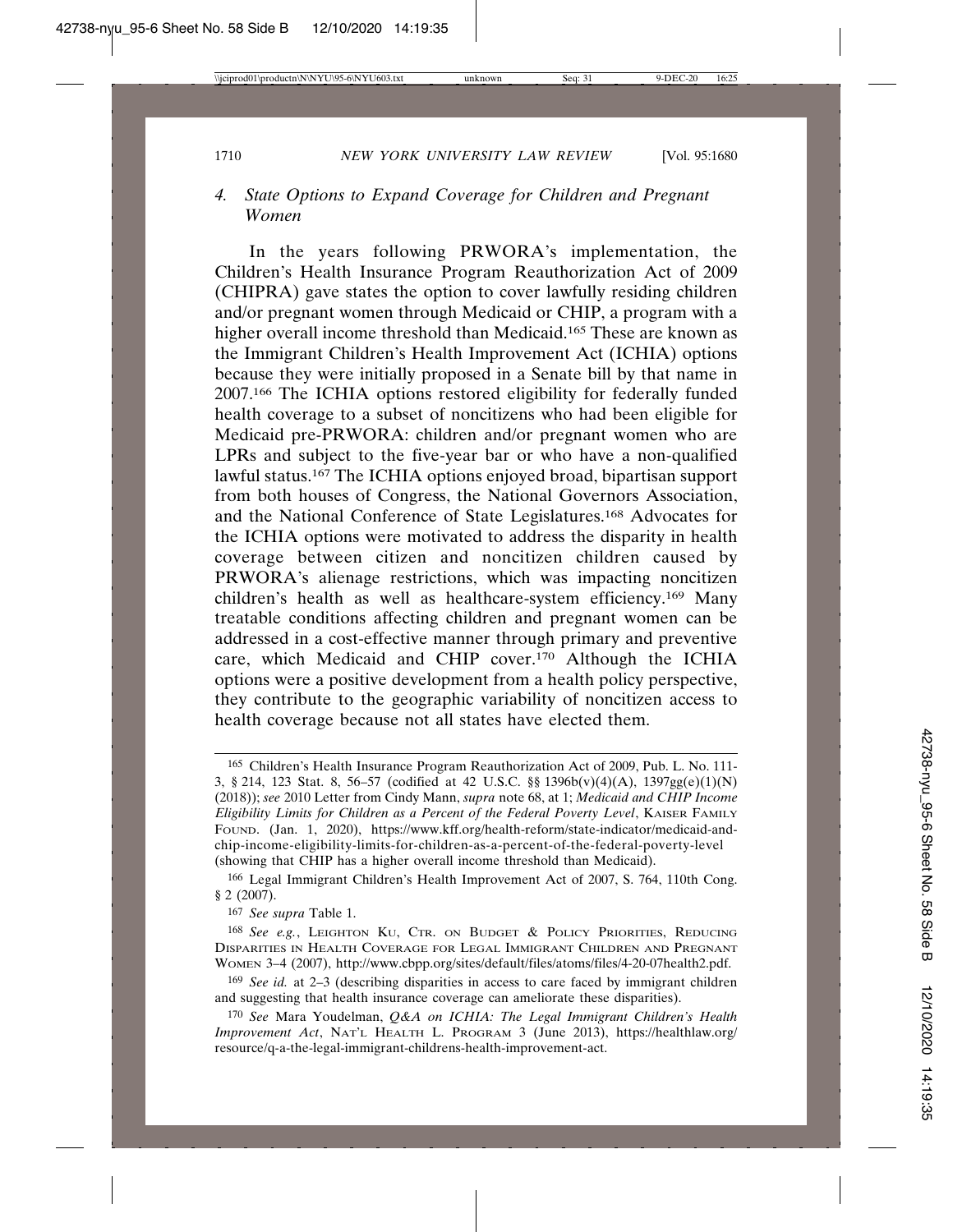### 4. *State Options to Expand Coverage for Children and Pregnant Women*

In the years following PRWORA's implementation, the Children's Health Insurance Program Reauthorization Act of 2009 (CHIPRA) gave states the option to cover lawfully residing children and/or pregnant women through Medicaid or CHIP, a program with a higher overall income threshold than Medicaid.[165] These are known as the Immigrant Children's Health Improvement Act (ICHIA) options because they were initially proposed in a Senate bill by that name in 2007.[166] The ICHIA options restored eligibility for federally funded health coverage to a subset of noncitizens who had been eligible for Medicaid pre-PRWORA: children and/or pregnant women who are LPRs and subject to the five-year bar or who have a non-qualified lawful status.[167] The ICHIA options enjoyed broad, bipartisan support from both houses of Congress, the National Governors Association, and the National Conference of State Legislatures.[168] Advocates for the ICHIA options were motivated to address the disparity in health coverage between citizen and noncitizen children caused by PRWORA's alienage restrictions, which was impacting noncitizen children's health as well as healthcare-system efficiency.[169] Many treatable conditions affecting children and pregnant women can be addressed in a cost-effective manner through primary and preventive care, which Medicaid and CHIP cover.[170] Although the ICHIA options were a positive development from a health policy perspective, they contribute to the geographic variability of noncitizen access to health coverage because not all states have elected them.

---

[165] Children's Health Insurance Program Reauthorization Act of 2009, Pub. L. No. 111-3, § 214, 123 Stat. 8, 56–57 (codified at 42 U.S.C. §§ 1396b(v)(4)(A), 1397gg(e)(1)(N) (2018)); *see* 2010 Letter from Cindy Mann, *supra* note 68, at 1; *Medicaid and CHIP Income Eligibility Limits for Children as a Percent of the Federal Poverty Level*, KAISER FAMILY FOUND. (Jan. 1, 2020), https://www.kff.org/health-reform/state-indicator/medicaid-and-chip-income-eligibility-limits-for-children-as-a-percent-of-the-federal-poverty-level (showing that CHIP has a higher overall income threshold than Medicaid).

[166] Legal Immigrant Children's Health Improvement Act of 2007, S. 764, 110th Cong. § 2 (2007).

[167] *See supra* Table 1.

[168] *See e.g.*, LEIGHTON KU, CTR. ON BUDGET & POLICY PRIORITIES, REDUCING DISPARITIES IN HEALTH COVERAGE FOR LEGAL IMMIGRANT CHILDREN AND PREGNANT WOMEN 3–4 (2007), http://www.cbpp.org/sites/default/files/atoms/files/4-20-07health2.pdf.

[169] *See id.* at 2–3 (describing disparities in access to care faced by immigrant children and suggesting that health insurance coverage can ameliorate these disparities).

[170] *See* Mara Youdelman, *Q&A on ICHIA: The Legal Immigrant Children's Health Improvement Act*, NAT'L HEALTH L. PROGRAM 3 (June 2013), https://healthlaw.org/resource/q-a-the-legal-immigrant-childrens-health-improvement-act.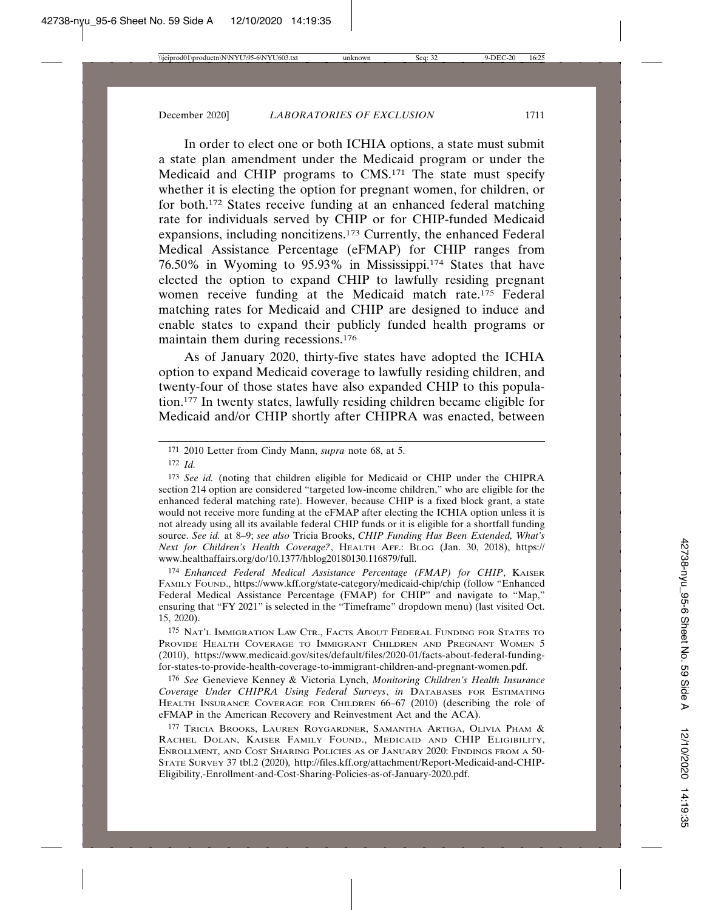In order to elect one or both ICHIA options, a state must submit a state plan amendment under the Medicaid program or under the Medicaid and CHIP programs to CMS.[171] The state must specify whether it is electing the option for pregnant women, for children, or for both.[172] States receive funding at an enhanced federal matching rate for individuals served by CHIP or for CHIP-funded Medicaid expansions, including noncitizens.[173] Currently, the enhanced Federal Medical Assistance Percentage (eFMAP) for CHIP ranges from 76.50% in Wyoming to 95.93% in Mississippi.[174] States that have elected the option to expand CHIP to lawfully residing pregnant women receive funding at the Medicaid match rate.[175] Federal matching rates for Medicaid and CHIP are designed to induce and enable states to expand their publicly funded health programs or maintain them during recessions.[176]

As of January 2020, thirty-five states have adopted the ICHIA option to expand Medicaid coverage to lawfully residing children, and twenty-four of those states have also expanded CHIP to this population.[177] In twenty states, lawfully residing children became eligible for Medicaid and/or CHIP shortly after CHIPRA was enacted, between

---

171 2010 Letter from Cindy Mann, *supra* note 68, at 5.

172 *Id.*

173 *See id.* (noting that children eligible for Medicaid or CHIP under the CHIPRA section 214 option are considered "targeted low-income children," who are eligible for the enhanced federal matching rate). However, because CHIP is a fixed block grant, a state would not receive more funding at the eFMAP after electing the ICHIA option unless it is not already using all its available federal CHIP funds or it is eligible for a shortfall funding source. *See id.* at 8–9; *see also* Tricia Brooks, *CHIP Funding Has Been Extended, What's Next for Children's Health Coverage?*, HEALTH AFF.: BLOG (Jan. 30, 2018), https://www.healthaffairs.org/do/10.1377/hblog20180130.116879/full.

174 *Enhanced Federal Medical Assistance Percentage (FMAP) for CHIP*, KAISER FAMILY FOUND., https://www.kff.org/state-category/medicaid-chip/chip (follow "Enhanced Federal Medical Assistance Percentage (FMAP) for CHIP" and navigate to "Map," ensuring that "FY 2021" is selected in the "Timeframe" dropdown menu) (last visited Oct. 15, 2020).

175 NAT'L IMMIGRATION LAW CTR., FACTS ABOUT FEDERAL FUNDING FOR STATES TO PROVIDE HEALTH COVERAGE TO IMMIGRANT CHILDREN AND PREGNANT WOMEN 5 (2010), https://www.medicaid.gov/sites/default/files/2020-01/facts-about-federal-funding-for-states-to-provide-health-coverage-to-immigrant-children-and-pregnant-women.pdf.

176 *See* Genevieve Kenney & Victoria Lynch, *Monitoring Children's Health Insurance Coverage Under CHIPRA Using Federal Surveys*, *in* DATABASES FOR ESTIMATING HEALTH INSURANCE COVERAGE FOR CHILDREN 66–67 (2010) (describing the role of eFMAP in the American Recovery and Reinvestment Act and the ACA).

177 TRICIA BROOKS, LAUREN ROYGARDNER, SAMANTHA ARTIGA, OLIVIA PHAM & RACHEL DOLAN, KAISER FAMILY FOUND., MEDICAID AND CHIP ELIGIBILITY, ENROLLMENT, AND COST SHARING POLICIES AS OF JANUARY 2020: FINDINGS FROM A 50-STATE SURVEY 37 tbl.2 (2020), http://files.kff.org/attachment/Report-Medicaid-and-CHIP-Eligibility,-Enrollment-and-Cost-Sharing-Policies-as-of-January-2020.pdf.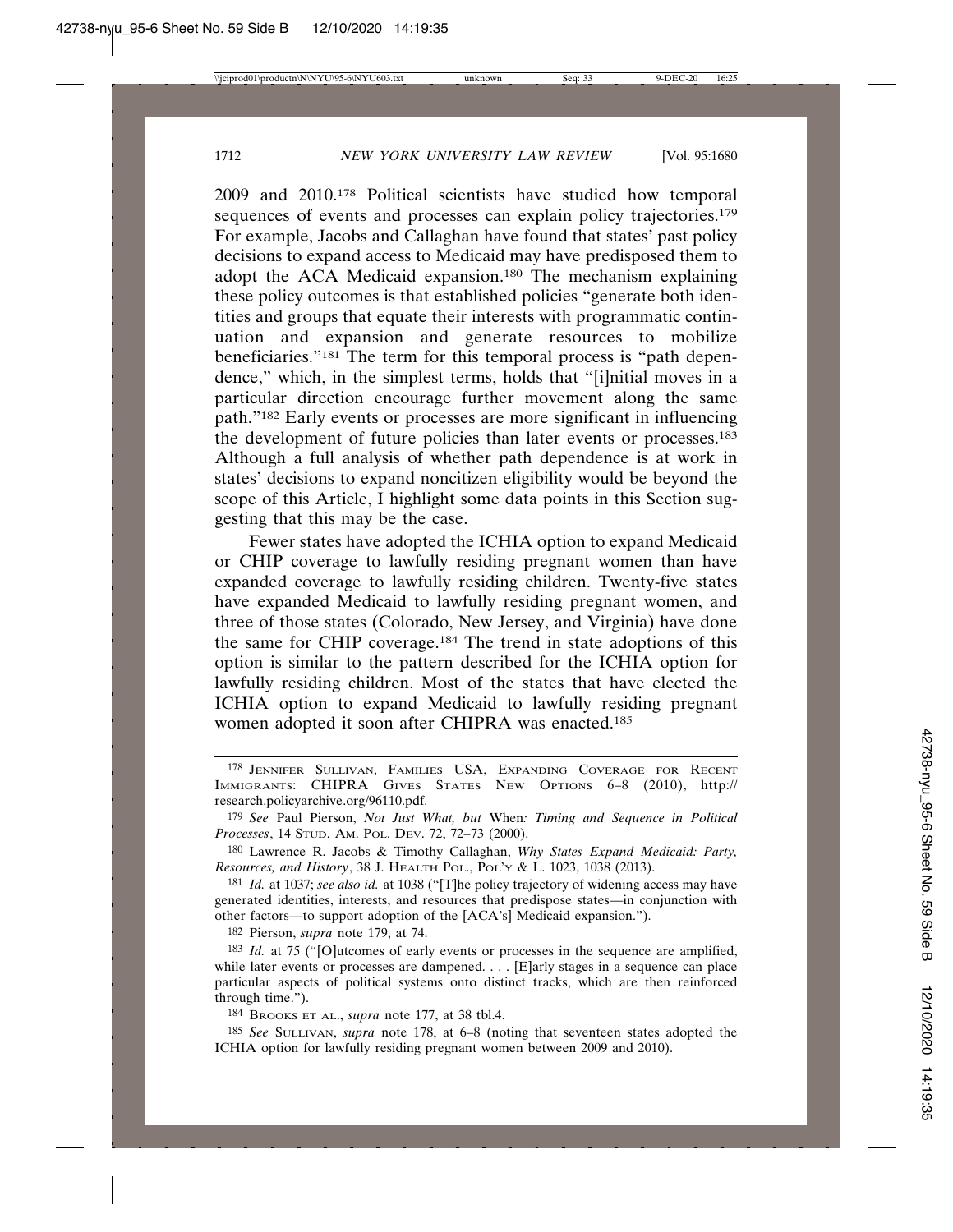2009 and 2010.[178] Political scientists have studied how temporal sequences of events and processes can explain policy trajectories.[179] For example, Jacobs and Callaghan have found that states' past policy decisions to expand access to Medicaid may have predisposed them to adopt the ACA Medicaid expansion.[180] The mechanism explaining these policy outcomes is that established policies "generate both identities and groups that equate their interests with programmatic continuation and expansion and generate resources to mobilize beneficiaries."[181] The term for this temporal process is "path dependence," which, in the simplest terms, holds that "[i]nitial moves in a particular direction encourage further movement along the same path."[182] Early events or processes are more significant in influencing the development of future policies than later events or processes.[183] Although a full analysis of whether path dependence is at work in states' decisions to expand noncitizen eligibility would be beyond the scope of this Article, I highlight some data points in this Section suggesting that this may be the case.

Fewer states have adopted the ICHIA option to expand Medicaid or CHIP coverage to lawfully residing pregnant women than have expanded coverage to lawfully residing children. Twenty-five states have expanded Medicaid to lawfully residing pregnant women, and three of those states (Colorado, New Jersey, and Virginia) have done the same for CHIP coverage.[184] The trend in state adoptions of this option is similar to the pattern described for the ICHIA option for lawfully residing children. Most of the states that have elected the ICHIA option to expand Medicaid to lawfully residing pregnant women adopted it soon after CHIPRA was enacted.[185]

---

178 JENNIFER SULLIVAN, FAMILIES USA, EXPANDING COVERAGE FOR RECENT IMMIGRANTS: CHIPRA GIVES STATES NEW OPTIONS 6–8 (2010), http://research.policyarchive.org/96110.pdf.

179 *See* Paul Pierson, *Not Just What, but* When*: Timing and Sequence in Political Processes*, 14 STUD. AM. POL. DEV. 72, 72–73 (2000).

180 Lawrence R. Jacobs & Timothy Callaghan, *Why States Expand Medicaid: Party, Resources, and History*, 38 J. HEALTH POL., POL'Y & L. 1023, 1038 (2013).

181 *Id.* at 1037; *see also id.* at 1038 ("[T]he policy trajectory of widening access may have generated identities, interests, and resources that predispose states—in conjunction with other factors—to support adoption of the [ACA's] Medicaid expansion.").

182 Pierson, *supra* note 179, at 74.

183 *Id.* at 75 ("[O]utcomes of early events or processes in the sequence are amplified, while later events or processes are dampened. . . . [E]arly stages in a sequence can place particular aspects of political systems onto distinct tracks, which are then reinforced through time.").

184 BROOKS ET AL., *supra* note 177, at 38 tbl.4.

185 *See* SULLIVAN, *supra* note 178, at 6–8 (noting that seventeen states adopted the ICHIA option for lawfully residing pregnant women between 2009 and 2010).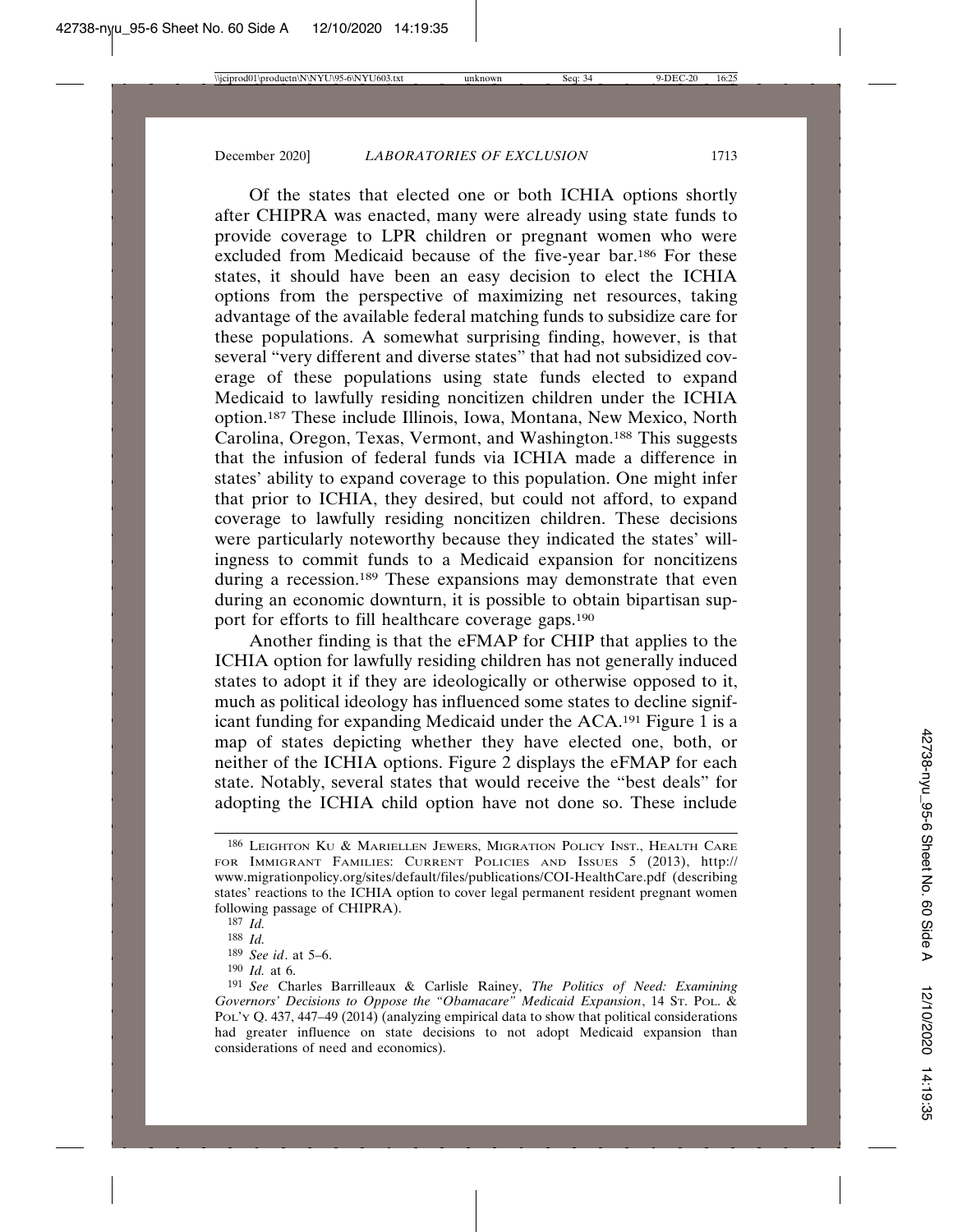Of the states that elected one or both ICHIA options shortly after CHIPRA was enacted, many were already using state funds to provide coverage to LPR children or pregnant women who were excluded from Medicaid because of the five-year bar.[186] For these states, it should have been an easy decision to elect the ICHIA options from the perspective of maximizing net resources, taking advantage of the available federal matching funds to subsidize care for these populations. A somewhat surprising finding, however, is that several "very different and diverse states" that had not subsidized coverage of these populations using state funds elected to expand Medicaid to lawfully residing noncitizen children under the ICHIA option.[187] These include Illinois, Iowa, Montana, New Mexico, North Carolina, Oregon, Texas, Vermont, and Washington.[188] This suggests that the infusion of federal funds via ICHIA made a difference in states' ability to expand coverage to this population. One might infer that prior to ICHIA, they desired, but could not afford, to expand coverage to lawfully residing noncitizen children. These decisions were particularly noteworthy because they indicated the states' willingness to commit funds to a Medicaid expansion for noncitizens during a recession.[189] These expansions may demonstrate that even during an economic downturn, it is possible to obtain bipartisan support for efforts to fill healthcare coverage gaps.[190]

Another finding is that the eFMAP for CHIP that applies to the ICHIA option for lawfully residing children has not generally induced states to adopt it if they are ideologically or otherwise opposed to it, much as political ideology has influenced some states to decline significant funding for expanding Medicaid under the ACA.[191] Figure 1 is a map of states depicting whether they have elected one, both, or neither of the ICHIA options. Figure 2 displays the eFMAP for each state. Notably, several states that would receive the "best deals" for adopting the ICHIA child option have not done so. These include

---

[186] LEIGHTON KU & MARIELLEN JEWERS, MIGRATION POLICY INST., HEALTH CARE FOR IMMIGRANT FAMILIES: CURRENT POLICIES AND ISSUES 5 (2013), http://www.migrationpolicy.org/sites/default/files/publications/COI-HealthCare.pdf (describing states' reactions to the ICHIA option to cover legal permanent resident pregnant women following passage of CHIPRA).

[187] *Id.*

[188] *Id.*

[189] *See id*. at 5–6.

[190] *Id.* at 6.

[191] *See* Charles Barrilleaux & Carlisle Rainey, *The Politics of Need: Examining Governors' Decisions to Oppose the "Obamacare" Medicaid Expansion*, 14 ST. POL. & POL'Y Q. 437, 447–49 (2014) (analyzing empirical data to show that political considerations had greater influence on state decisions to not adopt Medicaid expansion than considerations of need and economics).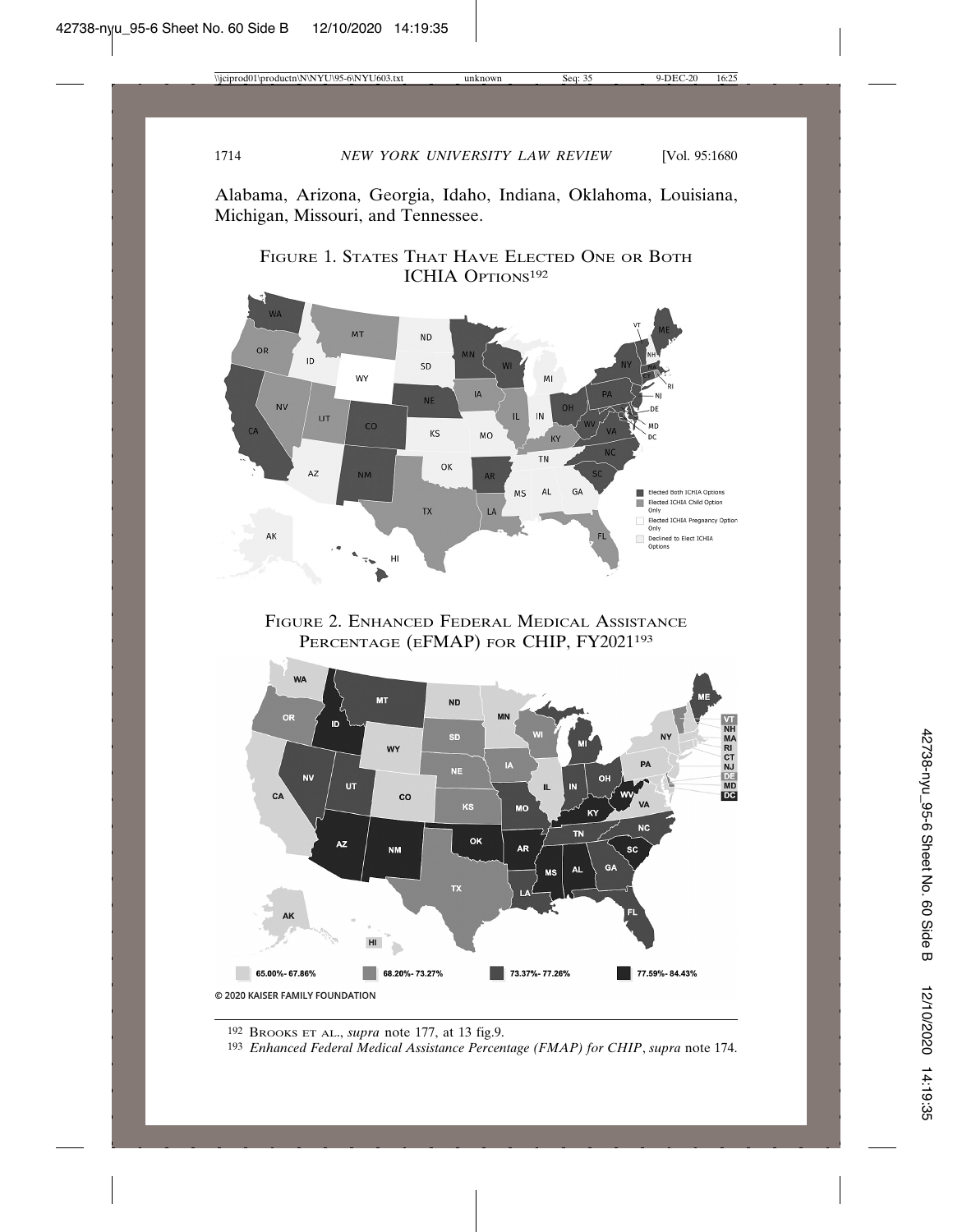Alabama, Arizona, Georgia, Idaho, Indiana, Oklahoma, Louisiana, Michigan, Missouri, and Tennessee.

FIGURE 1. STATES THAT HAVE ELECTED ONE OR BOTH ICHIA OPTIONS[192]

FIGURE 2. ENHANCED FEDERAL MEDICAL ASSISTANCE PERCENTAGE (EFMAP) FOR CHIP, FY2021[193]

---

[192] BROOKS ET AL., *supra* note 177, at 13 fig.9.

[193] *Enhanced Federal Medical Assistance Percentage (FMAP) for CHIP*, *supra* note 174.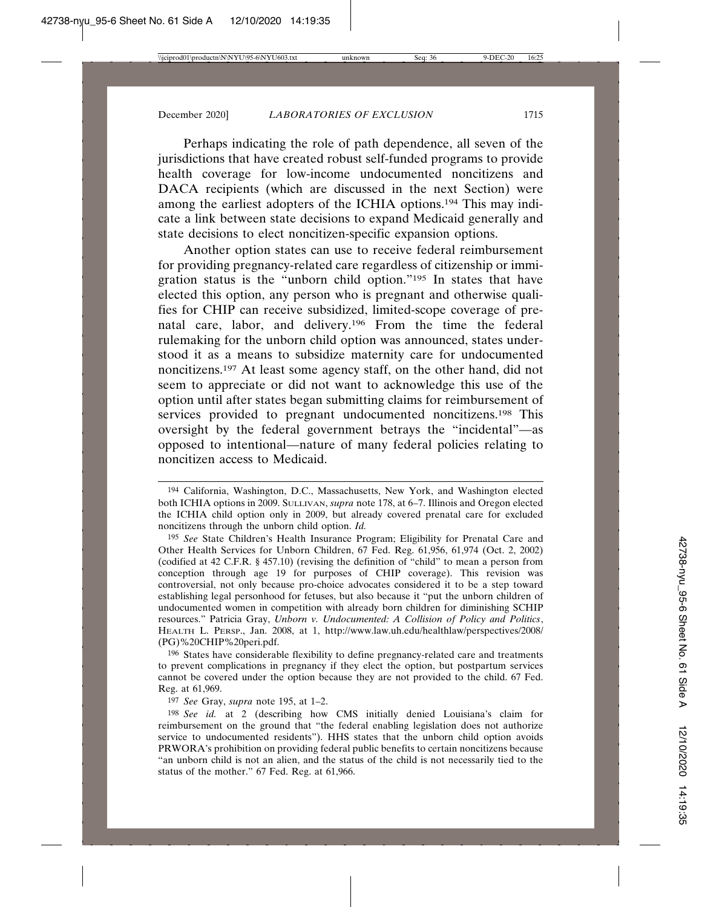Perhaps indicating the role of path dependence, all seven of the jurisdictions that have created robust self-funded programs to provide health coverage for low-income undocumented noncitizens and DACA recipients (which are discussed in the next Section) were among the earliest adopters of the ICHIA options.[194] This may indicate a link between state decisions to expand Medicaid generally and state decisions to elect noncitizen-specific expansion options.

Another option states can use to receive federal reimbursement for providing pregnancy-related care regardless of citizenship or immigration status is the "unborn child option."[195] In states that have elected this option, any person who is pregnant and otherwise qualifies for CHIP can receive subsidized, limited-scope coverage of prenatal care, labor, and delivery.[196] From the time the federal rulemaking for the unborn child option was announced, states understood it as a means to subsidize maternity care for undocumented noncitizens.[197] At least some agency staff, on the other hand, did not seem to appreciate or did not want to acknowledge this use of the option until after states began submitting claims for reimbursement of services provided to pregnant undocumented noncitizens.[198] This oversight by the federal government betrays the "incidental"—as opposed to intentional—nature of many federal policies relating to noncitizen access to Medicaid.

---

[194] California, Washington, D.C., Massachusetts, New York, and Washington elected both ICHIA options in 2009. SULLIVAN, *supra* note 178, at 6–7. Illinois and Oregon elected the ICHIA child option only in 2009, but already covered prenatal care for excluded noncitizens through the unborn child option. *Id.*

[195] *See* State Children's Health Insurance Program; Eligibility for Prenatal Care and Other Health Services for Unborn Children, 67 Fed. Reg. 61,956, 61,974 (Oct. 2, 2002) (codified at 42 C.F.R. § 457.10) (revising the definition of "child" to mean a person from conception through age 19 for purposes of CHIP coverage). This revision was controversial, not only because pro-choice advocates considered it to be a step toward establishing legal personhood for fetuses, but also because it "put the unborn children of undocumented women in competition with already born children for diminishing SCHIP resources." Patricia Gray, *Unborn v. Undocumented: A Collision of Policy and Politics*, HEALTH L. PERSP., Jan. 2008, at 1, http://www.law.uh.edu/healthlaw/perspectives/2008/(PG)%20CHIP%20peri.pdf.

[196] States have considerable flexibility to define pregnancy-related care and treatments to prevent complications in pregnancy if they elect the option, but postpartum services cannot be covered under the option because they are not provided to the child. 67 Fed. Reg. at 61,969.

[197] *See* Gray, *supra* note 195, at 1–2.

[198] *See id.* at 2 (describing how CMS initially denied Louisiana's claim for reimbursement on the ground that "the federal enabling legislation does not authorize service to undocumented residents"). HHS states that the unborn child option avoids PRWORA's prohibition on providing federal public benefits to certain noncitizens because "an unborn child is not an alien, and the status of the child is not necessarily tied to the status of the mother." 67 Fed. Reg. at 61,966.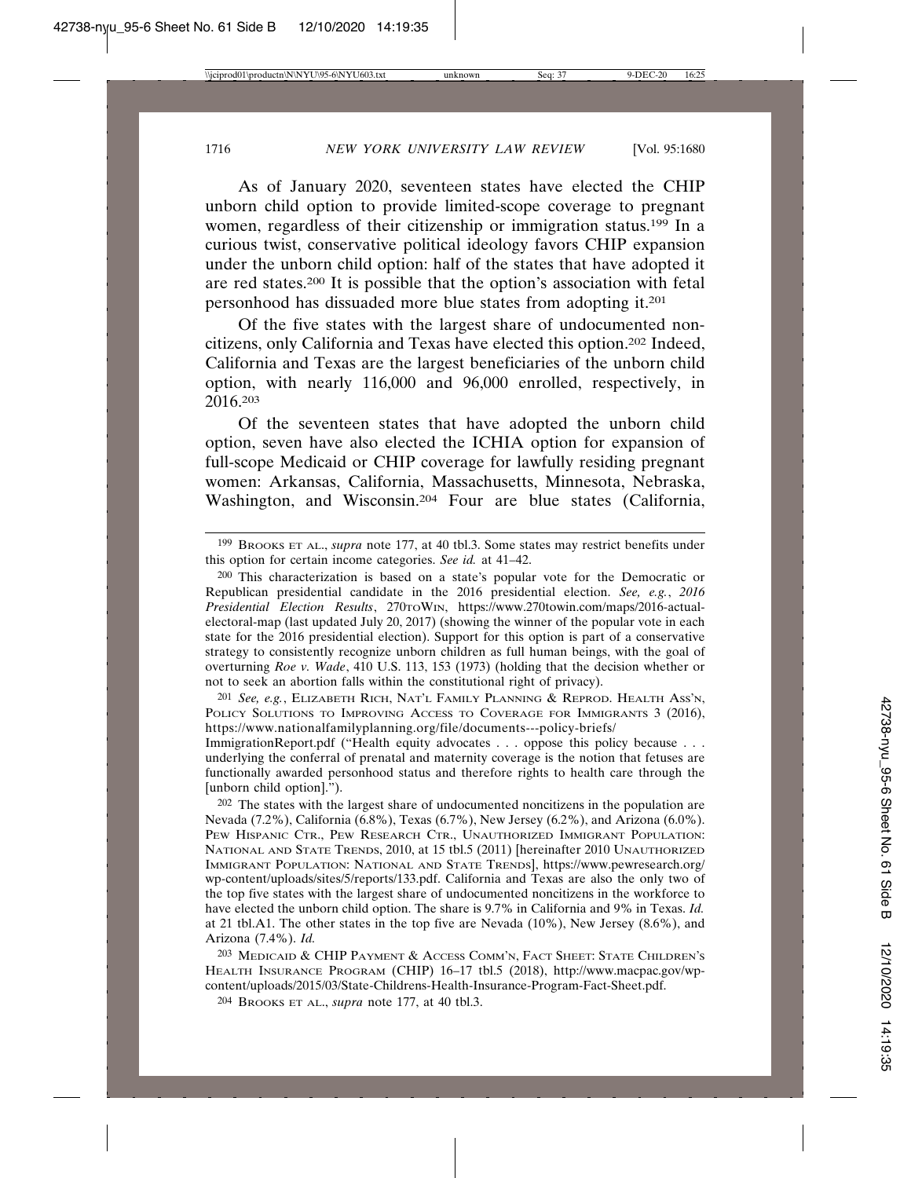As of January 2020, seventeen states have elected the CHIP unborn child option to provide limited-scope coverage to pregnant women, regardless of their citizenship or immigration status.[199] In a curious twist, conservative political ideology favors CHIP expansion under the unborn child option: half of the states that have adopted it are red states.[200] It is possible that the option's association with fetal personhood has dissuaded more blue states from adopting it.[201]

Of the five states with the largest share of undocumented noncitizens, only California and Texas have elected this option.[202] Indeed, California and Texas are the largest beneficiaries of the unborn child option, with nearly 116,000 and 96,000 enrolled, respectively, in 2016.[203]

Of the seventeen states that have adopted the unborn child option, seven have also elected the ICHIA option for expansion of full-scope Medicaid or CHIP coverage for lawfully residing pregnant women: Arkansas, California, Massachusetts, Minnesota, Nebraska, Washington, and Wisconsin.[204] Four are blue states (California,

---

[199] Brooks et al., *supra* note 177, at 40 tbl.3. Some states may restrict benefits under this option for certain income categories. *See id.* at 41–42.

[200] This characterization is based on a state's popular vote for the Democratic or Republican presidential candidate in the 2016 presidential election. *See, e.g.*, *2016 Presidential Election Results*, 270toWin, https://www.270towin.com/maps/2016-actual-electoral-map (last updated July 20, 2017) (showing the winner of the popular vote in each state for the 2016 presidential election). Support for this option is part of a conservative strategy to consistently recognize unborn children as full human beings, with the goal of overturning *Roe v. Wade*, 410 U.S. 113, 153 (1973) (holding that the decision whether or not to seek an abortion falls within the constitutional right of privacy).

[201] *See, e.g.*, Elizabeth Rich, Nat'l Family Planning & Reprod. Health Ass'n, Policy Solutions to Improving Access to Coverage for Immigrants 3 (2016), https://www.nationalfamilyplanning.org/file/documents---policy-briefs/ImmigrationReport.pdf ("Health equity advocates . . . oppose this policy because . . . underlying the conferral of prenatal and maternity coverage is the notion that fetuses are functionally awarded personhood status and therefore rights to health care through the [unborn child option].").

[202] The states with the largest share of undocumented noncitizens in the population are Nevada (7.2%), California (6.8%), Texas (6.7%), New Jersey (6.2%), and Arizona (6.0%). Pew Hispanic Ctr., Pew Research Ctr., Unauthorized Immigrant Population: National and State Trends, 2010, at 15 tbl.5 (2011) [hereinafter 2010 Unauthorized Immigrant Population: National and State Trends], https://www.pewresearch.org/wp-content/uploads/sites/5/reports/133.pdf. California and Texas are also the only two of the top five states with the largest share of undocumented noncitizens in the workforce to have elected the unborn child option. The share is 9.7% in California and 9% in Texas. *Id.* at 21 tbl.A1. The other states in the top five are Nevada (10%), New Jersey (8.6%), and Arizona (7.4%). *Id.*

[203] Medicaid & CHIP Payment & Access Comm'n, Fact Sheet: State Children's Health Insurance Program (CHIP) 16–17 tbl.5 (2018), http://www.macpac.gov/wp-content/uploads/2015/03/State-Childrens-Health-Insurance-Program-Fact-Sheet.pdf.

[204] Brooks et al., *supra* note 177, at 40 tbl.3.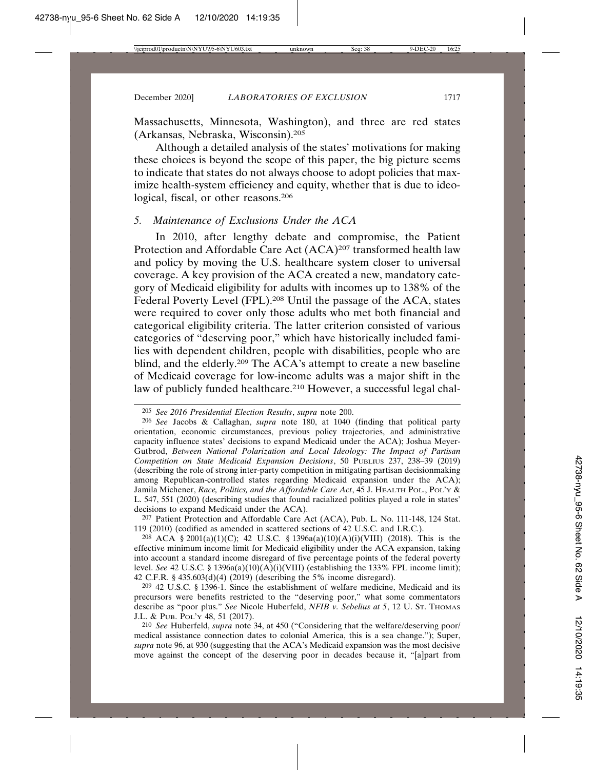Massachusetts, Minnesota, Washington), and three are red states (Arkansas, Nebraska, Wisconsin).[205]

Although a detailed analysis of the states' motivations for making these choices is beyond the scope of this paper, the big picture seems to indicate that states do not always choose to adopt policies that maximize health-system efficiency and equity, whether that is due to ideological, fiscal, or other reasons.[206]

### *5. Maintenance of Exclusions Under the ACA*

In 2010, after lengthy debate and compromise, the Patient Protection and Affordable Care Act (ACA)[207] transformed health law and policy by moving the U.S. healthcare system closer to universal coverage. A key provision of the ACA created a new, mandatory category of Medicaid eligibility for adults with incomes up to 138% of the Federal Poverty Level (FPL).[208] Until the passage of the ACA, states were required to cover only those adults who met both financial and categorical eligibility criteria. The latter criterion consisted of various categories of "deserving poor," which have historically included families with dependent children, people with disabilities, people who are blind, and the elderly.[209] The ACA's attempt to create a new baseline of Medicaid coverage for low-income adults was a major shift in the law of publicly funded healthcare.[210] However, a successful legal chal-

---

[205] *See 2016 Presidential Election Results*, *supra* note 200.

[206] *See* Jacobs & Callaghan, *supra* note 180, at 1040 (finding that political party orientation, economic circumstances, previous policy trajectories, and administrative capacity influence states' decisions to expand Medicaid under the ACA); Joshua Meyer-Gutbrod, *Between National Polarization and Local Ideology: The Impact of Partisan Competition on State Medicaid Expansion Decisions*, 50 PUBLIUS 237, 238–39 (2019) (describing the role of strong inter-party competition in mitigating partisan decisionmaking among Republican-controlled states regarding Medicaid expansion under the ACA); Jamila Michener, *Race, Politics, and the Affordable Care Act*, 45 J. HEALTH POL., POL'Y & L. 547, 551 (2020) (describing studies that found racialized politics played a role in states' decisions to expand Medicaid under the ACA).

[207] Patient Protection and Affordable Care Act (ACA), Pub. L. No. 111-148, 124 Stat. 119 (2010) (codified as amended in scattered sections of 42 U.S.C. and I.R.C.).

[208] ACA § 2001(a)(1)(C); 42 U.S.C. § 1396a(a)(10)(A)(i)(VIII) (2018). This is the effective minimum income limit for Medicaid eligibility under the ACA expansion, taking into account a standard income disregard of five percentage points of the federal poverty level. *See* 42 U.S.C. § 1396a(a)(10)(A)(i)(VIII) (establishing the 133% FPL income limit); 42 C.F.R. § 435.603(d)(4) (2019) (describing the 5% income disregard).

[209] 42 U.S.C. § 1396-1. Since the establishment of welfare medicine, Medicaid and its precursors were benefits restricted to the "deserving poor," what some commentators describe as "poor plus." *See* Nicole Huberfeld, *NFIB v. Sebelius at 5*, 12 U. ST. THOMAS J.L. & PUB. POL'Y 48, 51 (2017).

[210] *See* Huberfeld, *supra* note 34, at 450 ("Considering that the welfare/deserving poor/medical assistance connection dates to colonial America, this is a sea change."); Super, *supra* note 96, at 930 (suggesting that the ACA's Medicaid expansion was the most decisive move against the concept of the deserving poor in decades because it, "[a]part from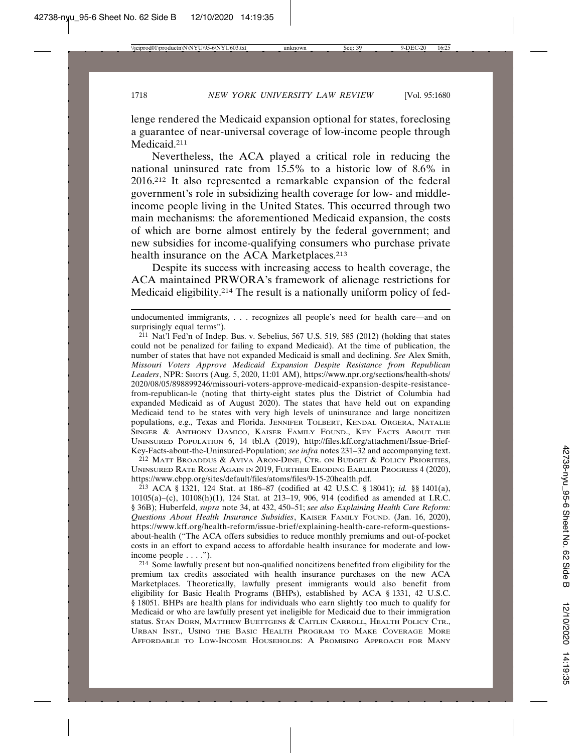lenge rendered the Medicaid expansion optional for states, foreclosing a guarantee of near-universal coverage of low-income people through Medicaid.[211]

Nevertheless, the ACA played a critical role in reducing the national uninsured rate from 15.5% to a historic low of 8.6% in 2016.[212] It also represented a remarkable expansion of the federal government's role in subsidizing health coverage for low- and middle-income people living in the United States. This occurred through two main mechanisms: the aforementioned Medicaid expansion, the costs of which are borne almost entirely by the federal government; and new subsidies for income-qualifying consumers who purchase private health insurance on the ACA Marketplaces.[213]

Despite its success with increasing access to health coverage, the ACA maintained PRWORA's framework of alienage restrictions for Medicaid eligibility.[214] The result is a nationally uniform policy of fed-

---

undocumented immigrants, . . . recognizes all people's need for health care—and on surprisingly equal terms").

211 Nat'l Fed'n of Indep. Bus. v. Sebelius, 567 U.S. 519, 585 (2012) (holding that states could not be penalized for failing to expand Medicaid). At the time of publication, the number of states that have not expanded Medicaid is small and declining. *See* Alex Smith, *Missouri Voters Approve Medicaid Expansion Despite Resistance from Republican Leaders*, NPR: SHOTS (Aug. 5, 2020, 11:01 AM), https://www.npr.org/sections/health-shots/2020/08/05/898899246/missouri-voters-approve-medicaid-expansion-despite-resistance-from-republican-le (noting that thirty-eight states plus the District of Columbia had expanded Medicaid as of August 2020). The states that have held out on expanding Medicaid tend to be states with very high levels of uninsurance and large noncitizen populations, e.g., Texas and Florida. JENNIFER TOLBERT, KENDAL ORGERA, NATALIE SINGER & ANTHONY DAMICO, KAISER FAMILY FOUND., KEY FACTS ABOUT THE UNINSURED POPULATION 6, 14 tbl.A (2019), http://files.kff.org/attachment/Issue-Brief-Key-Facts-about-the-Uninsured-Population; *see infra* notes 231–32 and accompanying text.

212 MATT BROADDUS & AVIVA ARON-DINE, CTR. ON BUDGET & POLICY PRIORITIES, UNINSURED RATE ROSE AGAIN IN 2019, FURTHER ERODING EARLIER PROGRESS 4 (2020), https://www.cbpp.org/sites/default/files/atoms/files/9-15-20health.pdf.

213 ACA § 1321, 124 Stat. at 186–87 (codified at 42 U.S.C. § 18041); *id.* §§ 1401(a), 10105(a)–(c), 10108(h)(1), 124 Stat. at 213–19, 906, 914 (codified as amended at I.R.C. § 36B); Huberfeld, *supra* note 34, at 432, 450–51; *see also Explaining Health Care Reform: Questions About Health Insurance Subsidies*, KAISER FAMILY FOUND. (Jan. 16, 2020), https://www.kff.org/health-reform/issue-brief/explaining-health-care-reform-questions-about-health ("The ACA offers subsidies to reduce monthly premiums and out-of-pocket costs in an effort to expand access to affordable health insurance for moderate and low-income people . . . .").

214 Some lawfully present but non-qualified noncitizens benefited from eligibility for the premium tax credits associated with health insurance purchases on the new ACA Marketplaces. Theoretically, lawfully present immigrants would also benefit from eligibility for Basic Health Programs (BHPs), established by ACA § 1331, 42 U.S.C. § 18051. BHPs are health plans for individuals who earn slightly too much to qualify for Medicaid or who are lawfully present yet ineligible for Medicaid due to their immigration status. STAN DORN, MATTHEW BUETTGENS & CAITLIN CARROLL, HEALTH POLICY CTR., URBAN INST., USING THE BASIC HEALTH PROGRAM TO MAKE COVERAGE MORE AFFORDABLE TO LOW-INCOME HOUSEHOLDS: A PROMISING APPROACH FOR MANY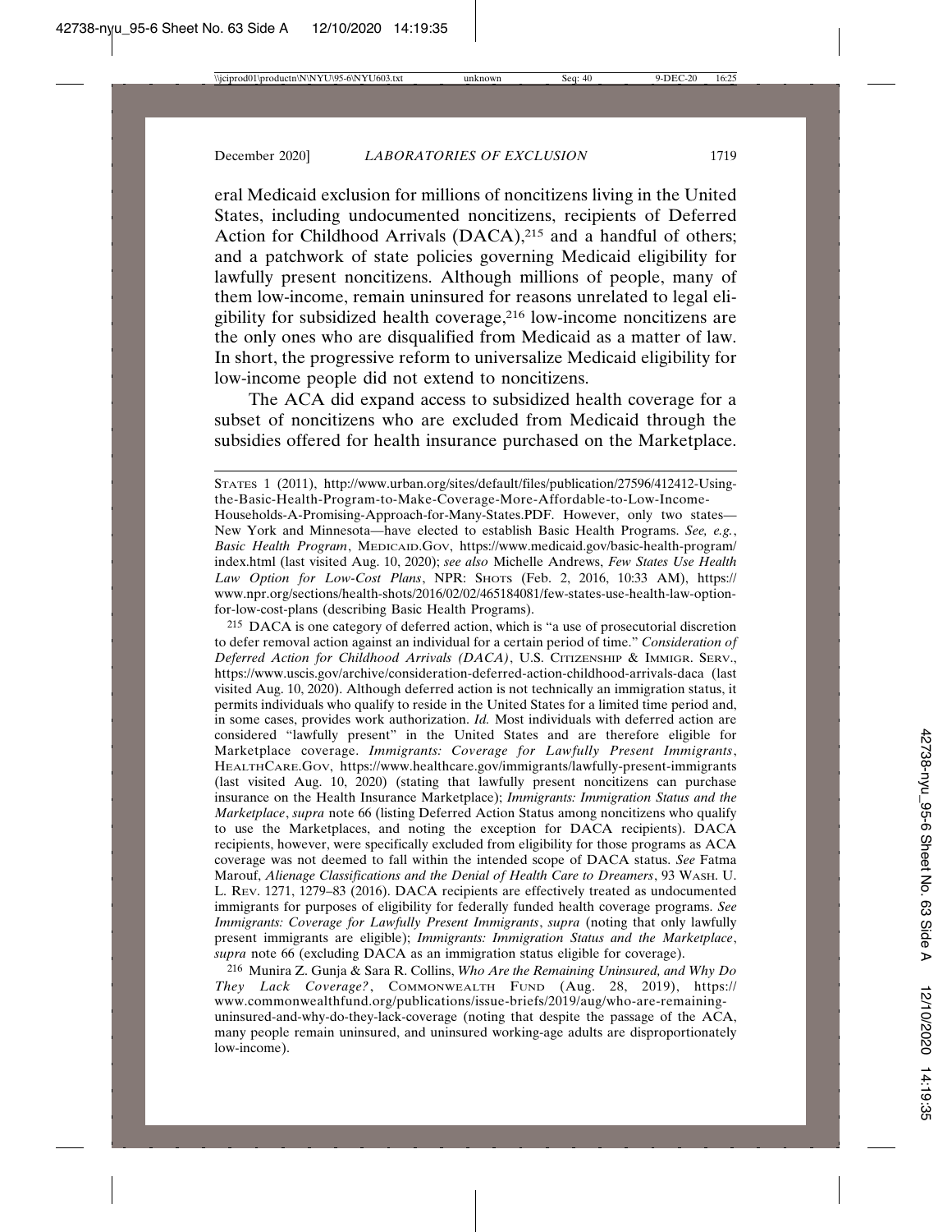eral Medicaid exclusion for millions of noncitizens living in the United States, including undocumented noncitizens, recipients of Deferred Action for Childhood Arrivals (DACA),[215] and a handful of others; and a patchwork of state policies governing Medicaid eligibility for lawfully present noncitizens. Although millions of people, many of them low-income, remain uninsured for reasons unrelated to legal eligibility for subsidized health coverage,[216] low-income noncitizens are the only ones who are disqualified from Medicaid as a matter of law. In short, the progressive reform to universalize Medicaid eligibility for low-income people did not extend to noncitizens.

The ACA did expand access to subsidized health coverage for a subset of noncitizens who are excluded from Medicaid through the subsidies offered for health insurance purchased on the Marketplace.

---

STATES 1 (2011), http://www.urban.org/sites/default/files/publication/27596/412412-Using-the-Basic-Health-Program-to-Make-Coverage-More-Affordable-to-Low-Income-Households-A-Promising-Approach-for-Many-States.PDF. However, only two states—New York and Minnesota—have elected to establish Basic Health Programs. *See, e.g.*, *Basic Health Program*, MEDICAID.GOV, https://www.medicaid.gov/basic-health-program/index.html (last visited Aug. 10, 2020); *see also* Michelle Andrews, *Few States Use Health Law Option for Low-Cost Plans*, NPR: SHOTS (Feb. 2, 2016, 10:33 AM), https://www.npr.org/sections/health-shots/2016/02/02/465184081/few-states-use-health-law-option-for-low-cost-plans (describing Basic Health Programs).

215 DACA is one category of deferred action, which is "a use of prosecutorial discretion to defer removal action against an individual for a certain period of time." *Consideration of Deferred Action for Childhood Arrivals (DACA)*, U.S. CITIZENSHIP & IMMIGR. SERV., https://www.uscis.gov/archive/consideration-deferred-action-childhood-arrivals-daca (last visited Aug. 10, 2020). Although deferred action is not technically an immigration status, it permits individuals who qualify to reside in the United States for a limited time period and, in some cases, provides work authorization. *Id.* Most individuals with deferred action are considered "lawfully present" in the United States and are therefore eligible for Marketplace coverage. *Immigrants: Coverage for Lawfully Present Immigrants*, HEALTHCARE.GOV, https://www.healthcare.gov/immigrants/lawfully-present-immigrants (last visited Aug. 10, 2020) (stating that lawfully present noncitizens can purchase insurance on the Health Insurance Marketplace); *Immigrants: Immigration Status and the Marketplace*, *supra* note 66 (listing Deferred Action Status among noncitizens who qualify to use the Marketplaces, and noting the exception for DACA recipients). DACA recipients, however, were specifically excluded from eligibility for those programs as ACA coverage was not deemed to fall within the intended scope of DACA status. *See* Fatma Marouf, *Alienage Classifications and the Denial of Health Care to Dreamers*, 93 WASH. U. L. REV. 1271, 1279–83 (2016). DACA recipients are effectively treated as undocumented immigrants for purposes of eligibility for federally funded health coverage programs. *See Immigrants: Coverage for Lawfully Present Immigrants*, *supra* (noting that only lawfully present immigrants are eligible); *Immigrants: Immigration Status and the Marketplace*, *supra* note 66 (excluding DACA as an immigration status eligible for coverage).

216 Munira Z. Gunja & Sara R. Collins, *Who Are the Remaining Uninsured, and Why Do They Lack Coverage?*, COMMONWEALTH FUND (Aug. 28, 2019), https://www.commonwealthfund.org/publications/issue-briefs/2019/aug/who-are-remaining-uninsured-and-why-do-they-lack-coverage (noting that despite the passage of the ACA, many people remain uninsured, and uninsured working-age adults are disproportionately low-income).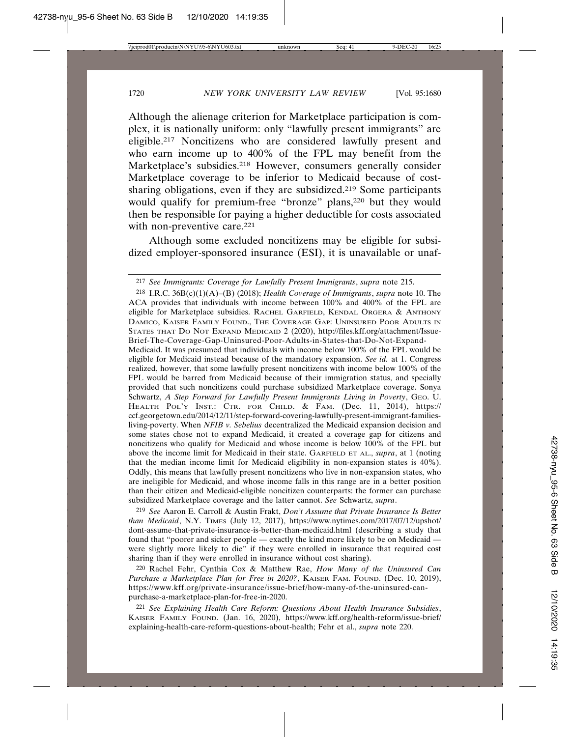Although the alienage criterion for Marketplace participation is complex, it is nationally uniform: only "lawfully present immigrants" are eligible.[217] Noncitizens who are considered lawfully present and who earn income up to 400% of the FPL may benefit from the Marketplace's subsidies.[218] However, consumers generally consider Marketplace coverage to be inferior to Medicaid because of cost-sharing obligations, even if they are subsidized.[219] Some participants would qualify for premium-free "bronze" plans,[220] but they would then be responsible for paying a higher deductible for costs associated with non-preventive care.[221]

Although some excluded noncitizens may be eligible for subsidized employer-sponsored insurance (ESI), it is unavailable or unaf-

---

[217] *See Immigrants: Coverage for Lawfully Present Immigrants*, *supra* note 215.

[218] I.R.C. 36B(c)(1)(A)–(B) (2018); *Health Coverage of Immigrants*, *supra* note 10. The ACA provides that individuals with income between 100% and 400% of the FPL are eligible for Marketplace subsidies. RACHEL GARFIELD, KENDAL ORGERA & ANTHONY DAMICO, KAISER FAMILY FOUND., THE COVERAGE GAP: UNINSURED POOR ADULTS IN STATES THAT DO NOT EXPAND MEDICAID 2 (2020), http://files.kff.org/attachment/Issue-Brief-The-Coverage-Gap-Uninsured-Poor-Adults-in-States-that-Do-Not-Expand-Medicaid. It was presumed that individuals with income below 100% of the FPL would be eligible for Medicaid instead because of the mandatory expansion. *See id.* at 1. Congress realized, however, that some lawfully present noncitizens with income below 100% of the FPL would be barred from Medicaid because of their immigration status, and specially provided that such noncitizens could purchase subsidized Marketplace coverage. Sonya Schwartz, *A Step Forward for Lawfully Present Immigrants Living in Poverty*, GEO. U. HEALTH POL'Y INST.: CTR. FOR CHILD. & FAM. (Dec. 11, 2014), https://ccf.georgetown.edu/2014/12/11/step-forward-covering-lawfully-present-immigrant-families-living-poverty. When *NFIB v. Sebelius* decentralized the Medicaid expansion decision and some states chose not to expand Medicaid, it created a coverage gap for citizens and noncitizens who qualify for Medicaid and whose income is below 100% of the FPL but above the income limit for Medicaid in their state. GARFIELD ET AL., *supra*, at 1 (noting that the median income limit for Medicaid eligibility in non-expansion states is 40%). Oddly, this means that lawfully present noncitizens who live in non-expansion states, who are ineligible for Medicaid, and whose income falls in this range are in a better position than their citizen and Medicaid-eligible noncitizen counterparts: the former can purchase subsidized Marketplace coverage and the latter cannot. *See* Schwartz, *supra*.

[219] *See* Aaron E. Carroll & Austin Frakt, *Don't Assume that Private Insurance Is Better than Medicaid*, N.Y. TIMES (July 12, 2017), https://www.nytimes.com/2017/07/12/upshot/dont-assume-that-private-insurance-is-better-than-medicaid.html (describing a study that found that "poorer and sicker people — exactly the kind more likely to be on Medicaid — were slightly more likely to die" if they were enrolled in insurance that required cost sharing than if they were enrolled in insurance without cost sharing).

[220] Rachel Fehr, Cynthia Cox & Matthew Rae, *How Many of the Uninsured Can Purchase a Marketplace Plan for Free in 2020?*, KAISER FAM. FOUND. (Dec. 10, 2019), https://www.kff.org/private-insurance/issue-brief/how-many-of-the-uninsured-can-purchase-a-marketplace-plan-for-free-in-2020.

[221] *See Explaining Health Care Reform: Questions About Health Insurance Subsidies*, KAISER FAMILY FOUND. (Jan. 16, 2020), https://www.kff.org/health-reform/issue-brief/explaining-health-care-reform-questions-about-health; Fehr et al., *supra* note 220.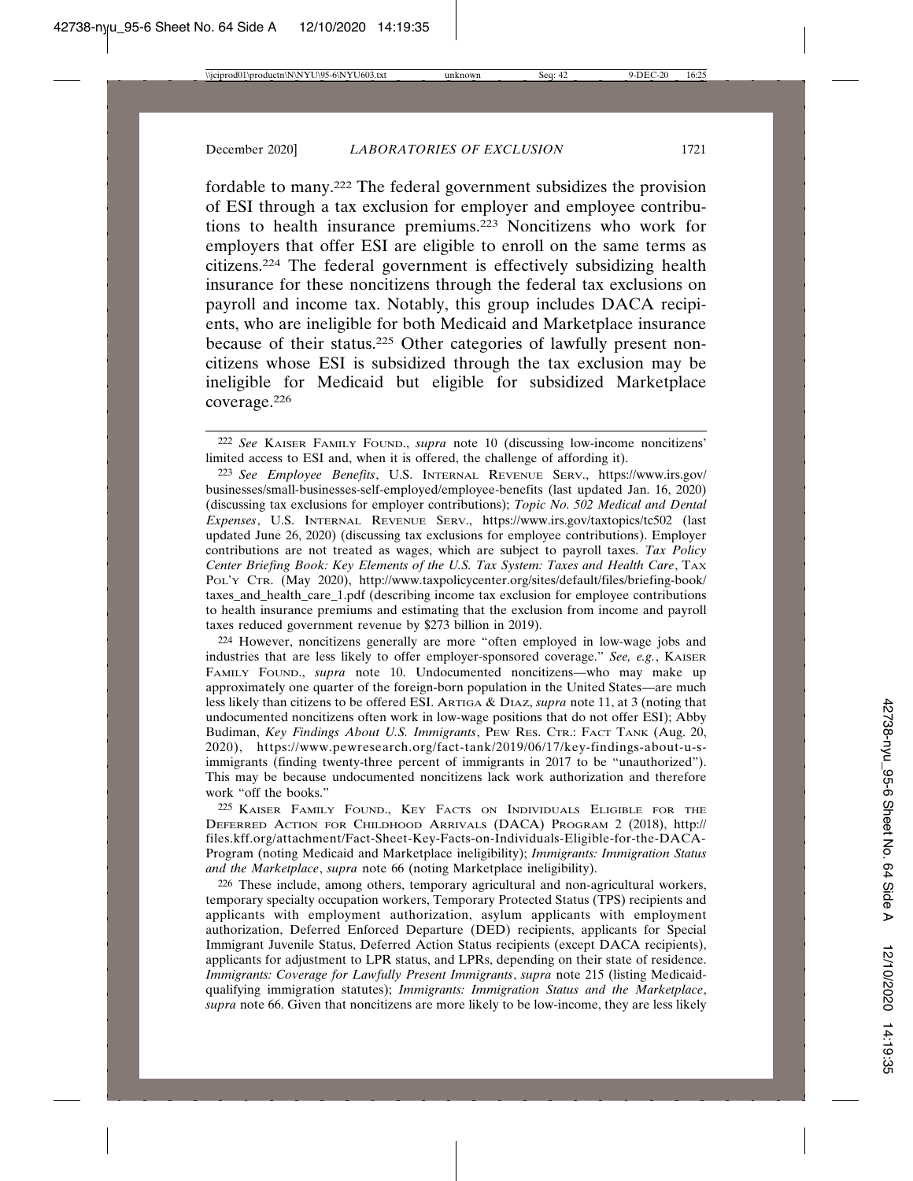fordable to many.[222] The federal government subsidizes the provision of ESI through a tax exclusion for employer and employee contributions to health insurance premiums.[223] Noncitizens who work for employers that offer ESI are eligible to enroll on the same terms as citizens.[224] The federal government is effectively subsidizing health insurance for these noncitizens through the federal tax exclusions on payroll and income tax. Notably, this group includes DACA recipients, who are ineligible for both Medicaid and Marketplace insurance because of their status.[225] Other categories of lawfully present noncitizens whose ESI is subsidized through the tax exclusion may be ineligible for Medicaid but eligible for subsidized Marketplace coverage.[226]

---

[222] *See* KAISER FAMILY FOUND., *supra* note 10 (discussing low-income noncitizens' limited access to ESI and, when it is offered, the challenge of affording it).

[223] *See Employee Benefits*, U.S. INTERNAL REVENUE SERV., https://www.irs.gov/businesses/small-businesses-self-employed/employee-benefits (last updated Jan. 16, 2020) (discussing tax exclusions for employer contributions); *Topic No. 502 Medical and Dental Expenses*, U.S. INTERNAL REVENUE SERV., https://www.irs.gov/taxtopics/tc502 (last updated June 26, 2020) (discussing tax exclusions for employee contributions). Employer contributions are not treated as wages, which are subject to payroll taxes. *Tax Policy Center Briefing Book: Key Elements of the U.S. Tax System: Taxes and Health Care*, TAX POL'Y CTR. (May 2020), http://www.taxpolicycenter.org/sites/default/files/briefing-book/taxes_and_health_care_1.pdf (describing income tax exclusion for employee contributions to health insurance premiums and estimating that the exclusion from income and payroll taxes reduced government revenue by $273 billion in 2019).

[224] However, noncitizens generally are more "often employed in low-wage jobs and industries that are less likely to offer employer-sponsored coverage." *See, e.g.*, KAISER FAMILY FOUND., *supra* note 10. Undocumented noncitizens—who may make up approximately one quarter of the foreign-born population in the United States—are much less likely than citizens to be offered ESI. ARTIGA & DIAZ, *supra* note 11, at 3 (noting that undocumented noncitizens often work in low-wage positions that do not offer ESI); Abby Budiman, *Key Findings About U.S. Immigrants*, PEW RES. CTR.: FACT TANK (Aug. 20, 2020), https://www.pewresearch.org/fact-tank/2019/06/17/key-findings-about-u-s-immigrants (finding twenty-three percent of immigrants in 2017 to be "unauthorized"). This may be because undocumented noncitizens lack work authorization and therefore work "off the books."

[225] KAISER FAMILY FOUND., KEY FACTS ON INDIVIDUALS ELIGIBLE FOR THE DEFERRED ACTION FOR CHILDHOOD ARRIVALS (DACA) PROGRAM 2 (2018), http://files.kff.org/attachment/Fact-Sheet-Key-Facts-on-Individuals-Eligible-for-the-DACA-Program (noting Medicaid and Marketplace ineligibility); *Immigrants: Immigration Status and the Marketplace*, *supra* note 66 (noting Marketplace ineligibility).

[226] These include, among others, temporary agricultural and non-agricultural workers, temporary specialty occupation workers, Temporary Protected Status (TPS) recipients and applicants with employment authorization, asylum applicants with employment authorization, Deferred Enforced Departure (DED) recipients, applicants for Special Immigrant Juvenile Status, Deferred Action Status recipients (except DACA recipients), applicants for adjustment to LPR status, and LPRs, depending on their state of residence. *Immigrants: Coverage for Lawfully Present Immigrants*, *supra* note 215 (listing Medicaid-qualifying immigration statutes); *Immigrants: Immigration Status and the Marketplace*, *supra* note 66. Given that noncitizens are more likely to be low-income, they are less likely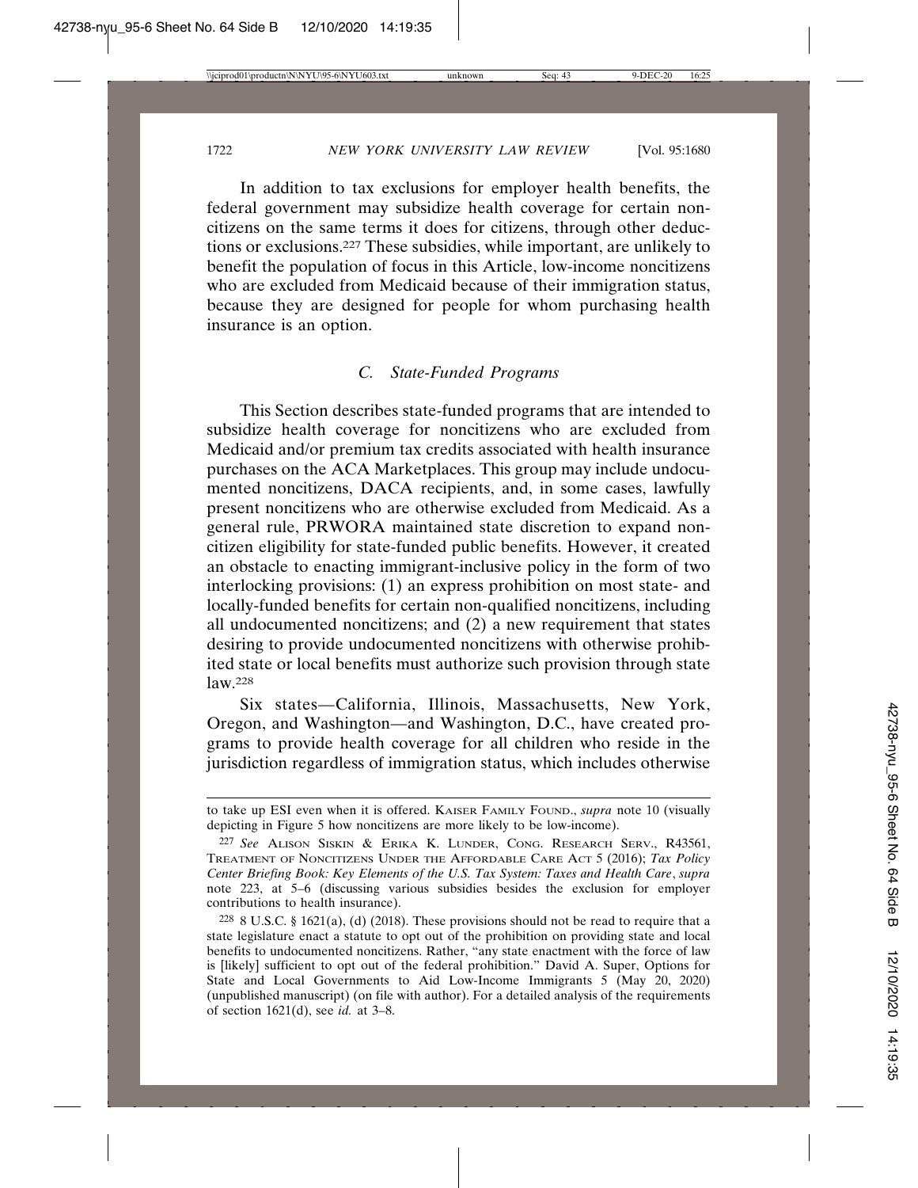In addition to tax exclusions for employer health benefits, the federal government may subsidize health coverage for certain noncitizens on the same terms it does for citizens, through other deductions or exclusions.[227] These subsidies, while important, are unlikely to benefit the population of focus in this Article, low-income noncitizens who are excluded from Medicaid because of their immigration status, because they are designed for people for whom purchasing health insurance is an option.

### *C. State-Funded Programs*

This Section describes state-funded programs that are intended to subsidize health coverage for noncitizens who are excluded from Medicaid and/or premium tax credits associated with health insurance purchases on the ACA Marketplaces. This group may include undocumented noncitizens, DACA recipients, and, in some cases, lawfully present noncitizens who are otherwise excluded from Medicaid. As a general rule, PRWORA maintained state discretion to expand noncitizen eligibility for state-funded public benefits. However, it created an obstacle to enacting immigrant-inclusive policy in the form of two interlocking provisions: (1) an express prohibition on most state- and locally-funded benefits for certain non-qualified noncitizens, including all undocumented noncitizens; and (2) a new requirement that states desiring to provide undocumented noncitizens with otherwise prohibited state or local benefits must authorize such provision through state law.[228]

Six states—California, Illinois, Massachusetts, New York, Oregon, and Washington—and Washington, D.C., have created programs to provide health coverage for all children who reside in the jurisdiction regardless of immigration status, which includes otherwise

---

to take up ESI even when it is offered. KAISER FAMILY FOUND., *supra* note 10 (visually depicting in Figure 5 how noncitizens are more likely to be low-income).

[227] *See* ALISON SISKIN & ERIKA K. LUNDER, CONG. RESEARCH SERV., R43561, TREATMENT OF NONCITIZENS UNDER THE AFFORDABLE CARE ACT 5 (2016); *Tax Policy Center Briefing Book: Key Elements of the U.S. Tax System: Taxes and Health Care*, *supra* note 223, at 5–6 (discussing various subsidies besides the exclusion for employer contributions to health insurance).

[228] 8 U.S.C. § 1621(a), (d) (2018). These provisions should not be read to require that a state legislature enact a statute to opt out of the prohibition on providing state and local benefits to undocumented noncitizens. Rather, "any state enactment with the force of law is [likely] sufficient to opt out of the federal prohibition." David A. Super, Options for State and Local Governments to Aid Low-Income Immigrants 5 (May 20, 2020) (unpublished manuscript) (on file with author). For a detailed analysis of the requirements of section 1621(d), see *id.* at 3–8.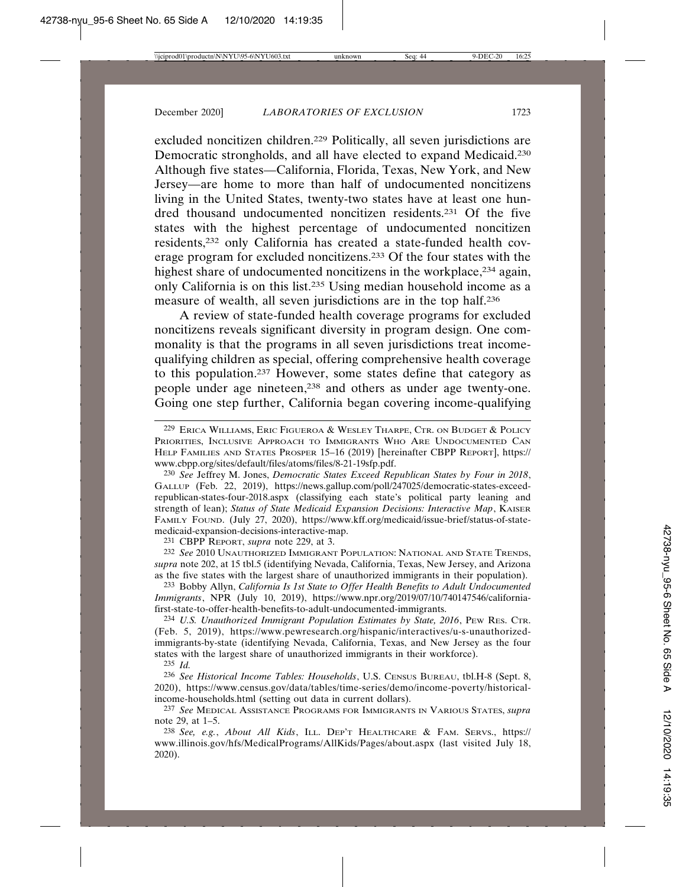excluded noncitizen children.[229] Politically, all seven jurisdictions are Democratic strongholds, and all have elected to expand Medicaid.[230] Although five states—California, Florida, Texas, New York, and New Jersey—are home to more than half of undocumented noncitizens living in the United States, twenty-two states have at least one hundred thousand undocumented noncitizen residents.[231] Of the five states with the highest percentage of undocumented noncitizen residents,[232] only California has created a state-funded health coverage program for excluded noncitizens.[233] Of the four states with the highest share of undocumented noncitizens in the workplace,[234] again, only California is on this list.[235] Using median household income as a measure of wealth, all seven jurisdictions are in the top half.[236]

A review of state-funded health coverage programs for excluded noncitizens reveals significant diversity in program design. One commonality is that the programs in all seven jurisdictions treat income-qualifying children as special, offering comprehensive health coverage to this population.[237] However, some states define that category as people under age nineteen,[238] and others as under age twenty-one. Going one step further, California began covering income-qualifying

---

[229] ERICA WILLIAMS, ERIC FIGUEROA & WESLEY THARPE, CTR. ON BUDGET & POLICY PRIORITIES, INCLUSIVE APPROACH TO IMMIGRANTS WHO ARE UNDOCUMENTED CAN HELP FAMILIES AND STATES PROSPER 15–16 (2019) [hereinafter CBPP REPORT], https://www.cbpp.org/sites/default/files/atoms/files/8-21-19sfp.pdf.

[230] *See* Jeffrey M. Jones, *Democratic States Exceed Republican States by Four in 2018*, GALLUP (Feb. 22, 2019), https://news.gallup.com/poll/247025/democratic-states-exceed-republican-states-four-2018.aspx (classifying each state's political party leaning and strength of lean); *Status of State Medicaid Expansion Decisions: Interactive Map*, KAISER FAMILY FOUND. (July 27, 2020), https://www.kff.org/medicaid/issue-brief/status-of-state-medicaid-expansion-decisions-interactive-map.

[231] CBPP REPORT, *supra* note 229, at 3.

[232] *See* 2010 UNAUTHORIZED IMMIGRANT POPULATION: NATIONAL AND STATE TRENDS, *supra* note 202, at 15 tbl.5 (identifying Nevada, California, Texas, New Jersey, and Arizona as the five states with the largest share of unauthorized immigrants in their population).

[233] Bobby Allyn, *California Is 1st State to Offer Health Benefits to Adult Undocumented Immigrants*, NPR (July 10, 2019), https://www.npr.org/2019/07/10/740147546/california-first-state-to-offer-health-benefits-to-adult-undocumented-immigrants.

[234] *U.S. Unauthorized Immigrant Population Estimates by State, 2016*, PEW RES. CTR. (Feb. 5, 2019), https://www.pewresearch.org/hispanic/interactives/u-s-unauthorized-immigrants-by-state (identifying Nevada, California, Texas, and New Jersey as the four states with the largest share of unauthorized immigrants in their workforce).

[235] *Id.*

[236] *See Historical Income Tables: Households*, U.S. CENSUS BUREAU, tbl.H-8 (Sept. 8, 2020), https://www.census.gov/data/tables/time-series/demo/income-poverty/historical-income-households.html (setting out data in current dollars).

[237] *See* MEDICAL ASSISTANCE PROGRAMS FOR IMMIGRANTS IN VARIOUS STATES, *supra* note 29, at 1–5.

[238] *See, e.g.*, *About All Kids*, ILL. DEP'T HEALTHCARE & FAM. SERVS., https://www.illinois.gov/hfs/MedicalPrograms/AllKids/Pages/about.aspx (last visited July 18, 2020).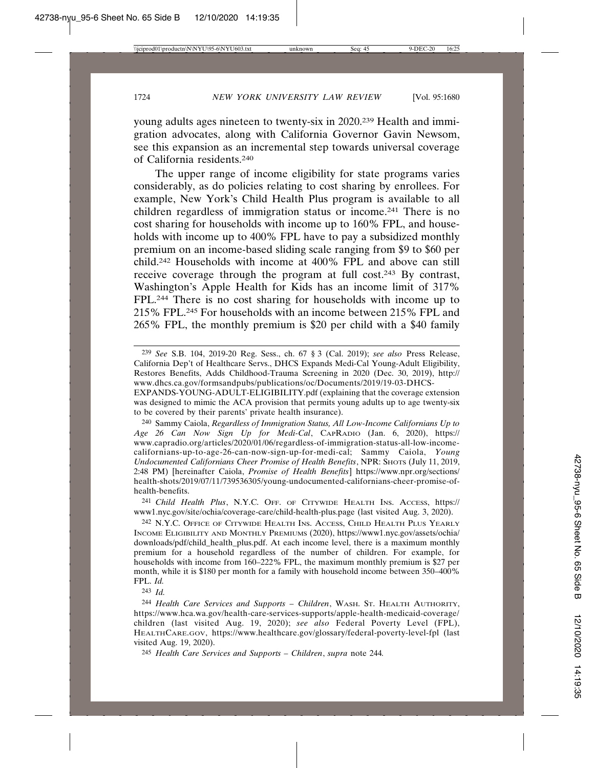young adults ages nineteen to twenty-six in 2020.[239] Health and immigration advocates, along with California Governor Gavin Newsom, see this expansion as an incremental step towards universal coverage of California residents.[240]

The upper range of income eligibility for state programs varies considerably, as do policies relating to cost sharing by enrollees. For example, New York's Child Health Plus program is available to all children regardless of immigration status or income.[241] There is no cost sharing for households with income up to 160% FPL, and households with income up to 400% FPL have to pay a subsidized monthly premium on an income-based sliding scale ranging from $9 to $60 per child.[242] Households with income at 400% FPL and above can still receive coverage through the program at full cost.[243] By contrast, Washington's Apple Health for Kids has an income limit of 317% FPL.[244] There is no cost sharing for households with income up to 215% FPL.[245] For households with an income between 215% FPL and 265% FPL, the monthly premium is $20 per child with a $40 family

---

[239] *See* S.B. 104, 2019-20 Reg. Sess., ch. 67 § 3 (Cal. 2019); *see also* Press Release, California Dep't of Healthcare Servs., DHCS Expands Medi-Cal Young-Adult Eligibility, Restores Benefits, Adds Childhood-Trauma Screening in 2020 (Dec. 30, 2019), http://www.dhcs.ca.gov/formsandpubs/publications/oc/Documents/2019/19-03-DHCS-EXPANDS-YOUNG-ADULT-ELIGIBILITY.pdf (explaining that the coverage extension was designed to mimic the ACA provision that permits young adults up to age twenty-six to be covered by their parents' private health insurance).

[240] Sammy Caiola, *Regardless of Immigration Status, All Low-Income Californians Up to Age 26 Can Now Sign Up for Medi-Cal*, CapRadio (Jan. 6, 2020), https://www.capradio.org/articles/2020/01/06/regardless-of-immigration-status-all-low-income-californians-up-to-age-26-can-now-sign-up-for-medi-cal; Sammy Caiola, *Young Undocumented Californians Cheer Promise of Health Benefits*, NPR: Shots (July 11, 2019, 2:48 PM) [hereinafter Caiola, *Promise of Health Benefits*] https://www.npr.org/sections/health-shots/2019/07/11/739536305/young-undocumented-californians-cheer-promise-of-health-benefits.

[241] *Child Health Plus*, N.Y.C. Off. of Citywide Health Ins. Access, https://www1.nyc.gov/site/ochia/coverage-care/child-health-plus.page (last visited Aug. 3, 2020).

[242] N.Y.C. Office of Citywide Health Ins. Access, Child Health Plus Yearly Income Eligibility and Monthly Premiums (2020), https://www1.nyc.gov/assets/ochia/downloads/pdf/child_health_plus.pdf. At each income level, there is a maximum monthly premium for a household regardless of the number of children. For example, for households with income from 160–222% FPL, the maximum monthly premium is $27 per month, while it is $180 per month for a family with household income between 350–400% FPL. *Id.*

[243] *Id.*

[244] *Health Care Services and Supports – Children*, Wash. St. Health Authority, https://www.hca.wa.gov/health-care-services-supports/apple-health-medicaid-coverage/children (last visited Aug. 19, 2020); *see also* Federal Poverty Level (FPL), HealthCare.gov, https://www.healthcare.gov/glossary/federal-poverty-level-fpl (last visited Aug. 19, 2020).

[245] *Health Care Services and Supports – Children*, *supra* note 244.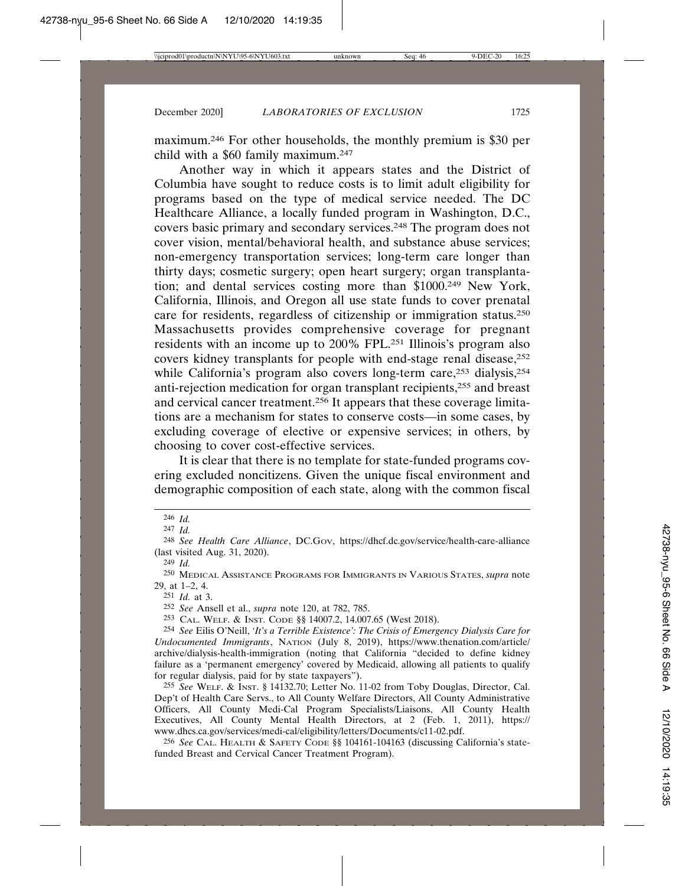maximum.[246] For other households, the monthly premium is $30 per child with a $60 family maximum.[247]

Another way in which it appears states and the District of Columbia have sought to reduce costs is to limit adult eligibility for programs based on the type of medical service needed. The DC Healthcare Alliance, a locally funded program in Washington, D.C., covers basic primary and secondary services.[248] The program does not cover vision, mental/behavioral health, and substance abuse services; non-emergency transportation services; long-term care longer than thirty days; cosmetic surgery; open heart surgery; organ transplantation; and dental services costing more than $1000.[249] New York, California, Illinois, and Oregon all use state funds to cover prenatal care for residents, regardless of citizenship or immigration status.[250] Massachusetts provides comprehensive coverage for pregnant residents with an income up to 200% FPL.[251] Illinois's program also covers kidney transplants for people with end-stage renal disease,[252] while California's program also covers long-term care,[253] dialysis,[254] anti-rejection medication for organ transplant recipients,[255] and breast and cervical cancer treatment.[256] It appears that these coverage limitations are a mechanism for states to conserve costs—in some cases, by excluding coverage of elective or expensive services; in others, by choosing to cover cost-effective services.

It is clear that there is no template for state-funded programs covering excluded noncitizens. Given the unique fiscal environment and demographic composition of each state, along with the common fiscal

---

[246] *Id.*

[247] *Id.*

[248] *See Health Care Alliance*, DC.GOV, https://dhcf.dc.gov/service/health-care-alliance (last visited Aug. 31, 2020).

[249] *Id.*

[250] MEDICAL ASSISTANCE PROGRAMS FOR IMMIGRANTS IN VARIOUS STATES, *supra* note 29, at 1–2, 4.

[251] *Id.* at 3.

[252] *See* Ansell et al., *supra* note 120, at 782, 785.

[253] CAL. WELF. & INST. CODE §§ 14007.2, 14.007.65 (West 2018).

[254] *See* Eilis O'Neill, *'It's a Terrible Existence': The Crisis of Emergency Dialysis Care for Undocumented Immigrants*, NATION (July 8, 2019), https://www.thenation.com/article/archive/dialysis-health-immigration (noting that California "decided to define kidney failure as a 'permanent emergency' covered by Medicaid, allowing all patients to qualify for regular dialysis, paid for by state taxpayers").

[255] *See* WELF. & INST. § 14132.70; Letter No. 11-02 from Toby Douglas, Director, Cal. Dep't of Health Care Servs., to All County Welfare Directors, All County Administrative Officers, All County Medi-Cal Program Specialists/Liaisons, All County Health Executives, All County Mental Health Directors, at 2 (Feb. 1, 2011), https://www.dhcs.ca.gov/services/medi-cal/eligibility/letters/Documents/c11-02.pdf.

[256] *See* CAL. HEALTH & SAFETY CODE §§ 104161-104163 (discussing California's state-funded Breast and Cervical Cancer Treatment Program).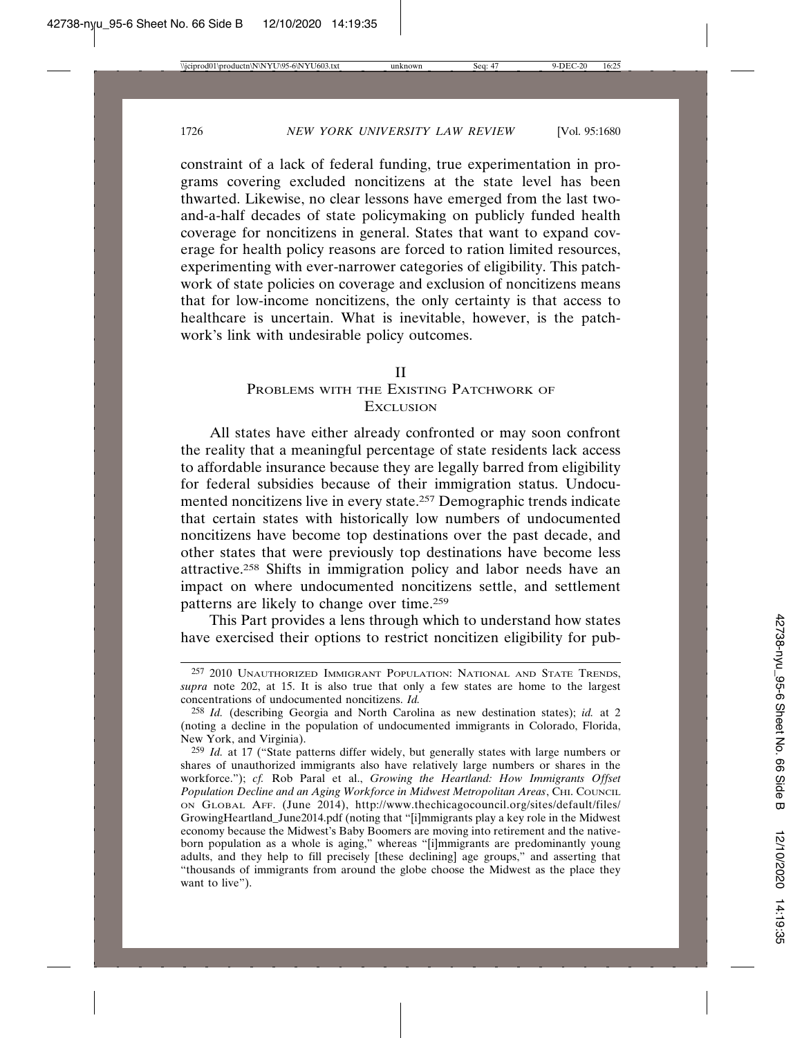constraint of a lack of federal funding, true experimentation in programs covering excluded noncitizens at the state level has been thwarted. Likewise, no clear lessons have emerged from the last two-and-a-half decades of state policymaking on publicly funded health coverage for noncitizens in general. States that want to expand coverage for health policy reasons are forced to ration limited resources, experimenting with ever-narrower categories of eligibility. This patchwork of state policies on coverage and exclusion of noncitizens means that for low-income noncitizens, the only certainty is that access to healthcare is uncertain. What is inevitable, however, is the patchwork's link with undesirable policy outcomes.

## II
## Problems with the Existing Patchwork of Exclusion

All states have either already confronted or may soon confront the reality that a meaningful percentage of state residents lack access to affordable insurance because they are legally barred from eligibility for federal subsidies because of their immigration status. Undocumented noncitizens live in every state.[257] Demographic trends indicate that certain states with historically low numbers of undocumented noncitizens have become top destinations over the past decade, and other states that were previously top destinations have become less attractive.[258] Shifts in immigration policy and labor needs have an impact on where undocumented noncitizens settle, and settlement patterns are likely to change over time.[259]

This Part provides a lens through which to understand how states have exercised their options to restrict noncitizen eligibility for pub-

---

[257] 2010 Unauthorized Immigrant Population: National and State Trends, *supra* note 202, at 15. It is also true that only a few states are home to the largest concentrations of undocumented noncitizens. *Id.*

[258] *Id.* (describing Georgia and North Carolina as new destination states); *id.* at 2 (noting a decline in the population of undocumented immigrants in Colorado, Florida, New York, and Virginia).

[259] *Id.* at 17 ("State patterns differ widely, but generally states with large numbers or shares of unauthorized immigrants also have relatively large numbers or shares in the workforce."); *cf.* Rob Paral et al., *Growing the Heartland: How Immigrants Offset Population Decline and an Aging Workforce in Midwest Metropolitan Areas*, Chi. Council on Global Aff. (June 2014), http://www.thechicagocouncil.org/sites/default/files/GrowingHeartland_June2014.pdf (noting that "[i]mmigrants play a key role in the Midwest economy because the Midwest's Baby Boomers are moving into retirement and the native-born population as a whole is aging," whereas "[i]mmigrants are predominantly young adults, and they help to fill precisely [these declining] age groups," and asserting that "thousands of immigrants from around the globe choose the Midwest as the place they want to live").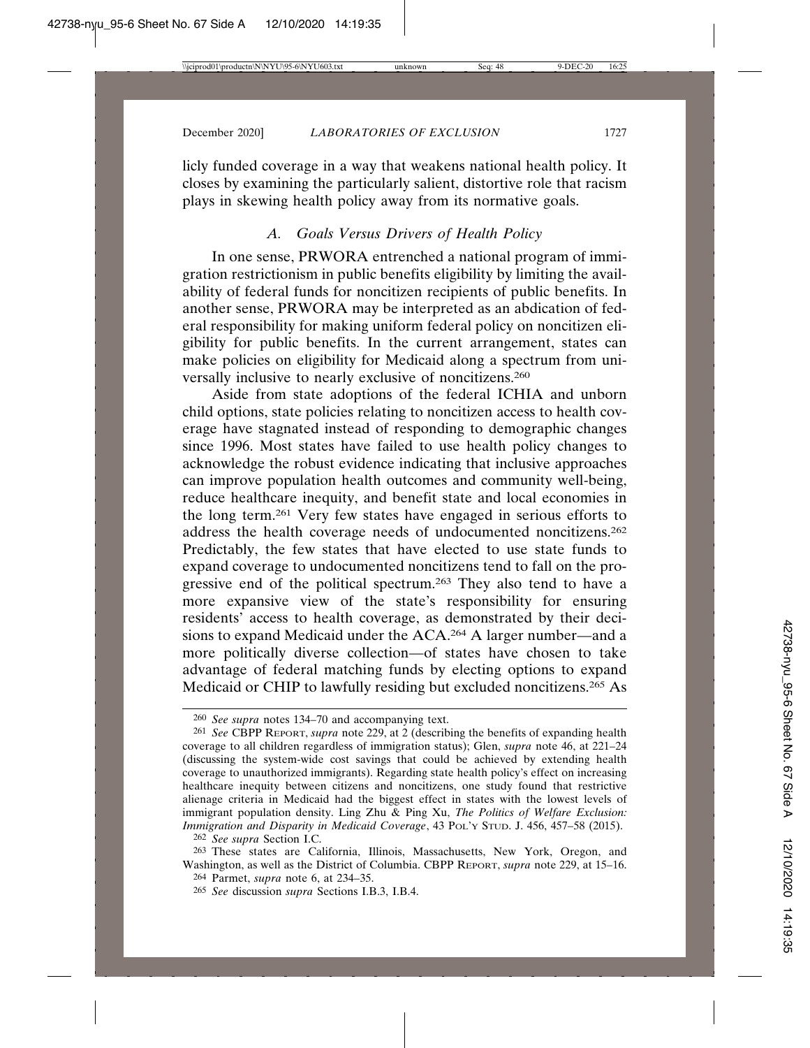licly funded coverage in a way that weakens national health policy. It closes by examining the particularly salient, distortive role that racism plays in skewing health policy away from its normative goals.

### *A. Goals Versus Drivers of Health Policy*

In one sense, PRWORA entrenched a national program of immigration restrictionism in public benefits eligibility by limiting the availability of federal funds for noncitizen recipients of public benefits. In another sense, PRWORA may be interpreted as an abdication of federal responsibility for making uniform federal policy on noncitizen eligibility for public benefits. In the current arrangement, states can make policies on eligibility for Medicaid along a spectrum from universally inclusive to nearly exclusive of noncitizens.[260]

Aside from state adoptions of the federal ICHIA and unborn child options, state policies relating to noncitizen access to health coverage have stagnated instead of responding to demographic changes since 1996. Most states have failed to use health policy changes to acknowledge the robust evidence indicating that inclusive approaches can improve population health outcomes and community well-being, reduce healthcare inequity, and benefit state and local economies in the long term.[261] Very few states have engaged in serious efforts to address the health coverage needs of undocumented noncitizens.[262] Predictably, the few states that have elected to use state funds to expand coverage to undocumented noncitizens tend to fall on the progressive end of the political spectrum.[263] They also tend to have a more expansive view of the state's responsibility for ensuring residents' access to health coverage, as demonstrated by their decisions to expand Medicaid under the ACA.[264] A larger number—and a more politically diverse collection—of states have chosen to take advantage of federal matching funds by electing options to expand Medicaid or CHIP to lawfully residing but excluded noncitizens.[265] As

---

[260] *See supra* notes 134–70 and accompanying text.

[261] *See* CBPP REPORT, *supra* note 229, at 2 (describing the benefits of expanding health coverage to all children regardless of immigration status); Glen, *supra* note 46, at 221–24 (discussing the system-wide cost savings that could be achieved by extending health coverage to unauthorized immigrants). Regarding state health policy's effect on increasing healthcare inequity between citizens and noncitizens, one study found that restrictive alienage criteria in Medicaid had the biggest effect in states with the lowest levels of immigrant population density. Ling Zhu & Ping Xu, *The Politics of Welfare Exclusion: Immigration and Disparity in Medicaid Coverage*, 43 POL'Y STUD. J. 456, 457–58 (2015).

[262] *See supra* Section I.C.

[263] These states are California, Illinois, Massachusetts, New York, Oregon, and Washington, as well as the District of Columbia. CBPP REPORT, *supra* note 229, at 15–16.

[264] Parmet, *supra* note 6, at 234–35.

[265] *See* discussion *supra* Sections I.B.3, I.B.4.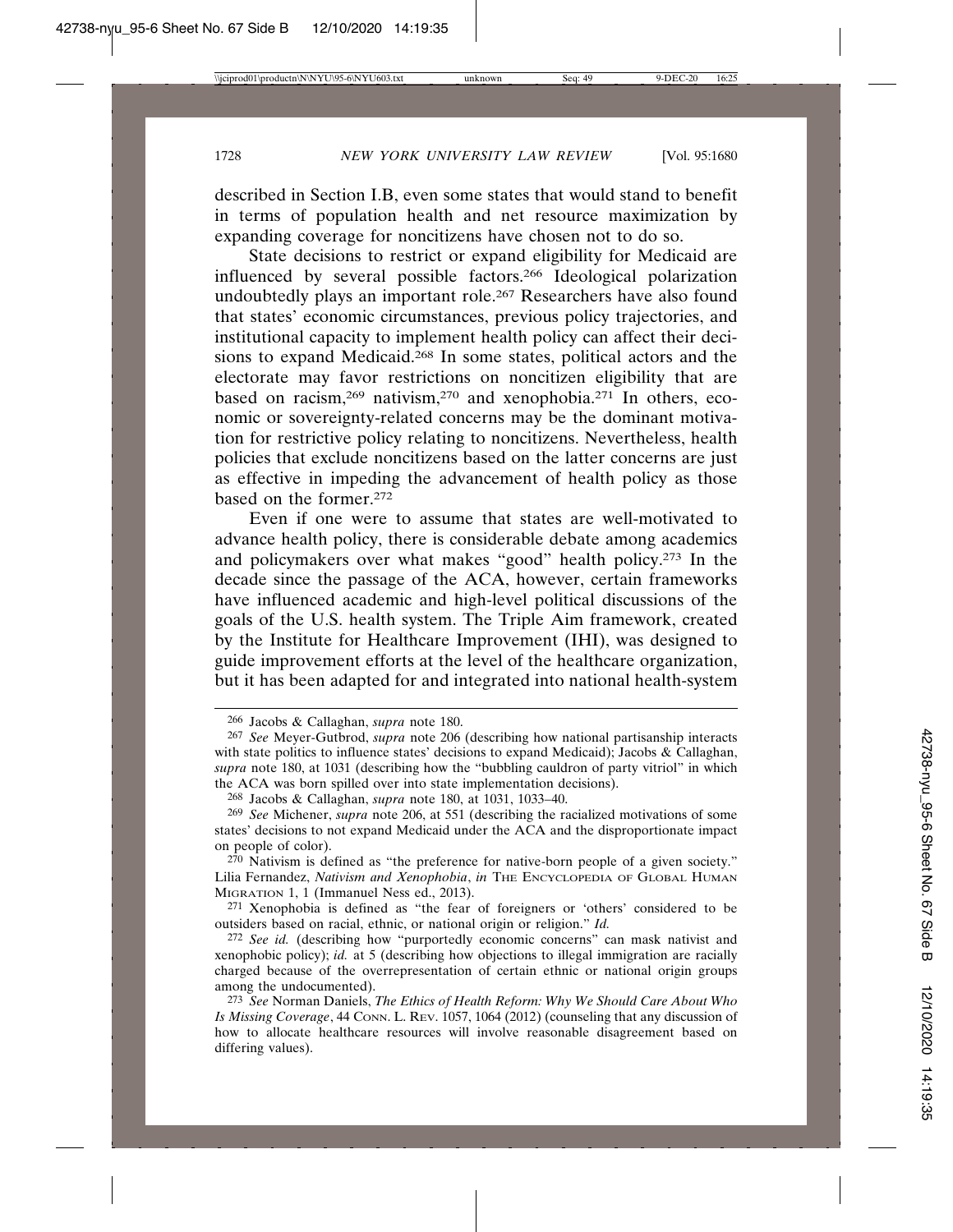described in Section I.B, even some states that would stand to benefit in terms of population health and net resource maximization by expanding coverage for noncitizens have chosen not to do so.

State decisions to restrict or expand eligibility for Medicaid are influenced by several possible factors.[266] Ideological polarization undoubtedly plays an important role.[267] Researchers have also found that states' economic circumstances, previous policy trajectories, and institutional capacity to implement health policy can affect their decisions to expand Medicaid.[268] In some states, political actors and the electorate may favor restrictions on noncitizen eligibility that are based on racism,[269] nativism,[270] and xenophobia.[271] In others, economic or sovereignty-related concerns may be the dominant motivation for restrictive policy relating to noncitizens. Nevertheless, health policies that exclude noncitizens based on the latter concerns are just as effective in impeding the advancement of health policy as those based on the former.[272]

Even if one were to assume that states are well-motivated to advance health policy, there is considerable debate among academics and policymakers over what makes "good" health policy.[273] In the decade since the passage of the ACA, however, certain frameworks have influenced academic and high-level political discussions of the goals of the U.S. health system. The Triple Aim framework, created by the Institute for Healthcare Improvement (IHI), was designed to guide improvement efforts at the level of the healthcare organization, but it has been adapted for and integrated into national health-system

---

[266] Jacobs & Callaghan, *supra* note 180.

[267] *See* Meyer-Gutbrod, *supra* note 206 (describing how national partisanship interacts with state politics to influence states' decisions to expand Medicaid); Jacobs & Callaghan, *supra* note 180, at 1031 (describing how the "bubbling cauldron of party vitriol" in which the ACA was born spilled over into state implementation decisions).

[268] Jacobs & Callaghan, *supra* note 180, at 1031, 1033–40.

[269] *See* Michener, *supra* note 206, at 551 (describing the racialized motivations of some states' decisions to not expand Medicaid under the ACA and the disproportionate impact on people of color).

[270] Nativism is defined as "the preference for native-born people of a given society." Lilia Fernandez, *Nativism and Xenophobia*, *in* THE ENCYCLOPEDIA OF GLOBAL HUMAN MIGRATION 1, 1 (Immanuel Ness ed., 2013).

[271] Xenophobia is defined as "the fear of foreigners or 'others' considered to be outsiders based on racial, ethnic, or national origin or religion." *Id.*

[272] *See id.* (describing how "purportedly economic concerns" can mask nativist and xenophobic policy); *id.* at 5 (describing how objections to illegal immigration are racially charged because of the overrepresentation of certain ethnic or national origin groups among the undocumented).

[273] *See* Norman Daniels, *The Ethics of Health Reform: Why We Should Care About Who Is Missing Coverage*, 44 CONN. L. REV. 1057, 1064 (2012) (counseling that any discussion of how to allocate healthcare resources will involve reasonable disagreement based on differing values).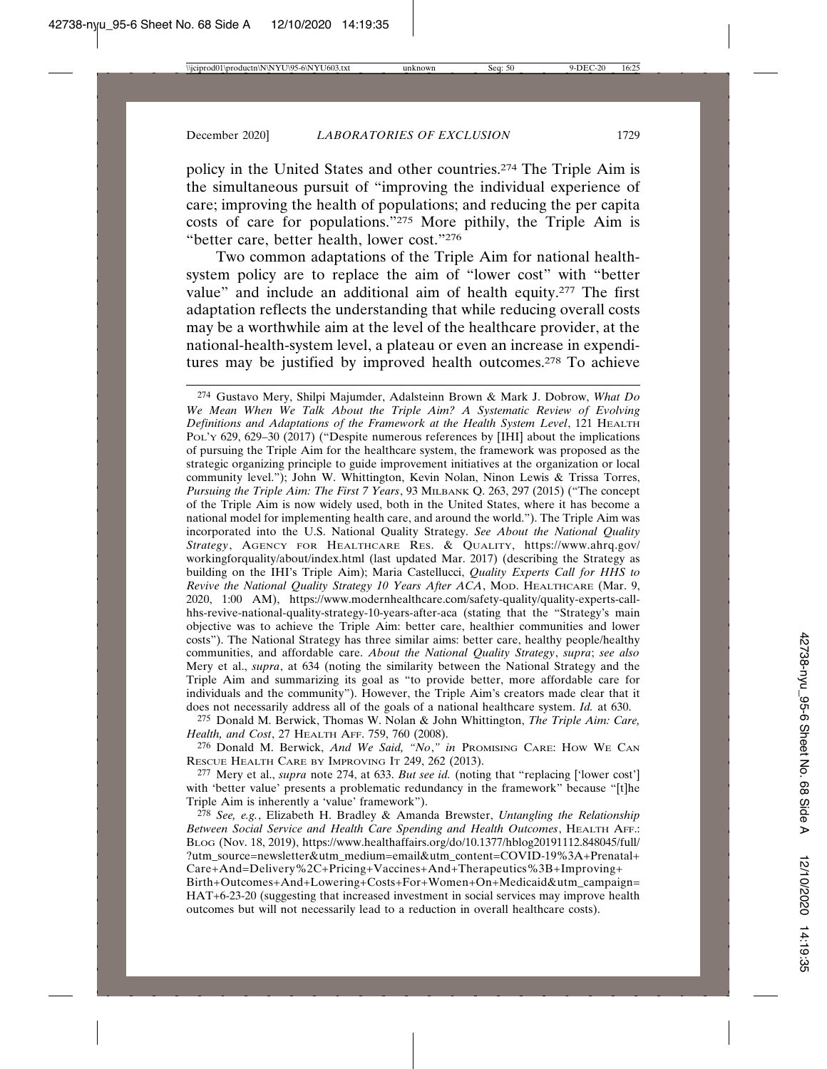policy in the United States and other countries.[274] The Triple Aim is the simultaneous pursuit of "improving the individual experience of care; improving the health of populations; and reducing the per capita costs of care for populations."[275] More pithily, the Triple Aim is "better care, better health, lower cost."[276]

Two common adaptations of the Triple Aim for national health-system policy are to replace the aim of "lower cost" with "better value" and include an additional aim of health equity.[277] The first adaptation reflects the understanding that while reducing overall costs may be a worthwhile aim at the level of the healthcare provider, at the national-health-system level, a plateau or even an increase in expenditures may be justified by improved health outcomes.[278] To achieve

---

[274] Gustavo Mery, Shilpi Majumder, Adalsteinn Brown & Mark J. Dobrow, *What Do We Mean When We Talk About the Triple Aim? A Systematic Review of Evolving Definitions and Adaptations of the Framework at the Health System Level*, 121 HEALTH POL'Y 629, 629–30 (2017) ("Despite numerous references by [IHI] about the implications of pursuing the Triple Aim for the healthcare system, the framework was proposed as the strategic organizing principle to guide improvement initiatives at the organization or local community level."); John W. Whittington, Kevin Nolan, Ninon Lewis & Trissa Torres, *Pursuing the Triple Aim: The First 7 Years*, 93 MILBANK Q. 263, 297 (2015) ("The concept of the Triple Aim is now widely used, both in the United States, where it has become a national model for implementing health care, and around the world."). The Triple Aim was incorporated into the U.S. National Quality Strategy. *See About the National Quality Strategy*, AGENCY FOR HEALTHCARE RES. & QUALITY, https://www.ahrq.gov/workingforquality/about/index.html (last updated Mar. 2017) (describing the Strategy as building on the IHI's Triple Aim); Maria Castellucci, *Quality Experts Call for HHS to Revive the National Quality Strategy 10 Years After ACA*, MOD. HEALTHCARE (Mar. 9, 2020, 1:00 AM), https://www.modernhealthcare.com/safety-quality/quality-experts-call-hhs-revive-national-quality-strategy-10-years-after-aca (stating that the "Strategy's main objective was to achieve the Triple Aim: better care, healthier communities and lower costs"). The National Strategy has three similar aims: better care, healthy people/healthy communities, and affordable care. *About the National Quality Strategy*, *supra*; *see also* Mery et al., *supra*, at 634 (noting the similarity between the National Strategy and the Triple Aim and summarizing its goal as "to provide better, more affordable care for individuals and the community"). However, the Triple Aim's creators made clear that it does not necessarily address all of the goals of a national healthcare system. *Id.* at 630.

[275] Donald M. Berwick, Thomas W. Nolan & John Whittington, *The Triple Aim: Care, Health, and Cost*, 27 HEALTH AFF. 759, 760 (2008).

[276] Donald M. Berwick, *And We Said, "No," in* PROMISING CARE: HOW WE CAN RESCUE HEALTH CARE BY IMPROVING IT 249, 262 (2013).

[277] Mery et al., *supra* note 274, at 633. *But see id.* (noting that "replacing ['lower cost'] with 'better value' presents a problematic redundancy in the framework" because "[t]he Triple Aim is inherently a 'value' framework").

[278] *See, e.g.*, Elizabeth H. Bradley & Amanda Brewster, *Untangling the Relationship Between Social Service and Health Care Spending and Health Outcomes*, HEALTH AFF.: BLOG (Nov. 18, 2019), https://www.healthaffairs.org/do/10.1377/hblog20191112.848045/full/?utm_source=newsletter&utm_medium=email&utm_content=COVID-19%3A+Prenatal+Care+And=Delivery%2C+Pricing+Vaccines+And+Therapeutics%3B+Improving+Birth+Outcomes+And+Lowering+Costs+For+Women+On+Medicaid&utm_campaign=HAT+6-23-20 (suggesting that increased investment in social services may improve health outcomes but will not necessarily lead to a reduction in overall healthcare costs).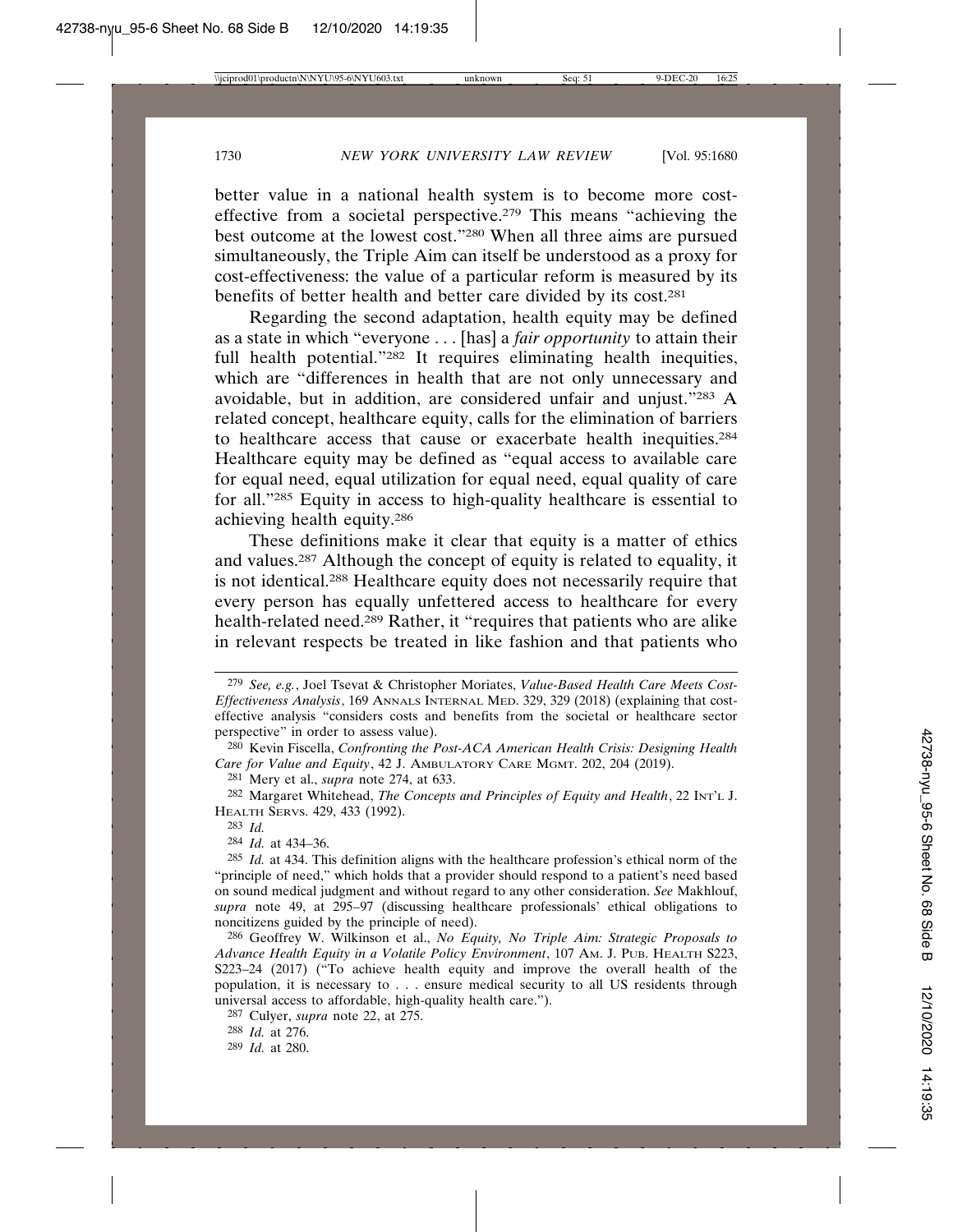better value in a national health system is to become more cost-effective from a societal perspective.[279] This means "achieving the best outcome at the lowest cost."[280] When all three aims are pursued simultaneously, the Triple Aim can itself be understood as a proxy for cost-effectiveness: the value of a particular reform is measured by its benefits of better health and better care divided by its cost.[281]

Regarding the second adaptation, health equity may be defined as a state in which "everyone . . . [has] a *fair opportunity* to attain their full health potential."[282] It requires eliminating health inequities, which are "differences in health that are not only unnecessary and avoidable, but in addition, are considered unfair and unjust."[283] A related concept, healthcare equity, calls for the elimination of barriers to healthcare access that cause or exacerbate health inequities.[284] Healthcare equity may be defined as "equal access to available care for equal need, equal utilization for equal need, equal quality of care for all."[285] Equity in access to high-quality healthcare is essential to achieving health equity.[286]

These definitions make it clear that equity is a matter of ethics and values.[287] Although the concept of equity is related to equality, it is not identical.[288] Healthcare equity does not necessarily require that every person has equally unfettered access to healthcare for every health-related need.[289] Rather, it "requires that patients who are alike in relevant respects be treated in like fashion and that patients who

---

[279] *See, e.g.*, Joel Tsevat & Christopher Moriates, *Value-Based Health Care Meets Cost-Effectiveness Analysis*, 169 ANNALS INTERNAL MED. 329, 329 (2018) (explaining that cost-effective analysis "considers costs and benefits from the societal or healthcare sector perspective" in order to assess value).

[280] Kevin Fiscella, *Confronting the Post-ACA American Health Crisis: Designing Health Care for Value and Equity*, 42 J. AMBULATORY CARE MGMT. 202, 204 (2019).

[281] Mery et al., *supra* note 274, at 633.

[282] Margaret Whitehead, *The Concepts and Principles of Equity and Health*, 22 INT'L J. HEALTH SERVS. 429, 433 (1992).

[283] *Id.*

[284] *Id.* at 434–36.

[285] *Id.* at 434. This definition aligns with the healthcare profession's ethical norm of the "principle of need," which holds that a provider should respond to a patient's need based on sound medical judgment and without regard to any other consideration. *See* Makhlouf, *supra* note 49, at 295–97 (discussing healthcare professionals' ethical obligations to noncitizens guided by the principle of need).

[286] Geoffrey W. Wilkinson et al., *No Equity, No Triple Aim: Strategic Proposals to Advance Health Equity in a Volatile Policy Environment*, 107 AM. J. PUB. HEALTH S223, S223–24 (2017) ("To achieve health equity and improve the overall health of the population, it is necessary to . . . ensure medical security to all US residents through universal access to affordable, high-quality health care.").

[287] Culyer, *supra* note 22, at 275.

[288] *Id.* at 276.

[289] *Id.* at 280.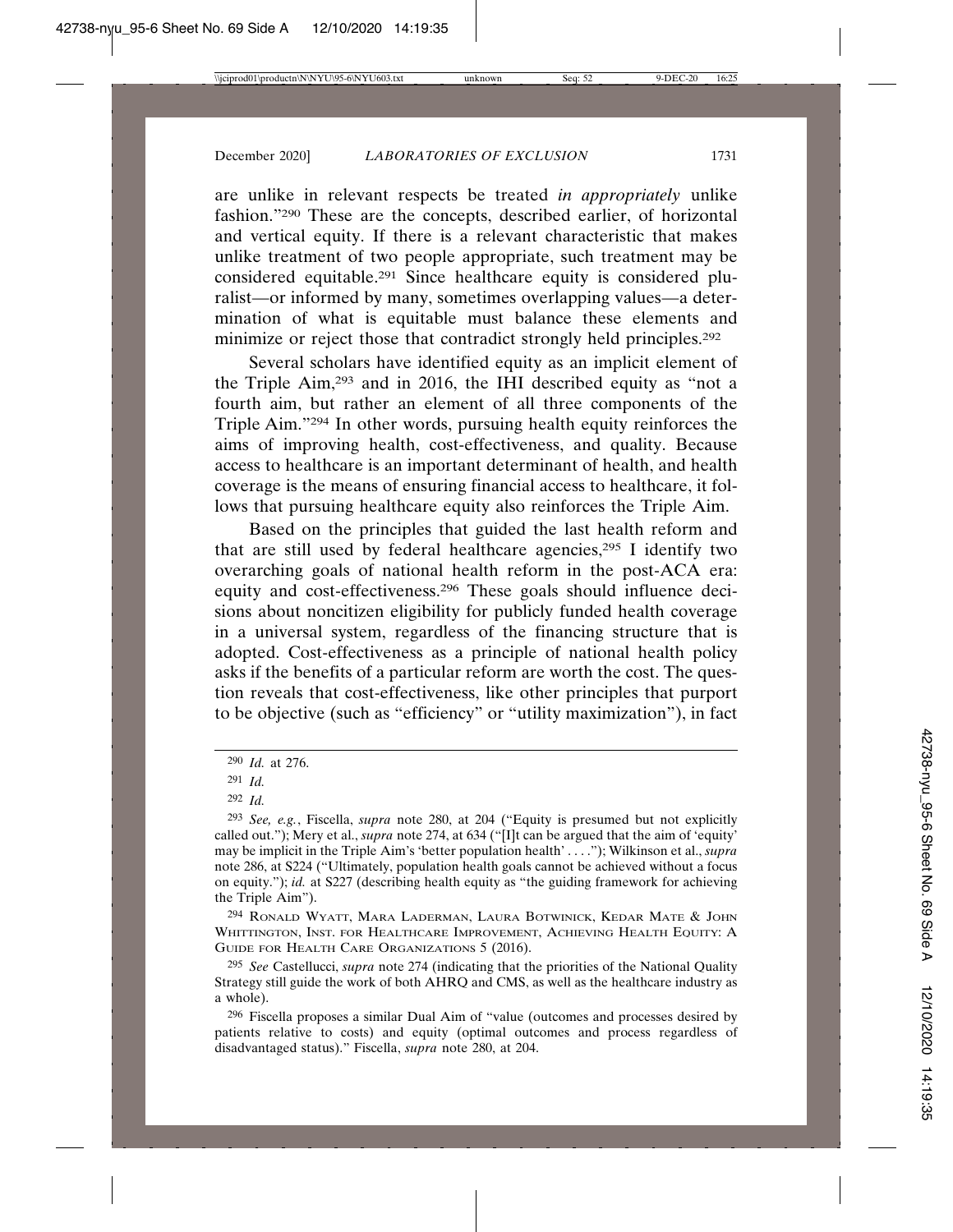are unlike in relevant respects be treated *in appropriately* unlike fashion."[290] These are the concepts, described earlier, of horizontal and vertical equity. If there is a relevant characteristic that makes unlike treatment of two people appropriate, such treatment may be considered equitable.[291] Since healthcare equity is considered pluralist—or informed by many, sometimes overlapping values—a determination of what is equitable must balance these elements and minimize or reject those that contradict strongly held principles.[292]

Several scholars have identified equity as an implicit element of the Triple Aim,[293] and in 2016, the IHI described equity as "not a fourth aim, but rather an element of all three components of the Triple Aim."[294] In other words, pursuing health equity reinforces the aims of improving health, cost-effectiveness, and quality. Because access to healthcare is an important determinant of health, and health coverage is the means of ensuring financial access to healthcare, it follows that pursuing healthcare equity also reinforces the Triple Aim.

Based on the principles that guided the last health reform and that are still used by federal healthcare agencies,[295] I identify two overarching goals of national health reform in the post-ACA era: equity and cost-effectiveness.[296] These goals should influence decisions about noncitizen eligibility for publicly funded health coverage in a universal system, regardless of the financing structure that is adopted. Cost-effectiveness as a principle of national health policy asks if the benefits of a particular reform are worth the cost. The question reveals that cost-effectiveness, like other principles that purport to be objective (such as "efficiency" or "utility maximization"), in fact

---

[290] *Id.* at 276.

[291] *Id.*

[292] *Id.*

[293] *See, e.g.*, Fiscella, *supra* note 280, at 204 ("Equity is presumed but not explicitly called out."); Mery et al., *supra* note 274, at 634 ("[I]t can be argued that the aim of 'equity' may be implicit in the Triple Aim's 'better population health' . . . ."); Wilkinson et al., *supra* note 286, at S224 ("Ultimately, population health goals cannot be achieved without a focus on equity."); *id.* at S227 (describing health equity as "the guiding framework for achieving the Triple Aim").

[294] Ronald Wyatt, Mara Laderman, Laura Botwinick, Kedar Mate & John Whittington, Inst. for Healthcare Improvement, Achieving Health Equity: A Guide for Health Care Organizations 5 (2016).

[295] *See* Castellucci, *supra* note 274 (indicating that the priorities of the National Quality Strategy still guide the work of both AHRQ and CMS, as well as the healthcare industry as a whole).

[296] Fiscella proposes a similar Dual Aim of "value (outcomes and processes desired by patients relative to costs) and equity (optimal outcomes and process regardless of disadvantaged status)." Fiscella, *supra* note 280, at 204.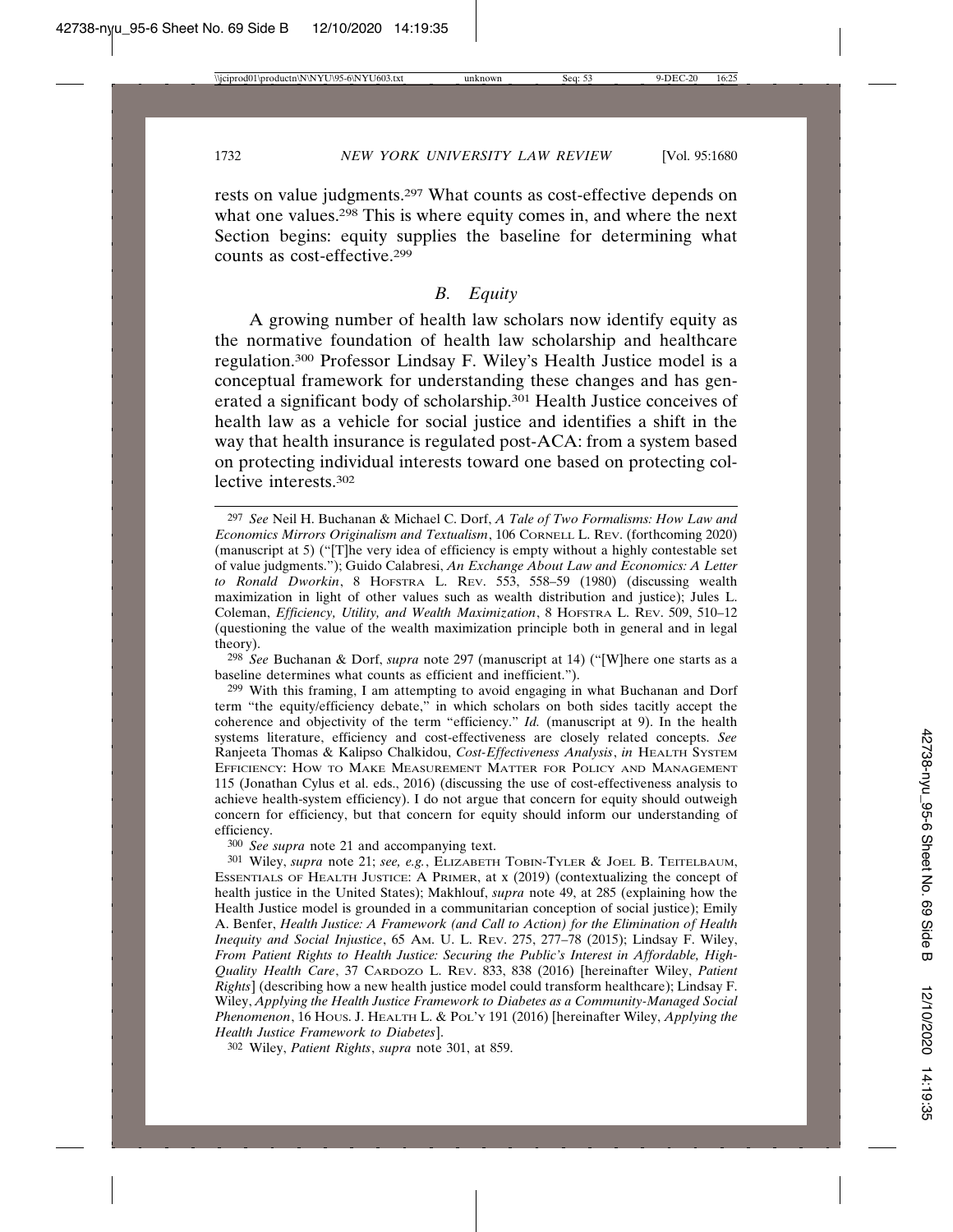rests on value judgments.[297] What counts as cost-effective depends on what one values.[298] This is where equity comes in, and where the next Section begins: equity supplies the baseline for determining what counts as cost-effective.[299]

### *B. Equity*

A growing number of health law scholars now identify equity as the normative foundation of health law scholarship and healthcare regulation.[300] Professor Lindsay F. Wiley's Health Justice model is a conceptual framework for understanding these changes and has generated a significant body of scholarship.[301] Health Justice conceives of health law as a vehicle for social justice and identifies a shift in the way that health insurance is regulated post-ACA: from a system based on protecting individual interests toward one based on protecting collective interests.[302]

---

[297] *See* Neil H. Buchanan & Michael C. Dorf, *A Tale of Two Formalisms: How Law and Economics Mirrors Originalism and Textualism*, 106 CORNELL L. REV. (forthcoming 2020) (manuscript at 5) ("[T]he very idea of efficiency is empty without a highly contestable set of value judgments."); Guido Calabresi, *An Exchange About Law and Economics: A Letter to Ronald Dworkin*, 8 HOFSTRA L. REV. 553, 558–59 (1980) (discussing wealth maximization in light of other values such as wealth distribution and justice); Jules L. Coleman, *Efficiency, Utility, and Wealth Maximization*, 8 HOFSTRA L. REV. 509, 510–12 (questioning the value of the wealth maximization principle both in general and in legal theory).

[298] *See* Buchanan & Dorf, *supra* note 297 (manuscript at 14) ("[W]here one starts as a baseline determines what counts as efficient and inefficient.").

[299] With this framing, I am attempting to avoid engaging in what Buchanan and Dorf term "the equity/efficiency debate," in which scholars on both sides tacitly accept the coherence and objectivity of the term "efficiency." *Id.* (manuscript at 9). In the health systems literature, efficiency and cost-effectiveness are closely related concepts. *See* Ranjeeta Thomas & Kalipso Chalkidou, *Cost-Effectiveness Analysis*, *in* HEALTH SYSTEM EFFICIENCY: HOW TO MAKE MEASUREMENT MATTER FOR POLICY AND MANAGEMENT 115 (Jonathan Cylus et al. eds., 2016) (discussing the use of cost-effectiveness analysis to achieve health-system efficiency). I do not argue that concern for equity should outweigh concern for efficiency, but that concern for equity should inform our understanding of efficiency.

[300] *See supra* note 21 and accompanying text.

[301] Wiley, *supra* note 21; *see, e.g.*, ELIZABETH TOBIN-TYLER & JOEL B. TEITELBAUM, ESSENTIALS OF HEALTH JUSTICE: A PRIMER, at x (2019) (contextualizing the concept of health justice in the United States); Makhlouf, *supra* note 49, at 285 (explaining how the Health Justice model is grounded in a communitarian conception of social justice); Emily A. Benfer, *Health Justice: A Framework (and Call to Action) for the Elimination of Health Inequity and Social Injustice*, 65 AM. U. L. REV. 275, 277–78 (2015); Lindsay F. Wiley, *From Patient Rights to Health Justice: Securing the Public's Interest in Affordable, High-Quality Health Care*, 37 CARDOZO L. REV. 833, 838 (2016) [hereinafter Wiley, *Patient Rights*] (describing how a new health justice model could transform healthcare); Lindsay F. Wiley, *Applying the Health Justice Framework to Diabetes as a Community-Managed Social Phenomenon*, 16 HOUS. J. HEALTH L. & POL'Y 191 (2016) [hereinafter Wiley, *Applying the Health Justice Framework to Diabetes*].

[302] Wiley, *Patient Rights*, *supra* note 301, at 859.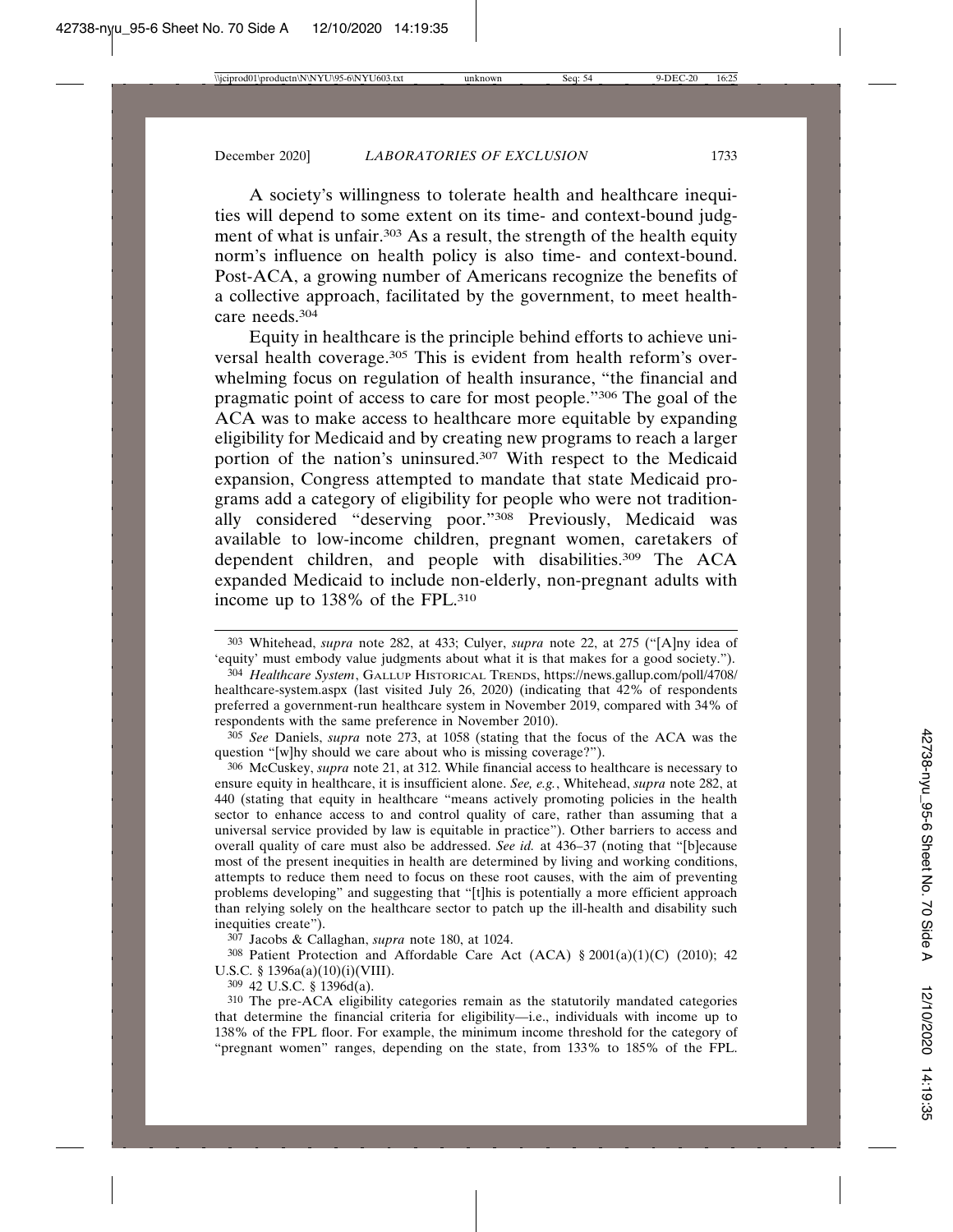A society's willingness to tolerate health and healthcare inequities will depend to some extent on its time- and context-bound judgment of what is unfair.[303] As a result, the strength of the health equity norm's influence on health policy is also time- and context-bound. Post-ACA, a growing number of Americans recognize the benefits of a collective approach, facilitated by the government, to meet healthcare needs.[304]

Equity in healthcare is the principle behind efforts to achieve universal health coverage.[305] This is evident from health reform's overwhelming focus on regulation of health insurance, "the financial and pragmatic point of access to care for most people."[306] The goal of the ACA was to make access to healthcare more equitable by expanding eligibility for Medicaid and by creating new programs to reach a larger portion of the nation's uninsured.[307] With respect to the Medicaid expansion, Congress attempted to mandate that state Medicaid programs add a category of eligibility for people who were not traditionally considered "deserving poor."[308] Previously, Medicaid was available to low-income children, pregnant women, caretakers of dependent children, and people with disabilities.[309] The ACA expanded Medicaid to include non-elderly, non-pregnant adults with income up to 138% of the FPL.[310]

---

303 Whitehead, *supra* note 282, at 433; Culyer, *supra* note 22, at 275 ("[A]ny idea of 'equity' must embody value judgments about what it is that makes for a good society.").

304 *Healthcare System*, GALLUP HISTORICAL TRENDS, https://news.gallup.com/poll/4708/healthcare-system.aspx (last visited July 26, 2020) (indicating that 42% of respondents preferred a government-run healthcare system in November 2019, compared with 34% of respondents with the same preference in November 2010).

305 *See* Daniels, *supra* note 273, at 1058 (stating that the focus of the ACA was the question "[w]hy should we care about who is missing coverage?").

306 McCuskey, *supra* note 21, at 312. While financial access to healthcare is necessary to ensure equity in healthcare, it is insufficient alone. *See, e.g.*, Whitehead, *supra* note 282, at 440 (stating that equity in healthcare "means actively promoting policies in the health sector to enhance access to and control quality of care, rather than assuming that a universal service provided by law is equitable in practice"). Other barriers to access and overall quality of care must also be addressed. *See id.* at 436–37 (noting that "[b]ecause most of the present inequities in health are determined by living and working conditions, attempts to reduce them need to focus on these root causes, with the aim of preventing problems developing" and suggesting that "[t]his is potentially a more efficient approach than relying solely on the healthcare sector to patch up the ill-health and disability such inequities create").

307 Jacobs & Callaghan, *supra* note 180, at 1024.

308 Patient Protection and Affordable Care Act (ACA) § 2001(a)(1)(C) (2010); 42 U.S.C. § 1396a(a)(10)(i)(VIII).

309 42 U.S.C. § 1396d(a).

310 The pre-ACA eligibility categories remain as the statutorily mandated categories that determine the financial criteria for eligibility—i.e., individuals with income up to 138% of the FPL floor. For example, the minimum income threshold for the category of "pregnant women" ranges, depending on the state, from 133% to 185% of the FPL.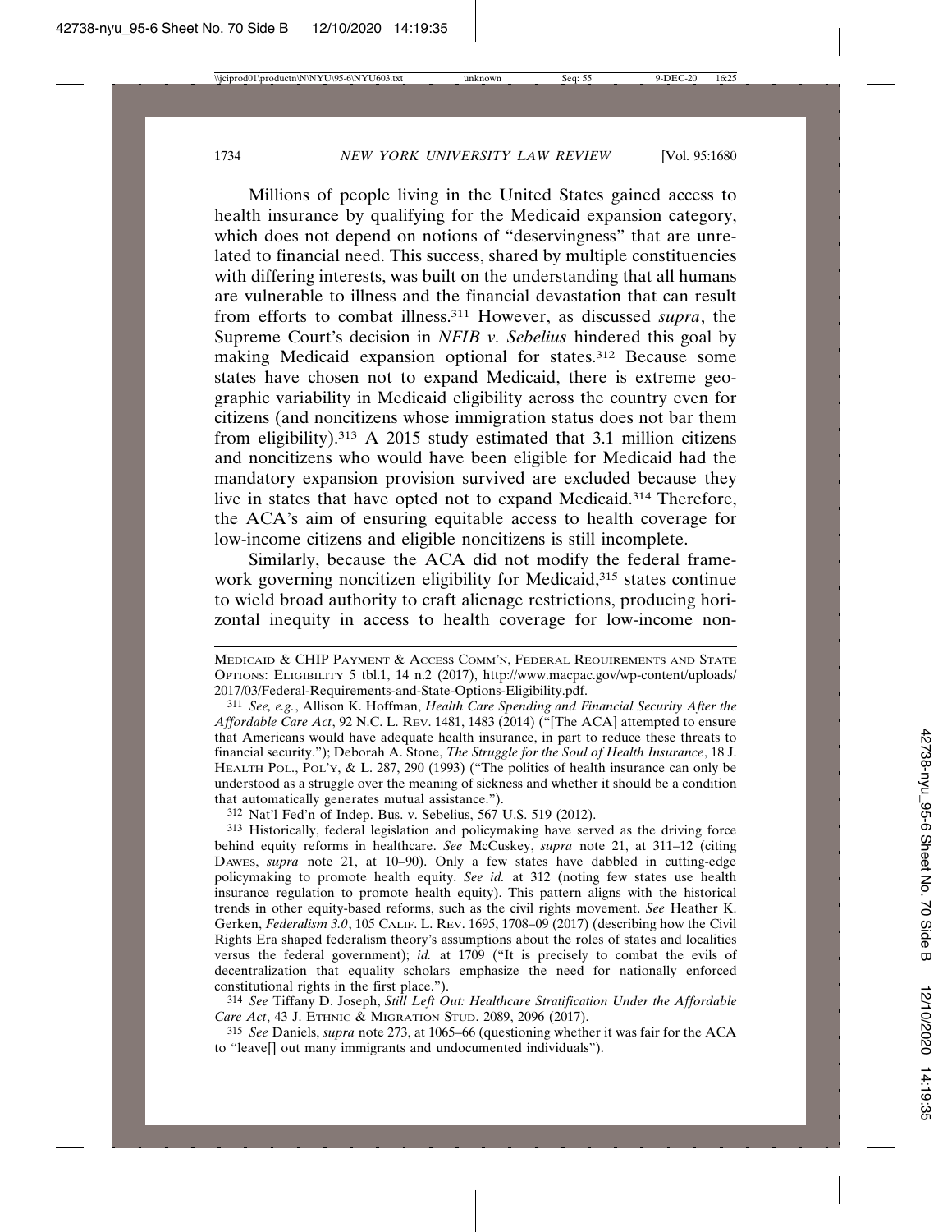Millions of people living in the United States gained access to health insurance by qualifying for the Medicaid expansion category, which does not depend on notions of "deservingness" that are unrelated to financial need. This success, shared by multiple constituencies with differing interests, was built on the understanding that all humans are vulnerable to illness and the financial devastation that can result from efforts to combat illness.[311] However, as discussed *supra*, the Supreme Court's decision in *NFIB v. Sebelius* hindered this goal by making Medicaid expansion optional for states.[312] Because some states have chosen not to expand Medicaid, there is extreme geographic variability in Medicaid eligibility across the country even for citizens (and noncitizens whose immigration status does not bar them from eligibility).[313] A 2015 study estimated that 3.1 million citizens and noncitizens who would have been eligible for Medicaid had the mandatory expansion provision survived are excluded because they live in states that have opted not to expand Medicaid.[314] Therefore, the ACA's aim of ensuring equitable access to health coverage for low-income citizens and eligible noncitizens is still incomplete.

Similarly, because the ACA did not modify the federal framework governing noncitizen eligibility for Medicaid,[315] states continue to wield broad authority to craft alienage restrictions, producing horizontal inequity in access to health coverage for low-income non-

---

MEDICAID & CHIP PAYMENT & ACCESS COMM'N, FEDERAL REQUIREMENTS AND STATE OPTIONS: ELIGIBILITY 5 tbl.1, 14 n.2 (2017), http://www.macpac.gov/wp-content/uploads/2017/03/Federal-Requirements-and-State-Options-Eligibility.pdf.

311 *See, e.g.*, Allison K. Hoffman, *Health Care Spending and Financial Security After the Affordable Care Act*, 92 N.C. L. REV. 1481, 1483 (2014) ("[The ACA] attempted to ensure that Americans would have adequate health insurance, in part to reduce these threats to financial security."); Deborah A. Stone, *The Struggle for the Soul of Health Insurance*, 18 J. HEALTH POL., POL'Y, & L. 287, 290 (1993) ("The politics of health insurance can only be understood as a struggle over the meaning of sickness and whether it should be a condition that automatically generates mutual assistance.").

312 Nat'l Fed'n of Indep. Bus. v. Sebelius, 567 U.S. 519 (2012).

313 Historically, federal legislation and policymaking have served as the driving force behind equity reforms in healthcare. *See* McCuskey, *supra* note 21, at 311–12 (citing DAWES, *supra* note 21, at 10–90). Only a few states have dabbled in cutting-edge policymaking to promote health equity. *See id.* at 312 (noting few states use health insurance regulation to promote health equity). This pattern aligns with the historical trends in other equity-based reforms, such as the civil rights movement. *See* Heather K. Gerken, *Federalism 3.0*, 105 CALIF. L. REV. 1695, 1708–09 (2017) (describing how the Civil Rights Era shaped federalism theory's assumptions about the roles of states and localities versus the federal government); *id.* at 1709 ("It is precisely to combat the evils of decentralization that equality scholars emphasize the need for nationally enforced constitutional rights in the first place.").

314 *See* Tiffany D. Joseph, *Still Left Out: Healthcare Stratification Under the Affordable Care Act*, 43 J. ETHNIC & MIGRATION STUD. 2089, 2096 (2017).

315 *See* Daniels, *supra* note 273, at 1065–66 (questioning whether it was fair for the ACA to "leave[] out many immigrants and undocumented individuals").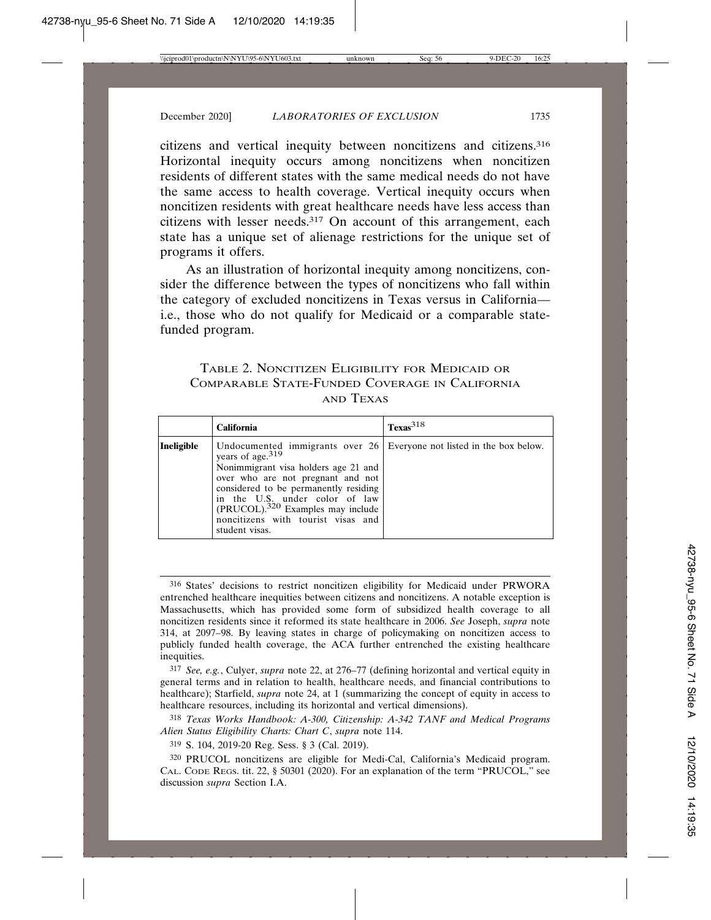citizens and vertical inequity between noncitizens and citizens.[316] Horizontal inequity occurs among noncitizens when noncitizen residents of different states with the same medical needs do not have the same access to health coverage. Vertical inequity occurs when noncitizen residents with great healthcare needs have less access than citizens with lesser needs.[317] On account of this arrangement, each state has a unique set of alienage restrictions for the unique set of programs it offers.

As an illustration of horizontal inequity among noncitizens, consider the difference between the types of noncitizens who fall within the category of excluded noncitizens in Texas versus in California—i.e., those who do not qualify for Medicaid or a comparable state-funded program.

TABLE 2. NONCITIZEN ELIGIBILITY FOR MEDICAID OR COMPARABLE STATE-FUNDED COVERAGE IN CALIFORNIA AND TEXAS

| | **California** | **Texas**[318] |
|---|---|---|
| **Ineligible** | Undocumented immigrants over 26 years of age.[319] Nonimmigrant visa holders age 21 and over who are not pregnant and not considered to be permanently residing in the U.S. under color of law (PRUCOL).[320] Examples may include noncitizens with tourist visas and student visas. | Everyone not listed in the box below. |

---

[316] States' decisions to restrict noncitizen eligibility for Medicaid under PRWORA entrenched healthcare inequities between citizens and noncitizens. A notable exception is Massachusetts, which has provided some form of subsidized health coverage to all noncitizen residents since it reformed its state healthcare in 2006. *See* Joseph, *supra* note 314, at 2097–98. By leaving states in charge of policymaking on noncitizen access to publicly funded health coverage, the ACA further entrenched the existing healthcare inequities.

[317] *See, e.g.*, Culyer, *supra* note 22, at 276–77 (defining horizontal and vertical equity in general terms and in relation to health, healthcare needs, and financial contributions to healthcare); Starfield, *supra* note 24, at 1 (summarizing the concept of equity in access to healthcare resources, including its horizontal and vertical dimensions).

[318] *Texas Works Handbook: A-300, Citizenship: A-342 TANF and Medical Programs Alien Status Eligibility Charts: Chart C*, *supra* note 114.

[319] S. 104, 2019-20 Reg. Sess. § 3 (Cal. 2019).

[320] PRUCOL noncitizens are eligible for Medi-Cal, California's Medicaid program. CAL. CODE REGS. tit. 22, § 50301 (2020). For an explanation of the term "PRUCOL," see discussion *supra* Section I.A.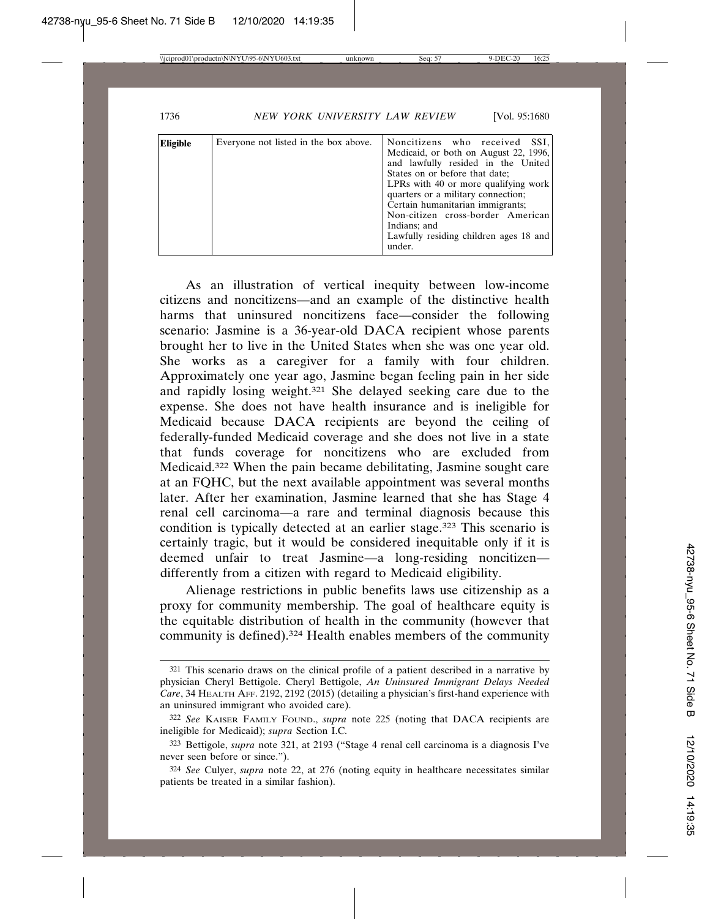| Eligible | Everyone not listed in the box above. | Noncitizens who received SSI, Medicaid, or both on August 22, 1996, and lawfully resided in the United States on or before that date;<br>LPRs with 40 or more qualifying work quarters or a military connection;<br>Certain humanitarian immigrants;<br>Non-citizen cross-border American Indians; and<br>Lawfully residing children ages 18 and under. |
|---|---|---|

As an illustration of vertical inequity between low-income citizens and noncitizens—and an example of the distinctive health harms that uninsured noncitizens face—consider the following scenario: Jasmine is a 36-year-old DACA recipient whose parents brought her to live in the United States when she was one year old. She works as a caregiver for a family with four children. Approximately one year ago, Jasmine began feeling pain in her side and rapidly losing weight.[321] She delayed seeking care due to the expense. She does not have health insurance and is ineligible for Medicaid because DACA recipients are beyond the ceiling of federally-funded Medicaid coverage and she does not live in a state that funds coverage for noncitizens who are excluded from Medicaid.[322] When the pain became debilitating, Jasmine sought care at an FQHC, but the next available appointment was several months later. After her examination, Jasmine learned that she has Stage 4 renal cell carcinoma—a rare and terminal diagnosis because this condition is typically detected at an earlier stage.[323] This scenario is certainly tragic, but it would be considered inequitable only if it is deemed unfair to treat Jasmine—a long-residing noncitizen—differently from a citizen with regard to Medicaid eligibility.

Alienage restrictions in public benefits laws use citizenship as a proxy for community membership. The goal of healthcare equity is the equitable distribution of health in the community (however that community is defined).[324] Health enables members of the community

---

[321] This scenario draws on the clinical profile of a patient described in a narrative by physician Cheryl Bettigole. Cheryl Bettigole, *An Uninsured Immigrant Delays Needed Care*, 34 HEALTH AFF. 2192, 2192 (2015) (detailing a physician's first-hand experience with an uninsured immigrant who avoided care).

[322] *See* KAISER FAMILY FOUND., *supra* note 225 (noting that DACA recipients are ineligible for Medicaid); *supra* Section I.C.

[323] Bettigole, *supra* note 321, at 2193 ("Stage 4 renal cell carcinoma is a diagnosis I've never seen before or since.").

[324] *See* Culyer, *supra* note 22, at 276 (noting equity in healthcare necessitates similar patients be treated in a similar fashion).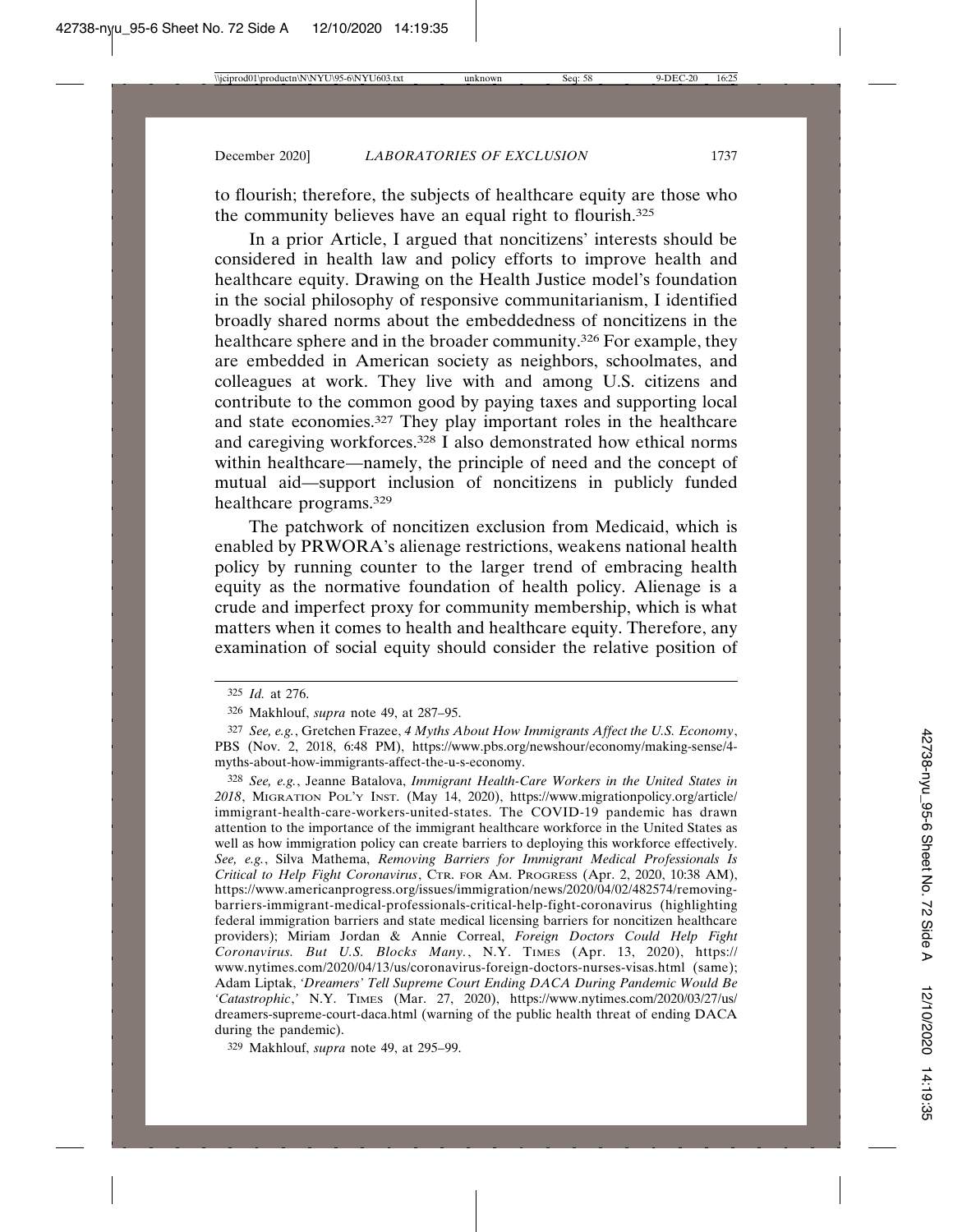to flourish; therefore, the subjects of healthcare equity are those who the community believes have an equal right to flourish.[325]

In a prior Article, I argued that noncitizens' interests should be considered in health law and policy efforts to improve health and healthcare equity. Drawing on the Health Justice model's foundation in the social philosophy of responsive communitarianism, I identified broadly shared norms about the embeddedness of noncitizens in the healthcare sphere and in the broader community.[326] For example, they are embedded in American society as neighbors, schoolmates, and colleagues at work. They live with and among U.S. citizens and contribute to the common good by paying taxes and supporting local and state economies.[327] They play important roles in the healthcare and caregiving workforces.[328] I also demonstrated how ethical norms within healthcare—namely, the principle of need and the concept of mutual aid—support inclusion of noncitizens in publicly funded healthcare programs.[329]

The patchwork of noncitizen exclusion from Medicaid, which is enabled by PRWORA's alienage restrictions, weakens national health policy by running counter to the larger trend of embracing health equity as the normative foundation of health policy. Alienage is a crude and imperfect proxy for community membership, which is what matters when it comes to health and healthcare equity. Therefore, any examination of social equity should consider the relative position of

---

[325] *Id.* at 276.

[326] Makhlouf, *supra* note 49, at 287–95.

[327] *See, e.g.*, Gretchen Frazee, *4 Myths About How Immigrants Affect the U.S. Economy*, PBS (Nov. 2, 2018, 6:48 PM), https://www.pbs.org/newshour/economy/making-sense/4-myths-about-how-immigrants-affect-the-u-s-economy.

[328] *See, e.g.*, Jeanne Batalova, *Immigrant Health-Care Workers in the United States in 2018*, MIGRATION POL'Y INST. (May 14, 2020), https://www.migrationpolicy.org/article/immigrant-health-care-workers-united-states. The COVID-19 pandemic has drawn attention to the importance of the immigrant healthcare workforce in the United States as well as how immigration policy can create barriers to deploying this workforce effectively. *See, e.g.*, Silva Mathema, *Removing Barriers for Immigrant Medical Professionals Is Critical to Help Fight Coronavirus*, CTR. FOR AM. PROGRESS (Apr. 2, 2020, 10:38 AM), https://www.americanprogress.org/issues/immigration/news/2020/04/02/482574/removing-barriers-immigrant-medical-professionals-critical-help-fight-coronavirus (highlighting federal immigration barriers and state medical licensing barriers for noncitizen healthcare providers); Miriam Jordan & Annie Correal, *Foreign Doctors Could Help Fight Coronavirus. But U.S. Blocks Many.*, N.Y. TIMES (Apr. 13, 2020), https://www.nytimes.com/2020/04/13/us/coronavirus-foreign-doctors-nurses-visas.html (same); Adam Liptak, *'Dreamers' Tell Supreme Court Ending DACA During Pandemic Would Be 'Catastrophic*,*'* N.Y. TIMES (Mar. 27, 2020), https://www.nytimes.com/2020/03/27/us/dreamers-supreme-court-daca.html (warning of the public health threat of ending DACA during the pandemic).

[329] Makhlouf, *supra* note 49, at 295–99.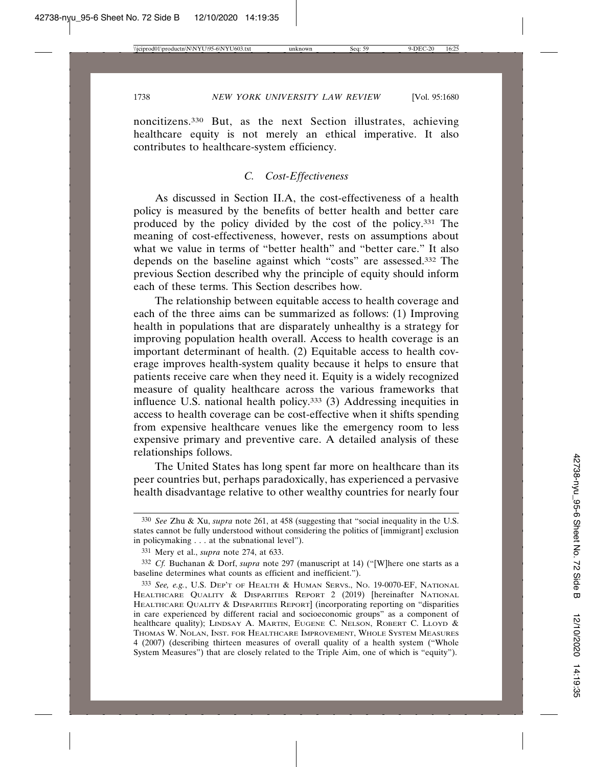noncitizens.[330] But, as the next Section illustrates, achieving healthcare equity is not merely an ethical imperative. It also contributes to healthcare-system efficiency.

### *C. Cost-Effectiveness*

As discussed in Section II.A, the cost-effectiveness of a health policy is measured by the benefits of better health and better care produced by the policy divided by the cost of the policy.[331] The meaning of cost-effectiveness, however, rests on assumptions about what we value in terms of "better health" and "better care." It also depends on the baseline against which "costs" are assessed.[332] The previous Section described why the principle of equity should inform each of these terms. This Section describes how.

The relationship between equitable access to health coverage and each of the three aims can be summarized as follows: (1) Improving health in populations that are disparately unhealthy is a strategy for improving population health overall. Access to health coverage is an important determinant of health. (2) Equitable access to health coverage improves health-system quality because it helps to ensure that patients receive care when they need it. Equity is a widely recognized measure of quality healthcare across the various frameworks that influence U.S. national health policy.[333] (3) Addressing inequities in access to health coverage can be cost-effective when it shifts spending from expensive healthcare venues like the emergency room to less expensive primary and preventive care. A detailed analysis of these relationships follows.

The United States has long spent far more on healthcare than its peer countries but, perhaps paradoxically, has experienced a pervasive health disadvantage relative to other wealthy countries for nearly four

---

[330] *See* Zhu & Xu, *supra* note 261, at 458 (suggesting that "social inequality in the U.S. states cannot be fully understood without considering the politics of [immigrant] exclusion in policymaking . . . at the subnational level").

[331] Mery et al., *supra* note 274, at 633.

[332] *Cf.* Buchanan & Dorf, *supra* note 297 (manuscript at 14) ("[W]here one starts as a baseline determines what counts as efficient and inefficient.").

[333] *See, e.g.*, U.S. DEP'T OF HEALTH & HUMAN SERVS., NO. 19-0070-EF, NATIONAL HEALTHCARE QUALITY & DISPARITIES REPORT 2 (2019) [hereinafter NATIONAL HEALTHCARE QUALITY & DISPARITIES REPORT] (incorporating reporting on "disparities in care experienced by different racial and socioeconomic groups" as a component of healthcare quality); LINDSAY A. MARTIN, EUGENE C. NELSON, ROBERT C. LLOYD & THOMAS W. NOLAN, INST. FOR HEALTHCARE IMPROVEMENT, WHOLE SYSTEM MEASURES 4 (2007) (describing thirteen measures of overall quality of a health system ("Whole System Measures") that are closely related to the Triple Aim, one of which is "equity").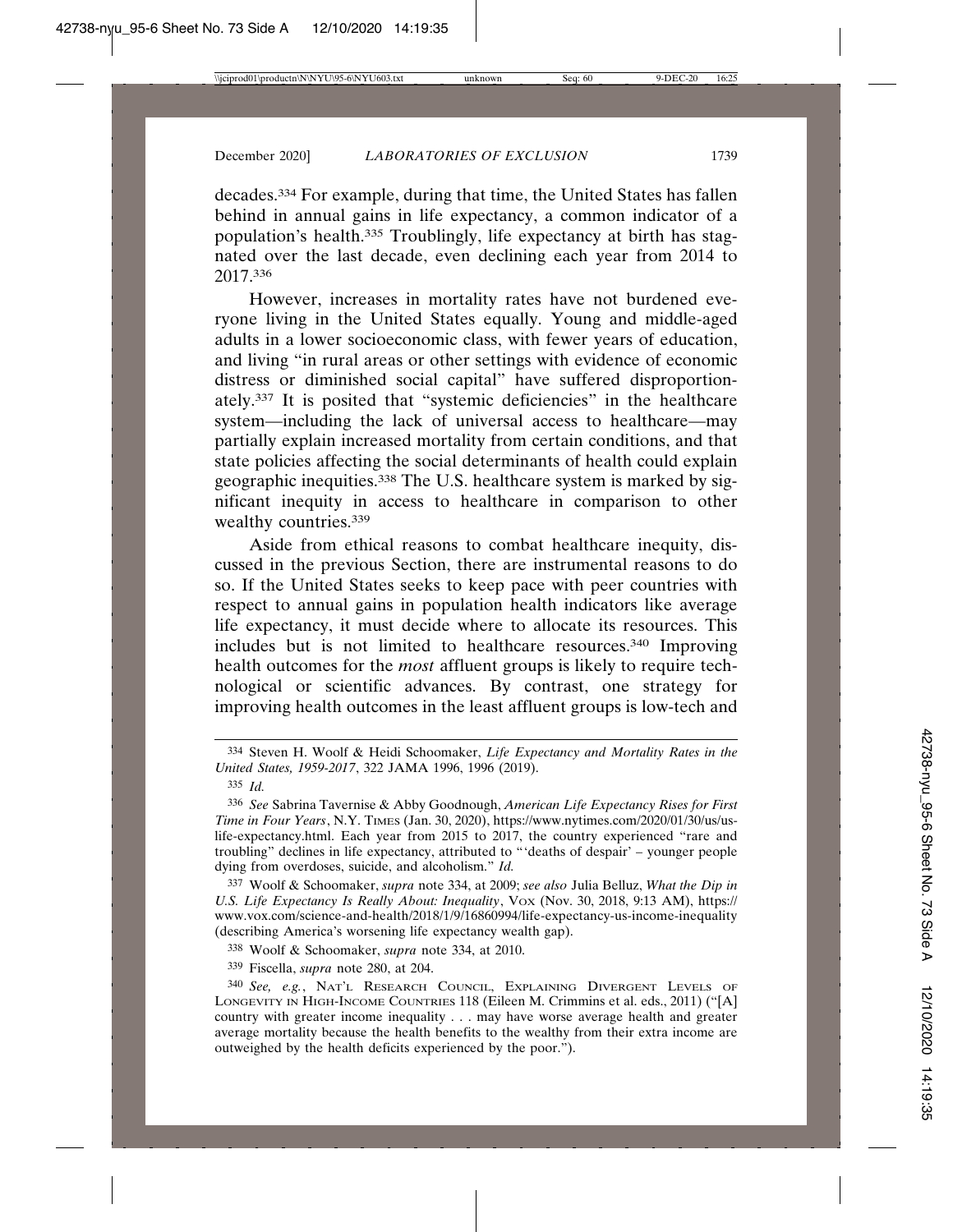decades.[334] For example, during that time, the United States has fallen behind in annual gains in life expectancy, a common indicator of a population's health.[335] Troublingly, life expectancy at birth has stagnated over the last decade, even declining each year from 2014 to 2017.[336]

However, increases in mortality rates have not burdened everyone living in the United States equally. Young and middle-aged adults in a lower socioeconomic class, with fewer years of education, and living "in rural areas or other settings with evidence of economic distress or diminished social capital" have suffered disproportionately.[337] It is posited that "systemic deficiencies" in the healthcare system—including the lack of universal access to healthcare—may partially explain increased mortality from certain conditions, and that state policies affecting the social determinants of health could explain geographic inequities.[338] The U.S. healthcare system is marked by significant inequity in access to healthcare in comparison to other wealthy countries.[339]

Aside from ethical reasons to combat healthcare inequity, discussed in the previous Section, there are instrumental reasons to do so. If the United States seeks to keep pace with peer countries with respect to annual gains in population health indicators like average life expectancy, it must decide where to allocate its resources. This includes but is not limited to healthcare resources.[340] Improving health outcomes for the *most* affluent groups is likely to require technological or scientific advances. By contrast, one strategy for improving health outcomes in the least affluent groups is low-tech and

---

334 Steven H. Woolf & Heidi Schoomaker, *Life Expectancy and Mortality Rates in the United States, 1959-2017*, 322 JAMA 1996, 1996 (2019).

335 *Id.*

336 *See* Sabrina Tavernise & Abby Goodnough, *American Life Expectancy Rises for First Time in Four Years*, N.Y. TIMES (Jan. 30, 2020), https://www.nytimes.com/2020/01/30/us/us-life-expectancy.html. Each year from 2015 to 2017, the country experienced "rare and troubling" declines in life expectancy, attributed to "'deaths of despair' – younger people dying from overdoses, suicide, and alcoholism." *Id.*

337 Woolf & Schoomaker, *supra* note 334, at 2009; *see also* Julia Belluz, *What the Dip in U.S. Life Expectancy Is Really About: Inequality*, VOX (Nov. 30, 2018, 9:13 AM), https://www.vox.com/science-and-health/2018/1/9/16860994/life-expectancy-us-income-inequality (describing America's worsening life expectancy wealth gap).

338 Woolf & Schoomaker, *supra* note 334, at 2010.

339 Fiscella, *supra* note 280, at 204.

340 *See, e.g.*, NAT'L RESEARCH COUNCIL, EXPLAINING DIVERGENT LEVELS OF LONGEVITY IN HIGH-INCOME COUNTRIES 118 (Eileen M. Crimmins et al. eds., 2011) ("[A] country with greater income inequality . . . may have worse average health and greater average mortality because the health benefits to the wealthy from their extra income are outweighed by the health deficits experienced by the poor.").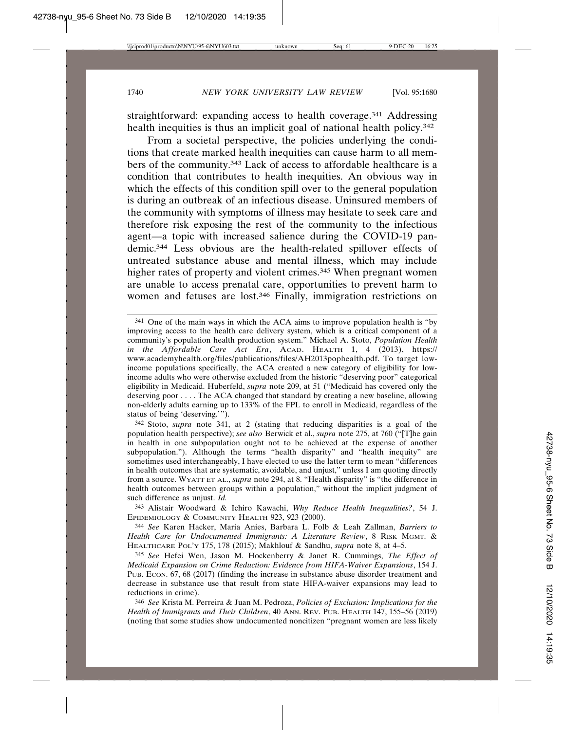straightforward: expanding access to health coverage.[341] Addressing health inequities is thus an implicit goal of national health policy.[342]

From a societal perspective, the policies underlying the conditions that create marked health inequities can cause harm to all members of the community.[343] Lack of access to affordable healthcare is a condition that contributes to health inequities. An obvious way in which the effects of this condition spill over to the general population is during an outbreak of an infectious disease. Uninsured members of the community with symptoms of illness may hesitate to seek care and therefore risk exposing the rest of the community to the infectious agent—a topic with increased salience during the COVID-19 pandemic.[344] Less obvious are the health-related spillover effects of untreated substance abuse and mental illness, which may include higher rates of property and violent crimes.[345] When pregnant women are unable to access prenatal care, opportunities to prevent harm to women and fetuses are lost.[346] Finally, immigration restrictions on

---

[341] One of the main ways in which the ACA aims to improve population health is "by improving access to the health care delivery system, which is a critical component of a community's population health production system." Michael A. Stoto, *Population Health in the Affordable Care Act Era*, ACAD. HEALTH 1, 4 (2013), https://www.academyhealth.org/files/publications/files/AH2013pophealth.pdf. To target low-income populations specifically, the ACA created a new category of eligibility for low-income adults who were otherwise excluded from the historic "deserving poor" categorical eligibility in Medicaid. Huberfeld, *supra* note 209, at 51 ("Medicaid has covered only the deserving poor . . . . The ACA changed that standard by creating a new baseline, allowing non-elderly adults earning up to 133% of the FPL to enroll in Medicaid, regardless of the status of being 'deserving.'").

[342] Stoto, *supra* note 341, at 2 (stating that reducing disparities is a goal of the population health perspective); *see also* Berwick et al., *supra* note 275, at 760 ("[T]he gain in health in one subpopulation ought not to be achieved at the expense of another subpopulation."). Although the terms "health disparity" and "health inequity" are sometimes used interchangeably, I have elected to use the latter term to mean "differences in health outcomes that are systematic, avoidable, and unjust," unless I am quoting directly from a source. WYATT ET AL., *supra* note 294, at 8. "Health disparity" is "the difference in health outcomes between groups within a population," without the implicit judgment of such difference as unjust. *Id.*

[343] Alistair Woodward & Ichiro Kawachi, *Why Reduce Health Inequalities?*, 54 J. EPIDEMIOLOGY & COMMUNITY HEALTH 923, 923 (2000).

[344] *See* Karen Hacker, Maria Anies, Barbara L. Folb & Leah Zallman, *Barriers to Health Care for Undocumented Immigrants: A Literature Review*, 8 RISK MGMT. & HEALTHCARE POL'Y 175, 178 (2015); Makhlouf & Sandhu, *supra* note 8, at 4–5.

[345] *See* Hefei Wen, Jason M. Hockenberry & Janet R. Cummings, *The Effect of Medicaid Expansion on Crime Reduction: Evidence from HIFA-Waiver Expansions*, 154 J. PUB. ECON. 67, 68 (2017) (finding the increase in substance abuse disorder treatment and decrease in substance use that result from state HIFA-waiver expansions may lead to reductions in crime).

[346] *See* Krista M. Perreira & Juan M. Pedroza, *Policies of Exclusion: Implications for the Health of Immigrants and Their Children*, 40 ANN. REV. PUB. HEALTH 147, 155–56 (2019) (noting that some studies show undocumented noncitizen "pregnant women are less likely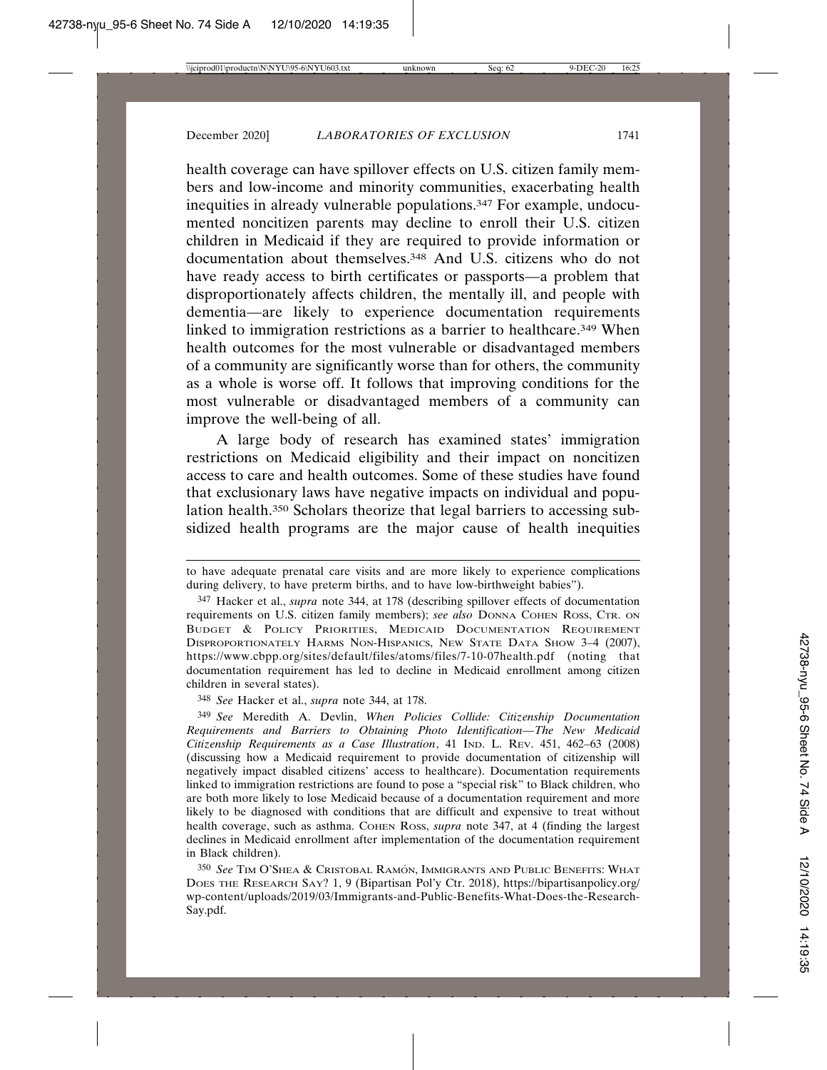health coverage can have spillover effects on U.S. citizen family members and low-income and minority communities, exacerbating health inequities in already vulnerable populations.[347] For example, undocumented noncitizen parents may decline to enroll their U.S. citizen children in Medicaid if they are required to provide information or documentation about themselves.[348] And U.S. citizens who do not have ready access to birth certificates or passports—a problem that disproportionately affects children, the mentally ill, and people with dementia—are likely to experience documentation requirements linked to immigration restrictions as a barrier to healthcare.[349] When health outcomes for the most vulnerable or disadvantaged members of a community are significantly worse than for others, the community as a whole is worse off. It follows that improving conditions for the most vulnerable or disadvantaged members of a community can improve the well-being of all.

A large body of research has examined states' immigration restrictions on Medicaid eligibility and their impact on noncitizen access to care and health outcomes. Some of these studies have found that exclusionary laws have negative impacts on individual and population health.[350] Scholars theorize that legal barriers to accessing subsidized health programs are the major cause of health inequities

---

to have adequate prenatal care visits and are more likely to experience complications during delivery, to have preterm births, and to have low-birthweight babies").

[347] Hacker et al., *supra* note 344, at 178 (describing spillover effects of documentation requirements on U.S. citizen family members); *see also* DONNA COHEN ROSS, CTR. ON BUDGET & POLICY PRIORITIES, MEDICAID DOCUMENTATION REQUIREMENT DISPROPORTIONATELY HARMS NON-HISPANICS, NEW STATE DATA SHOW 3–4 (2007), https://www.cbpp.org/sites/default/files/atoms/files/7-10-07health.pdf (noting that documentation requirement has led to decline in Medicaid enrollment among citizen children in several states).

[348] *See* Hacker et al., *supra* note 344, at 178.

[349] *See* Meredith A. Devlin, *When Policies Collide: Citizenship Documentation Requirements and Barriers to Obtaining Photo Identification—The New Medicaid Citizenship Requirements as a Case Illustration*, 41 IND. L. REV. 451, 462–63 (2008) (discussing how a Medicaid requirement to provide documentation of citizenship will negatively impact disabled citizens' access to healthcare). Documentation requirements linked to immigration restrictions are found to pose a "special risk" to Black children, who are both more likely to lose Medicaid because of a documentation requirement and more likely to be diagnosed with conditions that are difficult and expensive to treat without health coverage, such as asthma. COHEN ROSS, *supra* note 347, at 4 (finding the largest declines in Medicaid enrollment after implementation of the documentation requirement in Black children).

[350] *See* TIM O'SHEA & CRISTOBAL RAMÓN, IMMIGRANTS AND PUBLIC BENEFITS: WHAT DOES THE RESEARCH SAY? 1, 9 (Bipartisan Pol'y Ctr. 2018), https://bipartisanpolicy.org/wp-content/uploads/2019/03/Immigrants-and-Public-Benefits-What-Does-the-Research-Say.pdf.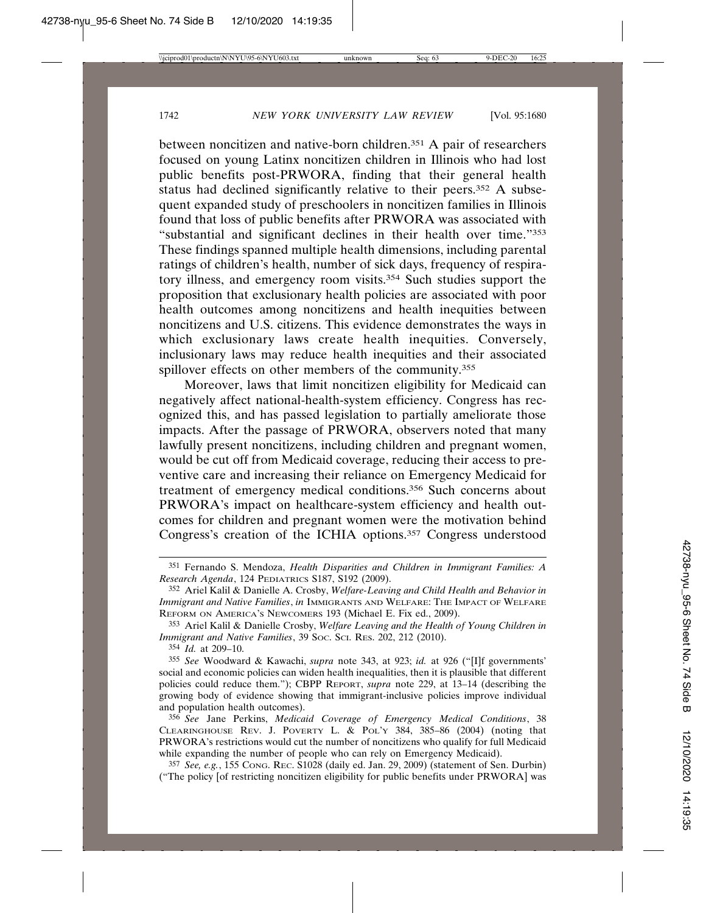between noncitizen and native-born children.[351] A pair of researchers focused on young Latinx noncitizen children in Illinois who had lost public benefits post-PRWORA, finding that their general health status had declined significantly relative to their peers.[352] A subsequent expanded study of preschoolers in noncitizen families in Illinois found that loss of public benefits after PRWORA was associated with "substantial and significant declines in their health over time."[353] These findings spanned multiple health dimensions, including parental ratings of children's health, number of sick days, frequency of respiratory illness, and emergency room visits.[354] Such studies support the proposition that exclusionary health policies are associated with poor health outcomes among noncitizens and health inequities between noncitizens and U.S. citizens. This evidence demonstrates the ways in which exclusionary laws create health inequities. Conversely, inclusionary laws may reduce health inequities and their associated spillover effects on other members of the community.[355]

Moreover, laws that limit noncitizen eligibility for Medicaid can negatively affect national-health-system efficiency. Congress has recognized this, and has passed legislation to partially ameliorate those impacts. After the passage of PRWORA, observers noted that many lawfully present noncitizens, including children and pregnant women, would be cut off from Medicaid coverage, reducing their access to preventive care and increasing their reliance on Emergency Medicaid for treatment of emergency medical conditions.[356] Such concerns about PRWORA's impact on healthcare-system efficiency and health outcomes for children and pregnant women were the motivation behind Congress's creation of the ICHIA options.[357] Congress understood

---

[351] Fernando S. Mendoza, *Health Disparities and Children in Immigrant Families: A Research Agenda*, 124 PEDIATRICS S187, S192 (2009).

[352] Ariel Kalil & Danielle A. Crosby, *Welfare-Leaving and Child Health and Behavior in Immigrant and Native Families*, *in* IMMIGRANTS AND WELFARE: THE IMPACT OF WELFARE REFORM ON AMERICA'S NEWCOMERS 193 (Michael E. Fix ed., 2009).

[353] Ariel Kalil & Danielle Crosby, *Welfare Leaving and the Health of Young Children in Immigrant and Native Families*, 39 SOC. SCI. RES. 202, 212 (2010).

[354] *Id.* at 209–10.

[355] *See* Woodward & Kawachi, *supra* note 343, at 923; *id.* at 926 ("[I]f governments' social and economic policies can widen health inequalities, then it is plausible that different policies could reduce them."); CBPP REPORT, *supra* note 229, at 13–14 (describing the growing body of evidence showing that immigrant-inclusive policies improve individual and population health outcomes).

[356] *See* Jane Perkins, *Medicaid Coverage of Emergency Medical Conditions*, 38 CLEARINGHOUSE REV. J. POVERTY L. & POL'Y 384, 385–86 (2004) (noting that PRWORA's restrictions would cut the number of noncitizens who qualify for full Medicaid while expanding the number of people who can rely on Emergency Medicaid).

[357] *See, e.g.*, 155 CONG. REC. S1028 (daily ed. Jan. 29, 2009) (statement of Sen. Durbin) ("The policy [of restricting noncitizen eligibility for public benefits under PRWORA] was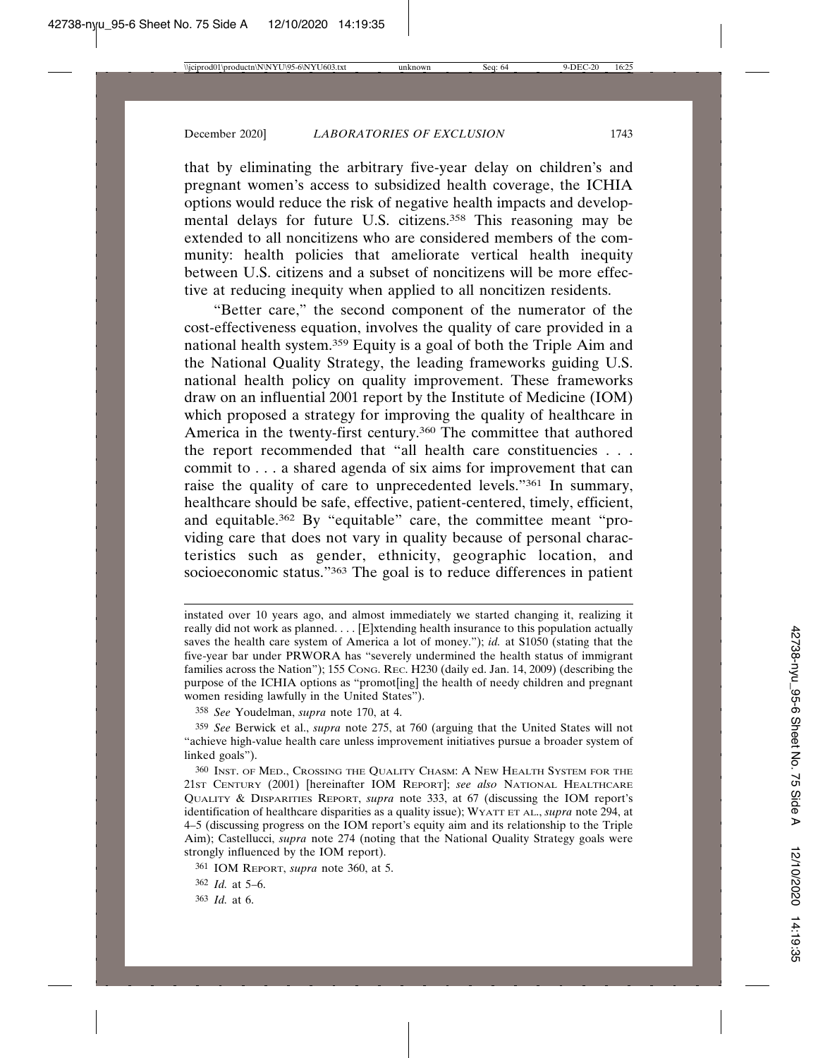that by eliminating the arbitrary five-year delay on children's and pregnant women's access to subsidized health coverage, the ICHIA options would reduce the risk of negative health impacts and developmental delays for future U.S. citizens.[358] This reasoning may be extended to all noncitizens who are considered members of the community: health policies that ameliorate vertical health inequity between U.S. citizens and a subset of noncitizens will be more effective at reducing inequity when applied to all noncitizen residents.

"Better care," the second component of the numerator of the cost-effectiveness equation, involves the quality of care provided in a national health system.[359] Equity is a goal of both the Triple Aim and the National Quality Strategy, the leading frameworks guiding U.S. national health policy on quality improvement. These frameworks draw on an influential 2001 report by the Institute of Medicine (IOM) which proposed a strategy for improving the quality of healthcare in America in the twenty-first century.[360] The committee that authored the report recommended that "all health care constituencies . . . commit to . . . a shared agenda of six aims for improvement that can raise the quality of care to unprecedented levels."[361] In summary, healthcare should be safe, effective, patient-centered, timely, efficient, and equitable.[362] By "equitable" care, the committee meant "providing care that does not vary in quality because of personal characteristics such as gender, ethnicity, geographic location, and socioeconomic status."[363] The goal is to reduce differences in patient

---

instated over 10 years ago, and almost immediately we started changing it, realizing it really did not work as planned. . . . [E]xtending health insurance to this population actually saves the health care system of America a lot of money."); *id.* at S1050 (stating that the five-year bar under PRWORA has "severely undermined the health status of immigrant families across the Nation"); 155 CONG. REC. H230 (daily ed. Jan. 14, 2009) (describing the purpose of the ICHIA options as "promot[ing] the health of needy children and pregnant women residing lawfully in the United States").

358 *See* Youdelman, *supra* note 170, at 4.

359 *See* Berwick et al., *supra* note 275, at 760 (arguing that the United States will not "achieve high-value health care unless improvement initiatives pursue a broader system of linked goals").

360 INST. OF MED., CROSSING THE QUALITY CHASM: A NEW HEALTH SYSTEM FOR THE 21ST CENTURY (2001) [hereinafter IOM REPORT]; *see also* NATIONAL HEALTHCARE QUALITY & DISPARITIES REPORT, *supra* note 333, at 67 (discussing the IOM report's identification of healthcare disparities as a quality issue); WYATT ET AL., *supra* note 294, at 4–5 (discussing progress on the IOM report's equity aim and its relationship to the Triple Aim); Castellucci, *supra* note 274 (noting that the National Quality Strategy goals were strongly influenced by the IOM report).

361 IOM REPORT, *supra* note 360, at 5.

362 *Id.* at 5–6.

363 *Id.* at 6.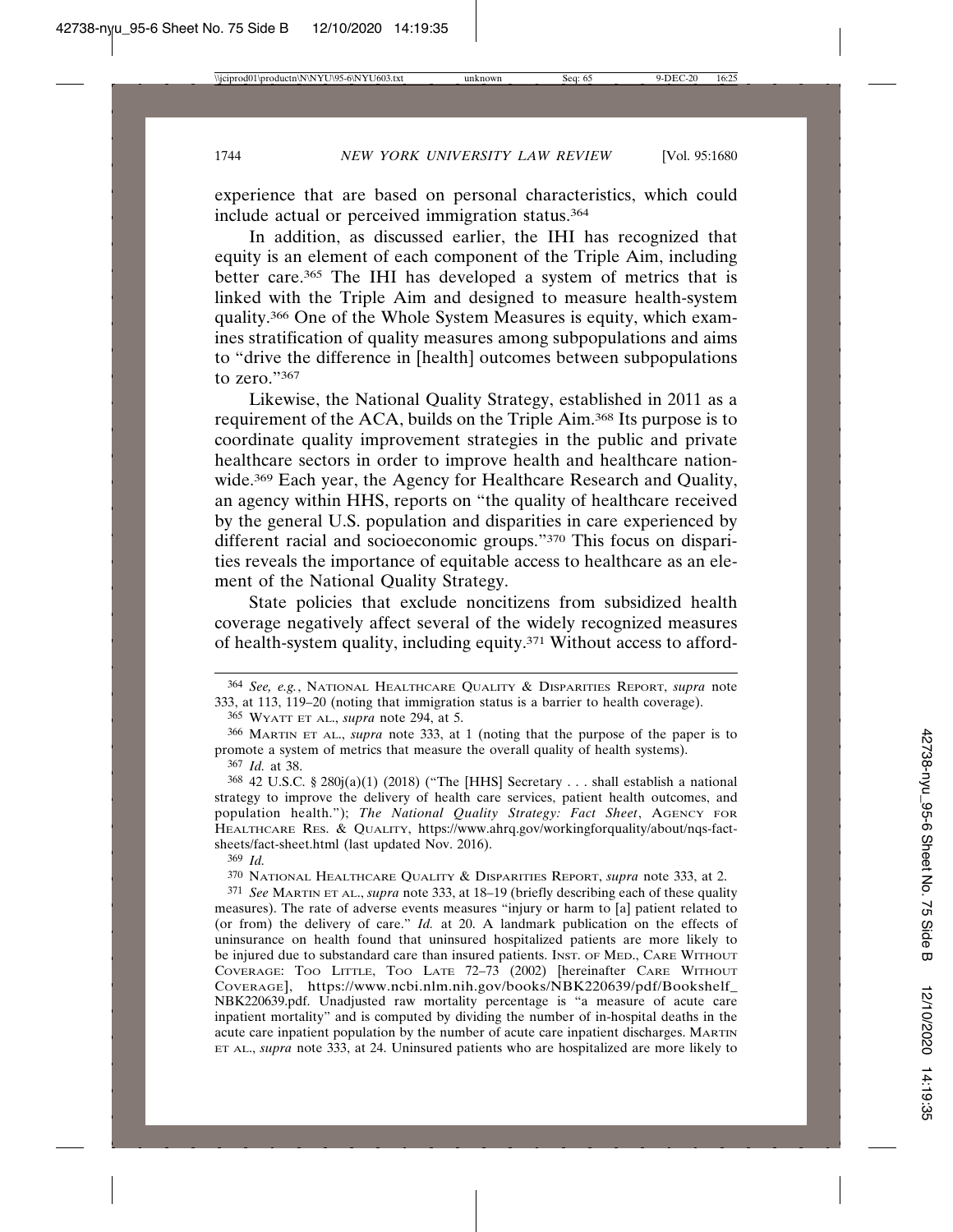experience that are based on personal characteristics, which could include actual or perceived immigration status.[364]

In addition, as discussed earlier, the IHI has recognized that equity is an element of each component of the Triple Aim, including better care.[365] The IHI has developed a system of metrics that is linked with the Triple Aim and designed to measure health-system quality.[366] One of the Whole System Measures is equity, which examines stratification of quality measures among subpopulations and aims to "drive the difference in [health] outcomes between subpopulations to zero."[367]

Likewise, the National Quality Strategy, established in 2011 as a requirement of the ACA, builds on the Triple Aim.[368] Its purpose is to coordinate quality improvement strategies in the public and private healthcare sectors in order to improve health and healthcare nationwide.[369] Each year, the Agency for Healthcare Research and Quality, an agency within HHS, reports on "the quality of healthcare received by the general U.S. population and disparities in care experienced by different racial and socioeconomic groups."[370] This focus on disparities reveals the importance of equitable access to healthcare as an element of the National Quality Strategy.

State policies that exclude noncitizens from subsidized health coverage negatively affect several of the widely recognized measures of health-system quality, including equity.[371] Without access to afford-

---

[364] *See, e.g.*, NATIONAL HEALTHCARE QUALITY & DISPARITIES REPORT, *supra* note 333, at 113, 119–20 (noting that immigration status is a barrier to health coverage).

[365] WYATT ET AL., *supra* note 294, at 5.

[366] MARTIN ET AL., *supra* note 333, at 1 (noting that the purpose of the paper is to promote a system of metrics that measure the overall quality of health systems).

[367] *Id.* at 38.

[368] 42 U.S.C. § 280j(a)(1) (2018) ("The [HHS] Secretary . . . shall establish a national strategy to improve the delivery of health care services, patient health outcomes, and population health."); *The National Quality Strategy: Fact Sheet*, AGENCY FOR HEALTHCARE RES. & QUALITY, https://www.ahrq.gov/workingforquality/about/nqs-fact-sheets/fact-sheet.html (last updated Nov. 2016).

[369] *Id.*

[370] NATIONAL HEALTHCARE QUALITY & DISPARITIES REPORT, *supra* note 333, at 2.

[371] *See* MARTIN ET AL., *supra* note 333, at 18–19 (briefly describing each of these quality measures). The rate of adverse events measures "injury or harm to [a] patient related to (or from) the delivery of care." *Id.* at 20. A landmark publication on the effects of uninsurance on health found that uninsured hospitalized patients are more likely to be injured due to substandard care than insured patients. INST. OF MED., CARE WITHOUT COVERAGE: TOO LITTLE, TOO LATE 72–73 (2002) [hereinafter CARE WITHOUT COVERAGE], https://www.ncbi.nlm.nih.gov/books/NBK220639/pdf/Bookshelf_NBK220639.pdf. Unadjusted raw mortality percentage is "a measure of acute care inpatient mortality" and is computed by dividing the number of in-hospital deaths in the acute care inpatient population by the number of acute care inpatient discharges. MARTIN ET AL., *supra* note 333, at 24. Uninsured patients who are hospitalized are more likely to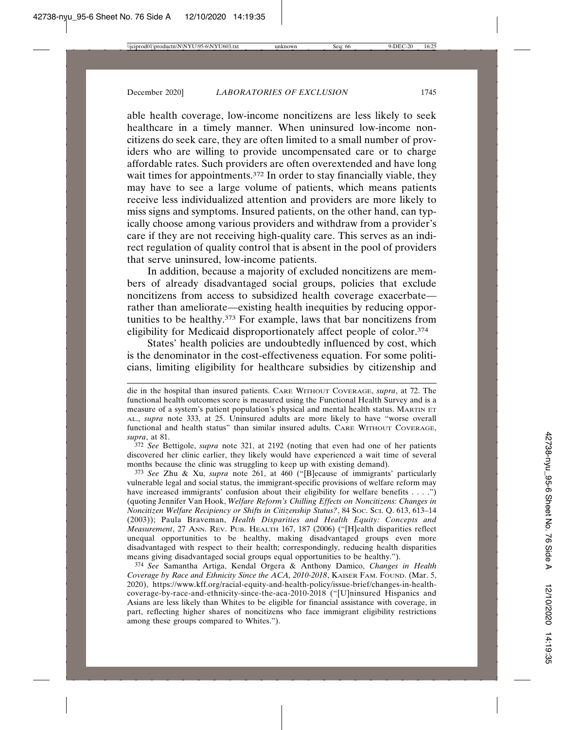able health coverage, low-income noncitizens are less likely to seek healthcare in a timely manner. When uninsured low-income noncitizens do seek care, they are often limited to a small number of providers who are willing to provide uncompensated care or to charge affordable rates. Such providers are often overextended and have long wait times for appointments.[372] In order to stay financially viable, they may have to see a large volume of patients, which means patients receive less individualized attention and providers are more likely to miss signs and symptoms. Insured patients, on the other hand, can typically choose among various providers and withdraw from a provider's care if they are not receiving high-quality care. This serves as an indirect regulation of quality control that is absent in the pool of providers that serve uninsured, low-income patients.

In addition, because a majority of excluded noncitizens are members of already disadvantaged social groups, policies that exclude noncitizens from access to subsidized health coverage exacerbate—rather than ameliorate—existing health inequities by reducing opportunities to be healthy.[373] For example, laws that bar noncitizens from eligibility for Medicaid disproportionately affect people of color.[374]

States' health policies are undoubtedly influenced by cost, which is the denominator in the cost-effectiveness equation. For some politicians, limiting eligibility for healthcare subsidies by citizenship and

---

die in the hospital than insured patients. CARE WITHOUT COVERAGE, *supra*, at 72. The functional health outcomes score is measured using the Functional Health Survey and is a measure of a system's patient population's physical and mental health status. MARTIN ET AL., *supra* note 333, at 25. Uninsured adults are more likely to have "worse overall functional and health status" than similar insured adults. CARE WITHOUT COVERAGE, *supra*, at 81.

[372] *See* Bettigole, *supra* note 321, at 2192 (noting that even had one of her patients discovered her clinic earlier, they likely would have experienced a wait time of several months because the clinic was struggling to keep up with existing demand).

[373] *See* Zhu & Xu, *supra* note 261, at 460 ("[B]ecause of immigrants' particularly vulnerable legal and social status, the immigrant-specific provisions of welfare reform may have increased immigrants' confusion about their eligibility for welfare benefits . . . .") (quoting Jennifer Van Hook, *Welfare Reform's Chilling Effects on Noncitizens: Changes in Noncitizen Welfare Recipiency or Shifts in Citizenship Status?*, 84 SOC. SCI. Q. 613, 613–14 (2003)); Paula Braveman, *Health Disparities and Health Equity: Concepts and Measurement*, 27 ANN. REV. PUB. HEALTH 167, 187 (2006) ("[H]ealth disparities reflect unequal opportunities to be healthy, making disadvantaged groups even more disadvantaged with respect to their health; correspondingly, reducing health disparities means giving disadvantaged social groups equal opportunities to be healthy.").

[374] *See* Samantha Artiga, Kendal Orgera & Anthony Damico, *Changes in Health Coverage by Race and Ethnicity Since the ACA, 2010-2018*, KAISER FAM. FOUND. (Mar. 5, 2020), https://www.kff.org/racial-equity-and-health-policy/issue-brief/changes-in-health-coverage-by-race-and-ethnicity-since-the-aca-2010-2018 ("[U]ninsured Hispanics and Asians are less likely than Whites to be eligible for financial assistance with coverage, in part, reflecting higher shares of noncitizens who face immigrant eligibility restrictions among these groups compared to Whites.").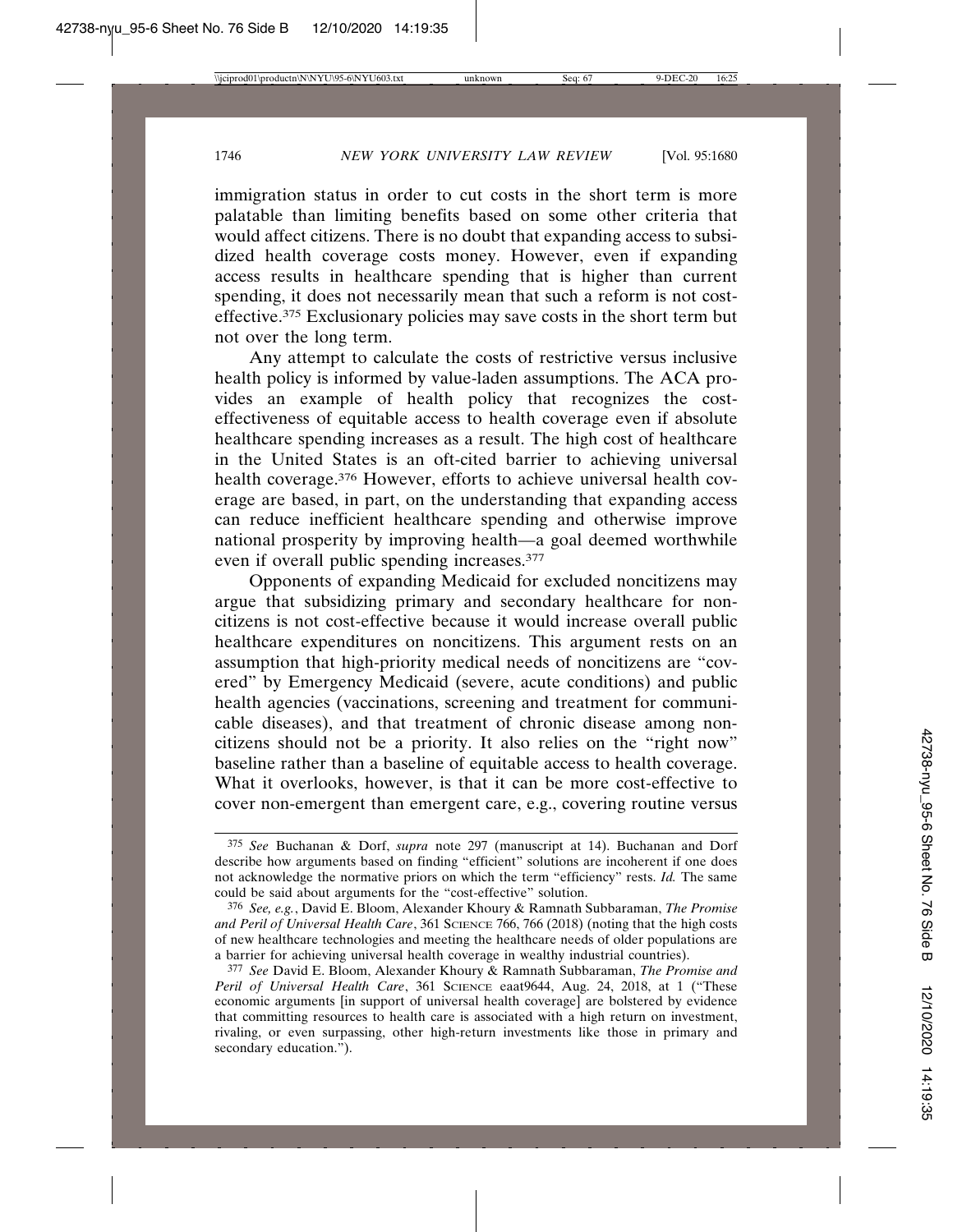immigration status in order to cut costs in the short term is more palatable than limiting benefits based on some other criteria that would affect citizens. There is no doubt that expanding access to subsidized health coverage costs money. However, even if expanding access results in healthcare spending that is higher than current spending, it does not necessarily mean that such a reform is not cost-effective.[375] Exclusionary policies may save costs in the short term but not over the long term.

Any attempt to calculate the costs of restrictive versus inclusive health policy is informed by value-laden assumptions. The ACA provides an example of health policy that recognizes the cost-effectiveness of equitable access to health coverage even if absolute healthcare spending increases as a result. The high cost of healthcare in the United States is an oft-cited barrier to achieving universal health coverage.[376] However, efforts to achieve universal health coverage are based, in part, on the understanding that expanding access can reduce inefficient healthcare spending and otherwise improve national prosperity by improving health—a goal deemed worthwhile even if overall public spending increases.[377]

Opponents of expanding Medicaid for excluded noncitizens may argue that subsidizing primary and secondary healthcare for noncitizens is not cost-effective because it would increase overall public healthcare expenditures on noncitizens. This argument rests on an assumption that high-priority medical needs of noncitizens are "covered" by Emergency Medicaid (severe, acute conditions) and public health agencies (vaccinations, screening and treatment for communicable diseases), and that treatment of chronic disease among noncitizens should not be a priority. It also relies on the "right now" baseline rather than a baseline of equitable access to health coverage. What it overlooks, however, is that it can be more cost-effective to cover non-emergent than emergent care, e.g., covering routine versus

---

[375] *See* Buchanan & Dorf, *supra* note 297 (manuscript at 14). Buchanan and Dorf describe how arguments based on finding "efficient" solutions are incoherent if one does not acknowledge the normative priors on which the term "efficiency" rests. *Id.* The same could be said about arguments for the "cost-effective" solution.

[376] *See, e.g.*, David E. Bloom, Alexander Khoury & Ramnath Subbaraman, *The Promise and Peril of Universal Health Care*, 361 SCIENCE 766, 766 (2018) (noting that the high costs of new healthcare technologies and meeting the healthcare needs of older populations are a barrier for achieving universal health coverage in wealthy industrial countries).

[377] *See* David E. Bloom, Alexander Khoury & Ramnath Subbaraman, *The Promise and Peril of Universal Health Care*, 361 SCIENCE eaat9644, Aug. 24, 2018, at 1 ("These economic arguments [in support of universal health coverage] are bolstered by evidence that committing resources to health care is associated with a high return on investment, rivaling, or even surpassing, other high-return investments like those in primary and secondary education.").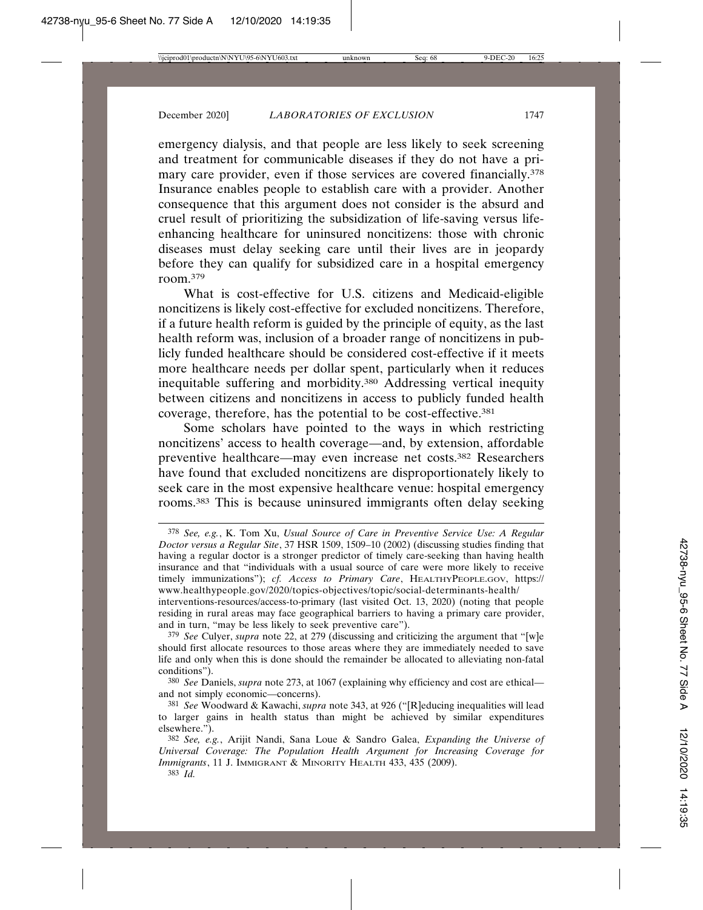emergency dialysis, and that people are less likely to seek screening and treatment for communicable diseases if they do not have a primary care provider, even if those services are covered financially.[378] Insurance enables people to establish care with a provider. Another consequence that this argument does not consider is the absurd and cruel result of prioritizing the subsidization of life-saving versus life-enhancing healthcare for uninsured noncitizens: those with chronic diseases must delay seeking care until their lives are in jeopardy before they can qualify for subsidized care in a hospital emergency room.[379]

What is cost-effective for U.S. citizens and Medicaid-eligible noncitizens is likely cost-effective for excluded noncitizens. Therefore, if a future health reform is guided by the principle of equity, as the last health reform was, inclusion of a broader range of noncitizens in publicly funded healthcare should be considered cost-effective if it meets more healthcare needs per dollar spent, particularly when it reduces inequitable suffering and morbidity.[380] Addressing vertical inequity between citizens and noncitizens in access to publicly funded health coverage, therefore, has the potential to be cost-effective.[381]

Some scholars have pointed to the ways in which restricting noncitizens' access to health coverage—and, by extension, affordable preventive healthcare—may even increase net costs.[382] Researchers have found that excluded noncitizens are disproportionately likely to seek care in the most expensive healthcare venue: hospital emergency rooms.[383] This is because uninsured immigrants often delay seeking

---

[378] *See, e.g.*, K. Tom Xu, *Usual Source of Care in Preventive Service Use: A Regular Doctor versus a Regular Site*, 37 HSR 1509, 1509–10 (2002) (discussing studies finding that having a regular doctor is a stronger predictor of timely care-seeking than having health insurance and that "individuals with a usual source of care were more likely to receive timely immunizations"); *cf. Access to Primary Care*, HEALTHYPEOPLE.GOV, https://www.healthypeople.gov/2020/topics-objectives/topic/social-determinants-health/interventions-resources/access-to-primary (last visited Oct. 13, 2020) (noting that people residing in rural areas may face geographical barriers to having a primary care provider, and in turn, "may be less likely to seek preventive care").

[379] *See* Culyer, *supra* note 22, at 279 (discussing and criticizing the argument that "[w]e should first allocate resources to those areas where they are immediately needed to save life and only when this is done should the remainder be allocated to alleviating non-fatal conditions").

[380] *See* Daniels, *supra* note 273, at 1067 (explaining why efficiency and cost are ethical—and not simply economic—concerns).

[381] *See* Woodward & Kawachi, *supra* note 343, at 926 ("[R]educing inequalities will lead to larger gains in health status than might be achieved by similar expenditures elsewhere.").

[382] *See, e.g.*, Arijit Nandi, Sana Loue & Sandro Galea, *Expanding the Universe of Universal Coverage: The Population Health Argument for Increasing Coverage for Immigrants*, 11 J. IMMIGRANT & MINORITY HEALTH 433, 435 (2009).

[383] *Id.*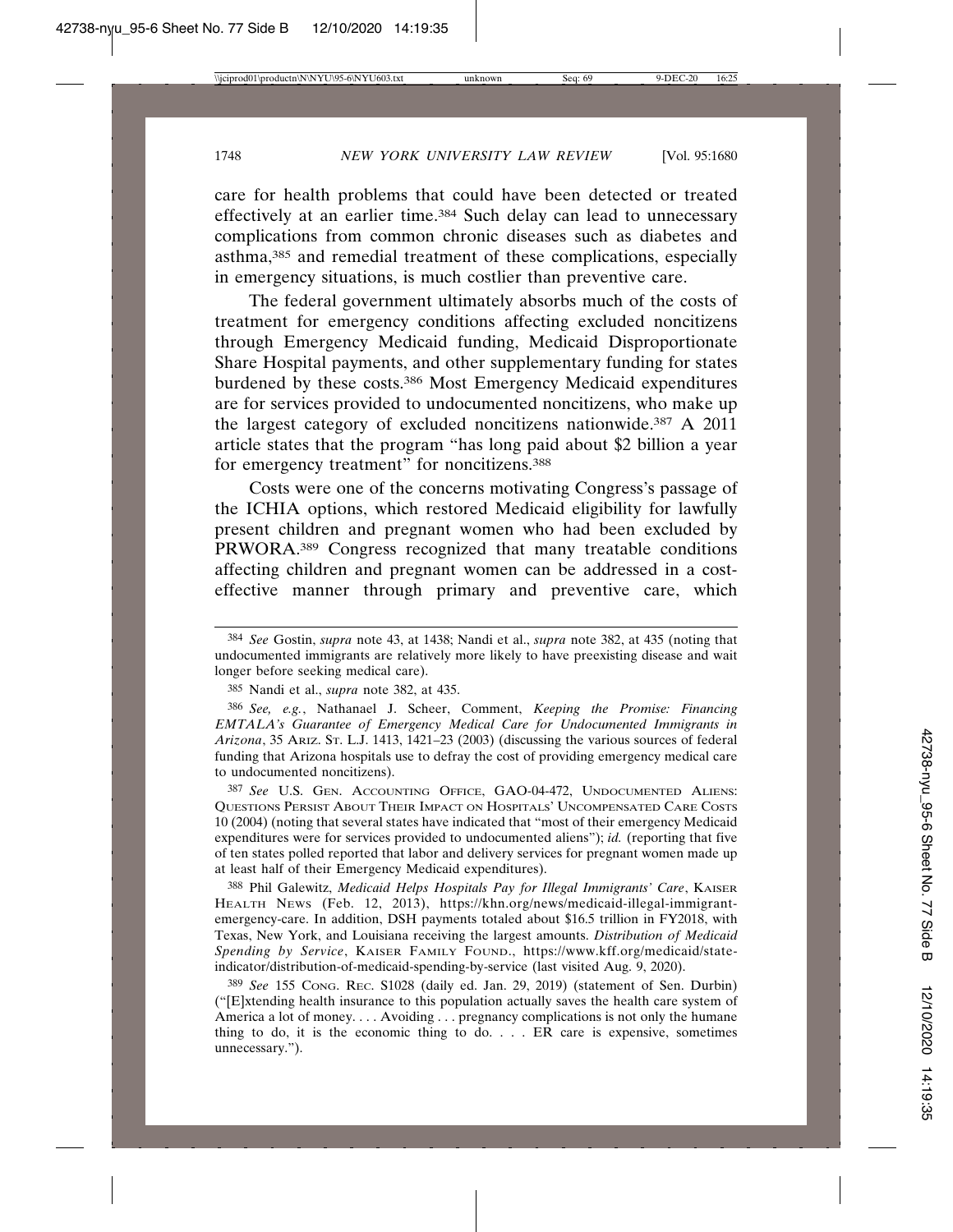care for health problems that could have been detected or treated effectively at an earlier time.[384] Such delay can lead to unnecessary complications from common chronic diseases such as diabetes and asthma,[385] and remedial treatment of these complications, especially in emergency situations, is much costlier than preventive care.

The federal government ultimately absorbs much of the costs of treatment for emergency conditions affecting excluded noncitizens through Emergency Medicaid funding, Medicaid Disproportionate Share Hospital payments, and other supplementary funding for states burdened by these costs.[386] Most Emergency Medicaid expenditures are for services provided to undocumented noncitizens, who make up the largest category of excluded noncitizens nationwide.[387] A 2011 article states that the program "has long paid about $2 billion a year for emergency treatment" for noncitizens.[388]

Costs were one of the concerns motivating Congress's passage of the ICHIA options, which restored Medicaid eligibility for lawfully present children and pregnant women who had been excluded by PRWORA.[389] Congress recognized that many treatable conditions affecting children and pregnant women can be addressed in a cost-effective manner through primary and preventive care, which

---

[384] *See* Gostin, *supra* note 43, at 1438; Nandi et al., *supra* note 382, at 435 (noting that undocumented immigrants are relatively more likely to have preexisting disease and wait longer before seeking medical care).

[385] Nandi et al., *supra* note 382, at 435.

[386] *See, e.g.*, Nathanael J. Scheer, Comment, *Keeping the Promise: Financing EMTALA's Guarantee of Emergency Medical Care for Undocumented Immigrants in Arizona*, 35 ARIZ. ST. L.J. 1413, 1421–23 (2003) (discussing the various sources of federal funding that Arizona hospitals use to defray the cost of providing emergency medical care to undocumented noncitizens).

[387] *See* U.S. GEN. ACCOUNTING OFFICE, GAO-04-472, UNDOCUMENTED ALIENS: QUESTIONS PERSIST ABOUT THEIR IMPACT ON HOSPITALS' UNCOMPENSATED CARE COSTS 10 (2004) (noting that several states have indicated that "most of their emergency Medicaid expenditures were for services provided to undocumented aliens"); *id.* (reporting that five of ten states polled reported that labor and delivery services for pregnant women made up at least half of their Emergency Medicaid expenditures).

[388] Phil Galewitz, *Medicaid Helps Hospitals Pay for Illegal Immigrants' Care*, KAISER HEALTH NEWS (Feb. 12, 2013), https://khn.org/news/medicaid-illegal-immigrant-emergency-care. In addition, DSH payments totaled about $16.5 trillion in FY2018, with Texas, New York, and Louisiana receiving the largest amounts. *Distribution of Medicaid Spending by Service*, KAISER FAMILY FOUND., https://www.kff.org/medicaid/state-indicator/distribution-of-medicaid-spending-by-service (last visited Aug. 9, 2020).

[389] *See* 155 CONG. REC. S1028 (daily ed. Jan. 29, 2019) (statement of Sen. Durbin) ("[E]xtending health insurance to this population actually saves the health care system of America a lot of money. . . . Avoiding . . . pregnancy complications is not only the humane thing to do, it is the economic thing to do. . . . ER care is expensive, sometimes unnecessary.").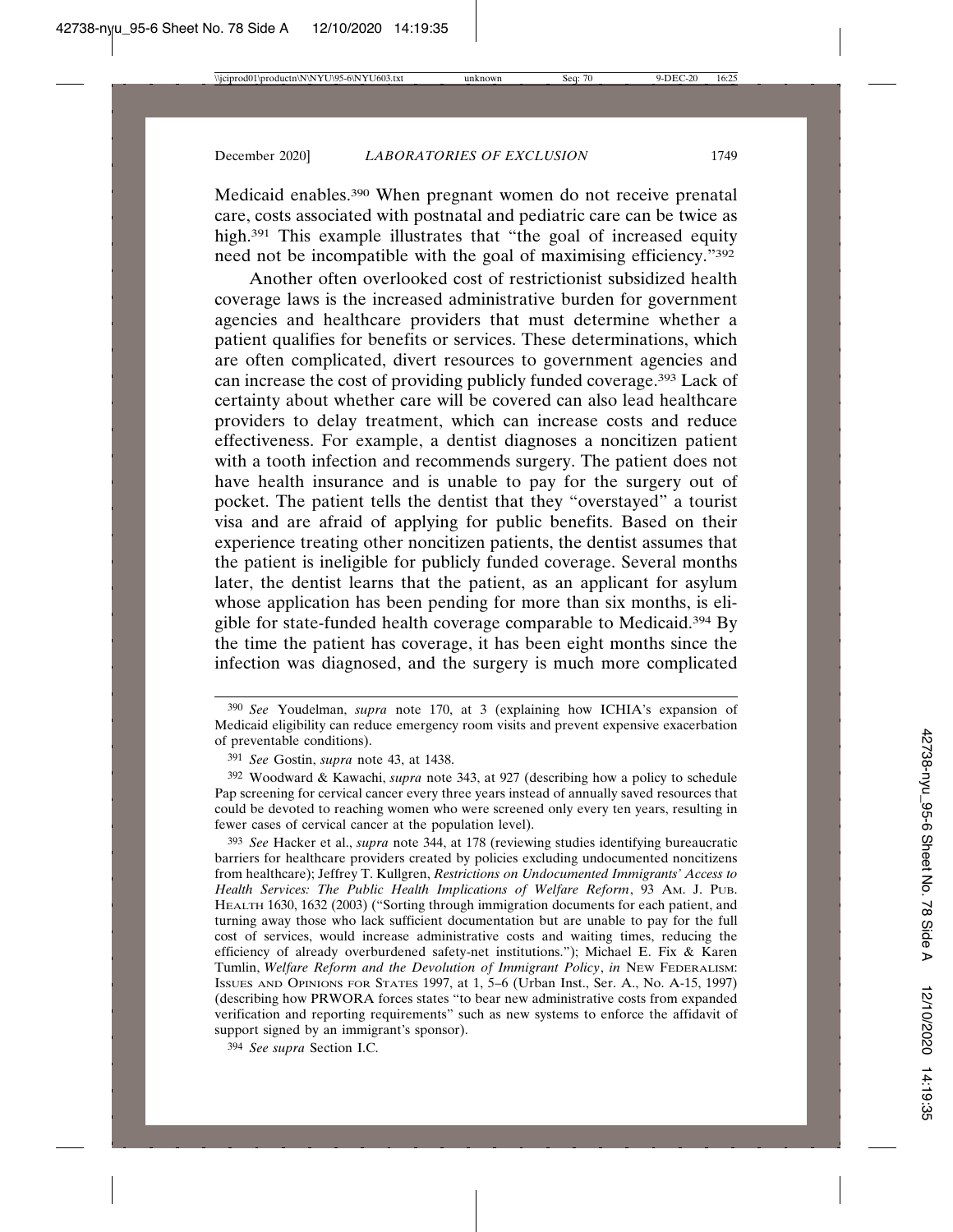Medicaid enables.[390] When pregnant women do not receive prenatal care, costs associated with postnatal and pediatric care can be twice as high.[391] This example illustrates that "the goal of increased equity need not be incompatible with the goal of maximising efficiency."[392]

Another often overlooked cost of restrictionist subsidized health coverage laws is the increased administrative burden for government agencies and healthcare providers that must determine whether a patient qualifies for benefits or services. These determinations, which are often complicated, divert resources to government agencies and can increase the cost of providing publicly funded coverage.[393] Lack of certainty about whether care will be covered can also lead healthcare providers to delay treatment, which can increase costs and reduce effectiveness. For example, a dentist diagnoses a noncitizen patient with a tooth infection and recommends surgery. The patient does not have health insurance and is unable to pay for the surgery out of pocket. The patient tells the dentist that they "overstayed" a tourist visa and are afraid of applying for public benefits. Based on their experience treating other noncitizen patients, the dentist assumes that the patient is ineligible for publicly funded coverage. Several months later, the dentist learns that the patient, as an applicant for asylum whose application has been pending for more than six months, is eligible for state-funded health coverage comparable to Medicaid.[394] By the time the patient has coverage, it has been eight months since the infection was diagnosed, and the surgery is much more complicated

---

[390] *See* Youdelman, *supra* note 170, at 3 (explaining how ICHIA's expansion of Medicaid eligibility can reduce emergency room visits and prevent expensive exacerbation of preventable conditions).

[391] *See* Gostin, *supra* note 43, at 1438.

[392] Woodward & Kawachi, *supra* note 343, at 927 (describing how a policy to schedule Pap screening for cervical cancer every three years instead of annually saved resources that could be devoted to reaching women who were screened only every ten years, resulting in fewer cases of cervical cancer at the population level).

[393] *See* Hacker et al., *supra* note 344, at 178 (reviewing studies identifying bureaucratic barriers for healthcare providers created by policies excluding undocumented noncitizens from healthcare); Jeffrey T. Kullgren, *Restrictions on Undocumented Immigrants' Access to Health Services: The Public Health Implications of Welfare Reform*, 93 AM. J. PUB. HEALTH 1630, 1632 (2003) ("Sorting through immigration documents for each patient, and turning away those who lack sufficient documentation but are unable to pay for the full cost of services, would increase administrative costs and waiting times, reducing the efficiency of already overburdened safety-net institutions."); Michael E. Fix & Karen Tumlin, *Welfare Reform and the Devolution of Immigrant Policy*, *in* NEW FEDERALISM: ISSUES AND OPINIONS FOR STATES 1997, at 1, 5–6 (Urban Inst., Ser. A., No. A-15, 1997) (describing how PRWORA forces states "to bear new administrative costs from expanded verification and reporting requirements" such as new systems to enforce the affidavit of support signed by an immigrant's sponsor).

[394] *See supra* Section I.C.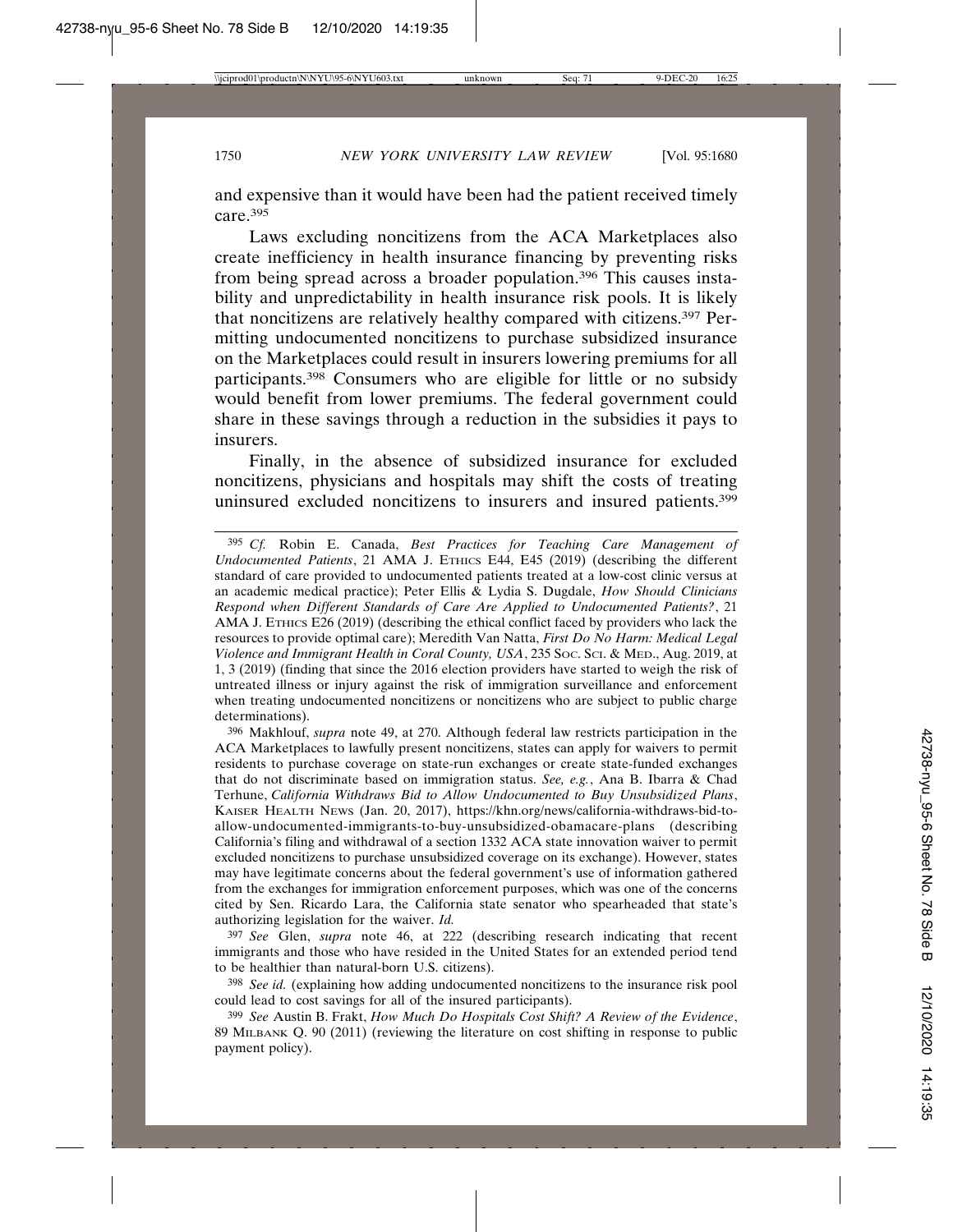and expensive than it would have been had the patient received timely care.[395]

Laws excluding noncitizens from the ACA Marketplaces also create inefficiency in health insurance financing by preventing risks from being spread across a broader population.[396] This causes instability and unpredictability in health insurance risk pools. It is likely that noncitizens are relatively healthy compared with citizens.[397] Permitting undocumented noncitizens to purchase subsidized insurance on the Marketplaces could result in insurers lowering premiums for all participants.[398] Consumers who are eligible for little or no subsidy would benefit from lower premiums. The federal government could share in these savings through a reduction in the subsidies it pays to insurers.

Finally, in the absence of subsidized insurance for excluded noncitizens, physicians and hospitals may shift the costs of treating uninsured excluded noncitizens to insurers and insured patients.[399]

---

[395] *Cf.* Robin E. Canada, *Best Practices for Teaching Care Management of Undocumented Patients*, 21 AMA J. ETHICS E44, E45 (2019) (describing the different standard of care provided to undocumented patients treated at a low-cost clinic versus at an academic medical practice); Peter Ellis & Lydia S. Dugdale, *How Should Clinicians Respond when Different Standards of Care Are Applied to Undocumented Patients?*, 21 AMA J. ETHICS E26 (2019) (describing the ethical conflict faced by providers who lack the resources to provide optimal care); Meredith Van Natta, *First Do No Harm: Medical Legal Violence and Immigrant Health in Coral County, USA*, 235 SOC. SCI. & MED., Aug. 2019, at 1, 3 (2019) (finding that since the 2016 election providers have started to weigh the risk of untreated illness or injury against the risk of immigration surveillance and enforcement when treating undocumented noncitizens or noncitizens who are subject to public charge determinations).

[396] Makhlouf, *supra* note 49, at 270. Although federal law restricts participation in the ACA Marketplaces to lawfully present noncitizens, states can apply for waivers to permit residents to purchase coverage on state-run exchanges or create state-funded exchanges that do not discriminate based on immigration status. *See, e.g.*, Ana B. Ibarra & Chad Terhune, *California Withdraws Bid to Allow Undocumented to Buy Unsubsidized Plans*, KAISER HEALTH NEWS (Jan. 20, 2017), https://khn.org/news/california-withdraws-bid-to-allow-undocumented-immigrants-to-buy-unsubsidized-obamacare-plans (describing California's filing and withdrawal of a section 1332 ACA state innovation waiver to permit excluded noncitizens to purchase unsubsidized coverage on its exchange). However, states may have legitimate concerns about the federal government's use of information gathered from the exchanges for immigration enforcement purposes, which was one of the concerns cited by Sen. Ricardo Lara, the California state senator who spearheaded that state's authorizing legislation for the waiver. *Id.*

[397] *See* Glen, *supra* note 46, at 222 (describing research indicating that recent immigrants and those who have resided in the United States for an extended period tend to be healthier than natural-born U.S. citizens).

[398] *See id.* (explaining how adding undocumented noncitizens to the insurance risk pool could lead to cost savings for all of the insured participants).

[399] *See* Austin B. Frakt, *How Much Do Hospitals Cost Shift? A Review of the Evidence*, 89 MILBANK Q. 90 (2011) (reviewing the literature on cost shifting in response to public payment policy).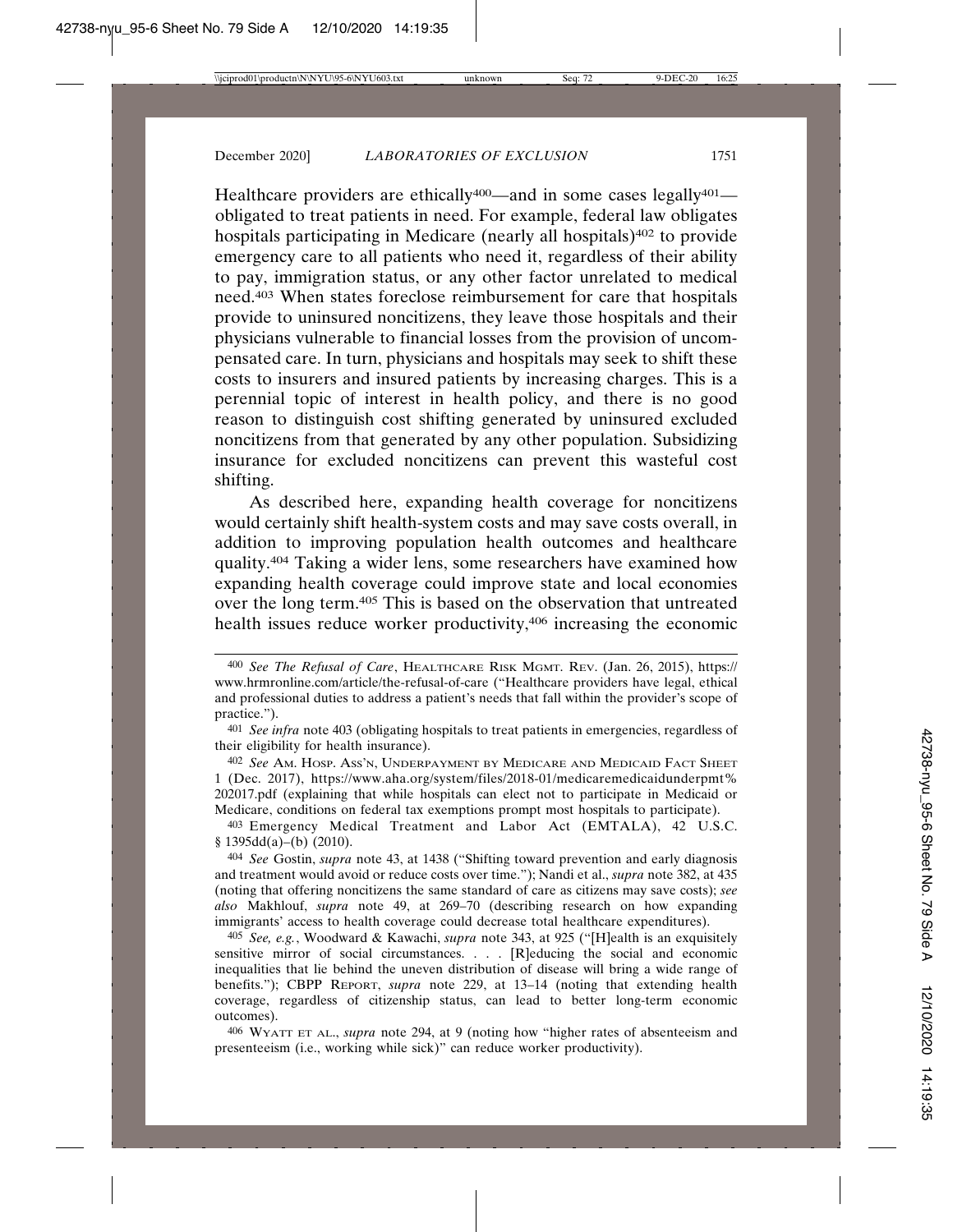Healthcare providers are ethically[400]—and in some cases legally[401]—obligated to treat patients in need. For example, federal law obligates hospitals participating in Medicare (nearly all hospitals)[402] to provide emergency care to all patients who need it, regardless of their ability to pay, immigration status, or any other factor unrelated to medical need.[403] When states foreclose reimbursement for care that hospitals provide to uninsured noncitizens, they leave those hospitals and their physicians vulnerable to financial losses from the provision of uncompensated care. In turn, physicians and hospitals may seek to shift these costs to insurers and insured patients by increasing charges. This is a perennial topic of interest in health policy, and there is no good reason to distinguish cost shifting generated by uninsured excluded noncitizens from that generated by any other population. Subsidizing insurance for excluded noncitizens can prevent this wasteful cost shifting.

As described here, expanding health coverage for noncitizens would certainly shift health-system costs and may save costs overall, in addition to improving population health outcomes and healthcare quality.[404] Taking a wider lens, some researchers have examined how expanding health coverage could improve state and local economies over the long term.[405] This is based on the observation that untreated health issues reduce worker productivity,[406] increasing the economic

---

[400] *See The Refusal of Care*, Healthcare Risk Mgmt. Rev. (Jan. 26, 2015), https://www.hrmronline.com/article/the-refusal-of-care ("Healthcare providers have legal, ethical and professional duties to address a patient's needs that fall within the provider's scope of practice.").

[401] *See infra* note 403 (obligating hospitals to treat patients in emergencies, regardless of their eligibility for health insurance).

[402] *See* Am. Hosp. Ass'n, Underpayment by Medicare and Medicaid Fact Sheet 1 (Dec. 2017), https://www.aha.org/system/files/2018-01/medicaremedicaidunderpmt%202017.pdf (explaining that while hospitals can elect not to participate in Medicaid or Medicare, conditions on federal tax exemptions prompt most hospitals to participate).

[403] Emergency Medical Treatment and Labor Act (EMTALA), 42 U.S.C. § 1395dd(a)–(b) (2010).

[404] *See* Gostin, *supra* note 43, at 1438 ("Shifting toward prevention and early diagnosis and treatment would avoid or reduce costs over time."); Nandi et al., *supra* note 382, at 435 (noting that offering noncitizens the same standard of care as citizens may save costs); *see also* Makhlouf, *supra* note 49, at 269–70 (describing research on how expanding immigrants' access to health coverage could decrease total healthcare expenditures).

[405] *See, e.g.*, Woodward & Kawachi, *supra* note 343, at 925 ("[H]ealth is an exquisitely sensitive mirror of social circumstances. . . . [R]educing the social and economic inequalities that lie behind the uneven distribution of disease will bring a wide range of benefits."); CBPP Report, *supra* note 229, at 13–14 (noting that extending health coverage, regardless of citizenship status, can lead to better long-term economic outcomes).

[406] Wyatt et al., *supra* note 294, at 9 (noting how "higher rates of absenteeism and presenteeism (i.e., working while sick)" can reduce worker productivity).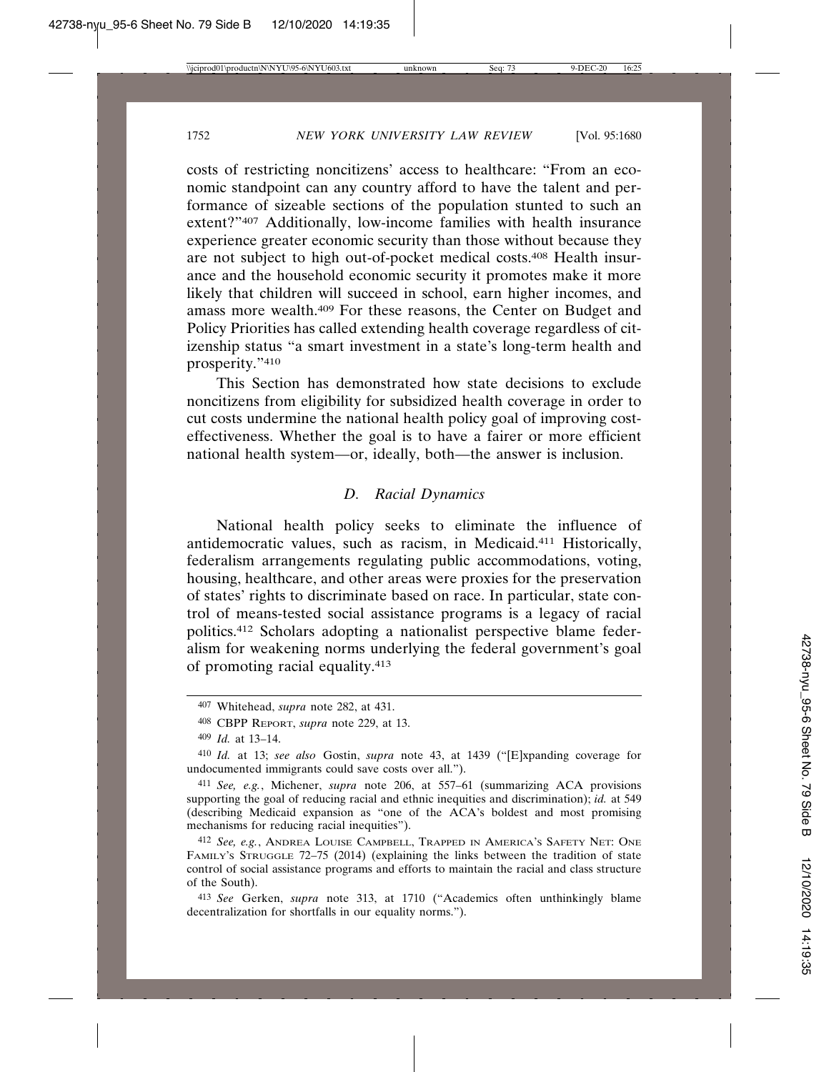costs of restricting noncitizens' access to healthcare: "From an economic standpoint can any country afford to have the talent and performance of sizeable sections of the population stunted to such an extent?"[407] Additionally, low-income families with health insurance experience greater economic security than those without because they are not subject to high out-of-pocket medical costs.[408] Health insurance and the household economic security it promotes make it more likely that children will succeed in school, earn higher incomes, and amass more wealth.[409] For these reasons, the Center on Budget and Policy Priorities has called extending health coverage regardless of citizenship status "a smart investment in a state's long-term health and prosperity."[410]

This Section has demonstrated how state decisions to exclude noncitizens from eligibility for subsidized health coverage in order to cut costs undermine the national health policy goal of improving cost-effectiveness. Whether the goal is to have a fairer or more efficient national health system—or, ideally, both—the answer is inclusion.

### *D. Racial Dynamics*

National health policy seeks to eliminate the influence of antidemocratic values, such as racism, in Medicaid.[411] Historically, federalism arrangements regulating public accommodations, voting, housing, healthcare, and other areas were proxies for the preservation of states' rights to discriminate based on race. In particular, state control of means-tested social assistance programs is a legacy of racial politics.[412] Scholars adopting a nationalist perspective blame federalism for weakening norms underlying the federal government's goal of promoting racial equality.[413]

---

[407] Whitehead, *supra* note 282, at 431.

[408] CBPP REPORT, *supra* note 229, at 13.

[409] *Id.* at 13–14.

[410] *Id.* at 13; *see also* Gostin, *supra* note 43, at 1439 ("[E]xpanding coverage for undocumented immigrants could save costs over all.").

[411] *See, e.g.*, Michener, *supra* note 206, at 557–61 (summarizing ACA provisions supporting the goal of reducing racial and ethnic inequities and discrimination); *id.* at 549 (describing Medicaid expansion as "one of the ACA's boldest and most promising mechanisms for reducing racial inequities").

[412] *See, e.g.*, ANDREA LOUISE CAMPBELL, TRAPPED IN AMERICA'S SAFETY NET: ONE FAMILY'S STRUGGLE 72–75 (2014) (explaining the links between the tradition of state control of social assistance programs and efforts to maintain the racial and class structure of the South).

[413] *See* Gerken, *supra* note 313, at 1710 ("Academics often unthinkingly blame decentralization for shortfalls in our equality norms.").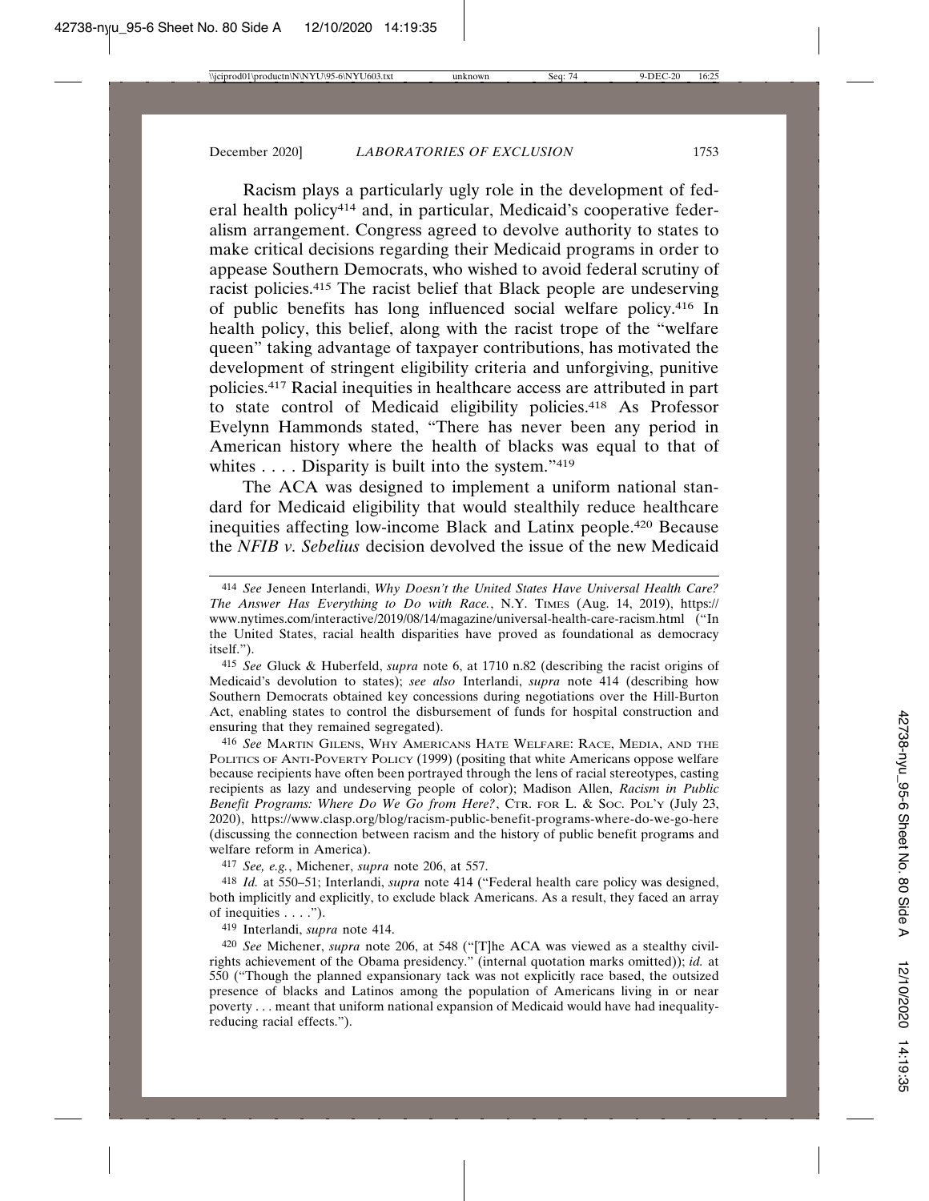Racism plays a particularly ugly role in the development of federal health policy[414] and, in particular, Medicaid's cooperative federalism arrangement. Congress agreed to devolve authority to states to make critical decisions regarding their Medicaid programs in order to appease Southern Democrats, who wished to avoid federal scrutiny of racist policies.[415] The racist belief that Black people are undeserving of public benefits has long influenced social welfare policy.[416] In health policy, this belief, along with the racist trope of the "welfare queen" taking advantage of taxpayer contributions, has motivated the development of stringent eligibility criteria and unforgiving, punitive policies.[417] Racial inequities in healthcare access are attributed in part to state control of Medicaid eligibility policies.[418] As Professor Evelynn Hammonds stated, "There has never been any period in American history where the health of blacks was equal to that of whites . . . . Disparity is built into the system."[419]

The ACA was designed to implement a uniform national standard for Medicaid eligibility that would stealthily reduce healthcare inequities affecting low-income Black and Latinx people.[420] Because the *NFIB v. Sebelius* decision devolved the issue of the new Medicaid

---

[414] *See* Jeneen Interlandi, *Why Doesn't the United States Have Universal Health Care? The Answer Has Everything to Do with Race.*, N.Y. TIMES (Aug. 14, 2019), https://www.nytimes.com/interactive/2019/08/14/magazine/universal-health-care-racism.html ("In the United States, racial health disparities have proved as foundational as democracy itself.").

[415] *See* Gluck & Huberfeld, *supra* note 6, at 1710 n.82 (describing the racist origins of Medicaid's devolution to states); *see also* Interlandi, *supra* note 414 (describing how Southern Democrats obtained key concessions during negotiations over the Hill-Burton Act, enabling states to control the disbursement of funds for hospital construction and ensuring that they remained segregated).

[416] *See* MARTIN GILENS, WHY AMERICANS HATE WELFARE: RACE, MEDIA, AND THE POLITICS OF ANTI-POVERTY POLICY (1999) (positing that white Americans oppose welfare because recipients have often been portrayed through the lens of racial stereotypes, casting recipients as lazy and undeserving people of color); Madison Allen, *Racism in Public Benefit Programs: Where Do We Go from Here?*, CTR. FOR L. & SOC. POL'Y (July 23, 2020), https://www.clasp.org/blog/racism-public-benefit-programs-where-do-we-go-here (discussing the connection between racism and the history of public benefit programs and welfare reform in America).

[417] *See, e.g.*, Michener, *supra* note 206, at 557.

[418] *Id.* at 550–51; Interlandi, *supra* note 414 ("Federal health care policy was designed, both implicitly and explicitly, to exclude black Americans. As a result, they faced an array of inequities . . . .").

[419] Interlandi, *supra* note 414.

[420] *See* Michener, *supra* note 206, at 548 ("[T]he ACA was viewed as a stealthy civil-rights achievement of the Obama presidency." (internal quotation marks omitted)); *id.* at 550 ("Though the planned expansionary tack was not explicitly race based, the outsized presence of blacks and Latinos among the population of Americans living in or near poverty . . . meant that uniform national expansion of Medicaid would have had inequality-reducing racial effects.").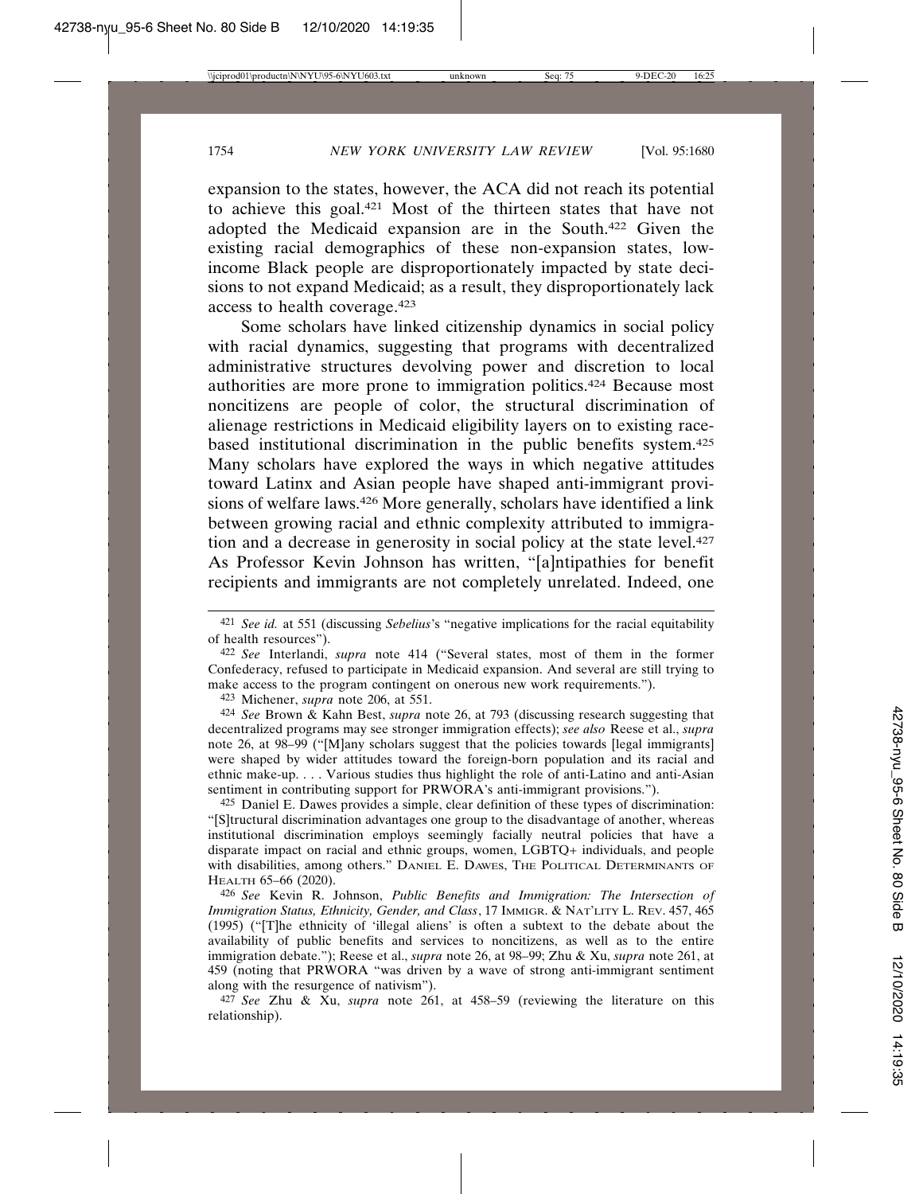expansion to the states, however, the ACA did not reach its potential to achieve this goal.[421] Most of the thirteen states that have not adopted the Medicaid expansion are in the South.[422] Given the existing racial demographics of these non-expansion states, low-income Black people are disproportionately impacted by state decisions to not expand Medicaid; as a result, they disproportionately lack access to health coverage.[423]

Some scholars have linked citizenship dynamics in social policy with racial dynamics, suggesting that programs with decentralized administrative structures devolving power and discretion to local authorities are more prone to immigration politics.[424] Because most noncitizens are people of color, the structural discrimination of alienage restrictions in Medicaid eligibility layers on to existing race-based institutional discrimination in the public benefits system.[425] Many scholars have explored the ways in which negative attitudes toward Latinx and Asian people have shaped anti-immigrant provisions of welfare laws.[426] More generally, scholars have identified a link between growing racial and ethnic complexity attributed to immigration and a decrease in generosity in social policy at the state level.[427] As Professor Kevin Johnson has written, "[a]ntipathies for benefit recipients and immigrants are not completely unrelated. Indeed, one

---

[421] *See id.* at 551 (discussing *Sebelius*'s "negative implications for the racial equitability of health resources").

[422] *See* Interlandi, *supra* note 414 ("Several states, most of them in the former Confederacy, refused to participate in Medicaid expansion. And several are still trying to make access to the program contingent on onerous new work requirements.").

[423] Michener, *supra* note 206, at 551.

[424] *See* Brown & Kahn Best, *supra* note 26, at 793 (discussing research suggesting that decentralized programs may see stronger immigration effects); *see also* Reese et al., *supra* note 26, at 98–99 ("[M]any scholars suggest that the policies towards [legal immigrants] were shaped by wider attitudes toward the foreign-born population and its racial and ethnic make-up. . . . Various studies thus highlight the role of anti-Latino and anti-Asian sentiment in contributing support for PRWORA's anti-immigrant provisions.").

[425] Daniel E. Dawes provides a simple, clear definition of these types of discrimination: "[S]tructural discrimination advantages one group to the disadvantage of another, whereas institutional discrimination employs seemingly facially neutral policies that have a disparate impact on racial and ethnic groups, women, LGBTQ+ individuals, and people with disabilities, among others." DANIEL E. DAWES, THE POLITICAL DETERMINANTS OF HEALTH 65–66 (2020).

[426] *See* Kevin R. Johnson, *Public Benefits and Immigration: The Intersection of Immigration Status, Ethnicity, Gender, and Class*, 17 IMMIGR. & NAT'LITY L. REV. 457, 465 (1995) ("[T]he ethnicity of 'illegal aliens' is often a subtext to the debate about the availability of public benefits and services to noncitizens, as well as to the entire immigration debate."); Reese et al., *supra* note 26, at 98–99; Zhu & Xu, *supra* note 261, at 459 (noting that PRWORA "was driven by a wave of strong anti-immigrant sentiment along with the resurgence of nativism").

[427] *See* Zhu & Xu, *supra* note 261, at 458–59 (reviewing the literature on this relationship).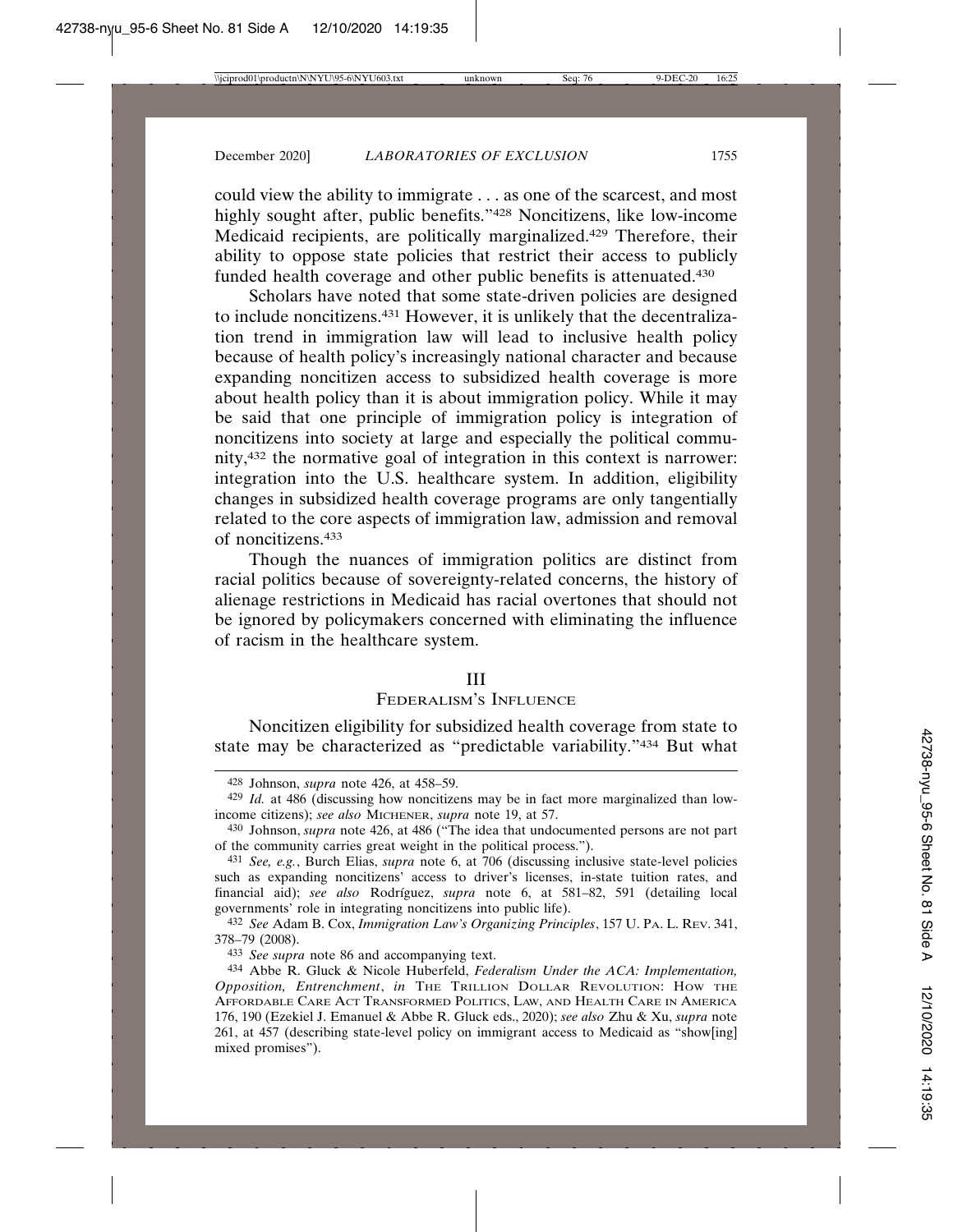could view the ability to immigrate . . . as one of the scarcest, and most highly sought after, public benefits."[428] Noncitizens, like low-income Medicaid recipients, are politically marginalized.[429] Therefore, their ability to oppose state policies that restrict their access to publicly funded health coverage and other public benefits is attenuated.[430]

Scholars have noted that some state-driven policies are designed to include noncitizens.[431] However, it is unlikely that the decentralization trend in immigration law will lead to inclusive health policy because of health policy's increasingly national character and because expanding noncitizen access to subsidized health coverage is more about health policy than it is about immigration policy. While it may be said that one principle of immigration policy is integration of noncitizens into society at large and especially the political community,[432] the normative goal of integration in this context is narrower: integration into the U.S. healthcare system. In addition, eligibility changes in subsidized health coverage programs are only tangentially related to the core aspects of immigration law, admission and removal of noncitizens.[433]

Though the nuances of immigration politics are distinct from racial politics because of sovereignty-related concerns, the history of alienage restrictions in Medicaid has racial overtones that should not be ignored by policymakers concerned with eliminating the influence of racism in the healthcare system.

## III
## Federalism's Influence

Noncitizen eligibility for subsidized health coverage from state to state may be characterized as "predictable variability."[434] But what

---

[428] Johnson, *supra* note 426, at 458–59.

[429] *Id.* at 486 (discussing how noncitizens may be in fact more marginalized than low-income citizens); *see also* Michener, *supra* note 19, at 57.

[430] Johnson, *supra* note 426, at 486 ("The idea that undocumented persons are not part of the community carries great weight in the political process.").

[431] *See, e.g.*, Burch Elias, *supra* note 6, at 706 (discussing inclusive state-level policies such as expanding noncitizens' access to driver's licenses, in-state tuition rates, and financial aid); *see also* Rodríguez, *supra* note 6, at 581–82, 591 (detailing local governments' role in integrating noncitizens into public life).

[432] *See* Adam B. Cox, *Immigration Law's Organizing Principles*, 157 U. Pa. L. Rev. 341, 378–79 (2008).

[433] *See supra* note 86 and accompanying text.

[434] Abbe R. Gluck & Nicole Huberfeld, *Federalism Under the ACA: Implementation, Opposition, Entrenchment*, *in* The Trillion Dollar Revolution: How the Affordable Care Act Transformed Politics, Law, and Health Care in America 176, 190 (Ezekiel J. Emanuel & Abbe R. Gluck eds., 2020); *see also* Zhu & Xu, *supra* note 261, at 457 (describing state-level policy on immigrant access to Medicaid as "show[ing] mixed promises").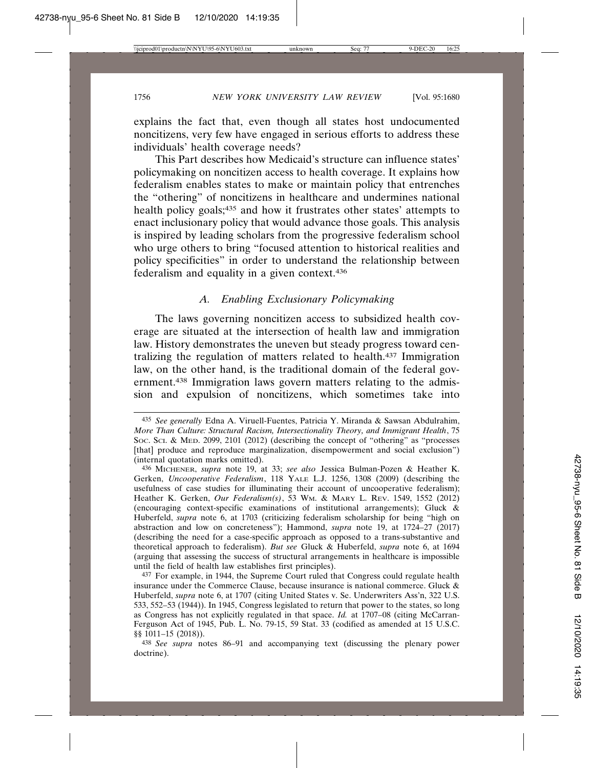explains the fact that, even though all states host undocumented noncitizens, very few have engaged in serious efforts to address these individuals' health coverage needs?

This Part describes how Medicaid's structure can influence states' policymaking on noncitizen access to health coverage. It explains how federalism enables states to make or maintain policy that entrenches the "othering" of noncitizens in healthcare and undermines national health policy goals;[435] and how it frustrates other states' attempts to enact inclusionary policy that would advance those goals. This analysis is inspired by leading scholars from the progressive federalism school who urge others to bring "focused attention to historical realities and policy specificities" in order to understand the relationship between federalism and equality in a given context.[436]

### *A. Enabling Exclusionary Policymaking*

The laws governing noncitizen access to subsidized health coverage are situated at the intersection of health law and immigration law. History demonstrates the uneven but steady progress toward centralizing the regulation of matters related to health.[437] Immigration law, on the other hand, is the traditional domain of the federal government.[438] Immigration laws govern matters relating to the admission and expulsion of noncitizens, which sometimes take into

---

[435] *See generally* Edna A. Viruell-Fuentes, Patricia Y. Miranda & Sawsan Abdulrahim, *More Than Culture: Structural Racism, Intersectionality Theory, and Immigrant Health*, 75 SOC. SCI. & MED. 2099, 2101 (2012) (describing the concept of "othering" as "processes [that] produce and reproduce marginalization, disempowerment and social exclusion") (internal quotation marks omitted).

[436] MICHENER, *supra* note 19, at 33; *see also* Jessica Bulman-Pozen & Heather K. Gerken, *Uncooperative Federalism*, 118 YALE L.J. 1256, 1308 (2009) (describing the usefulness of case studies for illuminating their account of uncooperative federalism); Heather K. Gerken, *Our Federalism(s)*, 53 WM. & MARY L. REV. 1549, 1552 (2012) (encouraging context-specific examinations of institutional arrangements); Gluck & Huberfeld, *supra* note 6, at 1703 (criticizing federalism scholarship for being "high on abstraction and low on concreteness"); Hammond, *supra* note 19, at 1724–27 (2017) (describing the need for a case-specific approach as opposed to a trans-substantive and theoretical approach to federalism). *But see* Gluck & Huberfeld, *supra* note 6, at 1694 (arguing that assessing the success of structural arrangements in healthcare is impossible until the field of health law establishes first principles).

[437] For example, in 1944, the Supreme Court ruled that Congress could regulate health insurance under the Commerce Clause, because insurance is national commerce. Gluck & Huberfeld, *supra* note 6, at 1707 (citing United States v. Se. Underwriters Ass'n, 322 U.S. 533, 552–53 (1944)). In 1945, Congress legislated to return that power to the states, so long as Congress has not explicitly regulated in that space. *Id.* at 1707–08 (citing McCarran-Ferguson Act of 1945, Pub. L. No. 79-15, 59 Stat. 33 (codified as amended at 15 U.S.C. §§ 1011–15 (2018)).

[438] *See supra* notes 86–91 and accompanying text (discussing the plenary power doctrine).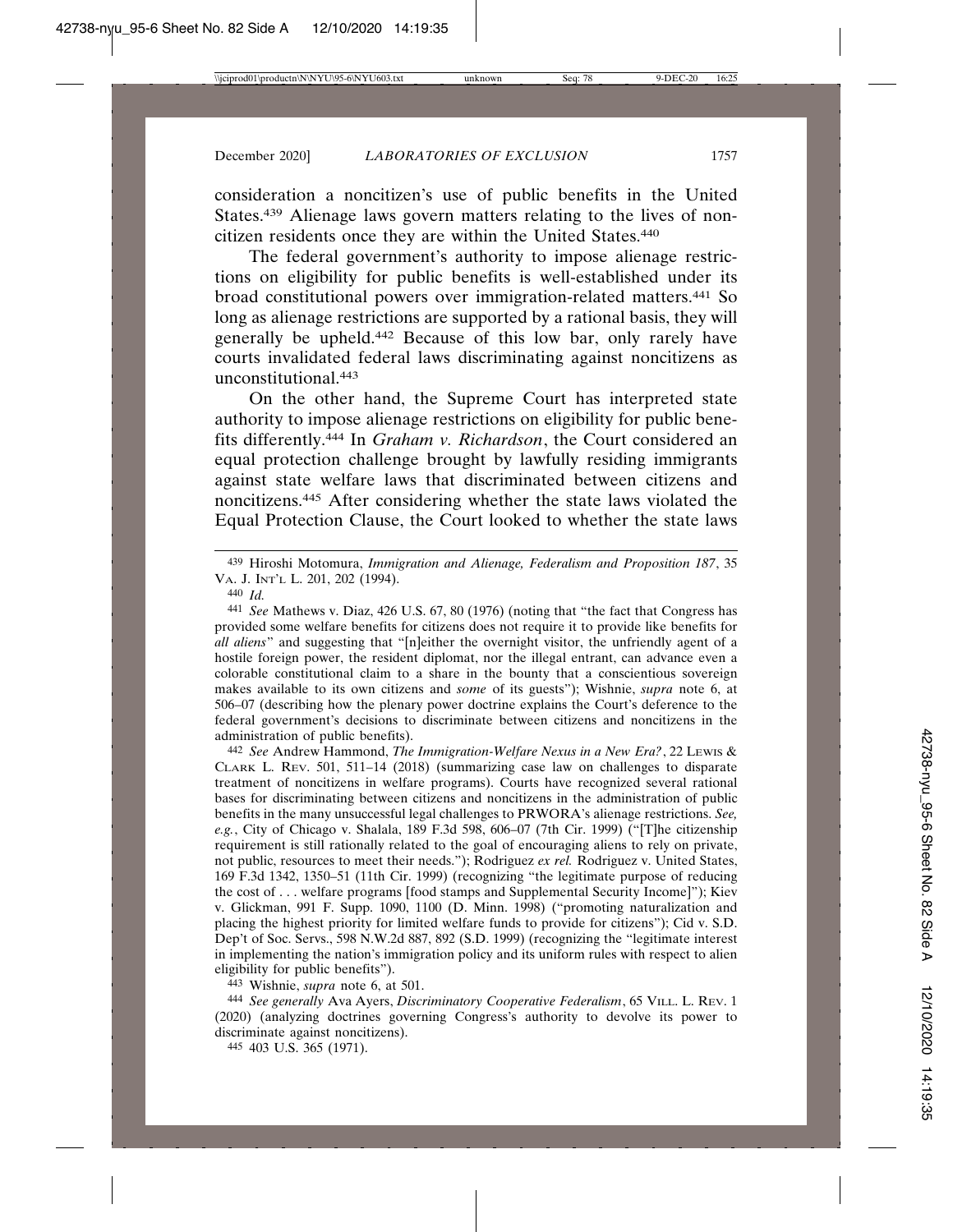consideration a noncitizen's use of public benefits in the United States.[439] Alienage laws govern matters relating to the lives of noncitizen residents once they are within the United States.[440]

The federal government's authority to impose alienage restrictions on eligibility for public benefits is well-established under its broad constitutional powers over immigration-related matters.[441] So long as alienage restrictions are supported by a rational basis, they will generally be upheld.[442] Because of this low bar, only rarely have courts invalidated federal laws discriminating against noncitizens as unconstitutional.[443]

On the other hand, the Supreme Court has interpreted state authority to impose alienage restrictions on eligibility for public benefits differently.[444] In *Graham v. Richardson*, the Court considered an equal protection challenge brought by lawfully residing immigrants against state welfare laws that discriminated between citizens and noncitizens.[445] After considering whether the state laws violated the Equal Protection Clause, the Court looked to whether the state laws

---

[439] Hiroshi Motomura, *Immigration and Alienage, Federalism and Proposition 187*, 35 VA. J. INT'L L. 201, 202 (1994).

[440] *Id.*

[441] *See* Mathews v. Diaz, 426 U.S. 67, 80 (1976) (noting that "the fact that Congress has provided some welfare benefits for citizens does not require it to provide like benefits for *all aliens*" and suggesting that "[n]either the overnight visitor, the unfriendly agent of a hostile foreign power, the resident diplomat, nor the illegal entrant, can advance even a colorable constitutional claim to a share in the bounty that a conscientious sovereign makes available to its own citizens and *some* of its guests"); Wishnie, *supra* note 6, at 506–07 (describing how the plenary power doctrine explains the Court's deference to the federal government's decisions to discriminate between citizens and noncitizens in the administration of public benefits).

[442] *See* Andrew Hammond, *The Immigration-Welfare Nexus in a New Era?*, 22 LEWIS & CLARK L. REV. 501, 511–14 (2018) (summarizing case law on challenges to disparate treatment of noncitizens in welfare programs). Courts have recognized several rational bases for discriminating between citizens and noncitizens in the administration of public benefits in the many unsuccessful legal challenges to PRWORA's alienage restrictions. *See, e.g.*, City of Chicago v. Shalala, 189 F.3d 598, 606–07 (7th Cir. 1999) ("[T]he citizenship requirement is still rationally related to the goal of encouraging aliens to rely on private, not public, resources to meet their needs."); Rodriguez *ex rel.* Rodriguez v. United States, 169 F.3d 1342, 1350–51 (11th Cir. 1999) (recognizing "the legitimate purpose of reducing the cost of . . . welfare programs [food stamps and Supplemental Security Income]"); Kiev v. Glickman, 991 F. Supp. 1090, 1100 (D. Minn. 1998) ("promoting naturalization and placing the highest priority for limited welfare funds to provide for citizens"); Cid v. S.D. Dep't of Soc. Servs., 598 N.W.2d 887, 892 (S.D. 1999) (recognizing the "legitimate interest in implementing the nation's immigration policy and its uniform rules with respect to alien eligibility for public benefits").

[443] Wishnie, *supra* note 6, at 501.

[444] *See generally* Ava Ayers, *Discriminatory Cooperative Federalism*, 65 VILL. L. REV. 1 (2020) (analyzing doctrines governing Congress's authority to devolve its power to discriminate against noncitizens).

[445] 403 U.S. 365 (1971).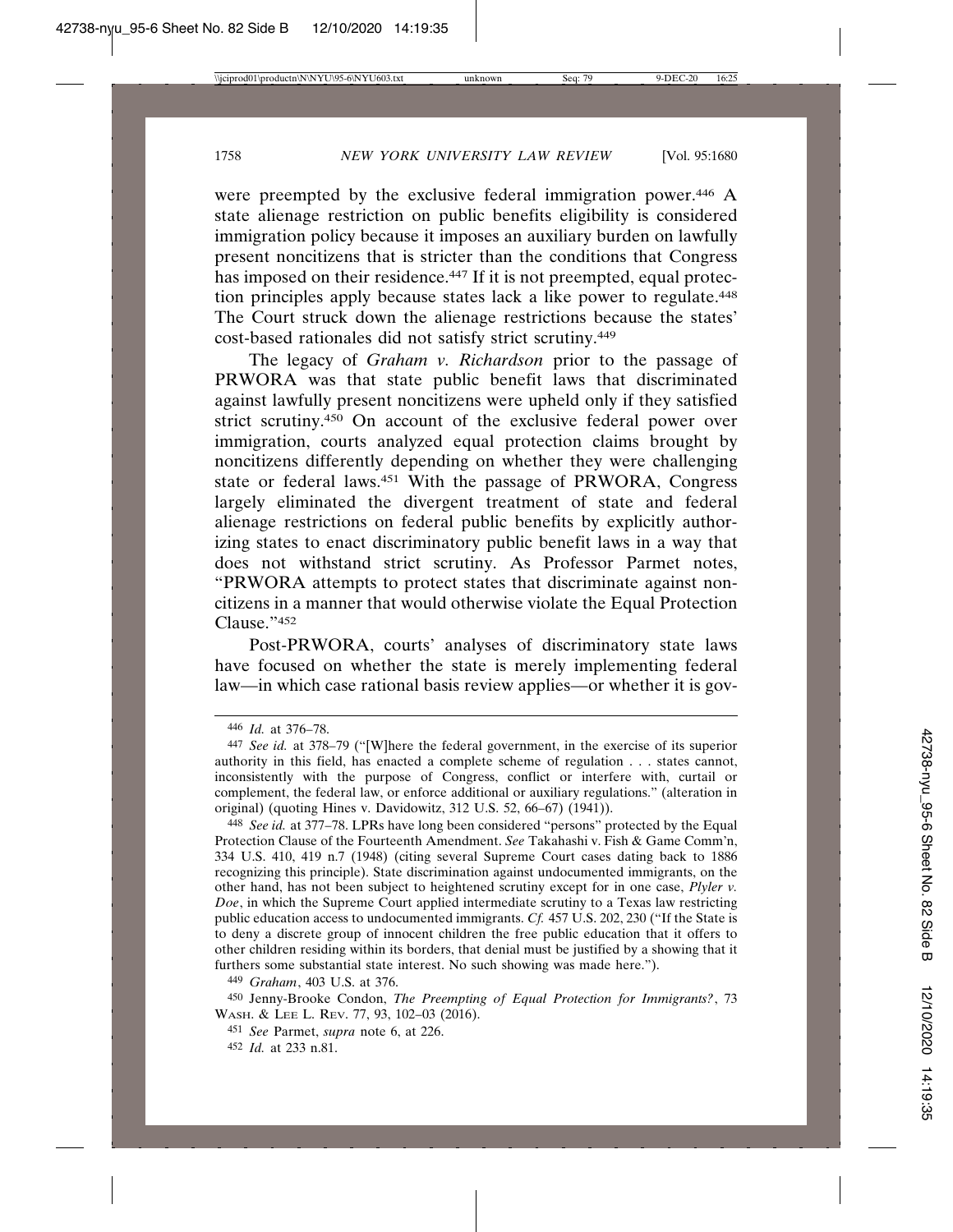were preempted by the exclusive federal immigration power.[446] A state alienage restriction on public benefits eligibility is considered immigration policy because it imposes an auxiliary burden on lawfully present noncitizens that is stricter than the conditions that Congress has imposed on their residence.[447] If it is not preempted, equal protection principles apply because states lack a like power to regulate.[448] The Court struck down the alienage restrictions because the states' cost-based rationales did not satisfy strict scrutiny.[449]

The legacy of *Graham v. Richardson* prior to the passage of PRWORA was that state public benefit laws that discriminated against lawfully present noncitizens were upheld only if they satisfied strict scrutiny.[450] On account of the exclusive federal power over immigration, courts analyzed equal protection claims brought by noncitizens differently depending on whether they were challenging state or federal laws.[451] With the passage of PRWORA, Congress largely eliminated the divergent treatment of state and federal alienage restrictions on federal public benefits by explicitly authorizing states to enact discriminatory public benefit laws in a way that does not withstand strict scrutiny. As Professor Parmet notes, "PRWORA attempts to protect states that discriminate against noncitizens in a manner that would otherwise violate the Equal Protection Clause."[452]

Post-PRWORA, courts' analyses of discriminatory state laws have focused on whether the state is merely implementing federal law—in which case rational basis review applies—or whether it is gov-

---

[446] *Id.* at 376–78.

[447] *See id.* at 378–79 ("[W]here the federal government, in the exercise of its superior authority in this field, has enacted a complete scheme of regulation . . . states cannot, inconsistently with the purpose of Congress, conflict or interfere with, curtail or complement, the federal law, or enforce additional or auxiliary regulations." (alteration in original) (quoting Hines v. Davidowitz, 312 U.S. 52, 66–67) (1941)).

[448] *See id.* at 377–78. LPRs have long been considered "persons" protected by the Equal Protection Clause of the Fourteenth Amendment. *See* Takahashi v. Fish & Game Comm'n, 334 U.S. 410, 419 n.7 (1948) (citing several Supreme Court cases dating back to 1886 recognizing this principle). State discrimination against undocumented immigrants, on the other hand, has not been subject to heightened scrutiny except for in one case, *Plyler v. Doe*, in which the Supreme Court applied intermediate scrutiny to a Texas law restricting public education access to undocumented immigrants. *Cf.* 457 U.S. 202, 230 ("If the State is to deny a discrete group of innocent children the free public education that it offers to other children residing within its borders, that denial must be justified by a showing that it furthers some substantial state interest. No such showing was made here.").

[449] *Graham*, 403 U.S. at 376.

[450] Jenny-Brooke Condon, *The Preempting of Equal Protection for Immigrants?*, 73 WASH. & LEE L. REV. 77, 93, 102–03 (2016).

[451] *See* Parmet, *supra* note 6, at 226.

[452] *Id.* at 233 n.81.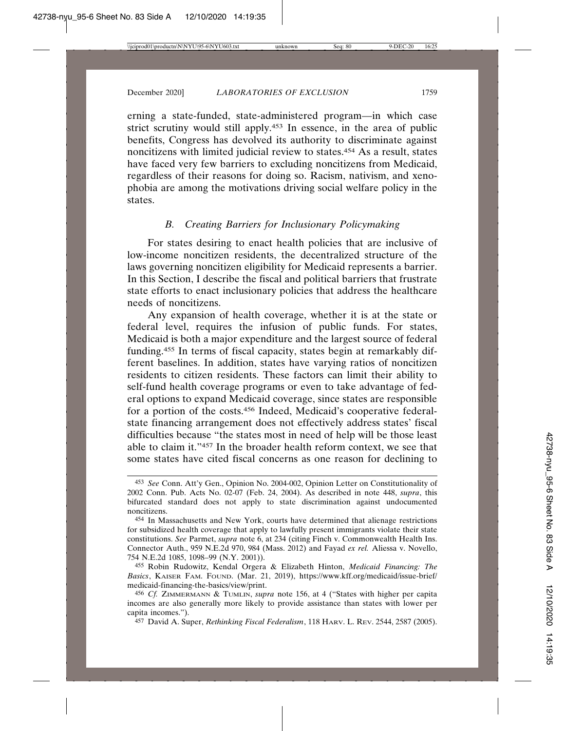erning a state-funded, state-administered program—in which case strict scrutiny would still apply.[453] In essence, in the area of public benefits, Congress has devolved its authority to discriminate against noncitizens with limited judicial review to states.[454] As a result, states have faced very few barriers to excluding noncitizens from Medicaid, regardless of their reasons for doing so. Racism, nativism, and xenophobia are among the motivations driving social welfare policy in the states.

### *B. Creating Barriers for Inclusionary Policymaking*

For states desiring to enact health policies that are inclusive of low-income noncitizen residents, the decentralized structure of the laws governing noncitizen eligibility for Medicaid represents a barrier. In this Section, I describe the fiscal and political barriers that frustrate state efforts to enact inclusionary policies that address the healthcare needs of noncitizens.

Any expansion of health coverage, whether it is at the state or federal level, requires the infusion of public funds. For states, Medicaid is both a major expenditure and the largest source of federal funding.[455] In terms of fiscal capacity, states begin at remarkably different baselines. In addition, states have varying ratios of noncitizen residents to citizen residents. These factors can limit their ability to self-fund health coverage programs or even to take advantage of federal options to expand Medicaid coverage, since states are responsible for a portion of the costs.[456] Indeed, Medicaid's cooperative federal-state financing arrangement does not effectively address states' fiscal difficulties because "the states most in need of help will be those least able to claim it."[457] In the broader health reform context, we see that some states have cited fiscal concerns as one reason for declining to

---

[453] *See* Conn. Att'y Gen., Opinion No. 2004-002, Opinion Letter on Constitutionality of 2002 Conn. Pub. Acts No. 02-07 (Feb. 24, 2004). As described in note 448, *supra*, this bifurcated standard does not apply to state discrimination against undocumented noncitizens.

[454] In Massachusetts and New York, courts have determined that alienage restrictions for subsidized health coverage that apply to lawfully present immigrants violate their state constitutions. *See* Parmet, *supra* note 6, at 234 (citing Finch v. Commonwealth Health Ins. Connector Auth., 959 N.E.2d 970, 984 (Mass. 2012) and Fayad *ex rel.* Aliessa v. Novello, 754 N.E.2d 1085, 1098–99 (N.Y. 2001)).

[455] Robin Rudowitz, Kendal Orgera & Elizabeth Hinton, *Medicaid Financing: The Basics*, KAISER FAM. FOUND. (Mar. 21, 2019), https://www.kff.org/medicaid/issue-brief/medicaid-financing-the-basics/view/print.

[456] *Cf.* ZIMMERMANN & TUMLIN, *supra* note 156, at 4 ("States with higher per capita incomes are also generally more likely to provide assistance than states with lower per capita incomes.").

[457] David A. Super, *Rethinking Fiscal Federalism*, 118 HARV. L. REV. 2544, 2587 (2005).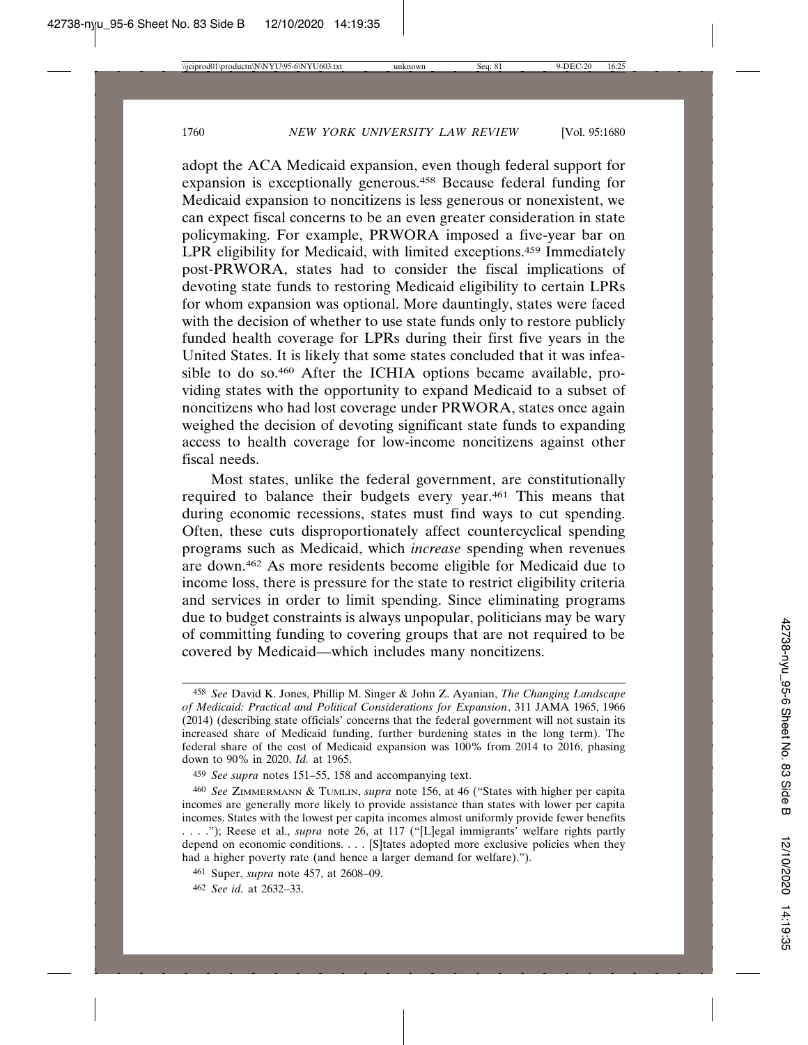adopt the ACA Medicaid expansion, even though federal support for expansion is exceptionally generous.[458] Because federal funding for Medicaid expansion to noncitizens is less generous or nonexistent, we can expect fiscal concerns to be an even greater consideration in state policymaking. For example, PRWORA imposed a five-year bar on LPR eligibility for Medicaid, with limited exceptions.[459] Immediately post-PRWORA, states had to consider the fiscal implications of devoting state funds to restoring Medicaid eligibility to certain LPRs for whom expansion was optional. More dauntingly, states were faced with the decision of whether to use state funds only to restore publicly funded health coverage for LPRs during their first five years in the United States. It is likely that some states concluded that it was infeasible to do so.[460] After the ICHIA options became available, providing states with the opportunity to expand Medicaid to a subset of noncitizens who had lost coverage under PRWORA, states once again weighed the decision of devoting significant state funds to expanding access to health coverage for low-income noncitizens against other fiscal needs.

Most states, unlike the federal government, are constitutionally required to balance their budgets every year.[461] This means that during economic recessions, states must find ways to cut spending. Often, these cuts disproportionately affect countercyclical spending programs such as Medicaid, which *increase* spending when revenues are down.[462] As more residents become eligible for Medicaid due to income loss, there is pressure for the state to restrict eligibility criteria and services in order to limit spending. Since eliminating programs due to budget constraints is always unpopular, politicians may be wary of committing funding to covering groups that are not required to be covered by Medicaid—which includes many noncitizens.

---

[458] *See* David K. Jones, Phillip M. Singer & John Z. Ayanian, *The Changing Landscape of Medicaid: Practical and Political Considerations for Expansion*, 311 JAMA 1965, 1966 (2014) (describing state officials' concerns that the federal government will not sustain its increased share of Medicaid funding, further burdening states in the long term). The federal share of the cost of Medicaid expansion was 100% from 2014 to 2016, phasing down to 90% in 2020. *Id.* at 1965.

[459] *See supra* notes 151–55, 158 and accompanying text.

[460] *See* ZIMMERMANN & TUMLIN, *supra* note 156, at 46 ("States with higher per capita incomes are generally more likely to provide assistance than states with lower per capita incomes. States with the lowest per capita incomes almost uniformly provide fewer benefits . . . ."); Reese et al., *supra* note 26, at 117 ("[L]egal immigrants' welfare rights partly depend on economic conditions. . . . [S]tates adopted more exclusive policies when they had a higher poverty rate (and hence a larger demand for welfare).").

[461] Super, *supra* note 457, at 2608–09.

[462] *See id.* at 2632–33.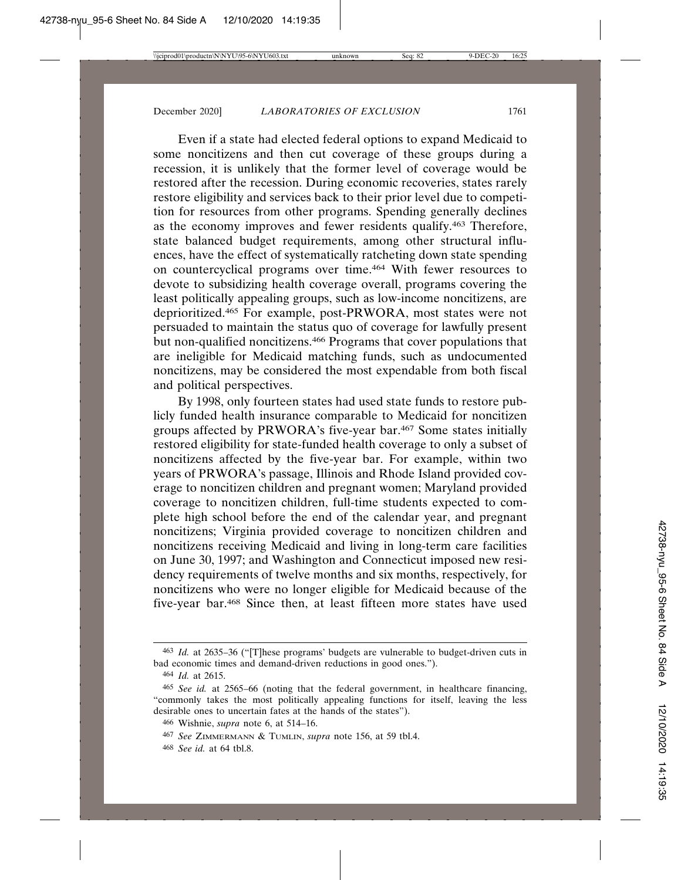Even if a state had elected federal options to expand Medicaid to some noncitizens and then cut coverage of these groups during a recession, it is unlikely that the former level of coverage would be restored after the recession. During economic recoveries, states rarely restore eligibility and services back to their prior level due to competition for resources from other programs. Spending generally declines as the economy improves and fewer residents qualify.[463] Therefore, state balanced budget requirements, among other structural influences, have the effect of systematically ratcheting down state spending on countercyclical programs over time.[464] With fewer resources to devote to subsidizing health coverage overall, programs covering the least politically appealing groups, such as low-income noncitizens, are deprioritized.[465] For example, post-PRWORA, most states were not persuaded to maintain the status quo of coverage for lawfully present but non-qualified noncitizens.[466] Programs that cover populations that are ineligible for Medicaid matching funds, such as undocumented noncitizens, may be considered the most expendable from both fiscal and political perspectives.

By 1998, only fourteen states had used state funds to restore publicly funded health insurance comparable to Medicaid for noncitizen groups affected by PRWORA's five-year bar.[467] Some states initially restored eligibility for state-funded health coverage to only a subset of noncitizens affected by the five-year bar. For example, within two years of PRWORA's passage, Illinois and Rhode Island provided coverage to noncitizen children and pregnant women; Maryland provided coverage to noncitizen children, full-time students expected to complete high school before the end of the calendar year, and pregnant noncitizens; Virginia provided coverage to noncitizen children and noncitizens receiving Medicaid and living in long-term care facilities on June 30, 1997; and Washington and Connecticut imposed new residency requirements of twelve months and six months, respectively, for noncitizens who were no longer eligible for Medicaid because of the five-year bar.[468] Since then, at least fifteen more states have used

---

[463] *Id.* at 2635–36 ("[T]hese programs' budgets are vulnerable to budget-driven cuts in bad economic times and demand-driven reductions in good ones.").

[464] *Id.* at 2615.

[465] *See id.* at 2565–66 (noting that the federal government, in healthcare financing, "commonly takes the most politically appealing functions for itself, leaving the less desirable ones to uncertain fates at the hands of the states").

[466] Wishnie, *supra* note 6, at 514–16.

[467] *See* ZIMMERMANN & TUMLIN, *supra* note 156, at 59 tbl.4.

[468] *See id.* at 64 tbl.8.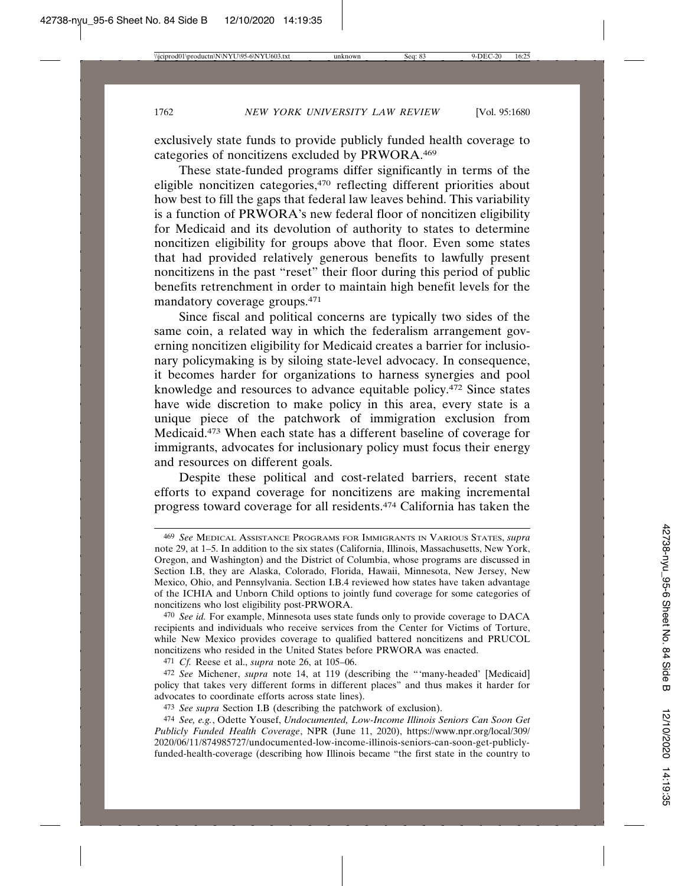exclusively state funds to provide publicly funded health coverage to categories of noncitizens excluded by PRWORA.[469]

These state-funded programs differ significantly in terms of the eligible noncitizen categories,[470] reflecting different priorities about how best to fill the gaps that federal law leaves behind. This variability is a function of PRWORA's new federal floor of noncitizen eligibility for Medicaid and its devolution of authority to states to determine noncitizen eligibility for groups above that floor. Even some states that had provided relatively generous benefits to lawfully present noncitizens in the past "reset" their floor during this period of public benefits retrenchment in order to maintain high benefit levels for the mandatory coverage groups.[471]

Since fiscal and political concerns are typically two sides of the same coin, a related way in which the federalism arrangement governing noncitizen eligibility for Medicaid creates a barrier for inclusionary policymaking is by siloing state-level advocacy. In consequence, it becomes harder for organizations to harness synergies and pool knowledge and resources to advance equitable policy.[472] Since states have wide discretion to make policy in this area, every state is a unique piece of the patchwork of immigration exclusion from Medicaid.[473] When each state has a different baseline of coverage for immigrants, advocates for inclusionary policy must focus their energy and resources on different goals.

Despite these political and cost-related barriers, recent state efforts to expand coverage for noncitizens are making incremental progress toward coverage for all residents.[474] California has taken the

---

469 *See* MEDICAL ASSISTANCE PROGRAMS FOR IMMIGRANTS IN VARIOUS STATES, *supra* note 29, at 1–5. In addition to the six states (California, Illinois, Massachusetts, New York, Oregon, and Washington) and the District of Columbia, whose programs are discussed in Section I.B, they are Alaska, Colorado, Florida, Hawaii, Minnesota, New Jersey, New Mexico, Ohio, and Pennsylvania. Section I.B.4 reviewed how states have taken advantage of the ICHIA and Unborn Child options to jointly fund coverage for some categories of noncitizens who lost eligibility post-PRWORA.

470 *See id.* For example, Minnesota uses state funds only to provide coverage to DACA recipients and individuals who receive services from the Center for Victims of Torture, while New Mexico provides coverage to qualified battered noncitizens and PRUCOL noncitizens who resided in the United States before PRWORA was enacted.

471 *Cf.* Reese et al., *supra* note 26, at 105–06.

472 *See* Michener, *supra* note 14, at 119 (describing the "'many-headed' [Medicaid] policy that takes very different forms in different places" and thus makes it harder for advocates to coordinate efforts across state lines).

473 *See supra* Section I.B (describing the patchwork of exclusion).

474 *See, e.g.*, Odette Yousef, *Undocumented, Low-Income Illinois Seniors Can Soon Get Publicly Funded Health Coverage*, NPR (June 11, 2020), https://www.npr.org/local/309/2020/06/11/874985727/undocumented-low-income-illinois-seniors-can-soon-get-publicly-funded-health-coverage (describing how Illinois became "the first state in the country to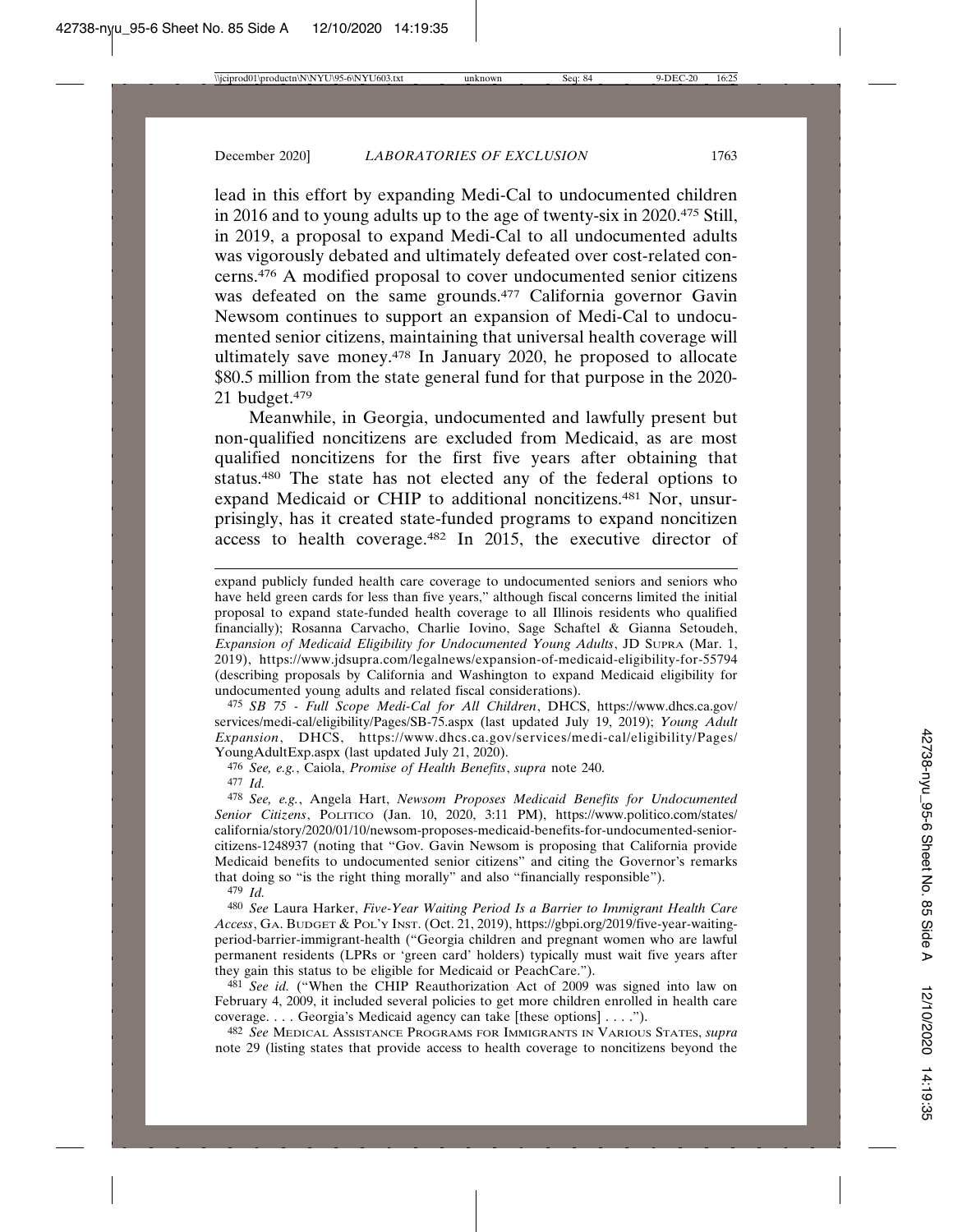lead in this effort by expanding Medi-Cal to undocumented children in 2016 and to young adults up to the age of twenty-six in 2020.[475] Still, in 2019, a proposal to expand Medi-Cal to all undocumented adults was vigorously debated and ultimately defeated over cost-related concerns.[476] A modified proposal to cover undocumented senior citizens was defeated on the same grounds.[477] California governor Gavin Newsom continues to support an expansion of Medi-Cal to undocumented senior citizens, maintaining that universal health coverage will ultimately save money.[478] In January 2020, he proposed to allocate $80.5 million from the state general fund for that purpose in the 2020-21 budget.[479]

Meanwhile, in Georgia, undocumented and lawfully present but non-qualified noncitizens are excluded from Medicaid, as are most qualified noncitizens for the first five years after obtaining that status.[480] The state has not elected any of the federal options to expand Medicaid or CHIP to additional noncitizens.[481] Nor, unsurprisingly, has it created state-funded programs to expand noncitizen access to health coverage.[482] In 2015, the executive director of

---

expand publicly funded health care coverage to undocumented seniors and seniors who have held green cards for less than five years," although fiscal concerns limited the initial proposal to expand state-funded health coverage to all Illinois residents who qualified financially); Rosanna Carvacho, Charlie Iovino, Sage Schaftel & Gianna Setoudeh, *Expansion of Medicaid Eligibility for Undocumented Young Adults*, JD SUPRA (Mar. 1, 2019), https://www.jdsupra.com/legalnews/expansion-of-medicaid-eligibility-for-55794 (describing proposals by California and Washington to expand Medicaid eligibility for undocumented young adults and related fiscal considerations).

475 *SB 75 - Full Scope Medi-Cal for All Children*, DHCS, https://www.dhcs.ca.gov/services/medi-cal/eligibility/Pages/SB-75.aspx (last updated July 19, 2019); *Young Adult Expansion*, DHCS, https://www.dhcs.ca.gov/services/medi-cal/eligibility/Pages/YoungAdultExp.aspx (last updated July 21, 2020).

476 *See, e.g.*, Caiola, *Promise of Health Benefits*, *supra* note 240.

477 *Id.*

478 *See, e.g.*, Angela Hart, *Newsom Proposes Medicaid Benefits for Undocumented Senior Citizens*, POLITICO (Jan. 10, 2020, 3:11 PM), https://www.politico.com/states/california/story/2020/01/10/newsom-proposes-medicaid-benefits-for-undocumented-senior-citizens-1248937 (noting that "Gov. Gavin Newsom is proposing that California provide Medicaid benefits to undocumented senior citizens" and citing the Governor's remarks that doing so "is the right thing morally" and also "financially responsible").

479 *Id.*

480 *See* Laura Harker, *Five-Year Waiting Period Is a Barrier to Immigrant Health Care Access*, GA. BUDGET & POL'Y INST. (Oct. 21, 2019), https://gbpi.org/2019/five-year-waiting-period-barrier-immigrant-health ("Georgia children and pregnant women who are lawful permanent residents (LPRs or 'green card' holders) typically must wait five years after they gain this status to be eligible for Medicaid or PeachCare.").

481 *See id.* ("When the CHIP Reauthorization Act of 2009 was signed into law on February 4, 2009, it included several policies to get more children enrolled in health care coverage. . . . Georgia's Medicaid agency can take [these options] . . . .").

482 *See* MEDICAL ASSISTANCE PROGRAMS FOR IMMIGRANTS IN VARIOUS STATES, *supra* note 29 (listing states that provide access to health coverage to noncitizens beyond the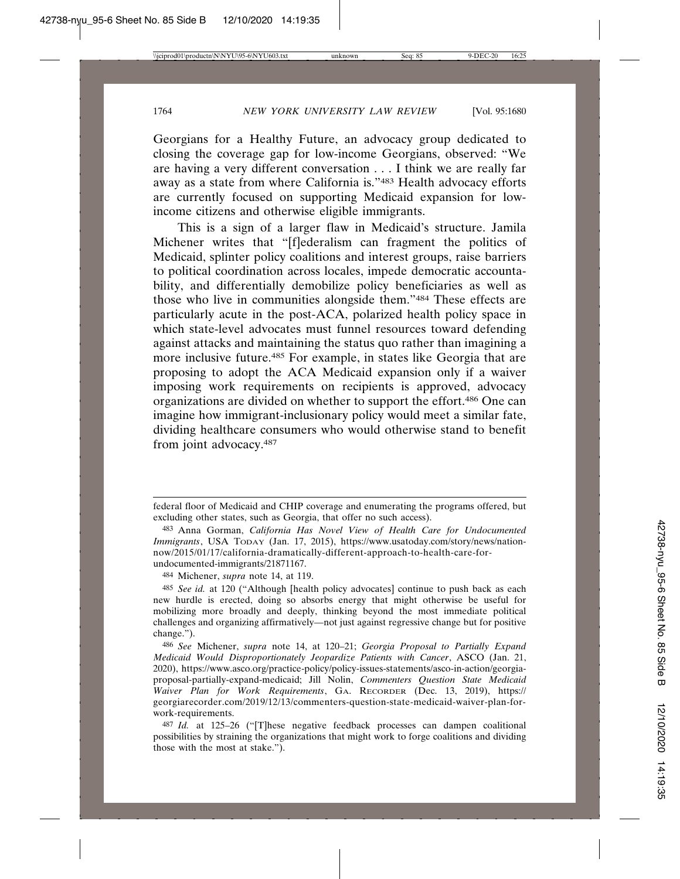Georgians for a Healthy Future, an advocacy group dedicated to closing the coverage gap for low-income Georgians, observed: "We are having a very different conversation . . . I think we are really far away as a state from where California is."[483] Health advocacy efforts are currently focused on supporting Medicaid expansion for low-income citizens and otherwise eligible immigrants.

This is a sign of a larger flaw in Medicaid's structure. Jamila Michener writes that "[f]ederalism can fragment the politics of Medicaid, splinter policy coalitions and interest groups, raise barriers to political coordination across locales, impede democratic accountability, and differentially demobilize policy beneficiaries as well as those who live in communities alongside them."[484] These effects are particularly acute in the post-ACA, polarized health policy space in which state-level advocates must funnel resources toward defending against attacks and maintaining the status quo rather than imagining a more inclusive future.[485] For example, in states like Georgia that are proposing to adopt the ACA Medicaid expansion only if a waiver imposing work requirements on recipients is approved, advocacy organizations are divided on whether to support the effort.[486] One can imagine how immigrant-inclusionary policy would meet a similar fate, dividing healthcare consumers who would otherwise stand to benefit from joint advocacy.[487]

---

federal floor of Medicaid and CHIP coverage and enumerating the programs offered, but excluding other states, such as Georgia, that offer no such access).

483 Anna Gorman, *California Has Novel View of Health Care for Undocumented Immigrants*, USA TODAY (Jan. 17, 2015), https://www.usatoday.com/story/news/nation-now/2015/01/17/california-dramatically-different-approach-to-health-care-for-undocumented-immigrants/21871167.

484 Michener, *supra* note 14, at 119.

485 *See id.* at 120 ("Although [health policy advocates] continue to push back as each new hurdle is erected, doing so absorbs energy that might otherwise be useful for mobilizing more broadly and deeply, thinking beyond the most immediate political challenges and organizing affirmatively—not just against regressive change but for positive change.").

486 *See* Michener, *supra* note 14, at 120–21; *Georgia Proposal to Partially Expand Medicaid Would Disproportionately Jeopardize Patients with Cancer*, ASCO (Jan. 21, 2020), https://www.asco.org/practice-policy/policy-issues-statements/asco-in-action/georgia-proposal-partially-expand-medicaid; Jill Nolin, *Commenters Question State Medicaid Waiver Plan for Work Requirements*, GA. RECORDER (Dec. 13, 2019), https://georgiarecorder.com/2019/12/13/commenters-question-state-medicaid-waiver-plan-for-work-requirements.

487 *Id.* at 125–26 ("[T]hese negative feedback processes can dampen coalitional possibilities by straining the organizations that might work to forge coalitions and dividing those with the most at stake.").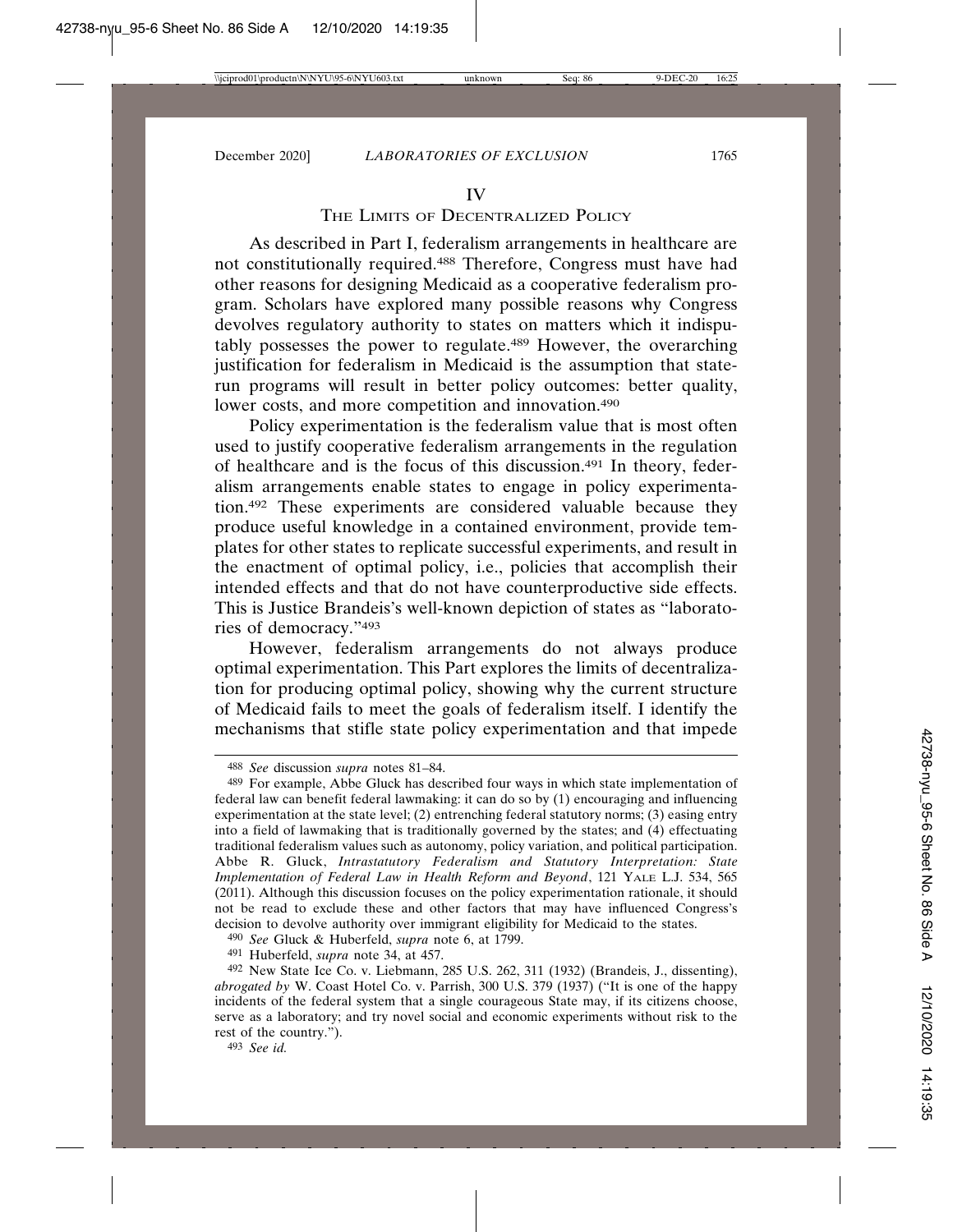## IV

## The Limits of Decentralized Policy

As described in Part I, federalism arrangements in healthcare are not constitutionally required.[488] Therefore, Congress must have had other reasons for designing Medicaid as a cooperative federalism program. Scholars have explored many possible reasons why Congress devolves regulatory authority to states on matters which it indisputably possesses the power to regulate.[489] However, the overarching justification for federalism in Medicaid is the assumption that state-run programs will result in better policy outcomes: better quality, lower costs, and more competition and innovation.[490]

Policy experimentation is the federalism value that is most often used to justify cooperative federalism arrangements in the regulation of healthcare and is the focus of this discussion.[491] In theory, federalism arrangements enable states to engage in policy experimentation.[492] These experiments are considered valuable because they produce useful knowledge in a contained environment, provide templates for other states to replicate successful experiments, and result in the enactment of optimal policy, i.e., policies that accomplish their intended effects and that do not have counterproductive side effects. This is Justice Brandeis's well-known depiction of states as "laboratories of democracy."[493]

However, federalism arrangements do not always produce optimal experimentation. This Part explores the limits of decentralization for producing optimal policy, showing why the current structure of Medicaid fails to meet the goals of federalism itself. I identify the mechanisms that stifle state policy experimentation and that impede

---

[488] *See* discussion *supra* notes 81–84.

[489] For example, Abbe Gluck has described four ways in which state implementation of federal law can benefit federal lawmaking: it can do so by (1) encouraging and influencing experimentation at the state level; (2) entrenching federal statutory norms; (3) easing entry into a field of lawmaking that is traditionally governed by the states; and (4) effectuating traditional federalism values such as autonomy, policy variation, and political participation. Abbe R. Gluck, *Intrastatutory Federalism and Statutory Interpretation: State Implementation of Federal Law in Health Reform and Beyond*, 121 Yale L.J. 534, 565 (2011). Although this discussion focuses on the policy experimentation rationale, it should not be read to exclude these and other factors that may have influenced Congress's decision to devolve authority over immigrant eligibility for Medicaid to the states.

[490] *See* Gluck & Huberfeld, *supra* note 6, at 1799.

[491] Huberfeld, *supra* note 34, at 457.

[492] New State Ice Co. v. Liebmann, 285 U.S. 262, 311 (1932) (Brandeis, J., dissenting), *abrogated by* W. Coast Hotel Co. v. Parrish, 300 U.S. 379 (1937) ("It is one of the happy incidents of the federal system that a single courageous State may, if its citizens choose, serve as a laboratory; and try novel social and economic experiments without risk to the rest of the country.").

[493] *See id.*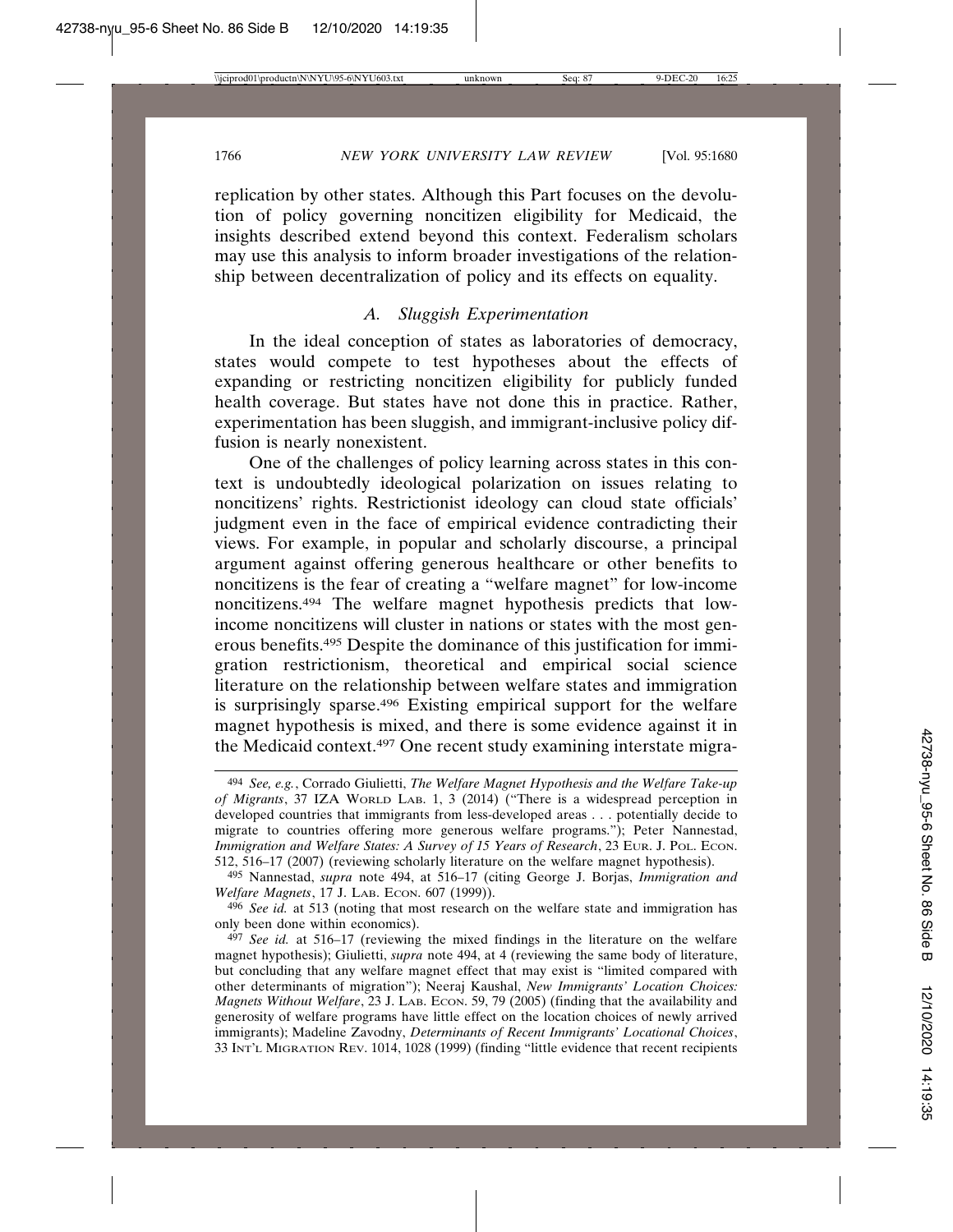replication by other states. Although this Part focuses on the devolution of policy governing noncitizen eligibility for Medicaid, the insights described extend beyond this context. Federalism scholars may use this analysis to inform broader investigations of the relationship between decentralization of policy and its effects on equality.

### *A. Sluggish Experimentation*

In the ideal conception of states as laboratories of democracy, states would compete to test hypotheses about the effects of expanding or restricting noncitizen eligibility for publicly funded health coverage. But states have not done this in practice. Rather, experimentation has been sluggish, and immigrant-inclusive policy diffusion is nearly nonexistent.

One of the challenges of policy learning across states in this context is undoubtedly ideological polarization on issues relating to noncitizens' rights. Restrictionist ideology can cloud state officials' judgment even in the face of empirical evidence contradicting their views. For example, in popular and scholarly discourse, a principal argument against offering generous healthcare or other benefits to noncitizens is the fear of creating a "welfare magnet" for low-income noncitizens.[494] The welfare magnet hypothesis predicts that low-income noncitizens will cluster in nations or states with the most generous benefits.[495] Despite the dominance of this justification for immigration restrictionism, theoretical and empirical social science literature on the relationship between welfare states and immigration is surprisingly sparse.[496] Existing empirical support for the welfare magnet hypothesis is mixed, and there is some evidence against it in the Medicaid context.[497] One recent study examining interstate migra-

---

494 *See, e.g.*, Corrado Giulietti, *The Welfare Magnet Hypothesis and the Welfare Take-up of Migrants*, 37 IZA WORLD LAB. 1, 3 (2014) ("There is a widespread perception in developed countries that immigrants from less-developed areas . . . potentially decide to migrate to countries offering more generous welfare programs."); Peter Nannestad, *Immigration and Welfare States: A Survey of 15 Years of Research*, 23 EUR. J. POL. ECON. 512, 516–17 (2007) (reviewing scholarly literature on the welfare magnet hypothesis).

495 Nannestad, *supra* note 494, at 516–17 (citing George J. Borjas, *Immigration and Welfare Magnets*, 17 J. LAB. ECON. 607 (1999)).

496 *See id.* at 513 (noting that most research on the welfare state and immigration has only been done within economics).

497 *See id.* at 516–17 (reviewing the mixed findings in the literature on the welfare magnet hypothesis); Giulietti, *supra* note 494, at 4 (reviewing the same body of literature, but concluding that any welfare magnet effect that may exist is "limited compared with other determinants of migration"); Neeraj Kaushal, *New Immigrants' Location Choices: Magnets Without Welfare*, 23 J. LAB. ECON. 59, 79 (2005) (finding that the availability and generosity of welfare programs have little effect on the location choices of newly arrived immigrants); Madeline Zavodny, *Determinants of Recent Immigrants' Locational Choices*, 33 INT'L MIGRATION REV. 1014, 1028 (1999) (finding "little evidence that recent recipients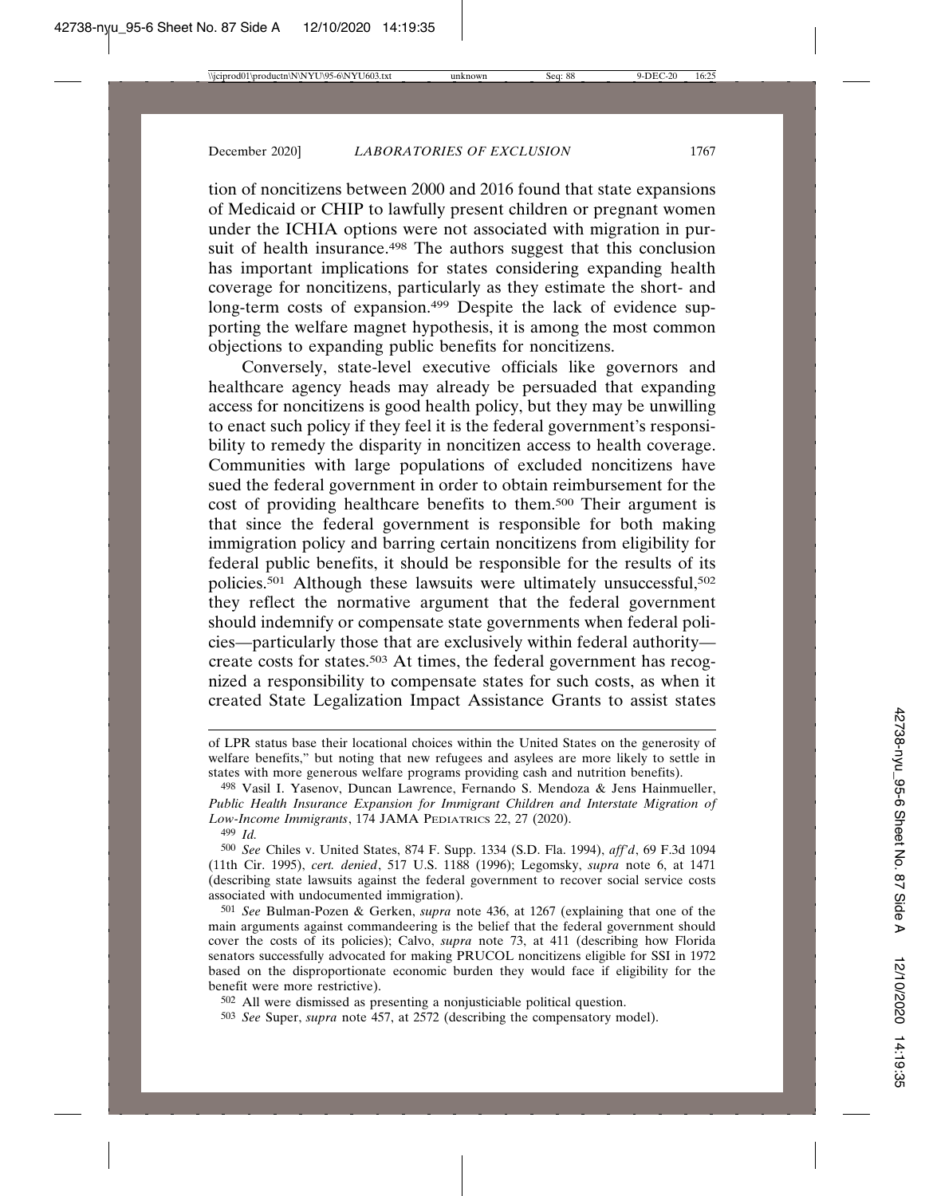tion of noncitizens between 2000 and 2016 found that state expansions of Medicaid or CHIP to lawfully present children or pregnant women under the ICHIA options were not associated with migration in pursuit of health insurance.[498] The authors suggest that this conclusion has important implications for states considering expanding health coverage for noncitizens, particularly as they estimate the short- and long-term costs of expansion.[499] Despite the lack of evidence supporting the welfare magnet hypothesis, it is among the most common objections to expanding public benefits for noncitizens.

Conversely, state-level executive officials like governors and healthcare agency heads may already be persuaded that expanding access for noncitizens is good health policy, but they may be unwilling to enact such policy if they feel it is the federal government's responsibility to remedy the disparity in noncitizen access to health coverage. Communities with large populations of excluded noncitizens have sued the federal government in order to obtain reimbursement for the cost of providing healthcare benefits to them.[500] Their argument is that since the federal government is responsible for both making immigration policy and barring certain noncitizens from eligibility for federal public benefits, it should be responsible for the results of its policies.[501] Although these lawsuits were ultimately unsuccessful,[502] they reflect the normative argument that the federal government should indemnify or compensate state governments when federal policies—particularly those that are exclusively within federal authority—create costs for states.[503] At times, the federal government has recognized a responsibility to compensate states for such costs, as when it created State Legalization Impact Assistance Grants to assist states

---

of LPR status base their locational choices within the United States on the generosity of welfare benefits," but noting that new refugees and asylees are more likely to settle in states with more generous welfare programs providing cash and nutrition benefits).

498 Vasil I. Yasenov, Duncan Lawrence, Fernando S. Mendoza & Jens Hainmueller, *Public Health Insurance Expansion for Immigrant Children and Interstate Migration of Low-Income Immigrants*, 174 JAMA PEDIATRICS 22, 27 (2020).

499 *Id.*

500 *See* Chiles v. United States, 874 F. Supp. 1334 (S.D. Fla. 1994), *aff'd*, 69 F.3d 1094 (11th Cir. 1995), *cert. denied*, 517 U.S. 1188 (1996); Legomsky, *supra* note 6, at 1471 (describing state lawsuits against the federal government to recover social service costs associated with undocumented immigration).

501 *See* Bulman-Pozen & Gerken, *supra* note 436, at 1267 (explaining that one of the main arguments against commandeering is the belief that the federal government should cover the costs of its policies); Calvo, *supra* note 73, at 411 (describing how Florida senators successfully advocated for making PRUCOL noncitizens eligible for SSI in 1972 based on the disproportionate economic burden they would face if eligibility for the benefit were more restrictive).

502 All were dismissed as presenting a nonjusticiable political question.

503 *See* Super, *supra* note 457, at 2572 (describing the compensatory model).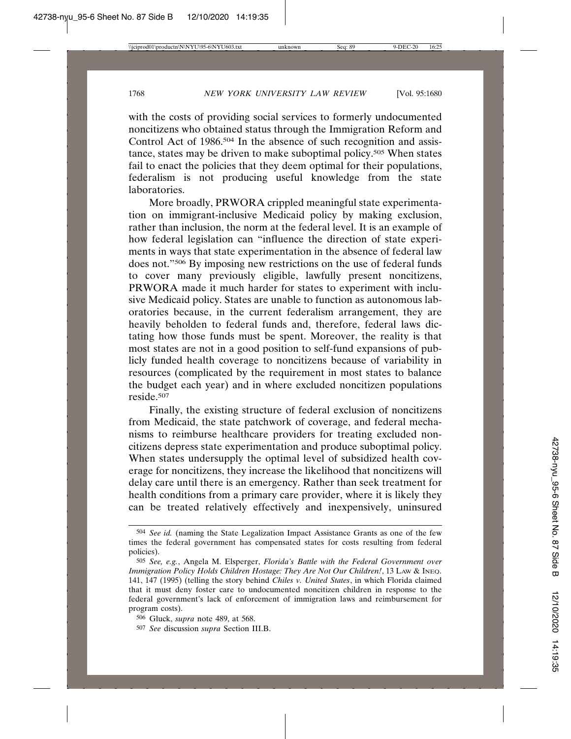with the costs of providing social services to formerly undocumented noncitizens who obtained status through the Immigration Reform and Control Act of 1986.[504] In the absence of such recognition and assistance, states may be driven to make suboptimal policy.[505] When states fail to enact the policies that they deem optimal for their populations, federalism is not producing useful knowledge from the state laboratories.

More broadly, PRWORA crippled meaningful state experimentation on immigrant-inclusive Medicaid policy by making exclusion, rather than inclusion, the norm at the federal level. It is an example of how federal legislation can "influence the direction of state experiments in ways that state experimentation in the absence of federal law does not."[506] By imposing new restrictions on the use of federal funds to cover many previously eligible, lawfully present noncitizens, PRWORA made it much harder for states to experiment with inclusive Medicaid policy. States are unable to function as autonomous laboratories because, in the current federalism arrangement, they are heavily beholden to federal funds and, therefore, federal laws dictating how those funds must be spent. Moreover, the reality is that most states are not in a good position to self-fund expansions of publicly funded health coverage to noncitizens because of variability in resources (complicated by the requirement in most states to balance the budget each year) and in where excluded noncitizen populations reside.[507]

Finally, the existing structure of federal exclusion of noncitizens from Medicaid, the state patchwork of coverage, and federal mechanisms to reimburse healthcare providers for treating excluded noncitizens depress state experimentation and produce suboptimal policy. When states undersupply the optimal level of subsidized health coverage for noncitizens, they increase the likelihood that noncitizens will delay care until there is an emergency. Rather than seek treatment for health conditions from a primary care provider, where it is likely they can be treated relatively effectively and inexpensively, uninsured

---

504 *See id.* (naming the State Legalization Impact Assistance Grants as one of the few times the federal government has compensated states for costs resulting from federal policies).

505 *See, e.g.*, Angela M. Elsperger, *Florida's Battle with the Federal Government over Immigration Policy Holds Children Hostage: They Are Not Our Children!*, 13 LAW & INEQ. 141, 147 (1995) (telling the story behind *Chiles v. United States*, in which Florida claimed that it must deny foster care to undocumented noncitizen children in response to the federal government's lack of enforcement of immigration laws and reimbursement for program costs).

506 Gluck, *supra* note 489, at 568.

507 *See* discussion *supra* Section III.B.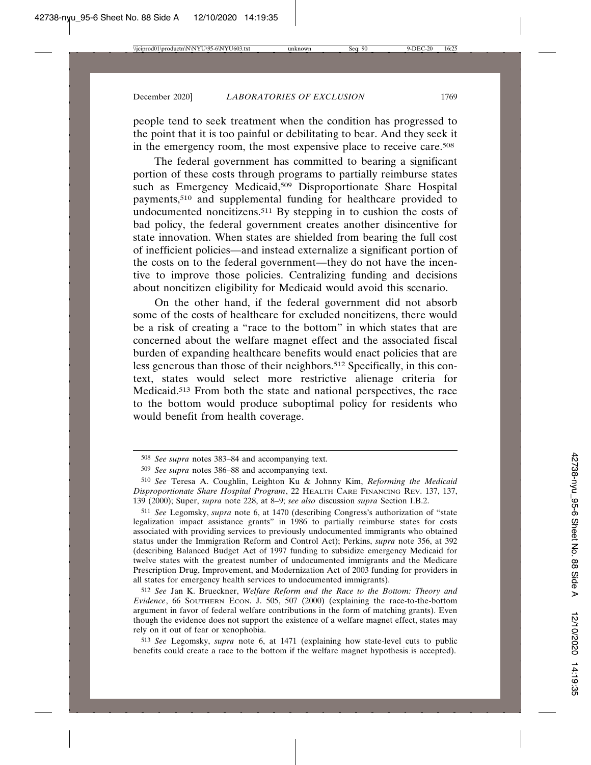people tend to seek treatment when the condition has progressed to the point that it is too painful or debilitating to bear. And they seek it in the emergency room, the most expensive place to receive care.[508]

The federal government has committed to bearing a significant portion of these costs through programs to partially reimburse states such as Emergency Medicaid,[509] Disproportionate Share Hospital payments,[510] and supplemental funding for healthcare provided to undocumented noncitizens.[511] By stepping in to cushion the costs of bad policy, the federal government creates another disincentive for state innovation. When states are shielded from bearing the full cost of inefficient policies—and instead externalize a significant portion of the costs on to the federal government—they do not have the incentive to improve those policies. Centralizing funding and decisions about noncitizen eligibility for Medicaid would avoid this scenario.

On the other hand, if the federal government did not absorb some of the costs of healthcare for excluded noncitizens, there would be a risk of creating a "race to the bottom" in which states that are concerned about the welfare magnet effect and the associated fiscal burden of expanding healthcare benefits would enact policies that are less generous than those of their neighbors.[512] Specifically, in this context, states would select more restrictive alienage criteria for Medicaid.[513] From both the state and national perspectives, the race to the bottom would produce suboptimal policy for residents who would benefit from health coverage.

---

[508] *See supra* notes 383–84 and accompanying text.

[509] *See supra* notes 386–88 and accompanying text.

[510] *See* Teresa A. Coughlin, Leighton Ku & Johnny Kim, *Reforming the Medicaid Disproportionate Share Hospital Program*, 22 HEALTH CARE FINANCING REV. 137, 137, 139 (2000); Super, *supra* note 228, at 8–9; *see also* discussion *supra* Section I.B.2.

[511] *See* Legomsky, *supra* note 6, at 1470 (describing Congress's authorization of "state legalization impact assistance grants" in 1986 to partially reimburse states for costs associated with providing services to previously undocumented immigrants who obtained status under the Immigration Reform and Control Act); Perkins, *supra* note 356, at 392 (describing Balanced Budget Act of 1997 funding to subsidize emergency Medicaid for twelve states with the greatest number of undocumented immigrants and the Medicare Prescription Drug, Improvement, and Modernization Act of 2003 funding for providers in all states for emergency health services to undocumented immigrants).

[512] *See* Jan K. Brueckner, *Welfare Reform and the Race to the Bottom: Theory and Evidence*, 66 SOUTHERN ECON. J. 505, 507 (2000) (explaining the race-to-the-bottom argument in favor of federal welfare contributions in the form of matching grants). Even though the evidence does not support the existence of a welfare magnet effect, states may rely on it out of fear or xenophobia.

[513] *See* Legomsky, *supra* note 6, at 1471 (explaining how state-level cuts to public benefits could create a race to the bottom if the welfare magnet hypothesis is accepted).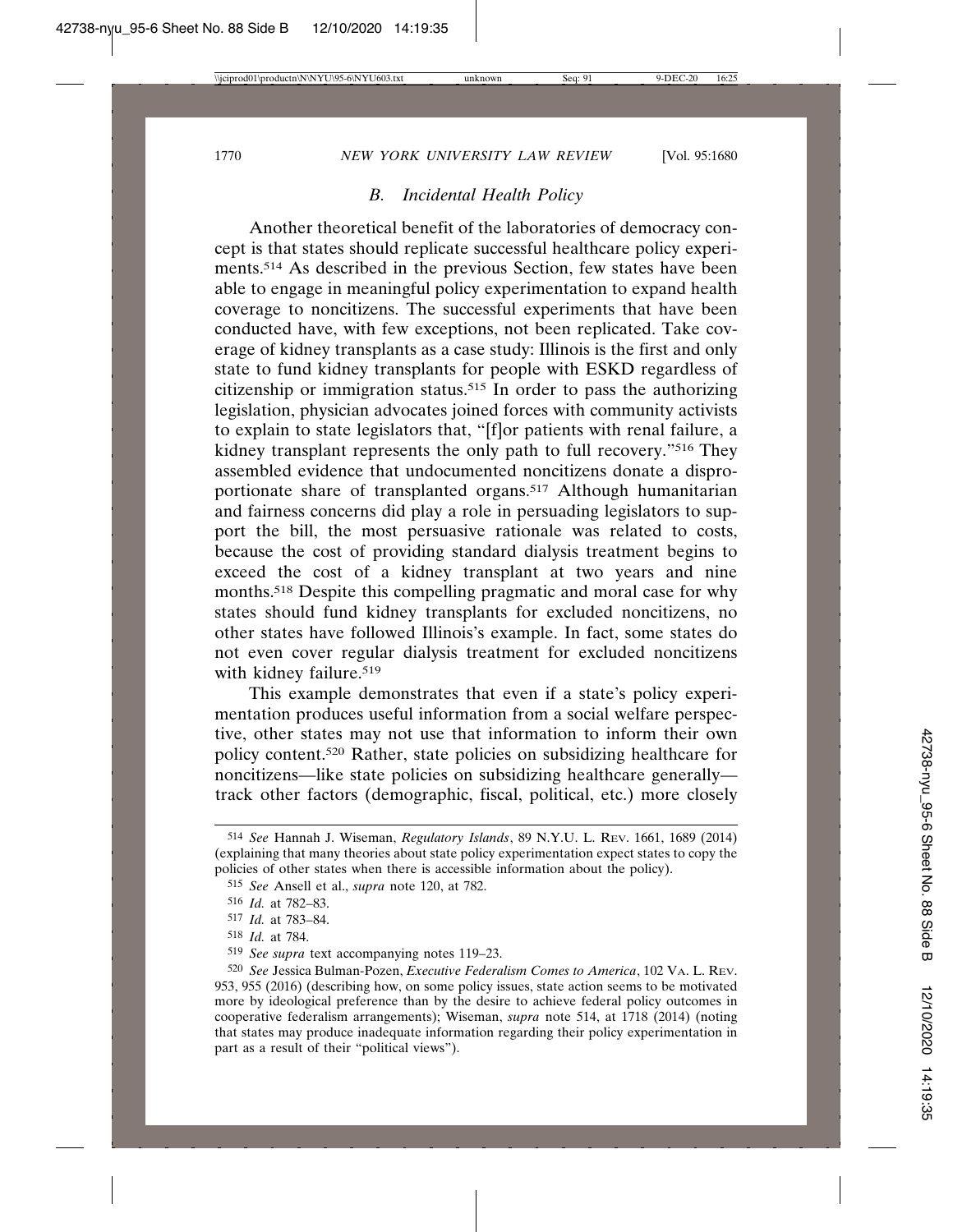### *B. Incidental Health Policy*

Another theoretical benefit of the laboratories of democracy concept is that states should replicate successful healthcare policy experiments.[514] As described in the previous Section, few states have been able to engage in meaningful policy experimentation to expand health coverage to noncitizens. The successful experiments that have been conducted have, with few exceptions, not been replicated. Take coverage of kidney transplants as a case study: Illinois is the first and only state to fund kidney transplants for people with ESKD regardless of citizenship or immigration status.[515] In order to pass the authorizing legislation, physician advocates joined forces with community activists to explain to state legislators that, "[f]or patients with renal failure, a kidney transplant represents the only path to full recovery."[516] They assembled evidence that undocumented noncitizens donate a disproportionate share of transplanted organs.[517] Although humanitarian and fairness concerns did play a role in persuading legislators to support the bill, the most persuasive rationale was related to costs, because the cost of providing standard dialysis treatment begins to exceed the cost of a kidney transplant at two years and nine months.[518] Despite this compelling pragmatic and moral case for why states should fund kidney transplants for excluded noncitizens, no other states have followed Illinois's example. In fact, some states do not even cover regular dialysis treatment for excluded noncitizens with kidney failure.[519]

This example demonstrates that even if a state's policy experimentation produces useful information from a social welfare perspective, other states may not use that information to inform their own policy content.[520] Rather, state policies on subsidizing healthcare for noncitizens—like state policies on subsidizing healthcare generally—track other factors (demographic, fiscal, political, etc.) more closely

---

[514] *See* Hannah J. Wiseman, *Regulatory Islands*, 89 N.Y.U. L. REV. 1661, 1689 (2014) (explaining that many theories about state policy experimentation expect states to copy the policies of other states when there is accessible information about the policy).

[515] *See* Ansell et al., *supra* note 120, at 782.

[516] *Id.* at 782–83.

[517] *Id.* at 783–84.

[518] *Id.* at 784.

[519] *See supra* text accompanying notes 119–23.

[520] *See* Jessica Bulman-Pozen, *Executive Federalism Comes to America*, 102 VA. L. REV. 953, 955 (2016) (describing how, on some policy issues, state action seems to be motivated more by ideological preference than by the desire to achieve federal policy outcomes in cooperative federalism arrangements); Wiseman, *supra* note 514, at 1718 (2014) (noting that states may produce inadequate information regarding their policy experimentation in part as a result of their "political views").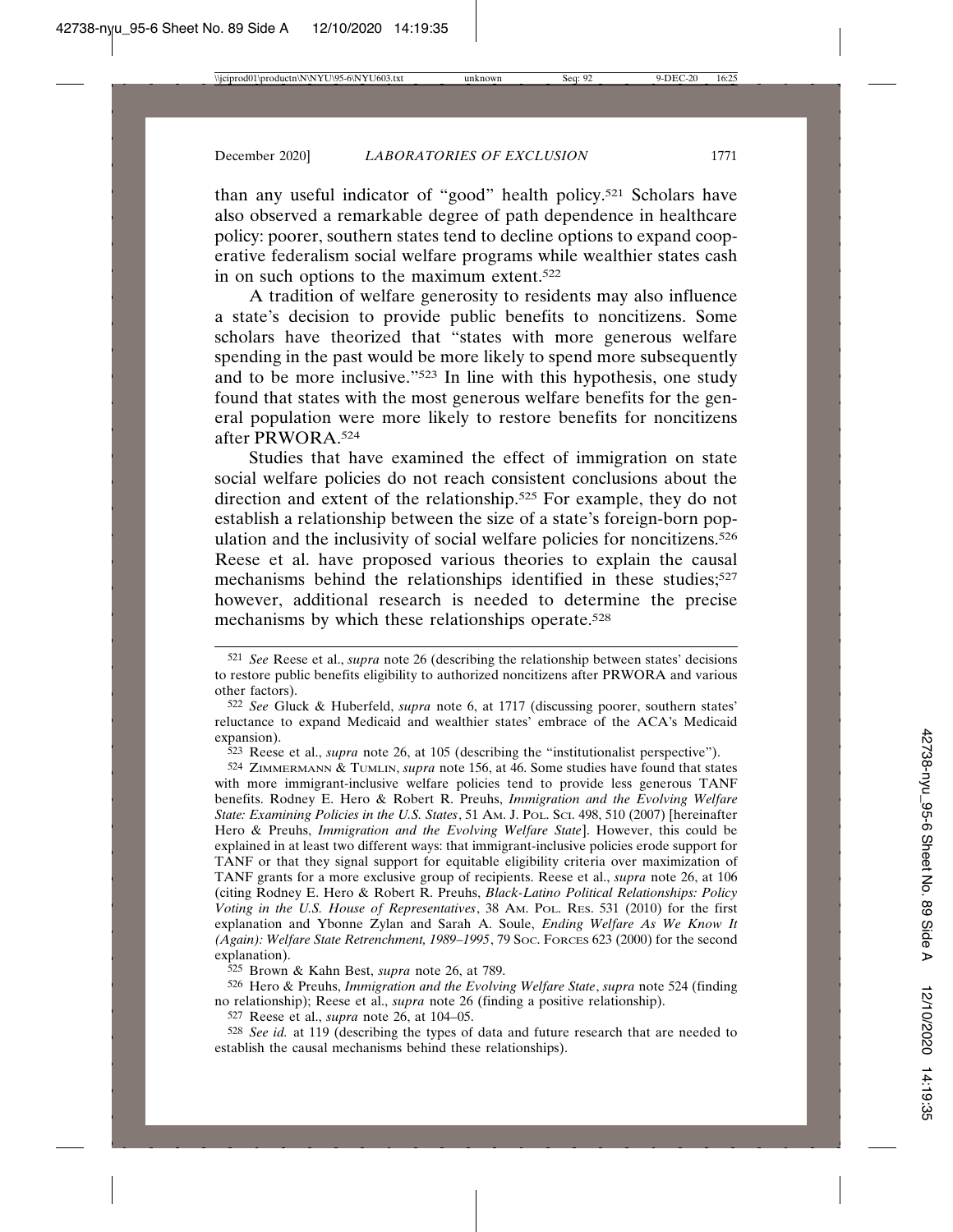than any useful indicator of "good" health policy.[521] Scholars have also observed a remarkable degree of path dependence in healthcare policy: poorer, southern states tend to decline options to expand cooperative federalism social welfare programs while wealthier states cash in on such options to the maximum extent.[522]

A tradition of welfare generosity to residents may also influence a state's decision to provide public benefits to noncitizens. Some scholars have theorized that "states with more generous welfare spending in the past would be more likely to spend more subsequently and to be more inclusive."[523] In line with this hypothesis, one study found that states with the most generous welfare benefits for the general population were more likely to restore benefits for noncitizens after PRWORA.[524]

Studies that have examined the effect of immigration on state social welfare policies do not reach consistent conclusions about the direction and extent of the relationship.[525] For example, they do not establish a relationship between the size of a state's foreign-born population and the inclusivity of social welfare policies for noncitizens.[526] Reese et al. have proposed various theories to explain the causal mechanisms behind the relationships identified in these studies;[527] however, additional research is needed to determine the precise mechanisms by which these relationships operate.[528]

---

521 *See* Reese et al., *supra* note 26 (describing the relationship between states' decisions to restore public benefits eligibility to authorized noncitizens after PRWORA and various other factors).

522 *See* Gluck & Huberfeld, *supra* note 6, at 1717 (discussing poorer, southern states' reluctance to expand Medicaid and wealthier states' embrace of the ACA's Medicaid expansion).

523 Reese et al., *supra* note 26, at 105 (describing the "institutionalist perspective").

524 ZIMMERMANN & TUMLIN, *supra* note 156, at 46. Some studies have found that states with more immigrant-inclusive welfare policies tend to provide less generous TANF benefits. Rodney E. Hero & Robert R. Preuhs, *Immigration and the Evolving Welfare State: Examining Policies in the U.S. States*, 51 AM. J. POL. SCI. 498, 510 (2007) [hereinafter Hero & Preuhs, *Immigration and the Evolving Welfare State*]. However, this could be explained in at least two different ways: that immigrant-inclusive policies erode support for TANF or that they signal support for equitable eligibility criteria over maximization of TANF grants for a more exclusive group of recipients. Reese et al., *supra* note 26, at 106 (citing Rodney E. Hero & Robert R. Preuhs, *Black-Latino Political Relationships: Policy Voting in the U.S. House of Representatives*, 38 AM. POL. RES. 531 (2010) for the first explanation and Ybonne Zylan and Sarah A. Soule, *Ending Welfare As We Know It (Again): Welfare State Retrenchment, 1989–1995*, 79 SOC. FORCES 623 (2000) for the second explanation).

525 Brown & Kahn Best, *supra* note 26, at 789.

526 Hero & Preuhs, *Immigration and the Evolving Welfare State*, *supra* note 524 (finding no relationship); Reese et al., *supra* note 26 (finding a positive relationship).

527 Reese et al., *supra* note 26, at 104–05.

528 *See id.* at 119 (describing the types of data and future research that are needed to establish the causal mechanisms behind these relationships).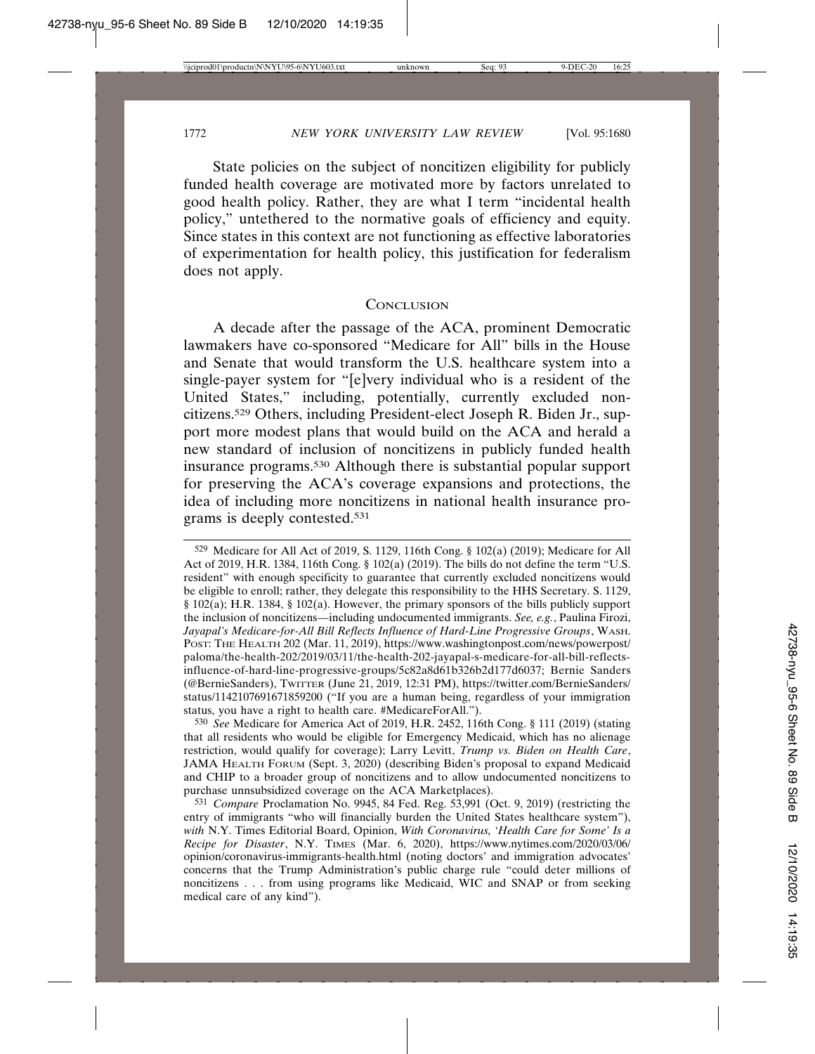State policies on the subject of noncitizen eligibility for publicly funded health coverage are motivated more by factors unrelated to good health policy. Rather, they are what I term "incidental health policy," untethered to the normative goals of efficiency and equity. Since states in this context are not functioning as effective laboratories of experimentation for health policy, this justification for federalism does not apply.

## Conclusion

A decade after the passage of the ACA, prominent Democratic lawmakers have co-sponsored "Medicare for All" bills in the House and Senate that would transform the U.S. healthcare system into a single-payer system for "[e]very individual who is a resident of the United States," including, potentially, currently excluded noncitizens.[529] Others, including President-elect Joseph R. Biden Jr., support more modest plans that would build on the ACA and herald a new standard of inclusion of noncitizens in publicly funded health insurance programs.[530] Although there is substantial popular support for preserving the ACA's coverage expansions and protections, the idea of including more noncitizens in national health insurance programs is deeply contested.[531]

---

[529] Medicare for All Act of 2019, S. 1129, 116th Cong. § 102(a) (2019); Medicare for All Act of 2019, H.R. 1384, 116th Cong. § 102(a) (2019). The bills do not define the term "U.S. resident" with enough specificity to guarantee that currently excluded noncitizens would be eligible to enroll; rather, they delegate this responsibility to the HHS Secretary. S. 1129, § 102(a); H.R. 1384, § 102(a). However, the primary sponsors of the bills publicly support the inclusion of noncitizens—including undocumented immigrants. *See, e.g.*, Paulina Firozi, *Jayapal's Medicare-for-All Bill Reflects Influence of Hard-Line Progressive Groups*, WASH. POST: THE HEALTH 202 (Mar. 11, 2019), https://www.washingtonpost.com/news/powerpost/paloma/the-health-202/2019/03/11/the-health-202-jayapal-s-medicare-for-all-bill-reflects-influence-of-hard-line-progressive-groups/5c82a8d61b326b2d177d6037; Bernie Sanders (@BernieSanders), TWITTER (June 21, 2019, 12:31 PM), https://twitter.com/BernieSanders/status/1142107691671859200 ("If you are a human being, regardless of your immigration status, you have a right to health care. #MedicareForAll.").

[530] *See* Medicare for America Act of 2019, H.R. 2452, 116th Cong. § 111 (2019) (stating that all residents who would be eligible for Emergency Medicaid, which has no alienage restriction, would qualify for coverage); Larry Levitt, *Trump vs. Biden on Health Care*, JAMA HEALTH FORUM (Sept. 3, 2020) (describing Biden's proposal to expand Medicaid and CHIP to a broader group of noncitizens and to allow undocumented noncitizens to purchase unnsubsidized coverage on the ACA Marketplaces).

[531] *Compare* Proclamation No. 9945, 84 Fed. Reg. 53,991 (Oct. 9, 2019) (restricting the entry of immigrants "who will financially burden the United States healthcare system"), *with* N.Y. Times Editorial Board, Opinion, *With Coronavirus, 'Health Care for Some' Is a Recipe for Disaster*, N.Y. TIMES (Mar. 6, 2020), https://www.nytimes.com/2020/03/06/opinion/coronavirus-immigrants-health.html (noting doctors' and immigration advocates' concerns that the Trump Administration's public charge rule "could deter millions of noncitizens . . . from using programs like Medicaid, WIC and SNAP or from seeking medical care of any kind").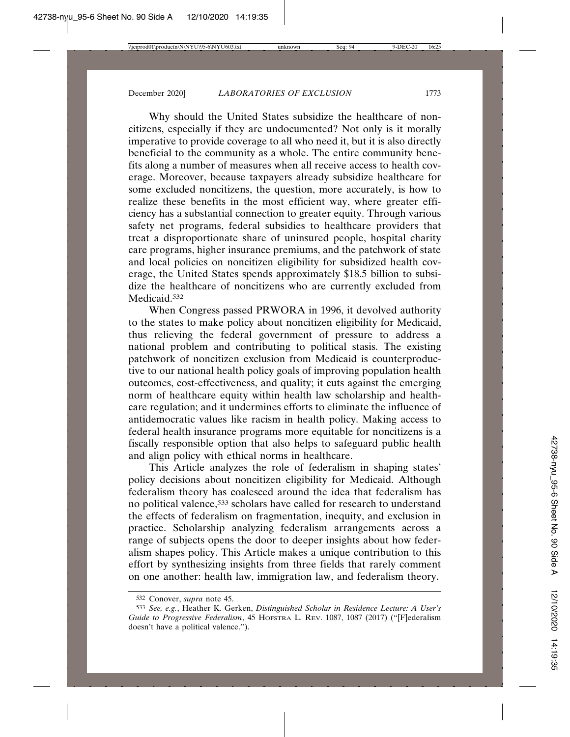Why should the United States subsidize the healthcare of noncitizens, especially if they are undocumented? Not only is it morally imperative to provide coverage to all who need it, but it is also directly beneficial to the community as a whole. The entire community benefits along a number of measures when all receive access to health coverage. Moreover, because taxpayers already subsidize healthcare for some excluded noncitizens, the question, more accurately, is how to realize these benefits in the most efficient way, where greater efficiency has a substantial connection to greater equity. Through various safety net programs, federal subsidies to healthcare providers that treat a disproportionate share of uninsured people, hospital charity care programs, higher insurance premiums, and the patchwork of state and local policies on noncitizen eligibility for subsidized health coverage, the United States spends approximately $18.5 billion to subsidize the healthcare of noncitizens who are currently excluded from Medicaid.[532]

When Congress passed PRWORA in 1996, it devolved authority to the states to make policy about noncitizen eligibility for Medicaid, thus relieving the federal government of pressure to address a national problem and contributing to political stasis. The existing patchwork of noncitizen exclusion from Medicaid is counterproductive to our national health policy goals of improving population health outcomes, cost-effectiveness, and quality; it cuts against the emerging norm of healthcare equity within health law scholarship and healthcare regulation; and it undermines efforts to eliminate the influence of antidemocratic values like racism in health policy. Making access to federal health insurance programs more equitable for noncitizens is a fiscally responsible option that also helps to safeguard public health and align policy with ethical norms in healthcare.

This Article analyzes the role of federalism in shaping states' policy decisions about noncitizen eligibility for Medicaid. Although federalism theory has coalesced around the idea that federalism has no political valence,[533] scholars have called for research to understand the effects of federalism on fragmentation, inequity, and exclusion in practice. Scholarship analyzing federalism arrangements across a range of subjects opens the door to deeper insights about how federalism shapes policy. This Article makes a unique contribution to this effort by synthesizing insights from three fields that rarely comment on one another: health law, immigration law, and federalism theory.

---

532 Conover, *supra* note 45.

533 *See, e.g.*, Heather K. Gerken, *Distinguished Scholar in Residence Lecture: A User's Guide to Progressive Federalism*, 45 HOFSTRA L. REV. 1087, 1087 (2017) ("[F]ederalism doesn't have a political valence.").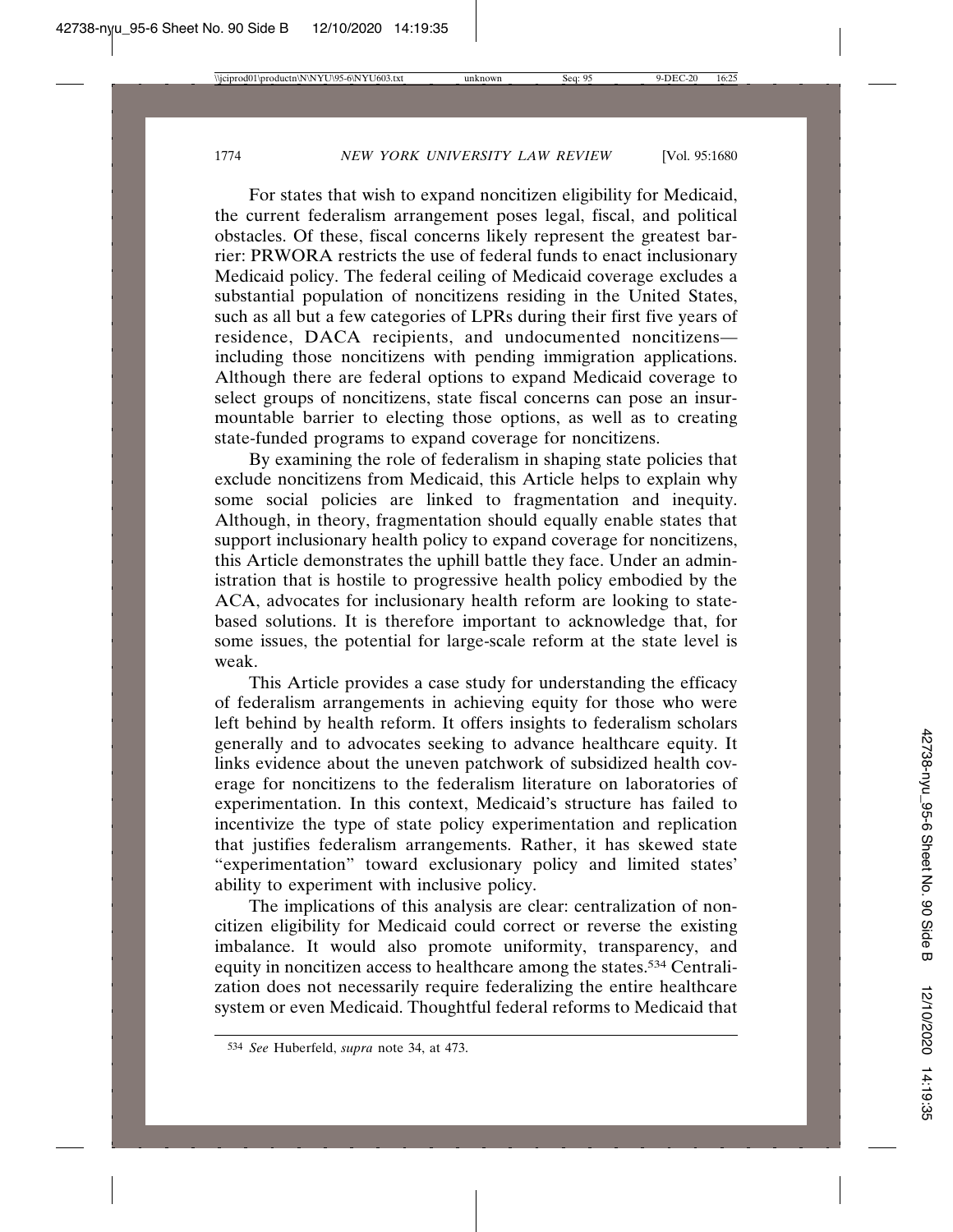For states that wish to expand noncitizen eligibility for Medicaid, the current federalism arrangement poses legal, fiscal, and political obstacles. Of these, fiscal concerns likely represent the greatest barrier: PRWORA restricts the use of federal funds to enact inclusionary Medicaid policy. The federal ceiling of Medicaid coverage excludes a substantial population of noncitizens residing in the United States, such as all but a few categories of LPRs during their first five years of residence, DACA recipients, and undocumented noncitizens—including those noncitizens with pending immigration applications. Although there are federal options to expand Medicaid coverage to select groups of noncitizens, state fiscal concerns can pose an insurmountable barrier to electing those options, as well as to creating state-funded programs to expand coverage for noncitizens.

By examining the role of federalism in shaping state policies that exclude noncitizens from Medicaid, this Article helps to explain why some social policies are linked to fragmentation and inequity. Although, in theory, fragmentation should equally enable states that support inclusionary health policy to expand coverage for noncitizens, this Article demonstrates the uphill battle they face. Under an administration that is hostile to progressive health policy embodied by the ACA, advocates for inclusionary health reform are looking to state-based solutions. It is therefore important to acknowledge that, for some issues, the potential for large-scale reform at the state level is weak.

This Article provides a case study for understanding the efficacy of federalism arrangements in achieving equity for those who were left behind by health reform. It offers insights to federalism scholars generally and to advocates seeking to advance healthcare equity. It links evidence about the uneven patchwork of subsidized health coverage for noncitizens to the federalism literature on laboratories of experimentation. In this context, Medicaid's structure has failed to incentivize the type of state policy experimentation and replication that justifies federalism arrangements. Rather, it has skewed state "experimentation" toward exclusionary policy and limited states' ability to experiment with inclusive policy.

The implications of this analysis are clear: centralization of noncitizen eligibility for Medicaid could correct or reverse the existing imbalance. It would also promote uniformity, transparency, and equity in noncitizen access to healthcare among the states.[534] Centralization does not necessarily require federalizing the entire healthcare system or even Medicaid. Thoughtful federal reforms to Medicaid that

---

534 *See* Huberfeld, *supra* note 34, at 473.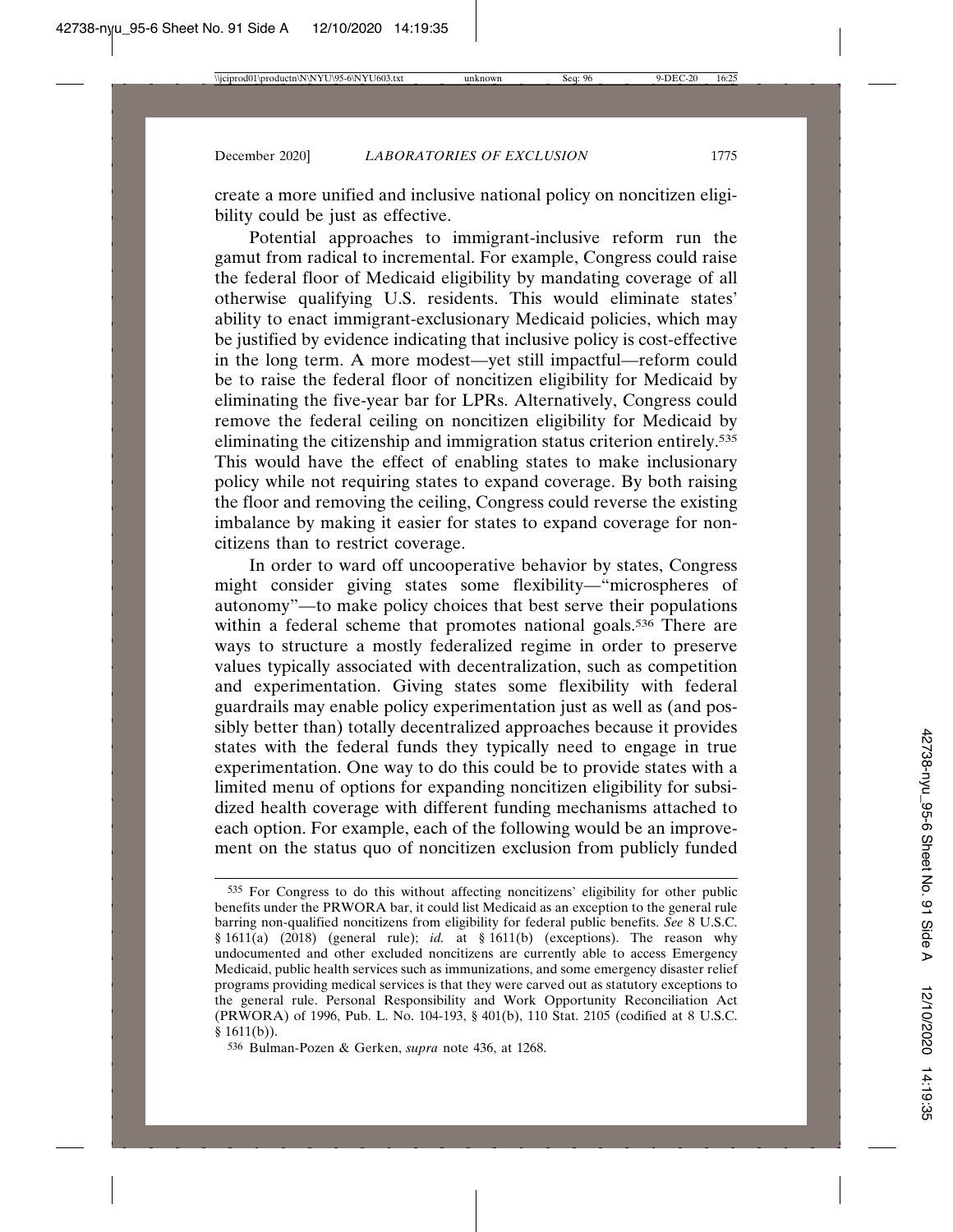create a more unified and inclusive national policy on noncitizen eligibility could be just as effective.

Potential approaches to immigrant-inclusive reform run the gamut from radical to incremental. For example, Congress could raise the federal floor of Medicaid eligibility by mandating coverage of all otherwise qualifying U.S. residents. This would eliminate states' ability to enact immigrant-exclusionary Medicaid policies, which may be justified by evidence indicating that inclusive policy is cost-effective in the long term. A more modest—yet still impactful—reform could be to raise the federal floor of noncitizen eligibility for Medicaid by eliminating the five-year bar for LPRs. Alternatively, Congress could remove the federal ceiling on noncitizen eligibility for Medicaid by eliminating the citizenship and immigration status criterion entirely.[535] This would have the effect of enabling states to make inclusionary policy while not requiring states to expand coverage. By both raising the floor and removing the ceiling, Congress could reverse the existing imbalance by making it easier for states to expand coverage for noncitizens than to restrict coverage.

In order to ward off uncooperative behavior by states, Congress might consider giving states some flexibility—"microspheres of autonomy"—to make policy choices that best serve their populations within a federal scheme that promotes national goals.[536] There are ways to structure a mostly federalized regime in order to preserve values typically associated with decentralization, such as competition and experimentation. Giving states some flexibility with federal guardrails may enable policy experimentation just as well as (and possibly better than) totally decentralized approaches because it provides states with the federal funds they typically need to engage in true experimentation. One way to do this could be to provide states with a limited menu of options for expanding noncitizen eligibility for subsidized health coverage with different funding mechanisms attached to each option. For example, each of the following would be an improvement on the status quo of noncitizen exclusion from publicly funded

---

535 For Congress to do this without affecting noncitizens' eligibility for other public benefits under the PRWORA bar, it could list Medicaid as an exception to the general rule barring non-qualified noncitizens from eligibility for federal public benefits. *See* 8 U.S.C. § 1611(a) (2018) (general rule); *id.* at § 1611(b) (exceptions). The reason why undocumented and other excluded noncitizens are currently able to access Emergency Medicaid, public health services such as immunizations, and some emergency disaster relief programs providing medical services is that they were carved out as statutory exceptions to the general rule. Personal Responsibility and Work Opportunity Reconciliation Act (PRWORA) of 1996, Pub. L. No. 104-193, § 401(b), 110 Stat. 2105 (codified at 8 U.S.C. § 1611(b)).

536 Bulman-Pozen & Gerken, *supra* note 436, at 1268.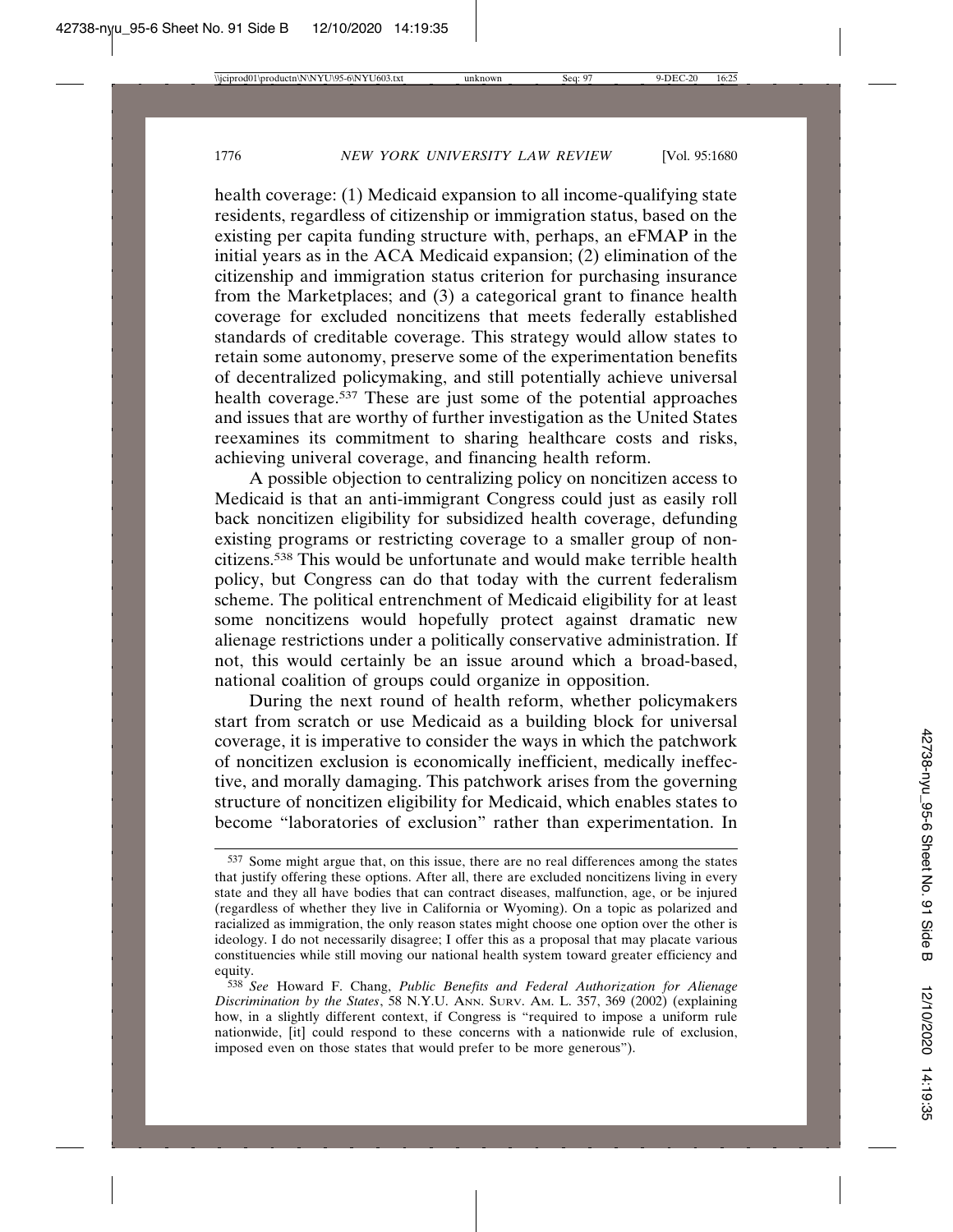health coverage: (1) Medicaid expansion to all income-qualifying state residents, regardless of citizenship or immigration status, based on the existing per capita funding structure with, perhaps, an eFMAP in the initial years as in the ACA Medicaid expansion; (2) elimination of the citizenship and immigration status criterion for purchasing insurance from the Marketplaces; and (3) a categorical grant to finance health coverage for excluded noncitizens that meets federally established standards of creditable coverage. This strategy would allow states to retain some autonomy, preserve some of the experimentation benefits of decentralized policymaking, and still potentially achieve universal health coverage.[537] These are just some of the potential approaches and issues that are worthy of further investigation as the United States reexamines its commitment to sharing healthcare costs and risks, achieving univeral coverage, and financing health reform.

A possible objection to centralizing policy on noncitizen access to Medicaid is that an anti-immigrant Congress could just as easily roll back noncitizen eligibility for subsidized health coverage, defunding existing programs or restricting coverage to a smaller group of noncitizens.[538] This would be unfortunate and would make terrible health policy, but Congress can do that today with the current federalism scheme. The political entrenchment of Medicaid eligibility for at least some noncitizens would hopefully protect against dramatic new alienage restrictions under a politically conservative administration. If not, this would certainly be an issue around which a broad-based, national coalition of groups could organize in opposition.

During the next round of health reform, whether policymakers start from scratch or use Medicaid as a building block for universal coverage, it is imperative to consider the ways in which the patchwork of noncitizen exclusion is economically inefficient, medically ineffective, and morally damaging. This patchwork arises from the governing structure of noncitizen eligibility for Medicaid, which enables states to become "laboratories of exclusion" rather than experimentation. In

---

[537] Some might argue that, on this issue, there are no real differences among the states that justify offering these options. After all, there are excluded noncitizens living in every state and they all have bodies that can contract diseases, malfunction, age, or be injured (regardless of whether they live in California or Wyoming). On a topic as polarized and racialized as immigration, the only reason states might choose one option over the other is ideology. I do not necessarily disagree; I offer this as a proposal that may placate various constituencies while still moving our national health system toward greater efficiency and equity.

[538] *See* Howard F. Chang, *Public Benefits and Federal Authorization for Alienage Discrimination by the States*, 58 N.Y.U. ANN. SURV. AM. L. 357, 369 (2002) (explaining how, in a slightly different context, if Congress is "required to impose a uniform rule nationwide, [it] could respond to these concerns with a nationwide rule of exclusion, imposed even on those states that would prefer to be more generous").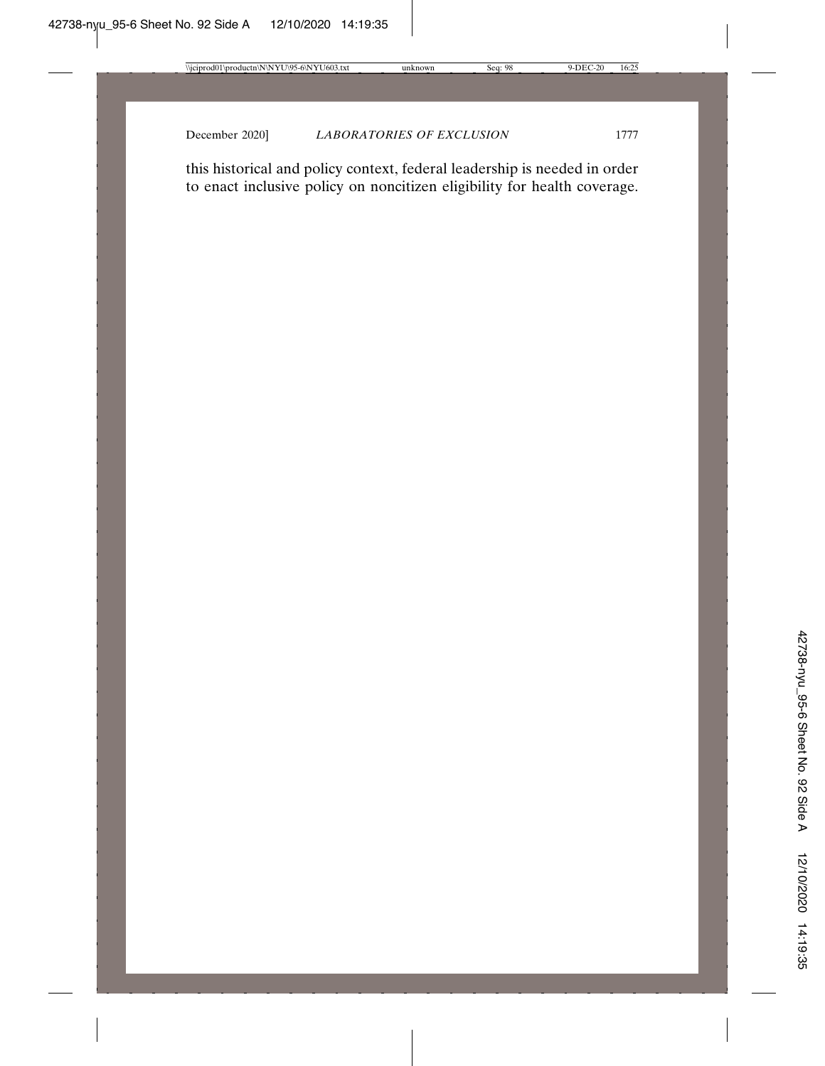this historical and policy context, federal leadership is needed in order to enact inclusive policy on noncitizen eligibility for health coverage.